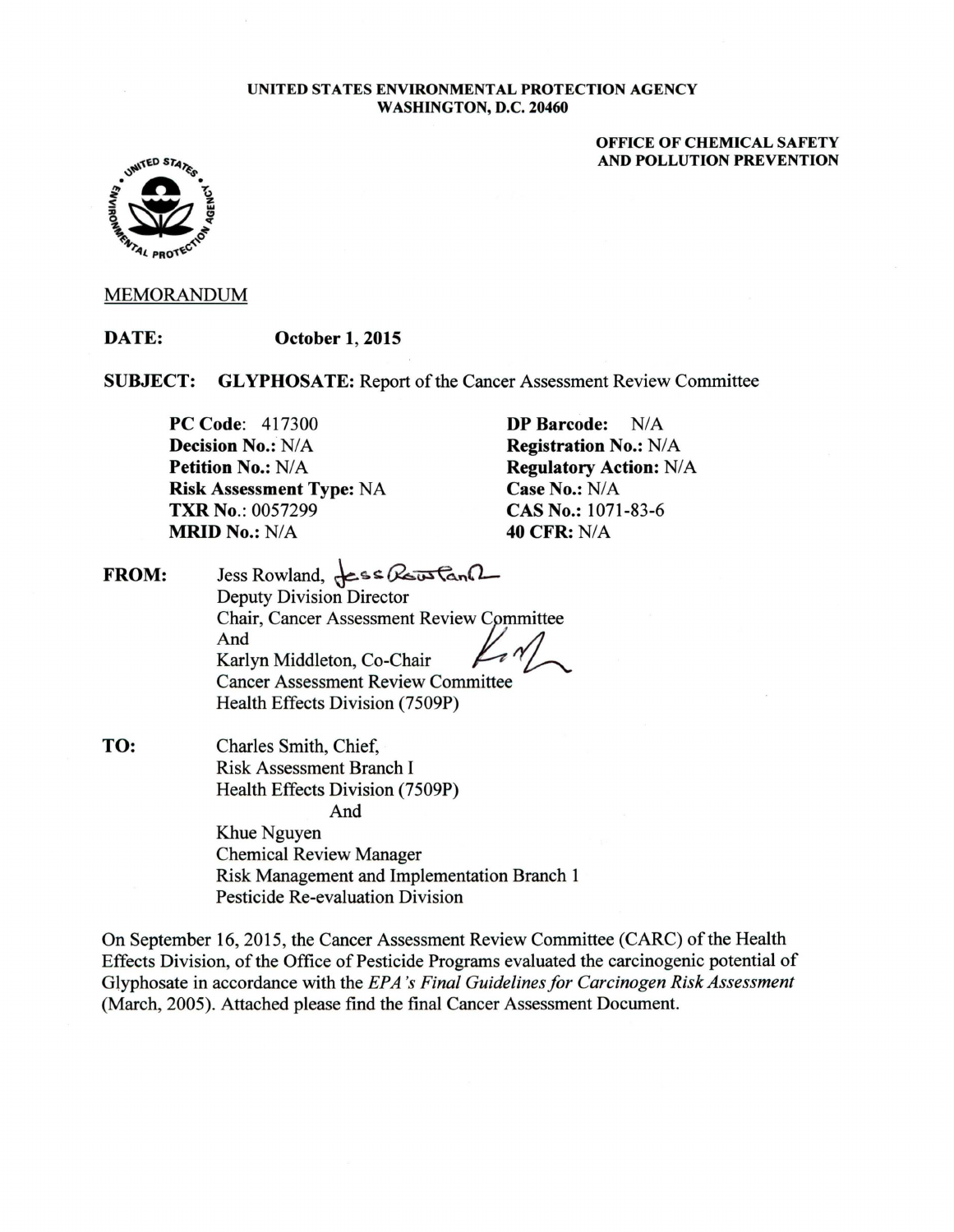**UNITED STATES ENVIRONMENTAL PROTECTION AGENCY**
**WASHINGTON, D.C. 20460**

**OFFICE OF CHEMICAL SAFETY AND POLLUTION PREVENTION**

MEMORANDUM

**DATE:** **October 1, 2015**

**SUBJECT:** **GLYPHOSATE:** Report of the Cancer Assessment Review Committee

| | |
|---|---|
| **PC Code**: 417300 | **DP Barcode:** N/A |
| **Decision No.:** N/A | **Registration No.:** N/A |
| **Petition No.:** N/A | **Regulatory Action:** N/A |
| **Risk Assessment Type:** NA | **Case No.:** N/A |
| **TXR No.**: 0057299 | **CAS No.:** 1071-83-6 |
| **MRID No.:** N/A | **40 CFR:** N/A |

**FROM:** Jess Rowland, Jess Rowland
Deputy Division Director
Chair, Cancer Assessment Review Committee
And
Karlyn Middleton, Co-Chair
Cancer Assessment Review Committee
Health Effects Division (7509P)

**TO:** Charles Smith, Chief,
Risk Assessment Branch I
Health Effects Division (7509P)
And
Khue Nguyen
Chemical Review Manager
Risk Management and Implementation Branch 1
Pesticide Re-evaluation Division

On September 16, 2015, the Cancer Assessment Review Committee (CARC) of the Health Effects Division, of the Office of Pesticide Programs evaluated the carcinogenic potential of Glyphosate in accordance with the *EPA's Final Guidelines for Carcinogen Risk Assessment* (March, 2005). Attached please find the final Cancer Assessment Document.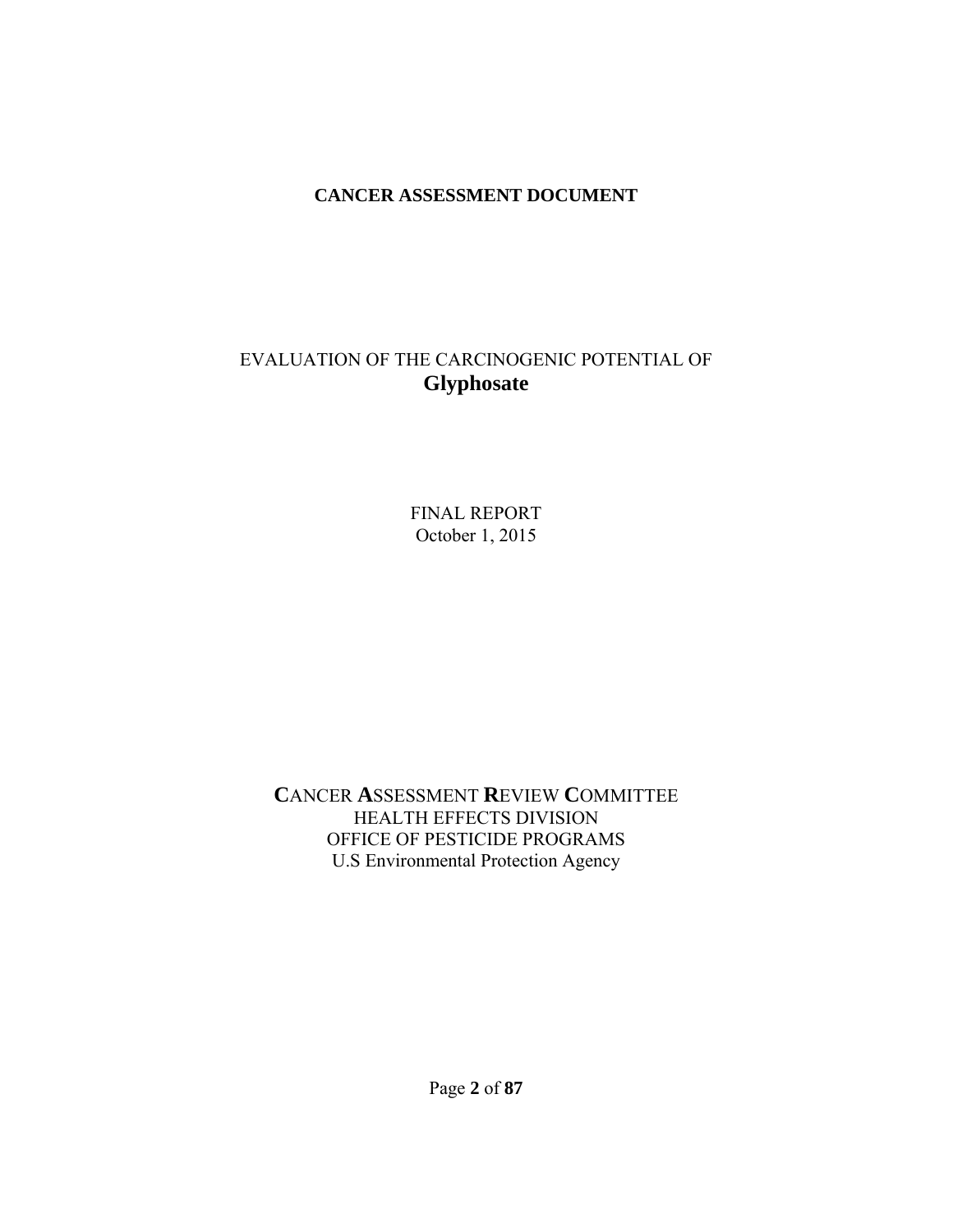**CANCER ASSESSMENT DOCUMENT**

EVALUATION OF THE CARCINOGENIC POTENTIAL OF
**Glyphosate**

FINAL REPORT
October 1, 2015

**C**ANCER **A**SSESSMENT **R**EVIEW **C**OMMITTEE
HEALTH EFFECTS DIVISION
OFFICE OF PESTICIDE PROGRAMS
U.S Environmental Protection Agency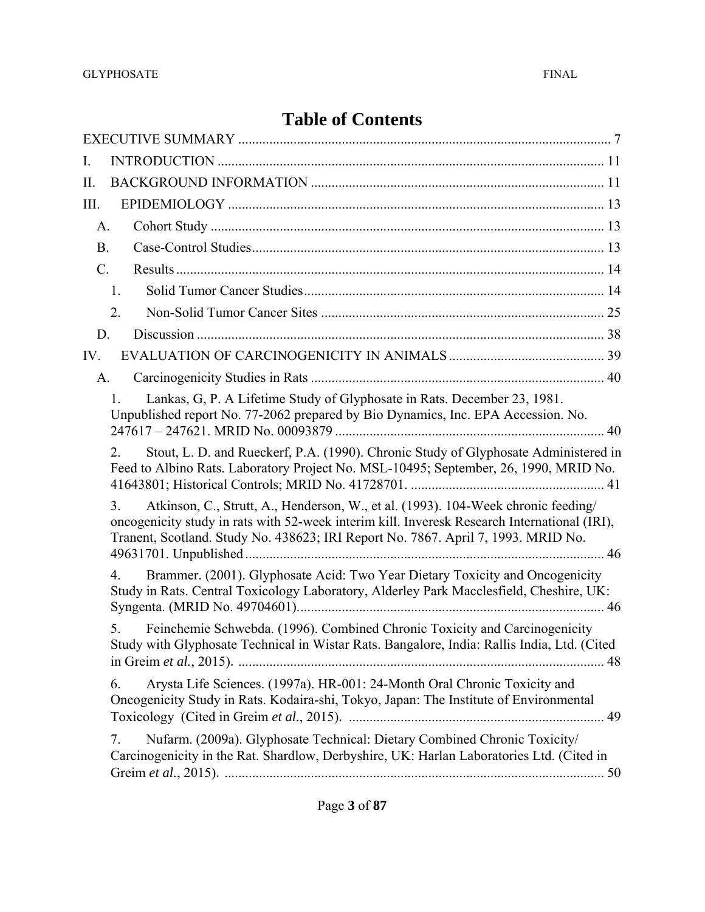# Table of Contents

EXECUTIVE SUMMARY ........................................................................................................... 7

I. INTRODUCTION ................................................................................................................ 11

II. BACKGROUND INFORMATION .................................................................................... 11

III. EPIDEMIOLOGY ............................................................................................................. 13

- A. Cohort Study ................................................................................................................. 13
- B. Case-Control Studies ..................................................................................................... 13
- C. Results ........................................................................................................................... 14
  1. Solid Tumor Cancer Studies ...................................................................................... 14
  2. Non-Solid Tumor Cancer Sites ................................................................................. 25
- D. Discussion ..................................................................................................................... 38

IV. EVALUATION OF CARCINOGENICITY IN ANIMALS ............................................ 39

- A. Carcinogenicity Studies in Rats .................................................................................... 40
  1. Lankas, G, P. A Lifetime Study of Glyphosate in Rats. December 23, 1981. Unpublished report No. 77-2062 prepared by Bio Dynamics, Inc. EPA Accession. No. 247617 – 247621. MRID No. 00093879 ............................................................................ 40
  2. Stout, L. D. and Rueckerf, P.A. (1990). Chronic Study of Glyphosate Administered in Feed to Albino Rats. Laboratory Project No. MSL-10495; September, 26, 1990, MRID No. 41643801; Historical Controls; MRID No. 41728701. ...................................................... 41
  3. Atkinson, C., Strutt, A., Henderson, W., et al. (1993). 104-Week chronic feeding/ oncogenicity study in rats with 52-week interim kill. Inveresk Research International (IRI), Tranent, Scotland. Study No. 438623; IRI Report No. 7867. April 7, 1993. MRID No. 49631701. Unpublished ...................................................................................................... 46
  4. Brammer. (2001). Glyphosate Acid: Two Year Dietary Toxicity and Oncogenicity Study in Rats. Central Toxicology Laboratory, Alderley Park Macclesfield, Cheshire, UK: Syngenta. (MRID No. 49704601)....................................................................................... 46
  5. Feinchemie Schwebda. (1996). Combined Chronic Toxicity and Carcinogenicity Study with Glyphosate Technical in Wistar Rats. Bangalore, India: Rallis India, Ltd. (Cited in Greim *et al.*, 2015). ........................................................................................................ 48
  6. Arysta Life Sciences. (1997a). HR-001: 24-Month Oral Chronic Toxicity and Oncogenicity Study in Rats. Kodaira-shi, Tokyo, Japan: The Institute of Environmental Toxicology (Cited in Greim *et al.*, 2015). ........................................................................ 49
  7. Nufarm. (2009a). Glyphosate Technical: Dietary Combined Chronic Toxicity/ Carcinogenicity in the Rat. Shardlow, Derbyshire, UK: Harlan Laboratories Ltd. (Cited in Greim *et al.*, 2015). ............................................................................................................ 50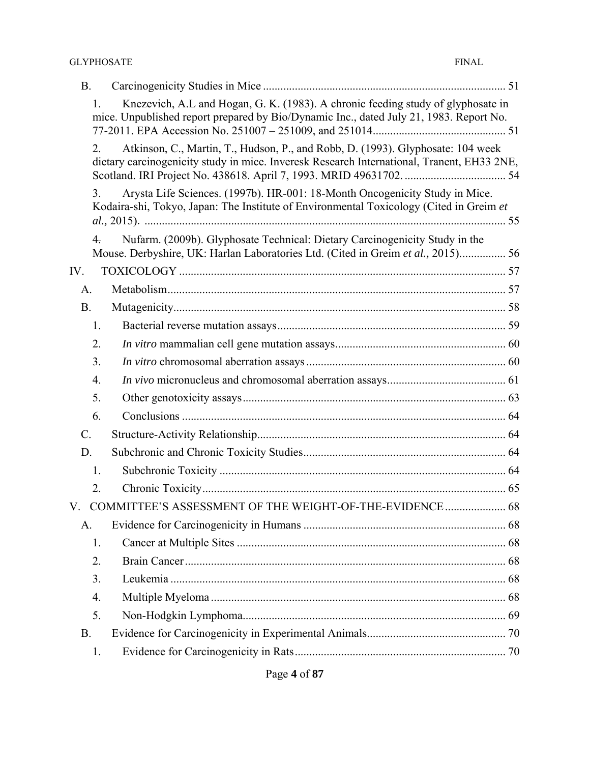B. Carcinogenicity Studies in Mice ................................................................................... 51

1. Knezevich, A.L and Hogan, G. K. (1983). A chronic feeding study of glyphosate in mice. Unpublished report prepared by Bio/Dynamic Inc., dated July 21, 1983. Report No. 77-2011. EPA Accession No. 251007 – 251009, and 251014............................................. 51

2. Atkinson, C., Martin, T., Hudson, P., and Robb, D. (1993). Glyphosate: 104 week dietary carcinogenicity study in mice. Inveresk Research International, Tranent, EH33 2NE, Scotland. IRI Project No. 438618. April 7, 1993. MRID 49631702. ................................... 54

3. Arysta Life Sciences. (1997b). HR-001: 18-Month Oncogenicity Study in Mice. Kodaira-shi, Tokyo, Japan: The Institute of Environmental Toxicology (Cited in Greim *et al.,* 2015). ............................................................................................................................ 55

4. Nufarm. (2009b). Glyphosate Technical: Dietary Carcinogenicity Study in the Mouse. Derbyshire, UK: Harlan Laboratories Ltd. (Cited in Greim *et al.,* 2015)................ 56

IV. TOXICOLOGY ................................................................................................................ 57

A. Metabolism..................................................................................................................... 57

B. Mutagenicity.................................................................................................................. 58

1. Bacterial reverse mutation assays.............................................................................. 59

2. *In vitro* mammalian cell gene mutation assays.......................................................... 60

3. *In vitro* chromosomal aberration assays .................................................................... 60

4. *In vivo* micronucleus and chromosomal aberration assays......................................... 61

5. Other genotoxicity assays........................................................................................... 63

6. Conclusions ................................................................................................................ 64

C. Structure-Activity Relationship...................................................................................... 64

D. Subchronic and Chronic Toxicity Studies...................................................................... 64

1. Subchronic Toxicity ................................................................................................... 64

2. Chronic Toxicity......................................................................................................... 65

V. COMMITTEE'S ASSESSMENT OF THE WEIGHT-OF-THE-EVIDENCE..................... 68

A. Evidence for Carcinogenicity in Humans ...................................................................... 68

1. Cancer at Multiple Sites ............................................................................................. 68

2. Brain Cancer .............................................................................................................. 68

3. Leukemia .................................................................................................................... 68

4. Multiple Myeloma ...................................................................................................... 68

5. Non-Hodgkin Lymphoma........................................................................................... 69

B. Evidence for Carcinogenicity in Experimental Animals................................................ 70

1. Evidence for Carcinogenicity in Rats......................................................................... 70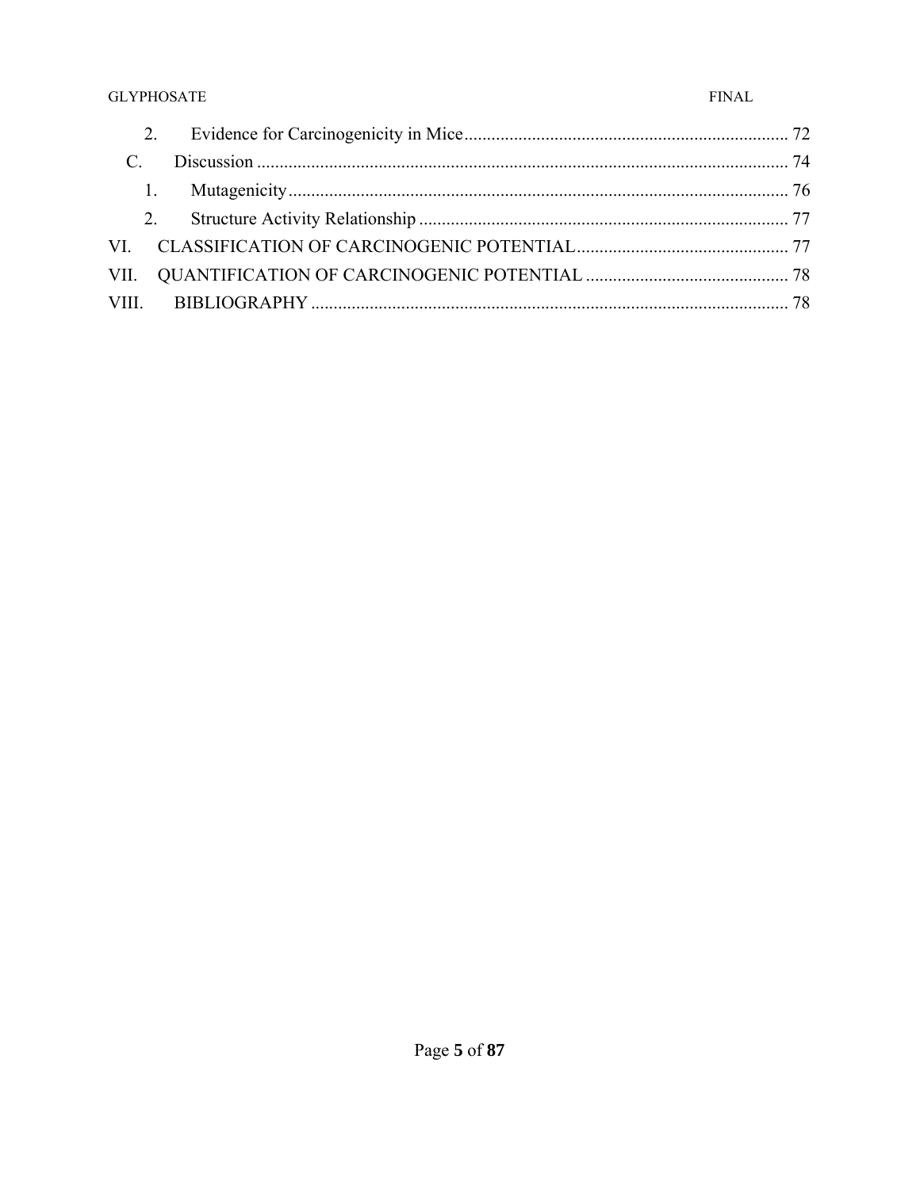2. Evidence for Carcinogenicity in Mice ........................................................................ 72

C. Discussion ...................................................................................................................... 74

1. Mutagenicity ............................................................................................................... 76

2. Structure Activity Relationship .................................................................................. 77

VI. CLASSIFICATION OF CARCINOGENIC POTENTIAL ............................................... 77

VII. QUANTIFICATION OF CARCINOGENIC POTENTIAL ............................................ 78

VIII. BIBLIOGRAPHY .......................................................................................................... 78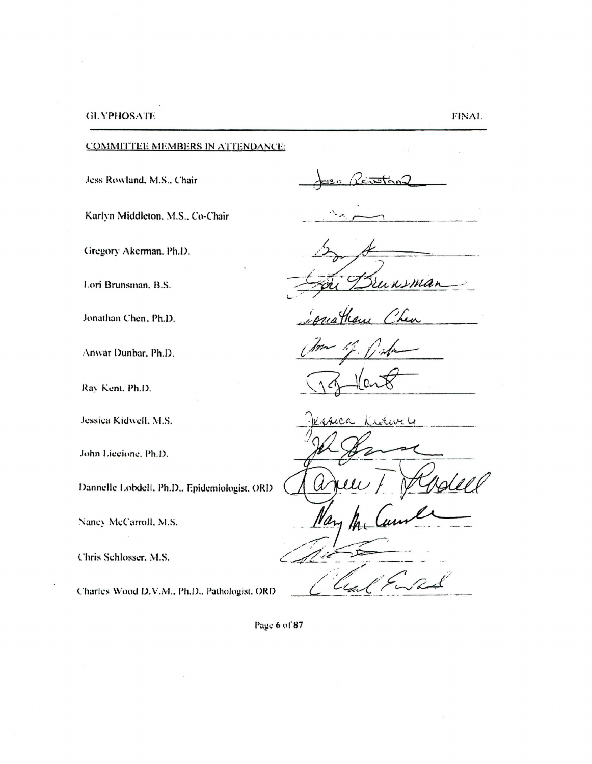**COMMITTEE MEMBERS IN ATTENDANCE:**

Jess Rowland, M.S., Chair

Karlyn Middleton, M.S., Co-Chair

Gregory Akerman, Ph.D.

Lori Brunsman, B.S.

Jonathan Chen, Ph.D.

Anwar Dunbar, Ph.D.

Ray Kent, Ph.D.

Jessica Kidwell, M.S.

John Liccione, Ph.D.

Dannelle Lobdell, Ph.D., Epidemiologist, ORD

Nancy McCarroll, M.S.

Chris Schlosser, M.S.

Charles Wood D.V.M., Ph.D., Pathologist, ORD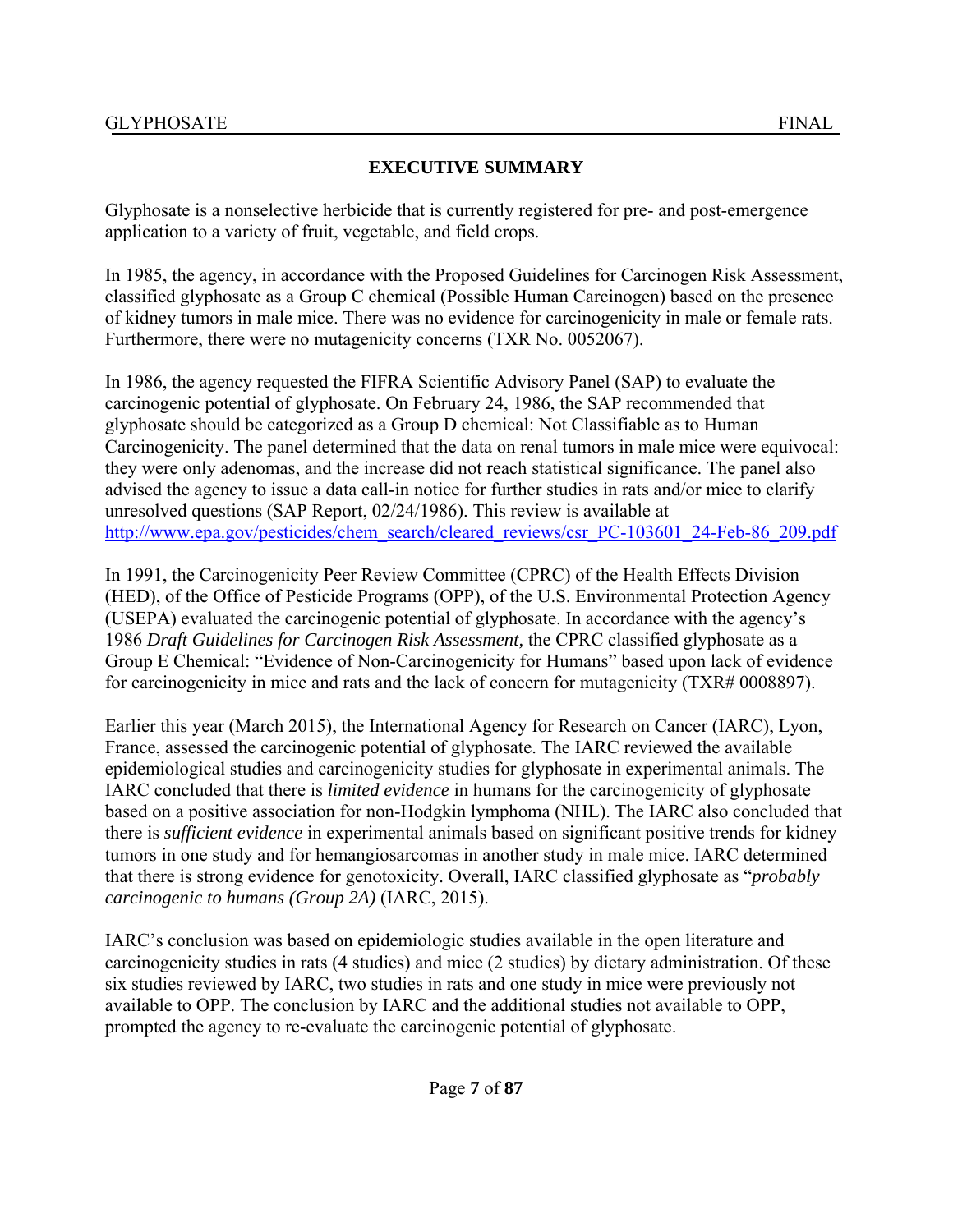## EXECUTIVE SUMMARY

Glyphosate is a nonselective herbicide that is currently registered for pre- and post-emergence application to a variety of fruit, vegetable, and field crops.

In 1985, the agency, in accordance with the Proposed Guidelines for Carcinogen Risk Assessment, classified glyphosate as a Group C chemical (Possible Human Carcinogen) based on the presence of kidney tumors in male mice. There was no evidence for carcinogenicity in male or female rats. Furthermore, there were no mutagenicity concerns (TXR No. 0052067).

In 1986, the agency requested the FIFRA Scientific Advisory Panel (SAP) to evaluate the carcinogenic potential of glyphosate. On February 24, 1986, the SAP recommended that glyphosate should be categorized as a Group D chemical: Not Classifiable as to Human Carcinogenicity. The panel determined that the data on renal tumors in male mice were equivocal: they were only adenomas, and the increase did not reach statistical significance. The panel also advised the agency to issue a data call-in notice for further studies in rats and/or mice to clarify unresolved questions (SAP Report, 02/24/1986). This review is available at http://www.epa.gov/pesticides/chem_search/cleared_reviews/csr_PC-103601_24-Feb-86_209.pdf

In 1991, the Carcinogenicity Peer Review Committee (CPRC) of the Health Effects Division (HED), of the Office of Pesticide Programs (OPP), of the U.S. Environmental Protection Agency (USEPA) evaluated the carcinogenic potential of glyphosate. In accordance with the agency's 1986 *Draft Guidelines for Carcinogen Risk Assessment,* the CPRC classified glyphosate as a Group E Chemical: "Evidence of Non-Carcinogenicity for Humans" based upon lack of evidence for carcinogenicity in mice and rats and the lack of concern for mutagenicity (TXR# 0008897).

Earlier this year (March 2015), the International Agency for Research on Cancer (IARC), Lyon, France, assessed the carcinogenic potential of glyphosate. The IARC reviewed the available epidemiological studies and carcinogenicity studies for glyphosate in experimental animals. The IARC concluded that there is *limited evidence* in humans for the carcinogenicity of glyphosate based on a positive association for non-Hodgkin lymphoma (NHL). The IARC also concluded that there is *sufficient evidence* in experimental animals based on significant positive trends for kidney tumors in one study and for hemangiosarcomas in another study in male mice. IARC determined that there is strong evidence for genotoxicity. Overall, IARC classified glyphosate as "*probably carcinogenic to humans (Group 2A)* (IARC, 2015).

IARC's conclusion was based on epidemiologic studies available in the open literature and carcinogenicity studies in rats (4 studies) and mice (2 studies) by dietary administration. Of these six studies reviewed by IARC, two studies in rats and one study in mice were previously not available to OPP. The conclusion by IARC and the additional studies not available to OPP, prompted the agency to re-evaluate the carcinogenic potential of glyphosate.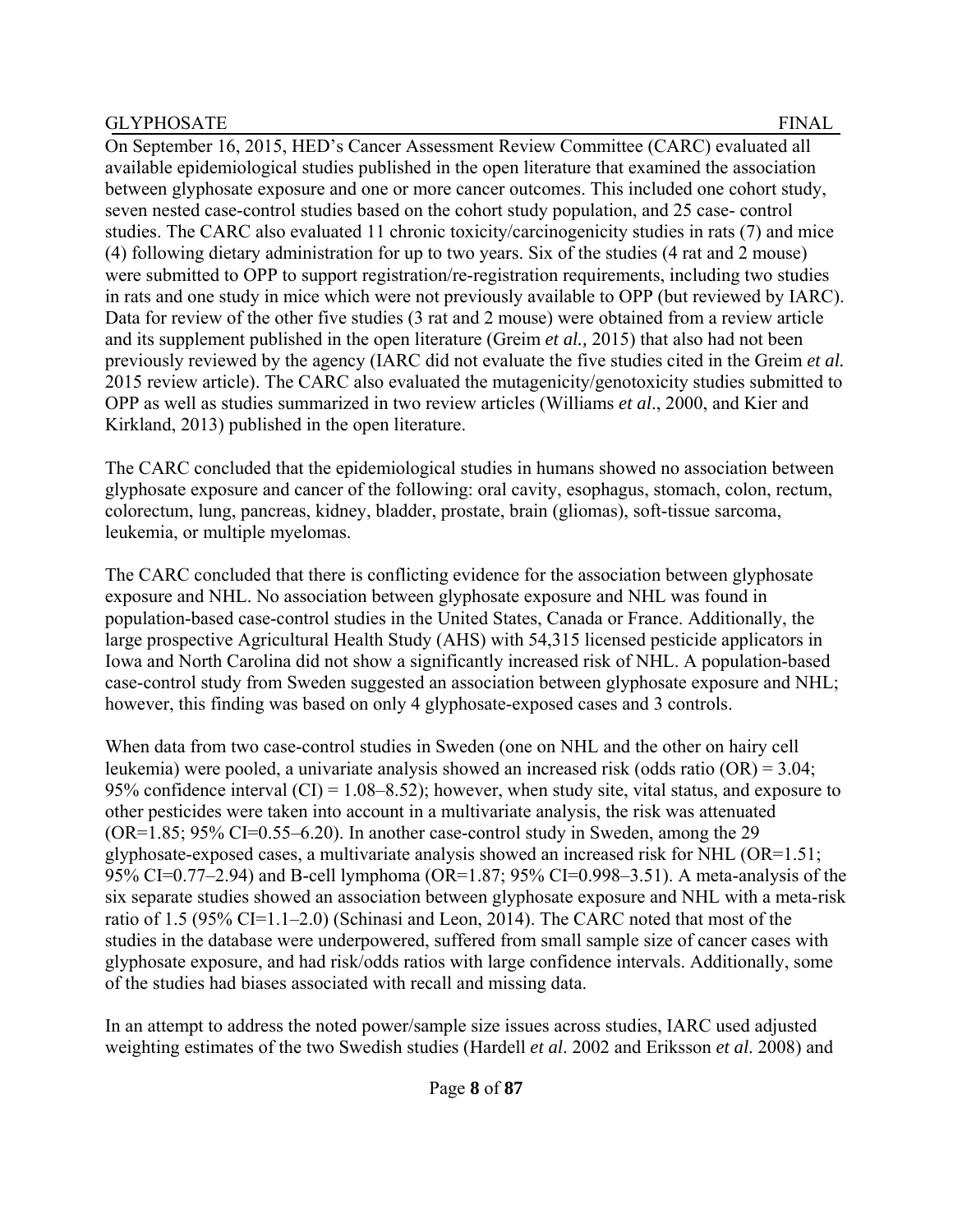On September 16, 2015, HED's Cancer Assessment Review Committee (CARC) evaluated all available epidemiological studies published in the open literature that examined the association between glyphosate exposure and one or more cancer outcomes. This included one cohort study, seven nested case-control studies based on the cohort study population, and 25 case- control studies. The CARC also evaluated 11 chronic toxicity/carcinogenicity studies in rats (7) and mice (4) following dietary administration for up to two years. Six of the studies (4 rat and 2 mouse) were submitted to OPP to support registration/re-registration requirements, including two studies in rats and one study in mice which were not previously available to OPP (but reviewed by IARC). Data for review of the other five studies (3 rat and 2 mouse) were obtained from a review article and its supplement published in the open literature (Greim *et al.,* 2015) that also had not been previously reviewed by the agency (IARC did not evaluate the five studies cited in the Greim *et al.* 2015 review article). The CARC also evaluated the mutagenicity/genotoxicity studies submitted to OPP as well as studies summarized in two review articles (Williams *et al*., 2000, and Kier and Kirkland, 2013) published in the open literature.

The CARC concluded that the epidemiological studies in humans showed no association between glyphosate exposure and cancer of the following: oral cavity, esophagus, stomach, colon, rectum, colorectum, lung, pancreas, kidney, bladder, prostate, brain (gliomas), soft-tissue sarcoma, leukemia, or multiple myelomas.

The CARC concluded that there is conflicting evidence for the association between glyphosate exposure and NHL. No association between glyphosate exposure and NHL was found in population-based case-control studies in the United States, Canada or France. Additionally, the large prospective Agricultural Health Study (AHS) with 54,315 licensed pesticide applicators in Iowa and North Carolina did not show a significantly increased risk of NHL. A population-based case-control study from Sweden suggested an association between glyphosate exposure and NHL; however, this finding was based on only 4 glyphosate-exposed cases and 3 controls.

When data from two case-control studies in Sweden (one on NHL and the other on hairy cell leukemia) were pooled, a univariate analysis showed an increased risk (odds ratio (OR) = 3.04; 95% confidence interval (CI) = 1.08–8.52); however, when study site, vital status, and exposure to other pesticides were taken into account in a multivariate analysis, the risk was attenuated (OR=1.85; 95% CI=0.55–6.20). In another case-control study in Sweden, among the 29 glyphosate-exposed cases, a multivariate analysis showed an increased risk for NHL (OR=1.51; 95% CI=0.77–2.94) and B-cell lymphoma (OR=1.87; 95% CI=0.998–3.51). A meta-analysis of the six separate studies showed an association between glyphosate exposure and NHL with a meta-risk ratio of 1.5 (95% CI=1.1–2.0) (Schinasi and Leon, 2014). The CARC noted that most of the studies in the database were underpowered, suffered from small sample size of cancer cases with glyphosate exposure, and had risk/odds ratios with large confidence intervals. Additionally, some of the studies had biases associated with recall and missing data.

In an attempt to address the noted power/sample size issues across studies, IARC used adjusted weighting estimates of the two Swedish studies (Hardell *et al*. 2002 and Eriksson *et al.* 2008) and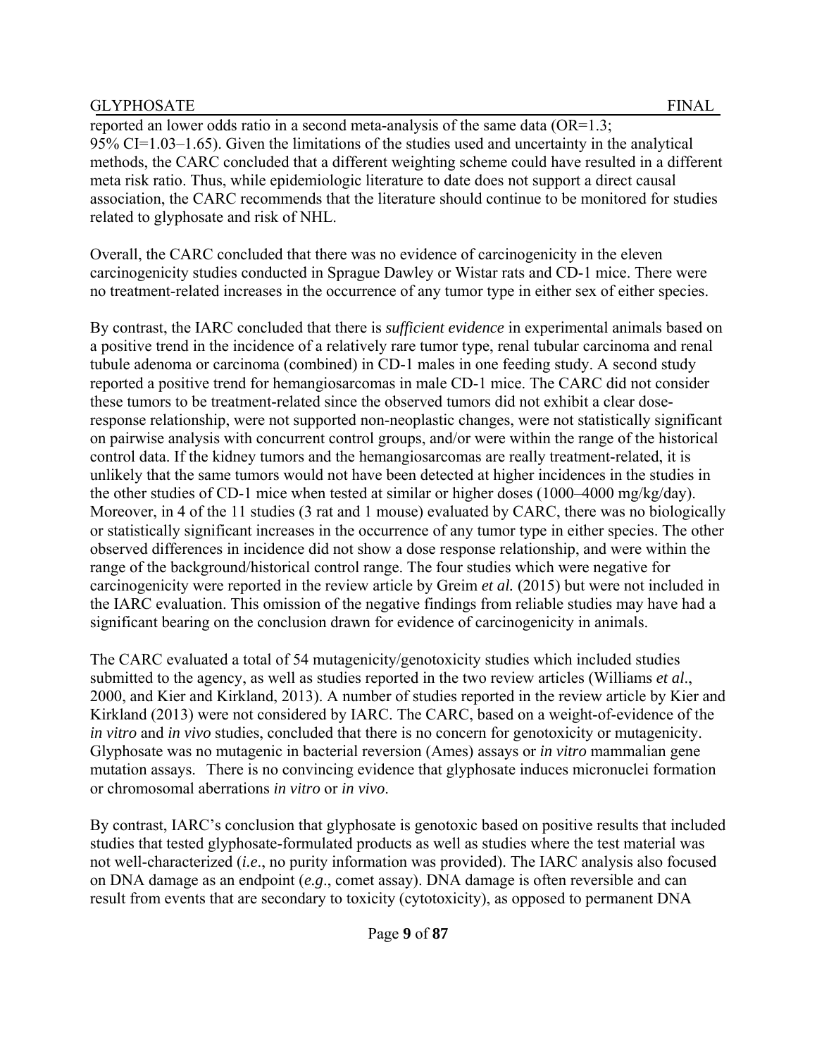reported an lower odds ratio in a second meta-analysis of the same data (OR=1.3; 95% CI=1.03–1.65). Given the limitations of the studies used and uncertainty in the analytical methods, the CARC concluded that a different weighting scheme could have resulted in a different meta risk ratio. Thus, while epidemiologic literature to date does not support a direct causal association, the CARC recommends that the literature should continue to be monitored for studies related to glyphosate and risk of NHL.

Overall, the CARC concluded that there was no evidence of carcinogenicity in the eleven carcinogenicity studies conducted in Sprague Dawley or Wistar rats and CD-1 mice. There were no treatment-related increases in the occurrence of any tumor type in either sex of either species.

By contrast, the IARC concluded that there is *sufficient evidence* in experimental animals based on a positive trend in the incidence of a relatively rare tumor type, renal tubular carcinoma and renal tubule adenoma or carcinoma (combined) in CD-1 males in one feeding study. A second study reported a positive trend for hemangiosarcomas in male CD-1 mice. The CARC did not consider these tumors to be treatment-related since the observed tumors did not exhibit a clear dose-response relationship, were not supported non-neoplastic changes, were not statistically significant on pairwise analysis with concurrent control groups, and/or were within the range of the historical control data. If the kidney tumors and the hemangiosarcomas are really treatment-related, it is unlikely that the same tumors would not have been detected at higher incidences in the studies in the other studies of CD-1 mice when tested at similar or higher doses (1000–4000 mg/kg/day). Moreover, in 4 of the 11 studies (3 rat and 1 mouse) evaluated by CARC, there was no biologically or statistically significant increases in the occurrence of any tumor type in either species. The other observed differences in incidence did not show a dose response relationship, and were within the range of the background/historical control range. The four studies which were negative for carcinogenicity were reported in the review article by Greim *et al.* (2015) but were not included in the IARC evaluation. This omission of the negative findings from reliable studies may have had a significant bearing on the conclusion drawn for evidence of carcinogenicity in animals.

The CARC evaluated a total of 54 mutagenicity/genotoxicity studies which included studies submitted to the agency, as well as studies reported in the two review articles (Williams *et al*., 2000, and Kier and Kirkland, 2013). A number of studies reported in the review article by Kier and Kirkland (2013) were not considered by IARC. The CARC, based on a weight-of-evidence of the *in vitro* and *in vivo* studies, concluded that there is no concern for genotoxicity or mutagenicity. Glyphosate was no mutagenic in bacterial reversion (Ames) assays or *in vitro* mammalian gene mutation assays. There is no convincing evidence that glyphosate induces micronuclei formation or chromosomal aberrations *in vitro* or *in vivo*.

By contrast, IARC's conclusion that glyphosate is genotoxic based on positive results that included studies that tested glyphosate-formulated products as well as studies where the test material was not well-characterized (*i.e*., no purity information was provided). The IARC analysis also focused on DNA damage as an endpoint (*e.g*., comet assay). DNA damage is often reversible and can result from events that are secondary to toxicity (cytotoxicity), as opposed to permanent DNA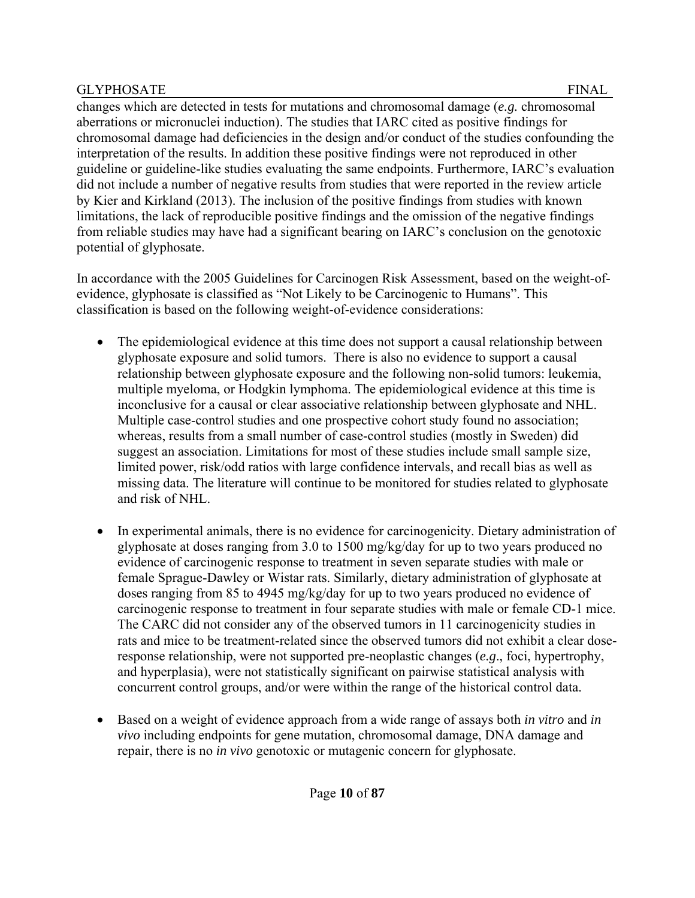changes which are detected in tests for mutations and chromosomal damage (*e.g.* chromosomal aberrations or micronuclei induction). The studies that IARC cited as positive findings for chromosomal damage had deficiencies in the design and/or conduct of the studies confounding the interpretation of the results. In addition these positive findings were not reproduced in other guideline or guideline-like studies evaluating the same endpoints. Furthermore, IARC's evaluation did not include a number of negative results from studies that were reported in the review article by Kier and Kirkland (2013). The inclusion of the positive findings from studies with known limitations, the lack of reproducible positive findings and the omission of the negative findings from reliable studies may have had a significant bearing on IARC's conclusion on the genotoxic potential of glyphosate.

In accordance with the 2005 Guidelines for Carcinogen Risk Assessment, based on the weight-of-evidence, glyphosate is classified as "Not Likely to be Carcinogenic to Humans". This classification is based on the following weight-of-evidence considerations:

- The epidemiological evidence at this time does not support a causal relationship between glyphosate exposure and solid tumors. There is also no evidence to support a causal relationship between glyphosate exposure and the following non-solid tumors: leukemia, multiple myeloma, or Hodgkin lymphoma. The epidemiological evidence at this time is inconclusive for a causal or clear associative relationship between glyphosate and NHL. Multiple case-control studies and one prospective cohort study found no association; whereas, results from a small number of case-control studies (mostly in Sweden) did suggest an association. Limitations for most of these studies include small sample size, limited power, risk/odd ratios with large confidence intervals, and recall bias as well as missing data. The literature will continue to be monitored for studies related to glyphosate and risk of NHL.

- In experimental animals, there is no evidence for carcinogenicity. Dietary administration of glyphosate at doses ranging from 3.0 to 1500 mg/kg/day for up to two years produced no evidence of carcinogenic response to treatment in seven separate studies with male or female Sprague-Dawley or Wistar rats. Similarly, dietary administration of glyphosate at doses ranging from 85 to 4945 mg/kg/day for up to two years produced no evidence of carcinogenic response to treatment in four separate studies with male or female CD-1 mice. The CARC did not consider any of the observed tumors in 11 carcinogenicity studies in rats and mice to be treatment-related since the observed tumors did not exhibit a clear dose-response relationship, were not supported pre-neoplastic changes (*e.g*., foci, hypertrophy, and hyperplasia), were not statistically significant on pairwise statistical analysis with concurrent control groups, and/or were within the range of the historical control data.

- Based on a weight of evidence approach from a wide range of assays both *in vitro* and *in vivo* including endpoints for gene mutation, chromosomal damage, DNA damage and repair, there is no *in vivo* genotoxic or mutagenic concern for glyphosate.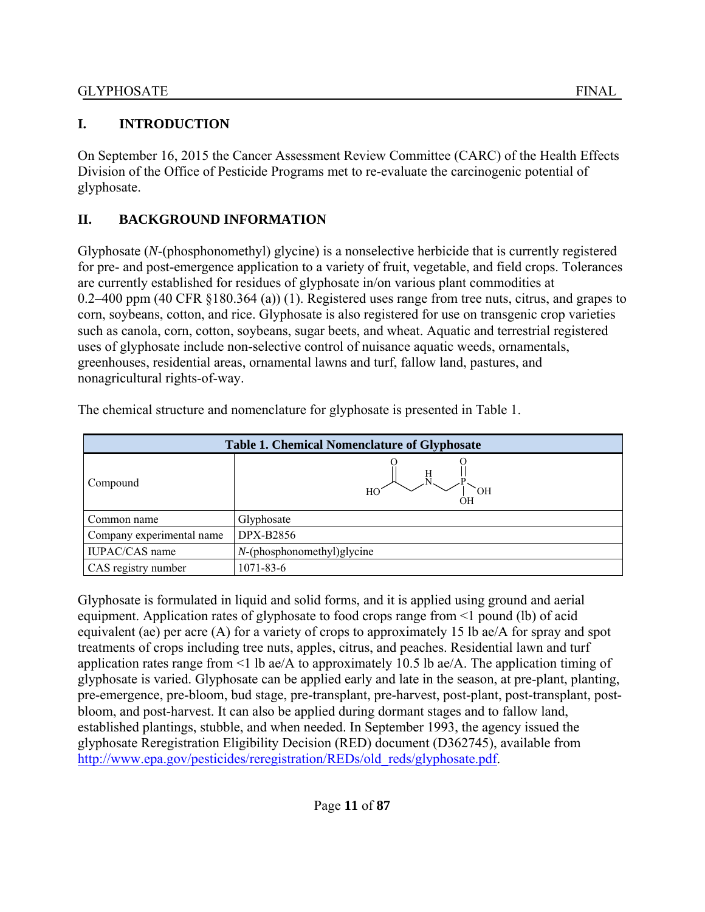# I. INTRODUCTION

On September 16, 2015 the Cancer Assessment Review Committee (CARC) of the Health Effects Division of the Office of Pesticide Programs met to re-evaluate the carcinogenic potential of glyphosate.

# II. BACKGROUND INFORMATION

Glyphosate (*N*-(phosphonomethyl) glycine) is a nonselective herbicide that is currently registered for pre- and post-emergence application to a variety of fruit, vegetable, and field crops. Tolerances are currently established for residues of glyphosate in/on various plant commodities at 0.2–400 ppm (40 CFR §180.364 (a)) (1). Registered uses range from tree nuts, citrus, and grapes to corn, soybeans, cotton, and rice. Glyphosate is also registered for use on transgenic crop varieties such as canola, corn, cotton, soybeans, sugar beets, and wheat. Aquatic and terrestrial registered uses of glyphosate include non-selective control of nuisance aquatic weeds, ornamentals, greenhouses, residential areas, ornamental lawns and turf, fallow land, pastures, and nonagricultural rights-of-way.

The chemical structure and nomenclature for glyphosate is presented in Table 1.

| Table 1. Chemical Nomenclature of Glyphosate | |
|---|---|
| Compound | HO–C(=O)–CH₂–NH–CH₂–P(=O)(OH)–OH |
| Common name | Glyphosate |
| Company experimental name | DPX-B2856 |
| IUPAC/CAS name | *N*-(phosphonomethyl)glycine |
| CAS registry number | 1071-83-6 |

Glyphosate is formulated in liquid and solid forms, and it is applied using ground and aerial equipment. Application rates of glyphosate to food crops range from <1 pound (lb) of acid equivalent (ae) per acre (A) for a variety of crops to approximately 15 lb ae/A for spray and spot treatments of crops including tree nuts, apples, citrus, and peaches. Residential lawn and turf application rates range from <1 lb ae/A to approximately 10.5 lb ae/A. The application timing of glyphosate is varied. Glyphosate can be applied early and late in the season, at pre-plant, planting, pre-emergence, pre-bloom, bud stage, pre-transplant, pre-harvest, post-plant, post-transplant, post-bloom, and post-harvest. It can also be applied during dormant stages and to fallow land, established plantings, stubble, and when needed. In September 1993, the agency issued the glyphosate Reregistration Eligibility Decision (RED) document (D362745), available from http://www.epa.gov/pesticides/reregistration/REDs/old_reds/glyphosate.pdf.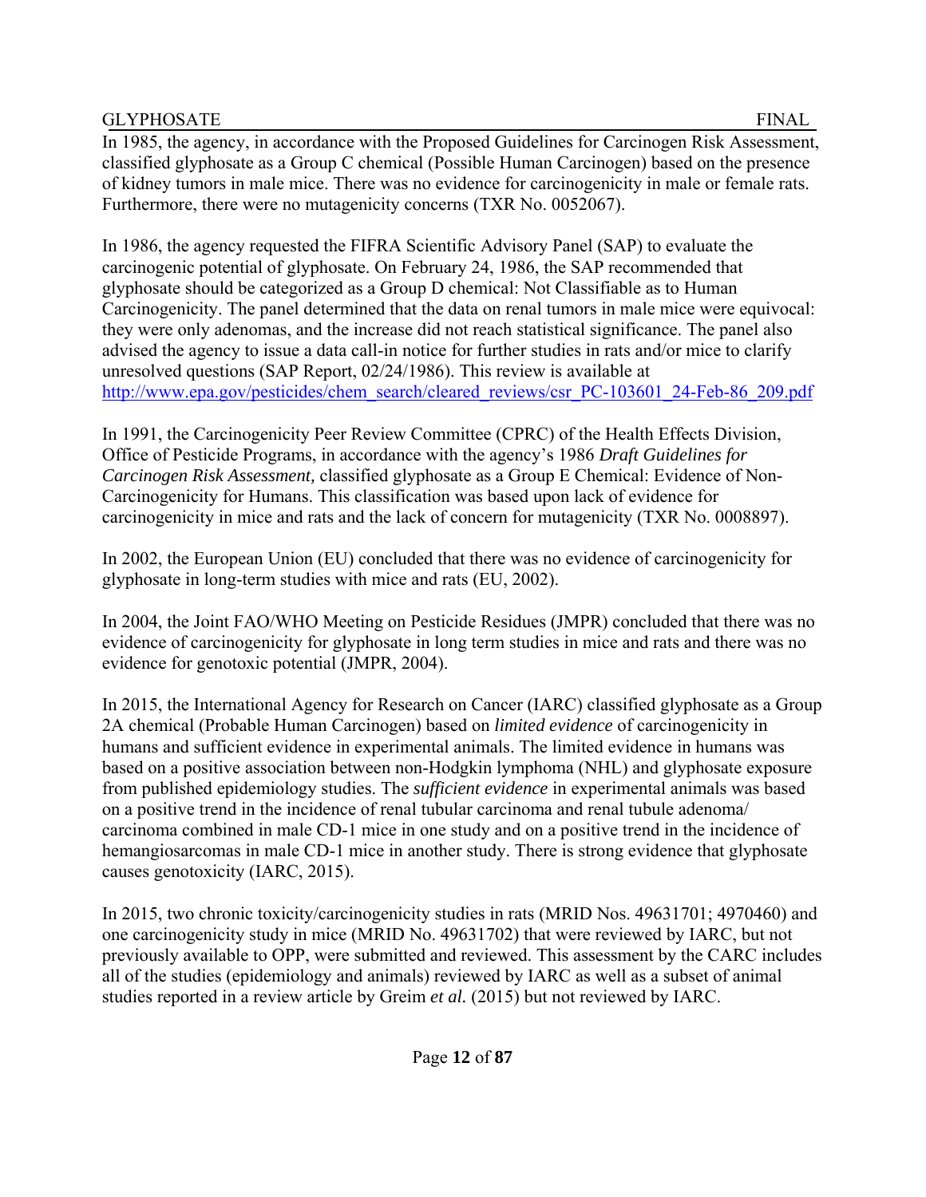In 1985, the agency, in accordance with the Proposed Guidelines for Carcinogen Risk Assessment, classified glyphosate as a Group C chemical (Possible Human Carcinogen) based on the presence of kidney tumors in male mice. There was no evidence for carcinogenicity in male or female rats. Furthermore, there were no mutagenicity concerns (TXR No. 0052067).

In 1986, the agency requested the FIFRA Scientific Advisory Panel (SAP) to evaluate the carcinogenic potential of glyphosate. On February 24, 1986, the SAP recommended that glyphosate should be categorized as a Group D chemical: Not Classifiable as to Human Carcinogenicity. The panel determined that the data on renal tumors in male mice were equivocal: they were only adenomas, and the increase did not reach statistical significance. The panel also advised the agency to issue a data call-in notice for further studies in rats and/or mice to clarify unresolved questions (SAP Report, 02/24/1986). This review is available at http://www.epa.gov/pesticides/chem_search/cleared_reviews/csr_PC-103601_24-Feb-86_209.pdf

In 1991, the Carcinogenicity Peer Review Committee (CPRC) of the Health Effects Division, Office of Pesticide Programs, in accordance with the agency's 1986 *Draft Guidelines for Carcinogen Risk Assessment,* classified glyphosate as a Group E Chemical: Evidence of Non-Carcinogenicity for Humans. This classification was based upon lack of evidence for carcinogenicity in mice and rats and the lack of concern for mutagenicity (TXR No. 0008897).

In 2002, the European Union (EU) concluded that there was no evidence of carcinogenicity for glyphosate in long-term studies with mice and rats (EU, 2002).

In 2004, the Joint FAO/WHO Meeting on Pesticide Residues (JMPR) concluded that there was no evidence of carcinogenicity for glyphosate in long term studies in mice and rats and there was no evidence for genotoxic potential (JMPR, 2004).

In 2015, the International Agency for Research on Cancer (IARC) classified glyphosate as a Group 2A chemical (Probable Human Carcinogen) based on *limited evidence* of carcinogenicity in humans and sufficient evidence in experimental animals. The limited evidence in humans was based on a positive association between non-Hodgkin lymphoma (NHL) and glyphosate exposure from published epidemiology studies. The *sufficient evidence* in experimental animals was based on a positive trend in the incidence of renal tubular carcinoma and renal tubule adenoma/ carcinoma combined in male CD-1 mice in one study and on a positive trend in the incidence of hemangiosarcomas in male CD-1 mice in another study. There is strong evidence that glyphosate causes genotoxicity (IARC, 2015).

In 2015, two chronic toxicity/carcinogenicity studies in rats (MRID Nos. 49631701; 4970460) and one carcinogenicity study in mice (MRID No. 49631702) that were reviewed by IARC, but not previously available to OPP, were submitted and reviewed. This assessment by the CARC includes all of the studies (epidemiology and animals) reviewed by IARC as well as a subset of animal studies reported in a review article by Greim *et al.* (2015) but not reviewed by IARC.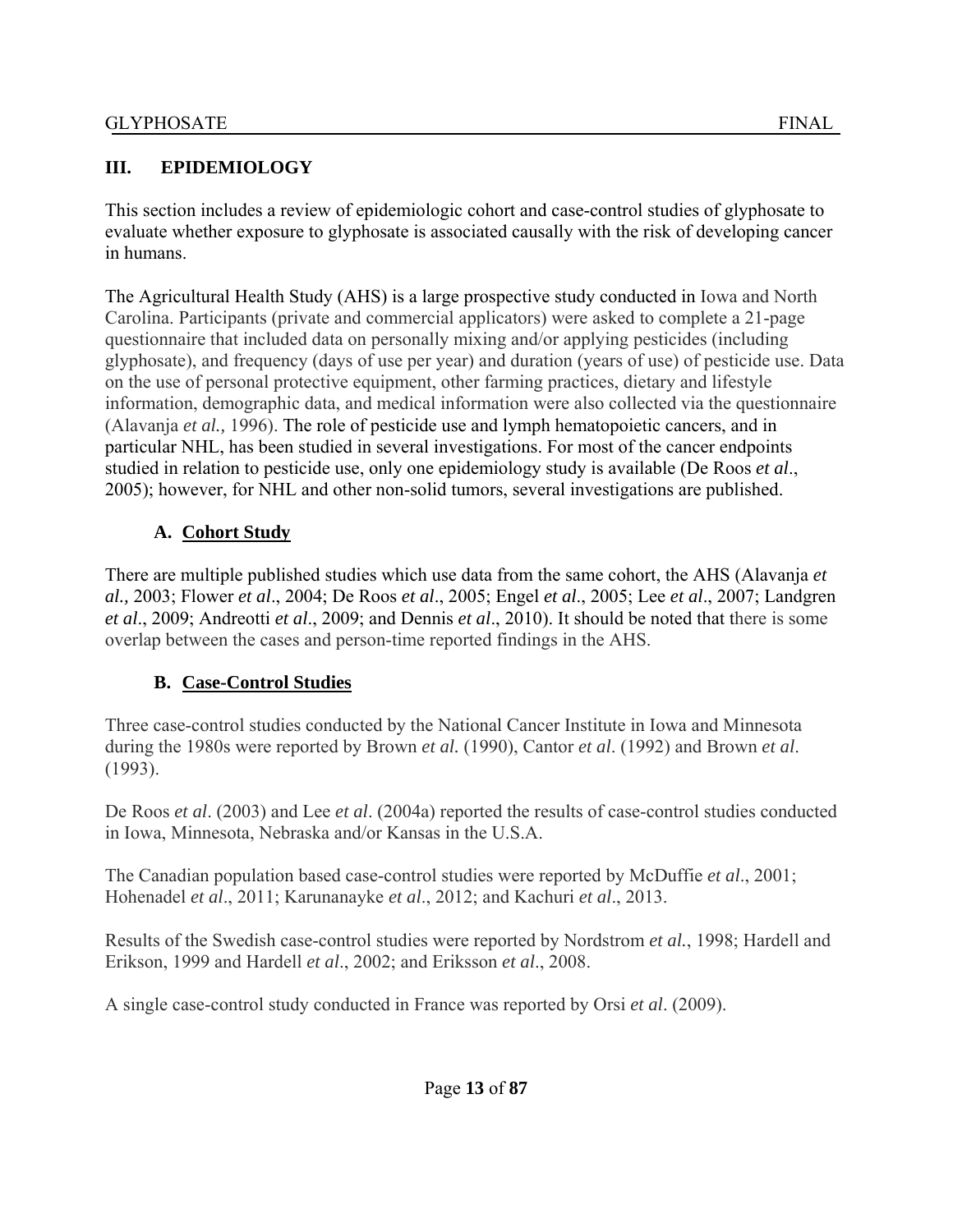## III. EPIDEMIOLOGY

This section includes a review of epidemiologic cohort and case-control studies of glyphosate to evaluate whether exposure to glyphosate is associated causally with the risk of developing cancer in humans.

The Agricultural Health Study (AHS) is a large prospective study conducted in Iowa and North Carolina. Participants (private and commercial applicators) were asked to complete a 21-page questionnaire that included data on personally mixing and/or applying pesticides (including glyphosate), and frequency (days of use per year) and duration (years of use) of pesticide use. Data on the use of personal protective equipment, other farming practices, dietary and lifestyle information, demographic data, and medical information were also collected via the questionnaire (Alavanja *et al.,* 1996). The role of pesticide use and lymph hematopoietic cancers, and in particular NHL, has been studied in several investigations. For most of the cancer endpoints studied in relation to pesticide use, only one epidemiology study is available (De Roos *et al*., 2005); however, for NHL and other non-solid tumors, several investigations are published.

### A. Cohort Study

There are multiple published studies which use data from the same cohort, the AHS (Alavanja *et al.,* 2003; Flower *et al*., 2004; De Roos *et al*., 2005; Engel *et al*., 2005; Lee *et al*., 2007; Landgren *et al*., 2009; Andreotti *et al*., 2009; and Dennis *et al*., 2010). It should be noted that there is some overlap between the cases and person-time reported findings in the AHS.

### B. Case-Control Studies

Three case-control studies conducted by the National Cancer Institute in Iowa and Minnesota during the 1980s were reported by Brown *et al.* (1990), Cantor *et al*. (1992) and Brown *et al.* (1993).

De Roos *et al*. (2003) and Lee *et al*. (2004a) reported the results of case-control studies conducted in Iowa, Minnesota, Nebraska and/or Kansas in the U.S.A.

The Canadian population based case-control studies were reported by McDuffie *et al*., 2001; Hohenadel *et al*., 2011; Karunanayke *et al*., 2012; and Kachuri *et al*., 2013.

Results of the Swedish case-control studies were reported by Nordstrom *et al.*, 1998; Hardell and Erikson, 1999 and Hardell *et al*., 2002; and Eriksson *et al*., 2008.

A single case-control study conducted in France was reported by Orsi *et al*. (2009).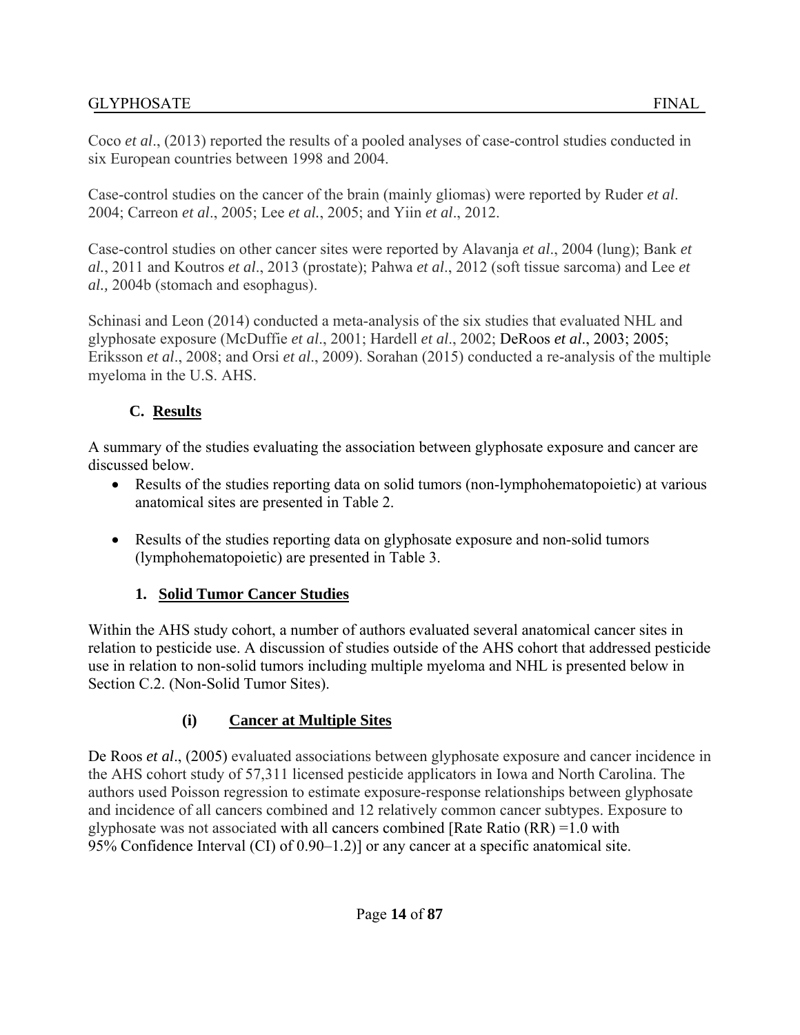Coco *et al*., (2013) reported the results of a pooled analyses of case-control studies conducted in six European countries between 1998 and 2004.

Case-control studies on the cancer of the brain (mainly gliomas) were reported by Ruder *et al*. 2004; Carreon *et al*., 2005; Lee *et al.*, 2005; and Yiin *et al*., 2012.

Case-control studies on other cancer sites were reported by Alavanja *et al*., 2004 (lung); Bank *et al.*, 2011 and Koutros *et al*., 2013 (prostate); Pahwa *et al*., 2012 (soft tissue sarcoma) and Lee *et al.,* 2004b (stomach and esophagus).

Schinasi and Leon (2014) conducted a meta-analysis of the six studies that evaluated NHL and glyphosate exposure (McDuffie *et al*., 2001; Hardell *et al*., 2002; DeRoos *et al.*, 2003; 2005; Eriksson *et al*., 2008; and Orsi *et al*., 2009). Sorahan (2015) conducted a re-analysis of the multiple myeloma in the U.S. AHS.

## C. Results

A summary of the studies evaluating the association between glyphosate exposure and cancer are discussed below.

- Results of the studies reporting data on solid tumors (non-lymphohematopoietic) at various anatomical sites are presented in Table 2.
- Results of the studies reporting data on glyphosate exposure and non-solid tumors (lymphohematopoietic) are presented in Table 3.

### 1. Solid Tumor Cancer Studies

Within the AHS study cohort, a number of authors evaluated several anatomical cancer sites in relation to pesticide use. A discussion of studies outside of the AHS cohort that addressed pesticide use in relation to non-solid tumors including multiple myeloma and NHL is presented below in Section C.2. (Non-Solid Tumor Sites).

#### (i) Cancer at Multiple Sites

De Roos *et al*., (2005) evaluated associations between glyphosate exposure and cancer incidence in the AHS cohort study of 57,311 licensed pesticide applicators in Iowa and North Carolina. The authors used Poisson regression to estimate exposure-response relationships between glyphosate and incidence of all cancers combined and 12 relatively common cancer subtypes. Exposure to glyphosate was not associated with all cancers combined [Rate Ratio (RR) =1.0 with 95% Confidence Interval (CI) of 0.90–1.2)] or any cancer at a specific anatomical site.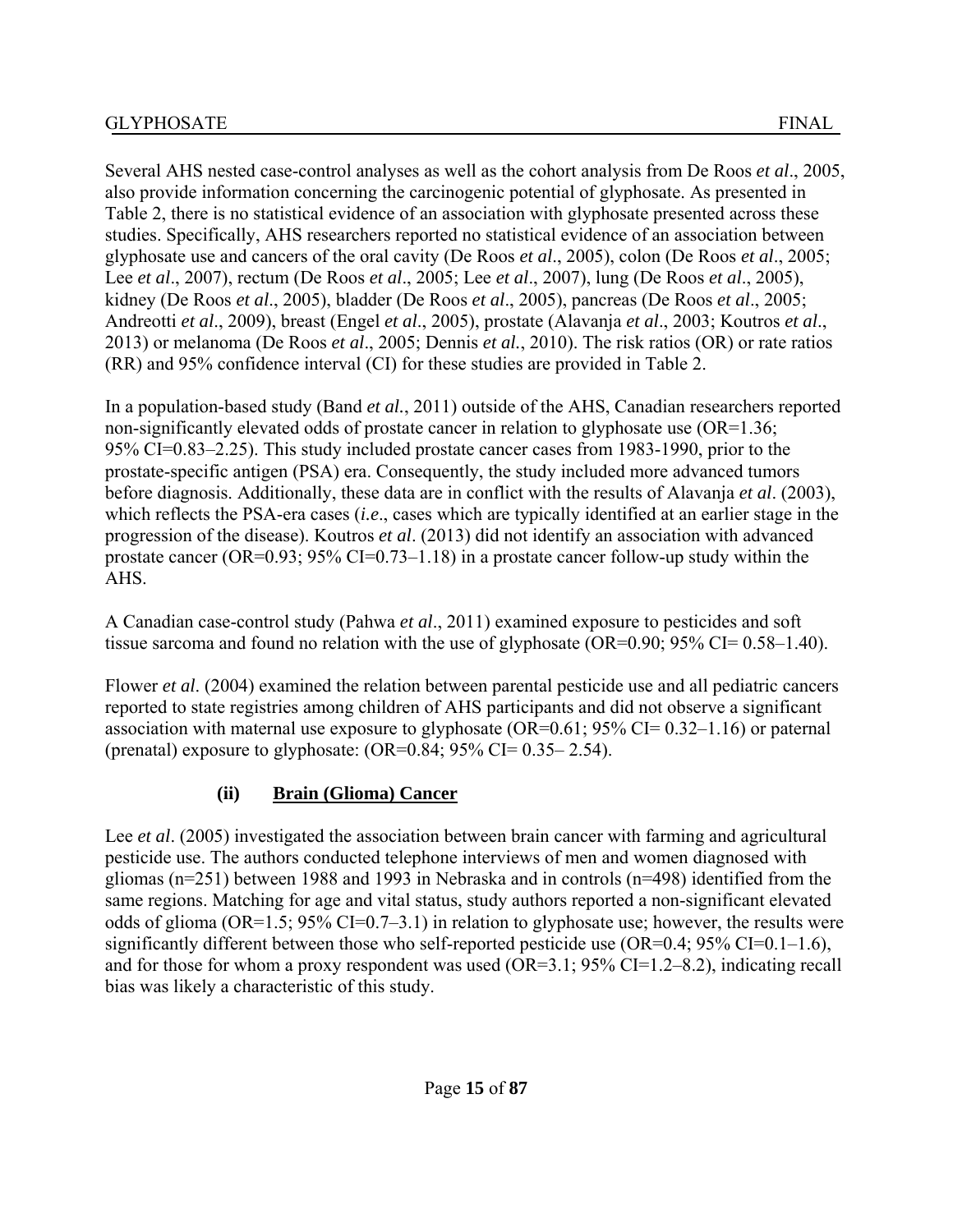Several AHS nested case-control analyses as well as the cohort analysis from De Roos *et al*., 2005, also provide information concerning the carcinogenic potential of glyphosate. As presented in Table 2, there is no statistical evidence of an association with glyphosate presented across these studies. Specifically, AHS researchers reported no statistical evidence of an association between glyphosate use and cancers of the oral cavity (De Roos *et al*., 2005), colon (De Roos *et al*., 2005; Lee *et al*., 2007), rectum (De Roos *et al*., 2005; Lee *et al*., 2007), lung (De Roos *et al*., 2005), kidney (De Roos *et al*., 2005), bladder (De Roos *et al*., 2005), pancreas (De Roos *et al*., 2005; Andreotti *et al*., 2009), breast (Engel *et al*., 2005), prostate (Alavanja *et al*., 2003; Koutros *et al*., 2013) or melanoma (De Roos *et al*., 2005; Dennis *et al.*, 2010). The risk ratios (OR) or rate ratios (RR) and 95% confidence interval (CI) for these studies are provided in Table 2.

In a population-based study (Band *et al.*, 2011) outside of the AHS, Canadian researchers reported non-significantly elevated odds of prostate cancer in relation to glyphosate use (OR=1.36; 95% CI=0.83–2.25). This study included prostate cancer cases from 1983-1990, prior to the prostate-specific antigen (PSA) era. Consequently, the study included more advanced tumors before diagnosis. Additionally, these data are in conflict with the results of Alavanja *et al*. (2003), which reflects the PSA-era cases (*i.e*., cases which are typically identified at an earlier stage in the progression of the disease). Koutros *et al*. (2013) did not identify an association with advanced prostate cancer (OR=0.93; 95% CI=0.73–1.18) in a prostate cancer follow-up study within the AHS.

A Canadian case-control study (Pahwa *et al*., 2011) examined exposure to pesticides and soft tissue sarcoma and found no relation with the use of glyphosate (OR=0.90; 95% CI= 0.58–1.40).

Flower *et al.* (2004) examined the relation between parental pesticide use and all pediatric cancers reported to state registries among children of AHS participants and did not observe a significant association with maternal use exposure to glyphosate (OR=0.61; 95% CI= 0.32–1.16) or paternal (prenatal) exposure to glyphosate: (OR=0.84; 95% CI= 0.35– 2.54).

### (ii) Brain (Glioma) Cancer

Lee *et al*. (2005) investigated the association between brain cancer with farming and agricultural pesticide use. The authors conducted telephone interviews of men and women diagnosed with gliomas (n=251) between 1988 and 1993 in Nebraska and in controls (n=498) identified from the same regions. Matching for age and vital status, study authors reported a non-significant elevated odds of glioma (OR=1.5; 95% CI=0.7–3.1) in relation to glyphosate use; however, the results were significantly different between those who self-reported pesticide use (OR=0.4; 95% CI=0.1–1.6), and for those for whom a proxy respondent was used (OR=3.1; 95% CI=1.2–8.2), indicating recall bias was likely a characteristic of this study.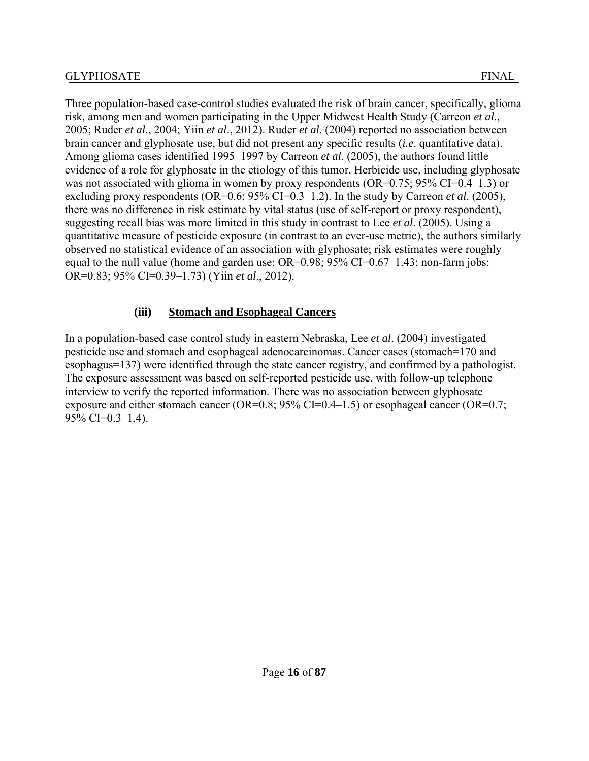Three population-based case-control studies evaluated the risk of brain cancer, specifically, glioma risk, among men and women participating in the Upper Midwest Health Study (Carreon *et al*., 2005; Ruder *et al*., 2004; Yiin *et al*., 2012). Ruder *et al*. (2004) reported no association between brain cancer and glyphosate use, but did not present any specific results (*i.e*. quantitative data). Among glioma cases identified 1995–1997 by Carreon *et al*. (2005), the authors found little evidence of a role for glyphosate in the etiology of this tumor. Herbicide use, including glyphosate was not associated with glioma in women by proxy respondents (OR=0.75; 95% CI=0.4–1.3) or excluding proxy respondents (OR=0.6; 95% CI=0.3–1.2). In the study by Carreon *et al*. (2005), there was no difference in risk estimate by vital status (use of self-report or proxy respondent), suggesting recall bias was more limited in this study in contrast to Lee *et al*. (2005). Using a quantitative measure of pesticide exposure (in contrast to an ever-use metric), the authors similarly observed no statistical evidence of an association with glyphosate; risk estimates were roughly equal to the null value (home and garden use: OR=0.98; 95% CI=0.67–1.43; non-farm jobs: OR=0.83; 95% CI=0.39–1.73) (Yiin *et al*., 2012).

#### (iii) Stomach and Esophageal Cancers

In a population-based case control study in eastern Nebraska, Lee *et al*. (2004) investigated pesticide use and stomach and esophageal adenocarcinomas. Cancer cases (stomach=170 and esophagus=137) were identified through the state cancer registry, and confirmed by a pathologist. The exposure assessment was based on self-reported pesticide use, with follow-up telephone interview to verify the reported information. There was no association between glyphosate exposure and either stomach cancer (OR=0.8; 95% CI=0.4–1.5) or esophageal cancer (OR=0.7; 95% CI=0.3–1.4).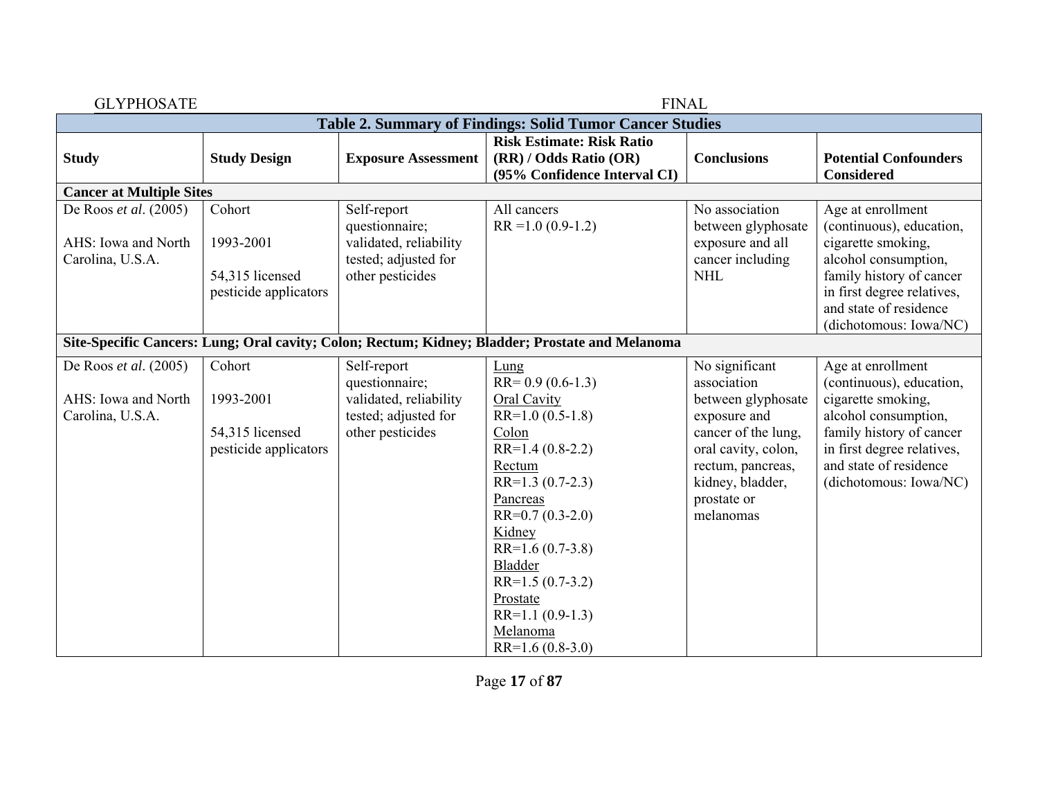| Table 2. Summary of Findings: Solid Tumor Cancer Studies | | | | | |
|---|---|---|---|---|---|
| **Study** | **Study Design** | **Exposure Assessment** | **Risk Estimate: Risk Ratio (RR) / Odds Ratio (OR) (95% Confidence Interval CI)** | **Conclusions** | **Potential Confounders Considered** |
| **Cancer at Multiple Sites** | | | | | |
| De Roos *et al*. (2005)<br><br>AHS: Iowa and North Carolina, U.S.A. | Cohort<br><br>1993-2001<br><br>54,315 licensed pesticide applicators | Self-report questionnaire; validated, reliability tested; adjusted for other pesticides | All cancers<br>RR =1.0 (0.9-1.2) | No association between glyphosate exposure and all cancer including NHL | Age at enrollment (continuous), education, cigarette smoking, alcohol consumption, family history of cancer in first degree relatives, and state of residence (dichotomous: Iowa/NC) |
| **Site-Specific Cancers: Lung; Oral cavity; Colon; Rectum; Kidney; Bladder; Prostate and Melanoma** | | | | | |
| De Roos *et al*. (2005)<br><br>AHS: Iowa and North Carolina, U.S.A. | Cohort<br><br>1993-2001<br><br>54,315 licensed pesticide applicators | Self-report questionnaire; validated, reliability tested; adjusted for other pesticides | Lung<br>RR= 0.9 (0.6-1.3)<br>Oral Cavity<br>RR=1.0 (0.5-1.8)<br>Colon<br>RR=1.4 (0.8-2.2)<br>Rectum<br>RR=1.3 (0.7-2.3)<br>Pancreas<br>RR=0.7 (0.3-2.0)<br>Kidney<br>RR=1.6 (0.7-3.8)<br>Bladder<br>RR=1.5 (0.7-3.2)<br>Prostate<br>RR=1.1 (0.9-1.3)<br>Melanoma<br>RR=1.6 (0.8-3.0) | No significant association between glyphosate exposure and cancer of the lung, oral cavity, colon, rectum, pancreas, kidney, bladder, prostate or melanomas | Age at enrollment (continuous), education, cigarette smoking, alcohol consumption, family history of cancer in first degree relatives, and state of residence (dichotomous: Iowa/NC) |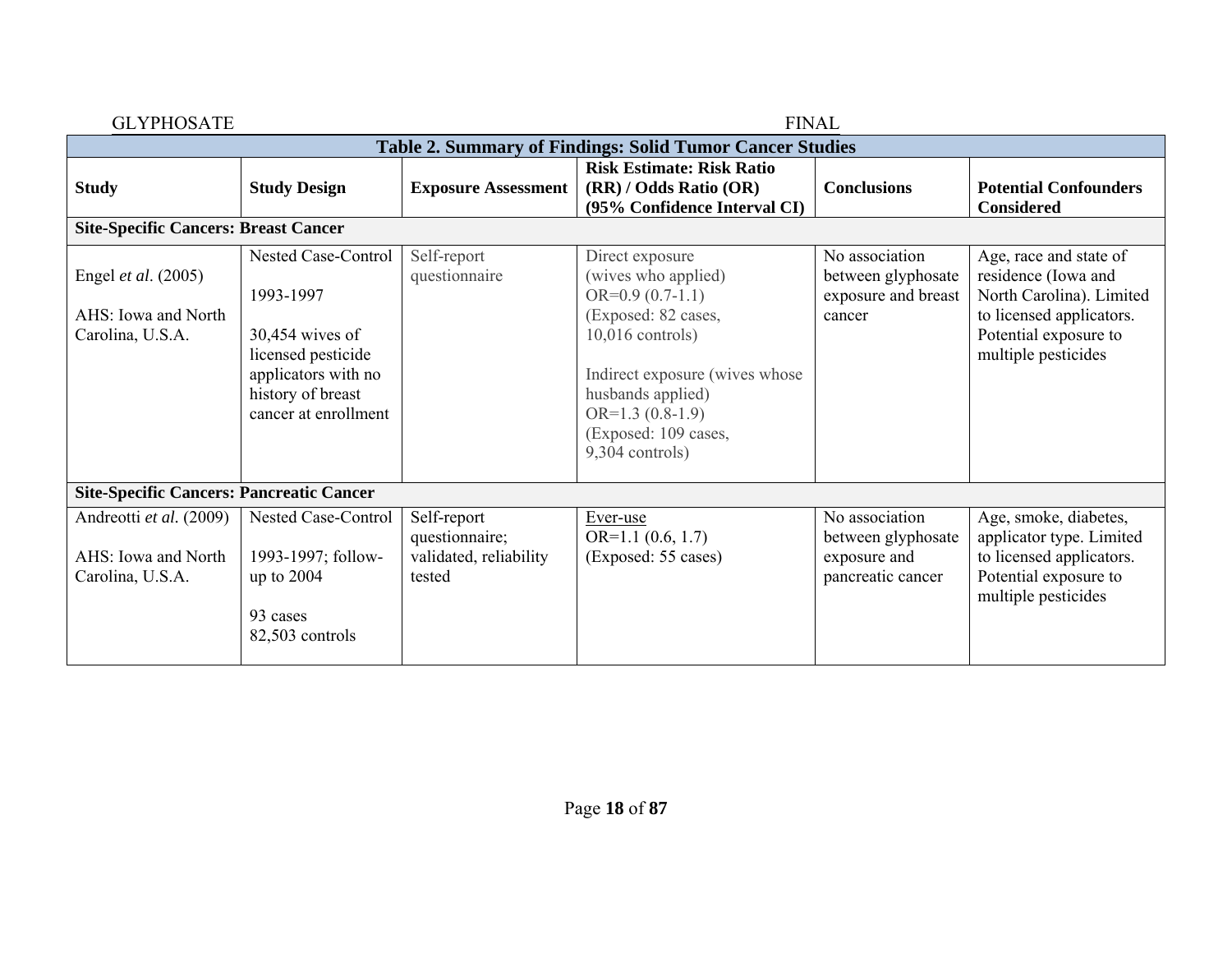| Table 2. Summary of Findings: Solid Tumor Cancer Studies | | | | | |
|---|---|---|---|---|---|
| **Study** | **Study Design** | **Exposure Assessment** | **Risk Estimate: Risk Ratio (RR) / Odds Ratio (OR) (95% Confidence Interval CI)** | **Conclusions** | **Potential Confounders Considered** |
| **Site-Specific Cancers: Breast Cancer** | | | | | |
| Engel *et al*. (2005)<br><br>AHS: Iowa and North Carolina, U.S.A. | Nested Case-Control<br><br>1993-1997<br><br>30,454 wives of licensed pesticide applicators with no history of breast cancer at enrollment | Self-report questionnaire | Direct exposure (wives who applied)<br>OR=0.9 (0.7-1.1)<br>(Exposed: 82 cases, 10,016 controls)<br><br>Indirect exposure (wives whose husbands applied)<br>OR=1.3 (0.8-1.9)<br>(Exposed: 109 cases, 9,304 controls) | No association between glyphosate exposure and breast cancer | Age, race and state of residence (Iowa and North Carolina). Limited to licensed applicators. Potential exposure to multiple pesticides |
| **Site-Specific Cancers: Pancreatic Cancer** | | | | | |
| Andreotti *et al.* (2009)<br><br>AHS: Iowa and North Carolina, U.S.A. | Nested Case-Control<br><br>1993-1997; follow-up to 2004<br><br>93 cases<br>82,503 controls | Self-report questionnaire; validated, reliability tested | <u>Ever-use</u><br>OR=1.1 (0.6, 1.7)<br>(Exposed: 55 cases) | No association between glyphosate exposure and pancreatic cancer | Age, smoke, diabetes, applicator type. Limited to licensed applicators. Potential exposure to multiple pesticides |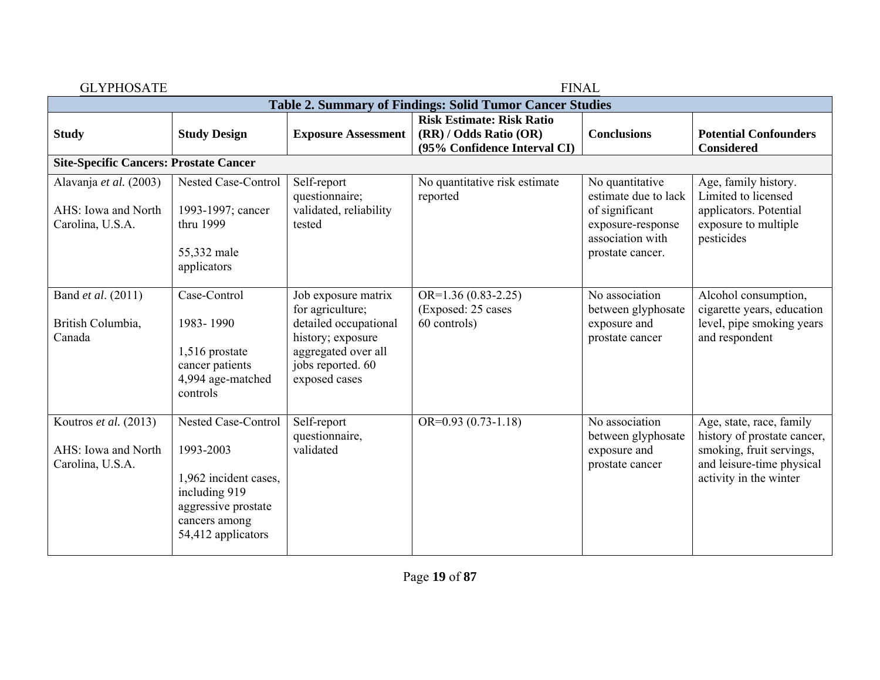| Table 2. Summary of Findings: Solid Tumor Cancer Studies | | | | | |
|---|---|---|---|---|---|
| **Study** | **Study Design** | **Exposure Assessment** | **Risk Estimate: Risk Ratio (RR) / Odds Ratio (OR) (95% Confidence Interval CI)** | **Conclusions** | **Potential Confounders Considered** |
| **Site-Specific Cancers: Prostate Cancer** | | | | | |
| Alavanja *et al.* (2003)<br><br>AHS: Iowa and North Carolina, U.S.A. | Nested Case-Control<br><br>1993-1997; cancer thru 1999<br><br>55,332 male applicators | Self-report questionnaire; validated, reliability tested | No quantitative risk estimate reported | No quantitative estimate due to lack of significant exposure-response association with prostate cancer. | Age, family history. Limited to licensed applicators. Potential exposure to multiple pesticides |
| Band *et al*. (2011)<br><br>British Columbia, Canada | Case-Control<br><br>1983- 1990<br><br>1,516 prostate cancer patients 4,994 age-matched controls | Job exposure matrix for agriculture; detailed occupational history; exposure aggregated over all jobs reported. 60 exposed cases | OR=1.36 (0.83-2.25) (Exposed: 25 cases 60 controls) | No association between glyphosate exposure and prostate cancer | Alcohol consumption, cigarette years, education level, pipe smoking years and respondent |
| Koutros *et al.* (2013)<br><br>AHS: Iowa and North Carolina, U.S.A. | Nested Case-Control<br><br>1993-2003<br><br>1,962 incident cases, including 919 aggressive prostate cancers among 54,412 applicators | Self-report questionnaire, validated | OR=0.93 (0.73-1.18) | No association between glyphosate exposure and prostate cancer | Age, state, race, family history of prostate cancer, smoking, fruit servings, and leisure-time physical activity in the winter |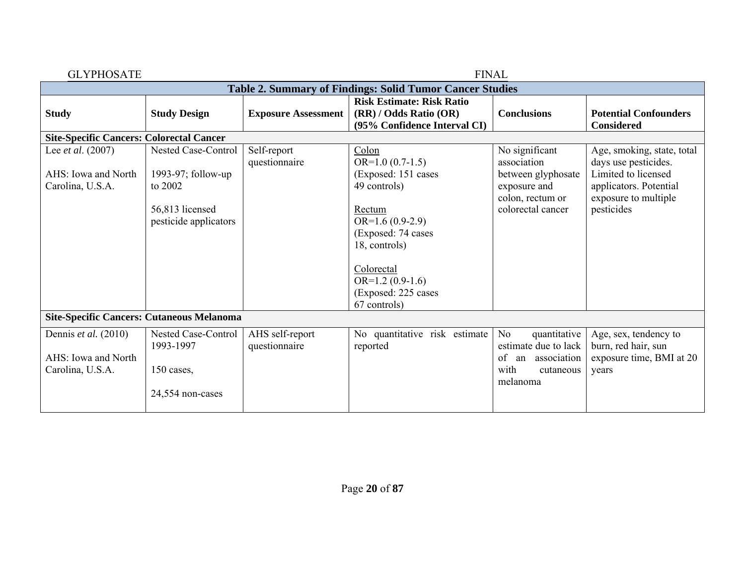| Table 2. Summary of Findings: Solid Tumor Cancer Studies | | | | | |
|---|---|---|---|---|---|
| **Study** | **Study Design** | **Exposure Assessment** | **Risk Estimate: Risk Ratio (RR) / Odds Ratio (OR) (95% Confidence Interval CI)** | **Conclusions** | **Potential Confounders Considered** |
| **Site-Specific Cancers: Colorectal Cancer** | | | | | |
| Lee *et al*. (2007)<br><br>AHS: Iowa and North Carolina, U.S.A. | Nested Case-Control<br><br>1993-97; follow-up to 2002<br><br>56,813 licensed pesticide applicators | Self-report questionnaire | Colon<br>OR=1.0 (0.7-1.5)<br>(Exposed: 151 cases 49 controls)<br><br>Rectum<br>OR=1.6 (0.9-2.9)<br>(Exposed: 74 cases 18, controls)<br><br>Colorectal<br>OR=1.2 (0.9-1.6)<br>(Exposed: 225 cases 67 controls) | No significant association between glyphosate exposure and colon, rectum or colorectal cancer | Age, smoking, state, total days use pesticides. Limited to licensed applicators. Potential exposure to multiple pesticides |
| **Site-Specific Cancers: Cutaneous Melanoma** | | | | | |
| Dennis *et al.* (2010)<br><br>AHS: Iowa and North Carolina, U.S.A. | Nested Case-Control 1993-1997<br><br>150 cases,<br><br>24,554 non-cases | AHS self-report questionnaire | No quantitative risk estimate reported | No quantitative estimate due to lack of an association with cutaneous melanoma | Age, sex, tendency to burn, red hair, sun exposure time, BMI at 20 years |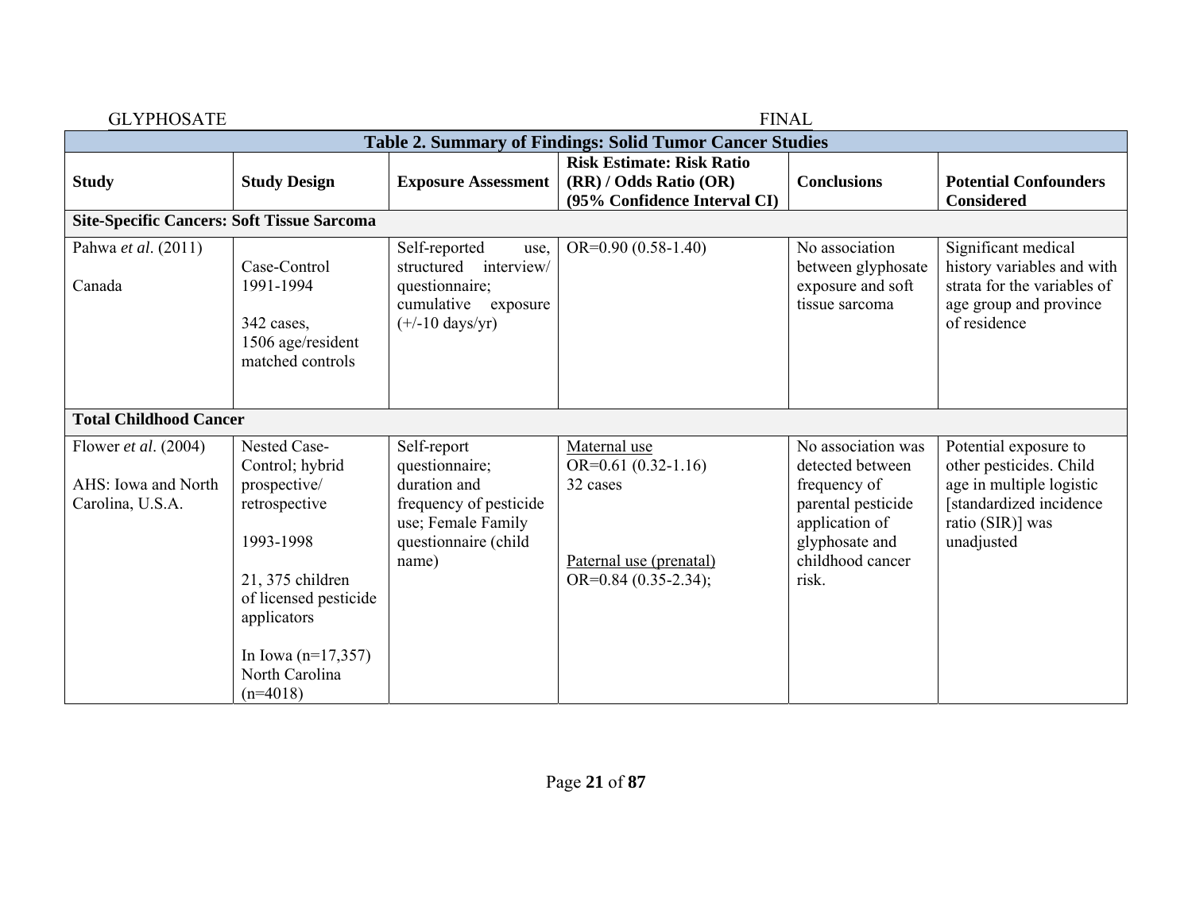**Table 2. Summary of Findings: Solid Tumor Cancer Studies**

| Study | Study Design | Exposure Assessment | Risk Estimate: Risk Ratio (RR) / Odds Ratio (OR) (95% Confidence Interval CI) | Conclusions | Potential Confounders Considered |
|---|---|---|---|---|---|
| **Site-Specific Cancers: Soft Tissue Sarcoma** | | | | | |
| Pahwa *et al*. (2011)<br><br>Canada | Case-Control<br>1991-1994<br><br>342 cases,<br>1506 age/resident matched controls | Self-reported use, structured interview/ questionnaire; cumulative exposure (+/-10 days/yr) | OR=0.90 (0.58-1.40) | No association between glyphosate exposure and soft tissue sarcoma | Significant medical history variables and with strata for the variables of age group and province of residence |
| **Total Childhood Cancer** | | | | | |
| Flower *et al*. (2004)<br><br>AHS: Iowa and North Carolina, U.S.A. | Nested Case-Control; hybrid prospective/ retrospective<br><br>1993-1998<br><br>21, 375 children of licensed pesticide applicators<br><br>In Iowa (n=17,357) North Carolina (n=4018) | Self-report questionnaire; duration and frequency of pesticide use; Female Family questionnaire (child name) | Maternal use<br>OR=0.61 (0.32-1.16)<br>32 cases<br><br>Paternal use (prenatal)<br>OR=0.84 (0.35-2.34); | No association was detected between frequency of parental pesticide application of glyphosate and childhood cancer risk. | Potential exposure to other pesticides. Child age in multiple logistic [standardized incidence ratio (SIR)] was unadjusted |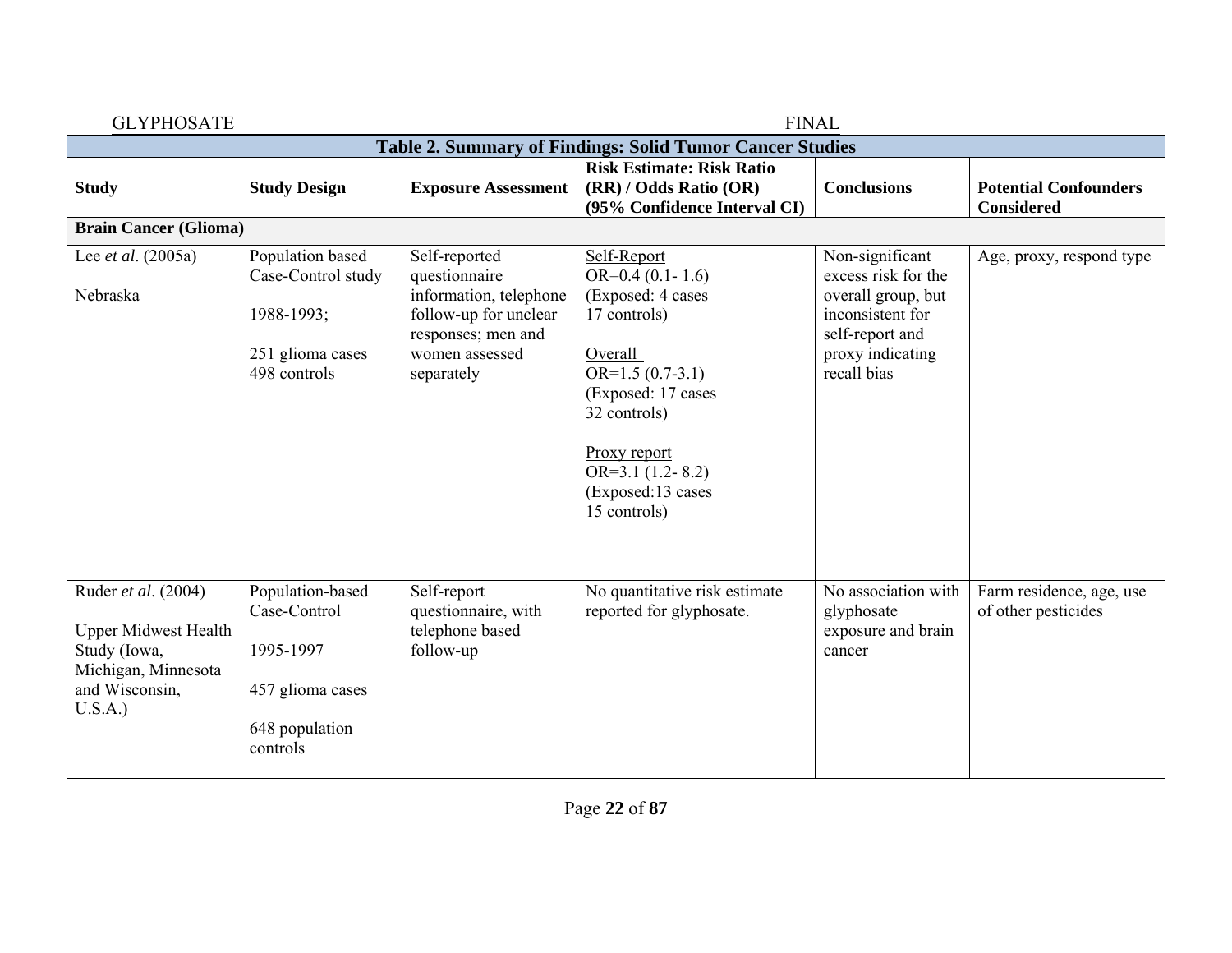| Table 2. Summary of Findings: Solid Tumor Cancer Studies | | | | | |
|---|---|---|---|---|---|
| **Study** | **Study Design** | **Exposure Assessment** | **Risk Estimate: Risk Ratio (RR) / Odds Ratio (OR) (95% Confidence Interval CI)** | **Conclusions** | **Potential Confounders Considered** |
| **Brain Cancer (Glioma)** | | | | | |
| Lee *et al*. (2005a)<br><br>Nebraska | Population based Case-Control study<br><br>1988-1993;<br><br>251 glioma cases<br>498 controls | Self-reported questionnaire information, telephone follow-up for unclear responses; men and women assessed separately | Self-Report<br>OR=0.4 (0.1- 1.6)<br>(Exposed: 4 cases<br>17 controls)<br><br>Overall<br>OR=1.5 (0.7-3.1)<br>(Exposed: 17 cases<br>32 controls)<br><br>Proxy report<br>OR=3.1 (1.2- 8.2)<br>(Exposed:13 cases<br>15 controls) | Non-significant excess risk for the overall group, but inconsistent for self-report and proxy indicating recall bias | Age, proxy, respond type |
| Ruder *et al*. (2004)<br><br>Upper Midwest Health Study (Iowa, Michigan, Minnesota and Wisconsin, U.S.A.) | Population-based Case-Control<br><br>1995-1997<br><br>457 glioma cases<br><br>648 population controls | Self-report questionnaire, with telephone based follow-up | No quantitative risk estimate reported for glyphosate. | No association with glyphosate exposure and brain cancer | Farm residence, age, use of other pesticides |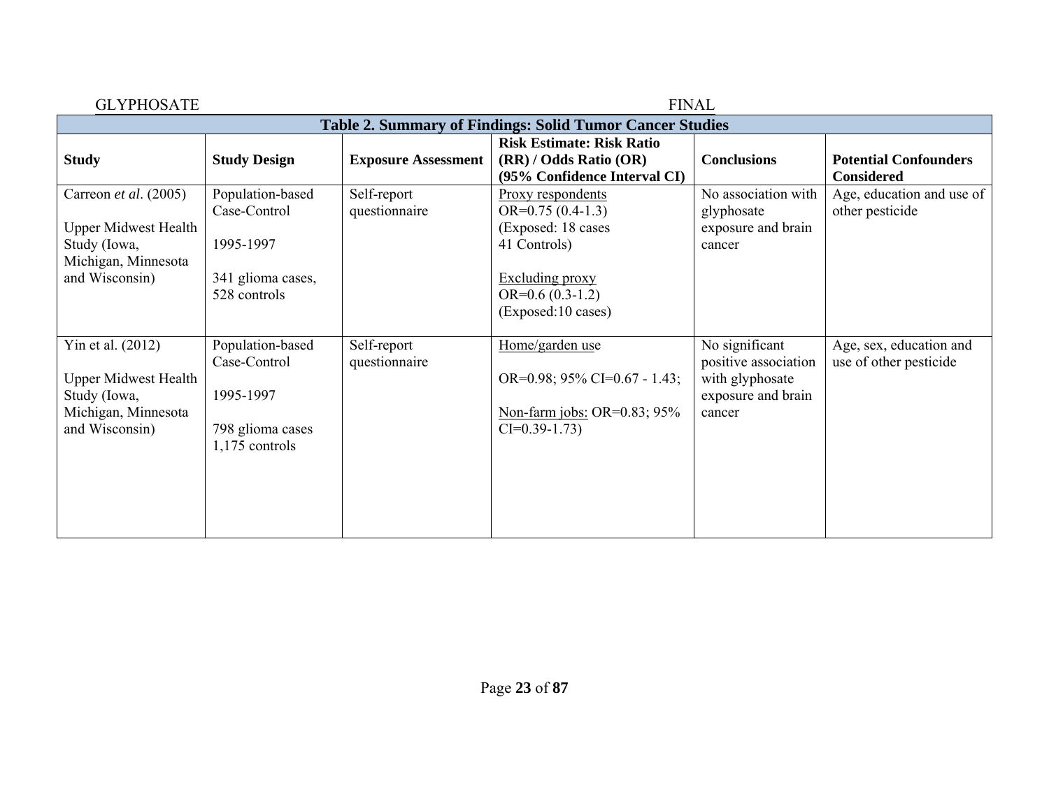| Table 2. Summary of Findings: Solid Tumor Cancer Studies | | | | | |
|---|---|---|---|---|---|
| **Study** | **Study Design** | **Exposure Assessment** | **Risk Estimate: Risk Ratio (RR) / Odds Ratio (OR) (95% Confidence Interval CI)** | **Conclusions** | **Potential Confounders Considered** |
| Carreon *et al*. (2005)<br><br>Upper Midwest Health Study (Iowa, Michigan, Minnesota and Wisconsin) | Population-based Case-Control<br><br>1995-1997<br><br>341 glioma cases, 528 controls | Self-report questionnaire | <u>Proxy respondents</u><br>OR=0.75 (0.4-1.3)<br>(Exposed: 18 cases 41 Controls)<br><br><u>Excluding proxy</u><br>OR=0.6 (0.3-1.2)<br>(Exposed:10 cases) | No association with glyphosate exposure and brain cancer | Age, education and use of other pesticide |
| Yin et al. (2012)<br><br>Upper Midwest Health Study (Iowa, Michigan, Minnesota and Wisconsin) | Population-based Case-Control<br><br>1995-1997<br><br>798 glioma cases 1,175 controls | Self-report questionnaire | <u>Home/garden use</u><br><br>OR=0.98; 95% CI=0.67 - 1.43;<br><br><u>Non-farm jobs:</u> OR=0.83; 95% CI=0.39-1.73) | No significant positive association with glyphosate exposure and brain cancer | Age, sex, education and use of other pesticide |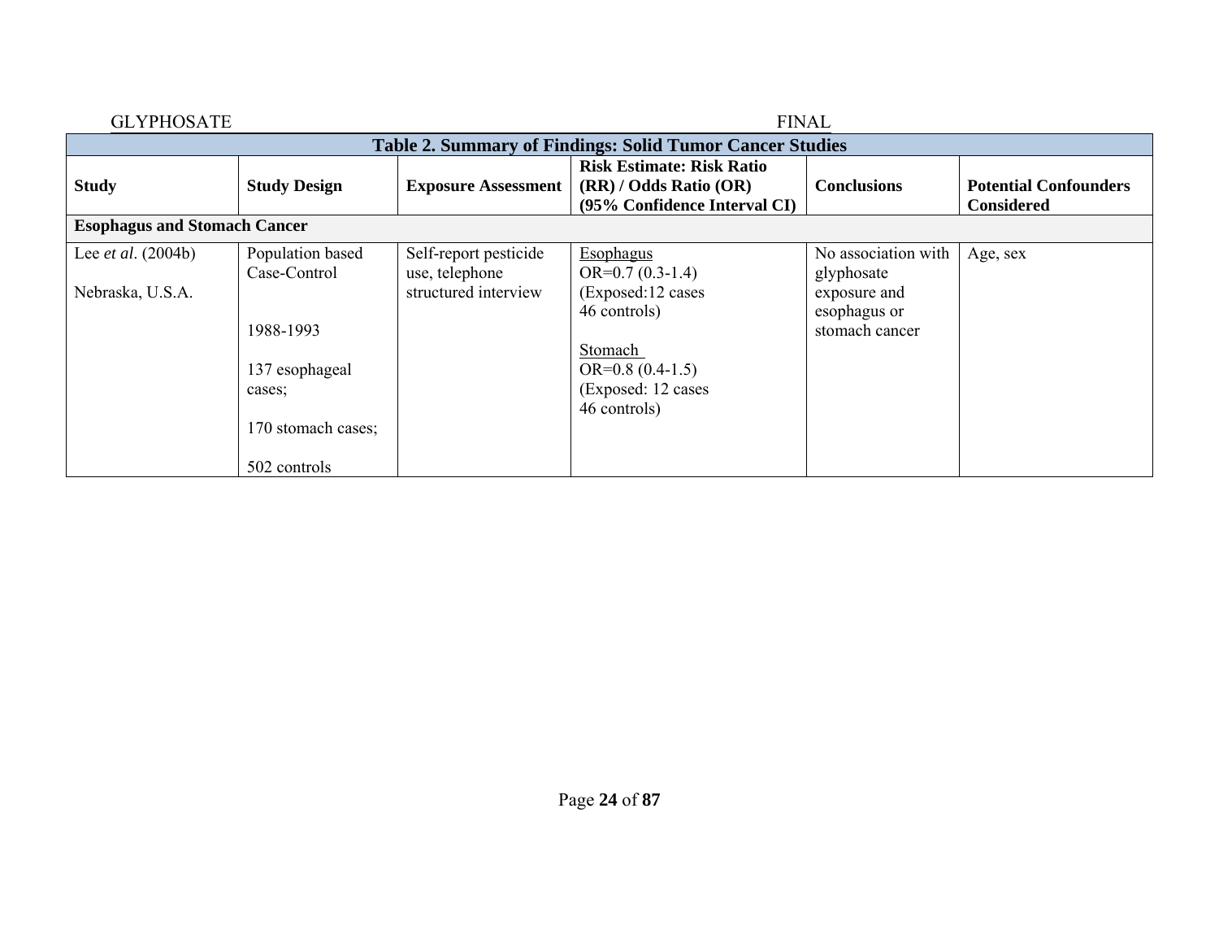| Table 2. Summary of Findings: Solid Tumor Cancer Studies | | | | | |
|---|---|---|---|---|---|
| **Study** | **Study Design** | **Exposure Assessment** | **Risk Estimate: Risk Ratio (RR) / Odds Ratio (OR) (95% Confidence Interval CI)** | **Conclusions** | **Potential Confounders Considered** |
| **Esophagus and Stomach Cancer** | | | | | |
| Lee *et al*. (2004b)<br><br>Nebraska, U.S.A. | Population based Case-Control<br><br>1988-1993<br><br>137 esophageal cases;<br><br>170 stomach cases;<br><br>502 controls | Self-report pesticide use, telephone structured interview | Esophagus<br>OR=0.7 (0.3-1.4)<br>(Exposed:12 cases 46 controls)<br><br>Stomach<br>OR=0.8 (0.4-1.5)<br>(Exposed: 12 cases 46 controls) | No association with glyphosate exposure and esophagus or stomach cancer | Age, sex |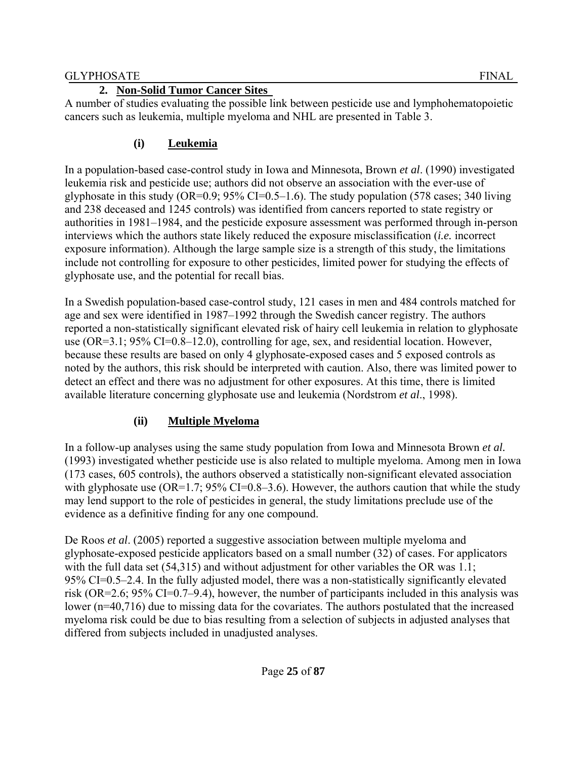## 2. Non-Solid Tumor Cancer Sites

A number of studies evaluating the possible link between pesticide use and lymphohematopoietic cancers such as leukemia, multiple myeloma and NHL are presented in Table 3.

### (i) Leukemia

In a population-based case-control study in Iowa and Minnesota, Brown *et al*. (1990) investigated leukemia risk and pesticide use; authors did not observe an association with the ever-use of glyphosate in this study (OR=0.9; 95% CI=0.5–1.6). The study population (578 cases; 340 living and 238 deceased and 1245 controls) was identified from cancers reported to state registry or authorities in 1981–1984, and the pesticide exposure assessment was performed through in-person interviews which the authors state likely reduced the exposure misclassification (*i.e.* incorrect exposure information). Although the large sample size is a strength of this study, the limitations include not controlling for exposure to other pesticides, limited power for studying the effects of glyphosate use, and the potential for recall bias.

In a Swedish population-based case-control study, 121 cases in men and 484 controls matched for age and sex were identified in 1987–1992 through the Swedish cancer registry. The authors reported a non-statistically significant elevated risk of hairy cell leukemia in relation to glyphosate use (OR=3.1; 95% CI=0.8–12.0), controlling for age, sex, and residential location. However, because these results are based on only 4 glyphosate-exposed cases and 5 exposed controls as noted by the authors, this risk should be interpreted with caution. Also, there was limited power to detect an effect and there was no adjustment for other exposures. At this time, there is limited available literature concerning glyphosate use and leukemia (Nordstrom *et al*., 1998).

### (ii) Multiple Myeloma

In a follow-up analyses using the same study population from Iowa and Minnesota Brown *et al.* (1993) investigated whether pesticide use is also related to multiple myeloma. Among men in Iowa (173 cases, 605 controls), the authors observed a statistically non-significant elevated association with glyphosate use (OR=1.7; 95% CI=0.8–3.6). However, the authors caution that while the study may lend support to the role of pesticides in general, the study limitations preclude use of the evidence as a definitive finding for any one compound.

De Roos *et al*. (2005) reported a suggestive association between multiple myeloma and glyphosate-exposed pesticide applicators based on a small number (32) of cases. For applicators with the full data set (54,315) and without adjustment for other variables the OR was 1.1; 95% CI=0.5–2.4. In the fully adjusted model, there was a non-statistically significantly elevated risk (OR=2.6; 95% CI=0.7–9.4), however, the number of participants included in this analysis was lower (n=40,716) due to missing data for the covariates. The authors postulated that the increased myeloma risk could be due to bias resulting from a selection of subjects in adjusted analyses that differed from subjects included in unadjusted analyses.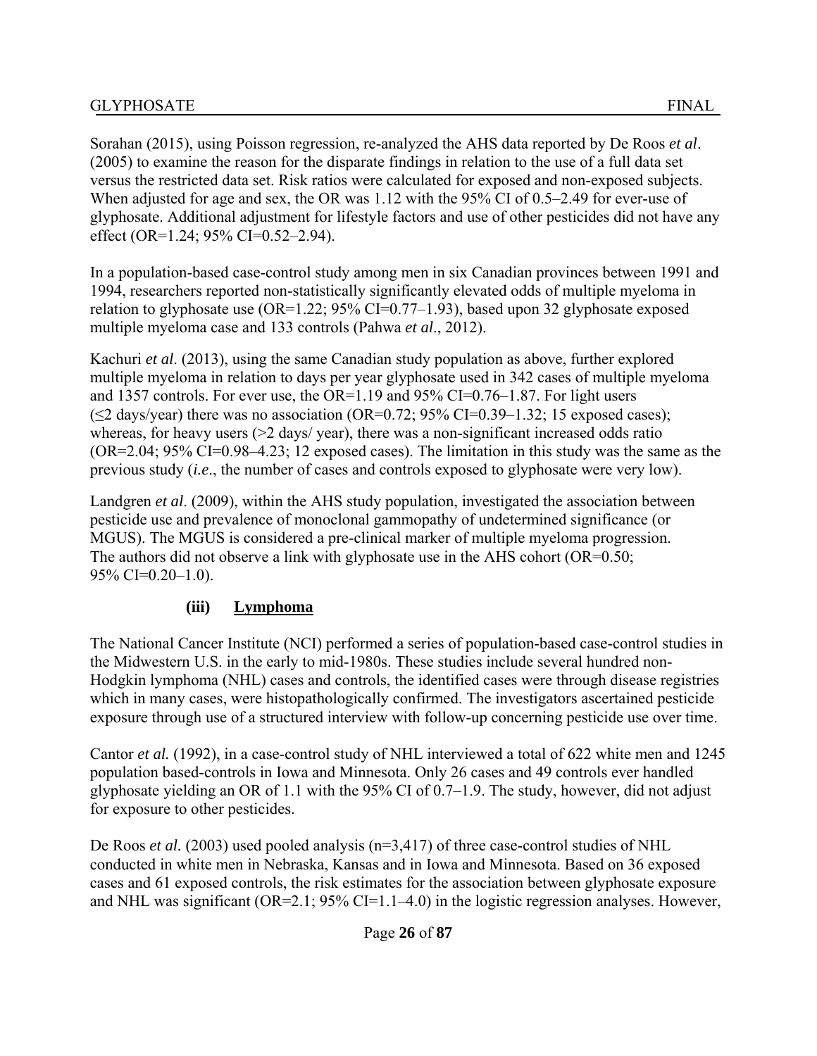Sorahan (2015), using Poisson regression, re-analyzed the AHS data reported by De Roos *et al*. (2005) to examine the reason for the disparate findings in relation to the use of a full data set versus the restricted data set. Risk ratios were calculated for exposed and non-exposed subjects. When adjusted for age and sex, the OR was 1.12 with the 95% CI of 0.5–2.49 for ever-use of glyphosate. Additional adjustment for lifestyle factors and use of other pesticides did not have any effect (OR=1.24; 95% CI=0.52–2.94).

In a population-based case-control study among men in six Canadian provinces between 1991 and 1994, researchers reported non-statistically significantly elevated odds of multiple myeloma in relation to glyphosate use (OR=1.22; 95% CI=0.77–1.93), based upon 32 glyphosate exposed multiple myeloma case and 133 controls (Pahwa *et al*., 2012).

Kachuri *et al*. (2013), using the same Canadian study population as above, further explored multiple myeloma in relation to days per year glyphosate used in 342 cases of multiple myeloma and 1357 controls. For ever use, the OR=1.19 and 95% CI=0.76–1.87. For light users (≤2 days/year) there was no association (OR=0.72; 95% CI=0.39–1.32; 15 exposed cases); whereas, for heavy users (>2 days/ year), there was a non-significant increased odds ratio (OR=2.04; 95% CI=0.98–4.23; 12 exposed cases). The limitation in this study was the same as the previous study (*i.e*., the number of cases and controls exposed to glyphosate were very low).

Landgren *et al*. (2009), within the AHS study population, investigated the association between pesticide use and prevalence of monoclonal gammopathy of undetermined significance (or MGUS). The MGUS is considered a pre-clinical marker of multiple myeloma progression. The authors did not observe a link with glyphosate use in the AHS cohort (OR=0.50; 95% CI=0.20–1.0).

#### (iii) Lymphoma

The National Cancer Institute (NCI) performed a series of population-based case-control studies in the Midwestern U.S. in the early to mid-1980s. These studies include several hundred non-Hodgkin lymphoma (NHL) cases and controls, the identified cases were through disease registries which in many cases, were histopathologically confirmed. The investigators ascertained pesticide exposure through use of a structured interview with follow-up concerning pesticide use over time.

Cantor *et al.* (1992), in a case-control study of NHL interviewed a total of 622 white men and 1245 population based-controls in Iowa and Minnesota. Only 26 cases and 49 controls ever handled glyphosate yielding an OR of 1.1 with the 95% CI of 0.7–1.9. The study, however, did not adjust for exposure to other pesticides.

De Roos *et al.* (2003) used pooled analysis (n=3,417) of three case-control studies of NHL conducted in white men in Nebraska, Kansas and in Iowa and Minnesota. Based on 36 exposed cases and 61 exposed controls, the risk estimates for the association between glyphosate exposure and NHL was significant (OR=2.1; 95% CI=1.1–4.0) in the logistic regression analyses. However,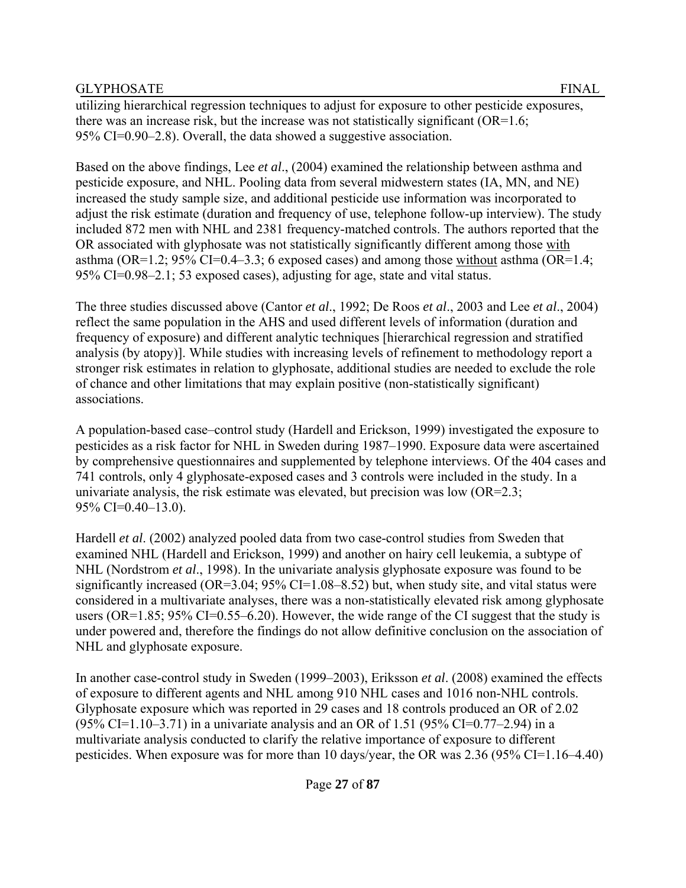utilizing hierarchical regression techniques to adjust for exposure to other pesticide exposures, there was an increase risk, but the increase was not statistically significant (OR=1.6; 95% CI=0.90–2.8). Overall, the data showed a suggestive association.

Based on the above findings, Lee *et al*., (2004) examined the relationship between asthma and pesticide exposure, and NHL. Pooling data from several midwestern states (IA, MN, and NE) increased the study sample size, and additional pesticide use information was incorporated to adjust the risk estimate (duration and frequency of use, telephone follow-up interview). The study included 872 men with NHL and 2381 frequency-matched controls. The authors reported that the OR associated with glyphosate was not statistically significantly different among those with asthma (OR=1.2; 95% CI=0.4–3.3; 6 exposed cases) and among those without asthma (OR=1.4; 95% CI=0.98–2.1; 53 exposed cases), adjusting for age, state and vital status.

The three studies discussed above (Cantor *et al*., 1992; De Roos *et al*., 2003 and Lee *et al*., 2004) reflect the same population in the AHS and used different levels of information (duration and frequency of exposure) and different analytic techniques [hierarchical regression and stratified analysis (by atopy)]. While studies with increasing levels of refinement to methodology report a stronger risk estimates in relation to glyphosate, additional studies are needed to exclude the role of chance and other limitations that may explain positive (non-statistically significant) associations.

A population-based case–control study (Hardell and Erickson, 1999) investigated the exposure to pesticides as a risk factor for NHL in Sweden during 1987–1990. Exposure data were ascertained by comprehensive questionnaires and supplemented by telephone interviews. Of the 404 cases and 741 controls, only 4 glyphosate-exposed cases and 3 controls were included in the study. In a univariate analysis, the risk estimate was elevated, but precision was low (OR=2.3; 95% CI=0.40–13.0).

Hardell *et al*. (2002) analyzed pooled data from two case-control studies from Sweden that examined NHL (Hardell and Erickson, 1999) and another on hairy cell leukemia, a subtype of NHL (Nordstrom *et al*., 1998). In the univariate analysis glyphosate exposure was found to be significantly increased (OR=3.04; 95% CI=1.08–8.52) but, when study site, and vital status were considered in a multivariate analyses, there was a non-statistically elevated risk among glyphosate users (OR=1.85; 95% CI=0.55–6.20). However, the wide range of the CI suggest that the study is under powered and, therefore the findings do not allow definitive conclusion on the association of NHL and glyphosate exposure.

In another case-control study in Sweden (1999–2003), Eriksson *et al*. (2008) examined the effects of exposure to different agents and NHL among 910 NHL cases and 1016 non-NHL controls. Glyphosate exposure which was reported in 29 cases and 18 controls produced an OR of 2.02 (95% CI=1.10–3.71) in a univariate analysis and an OR of 1.51 (95% CI=0.77–2.94) in a multivariate analysis conducted to clarify the relative importance of exposure to different pesticides. When exposure was for more than 10 days/year, the OR was 2.36 (95% CI=1.16–4.40)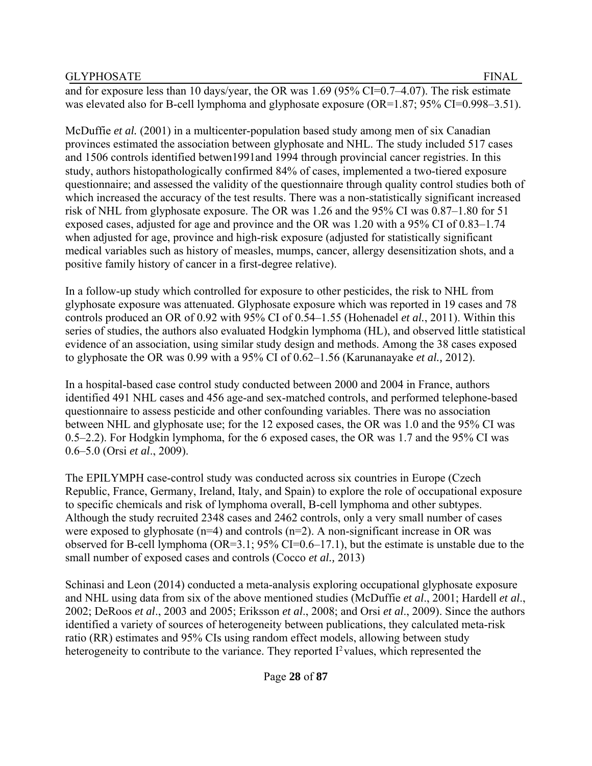and for exposure less than 10 days/year, the OR was 1.69 (95% CI=0.7–4.07). The risk estimate was elevated also for B-cell lymphoma and glyphosate exposure (OR=1.87; 95% CI=0.998–3.51).

McDuffie *et al.* (2001) in a multicenter-population based study among men of six Canadian provinces estimated the association between glyphosate and NHL. The study included 517 cases and 1506 controls identified betwen1991and 1994 through provincial cancer registries. In this study, authors histopathologically confirmed 84% of cases, implemented a two-tiered exposure questionnaire; and assessed the validity of the questionnaire through quality control studies both of which increased the accuracy of the test results. There was a non-statistically significant increased risk of NHL from glyphosate exposure. The OR was 1.26 and the 95% CI was 0.87–1.80 for 51 exposed cases, adjusted for age and province and the OR was 1.20 with a 95% CI of 0.83–1.74 when adjusted for age, province and high-risk exposure (adjusted for statistically significant medical variables such as history of measles, mumps, cancer, allergy desensitization shots, and a positive family history of cancer in a first-degree relative).

In a follow-up study which controlled for exposure to other pesticides, the risk to NHL from glyphosate exposure was attenuated. Glyphosate exposure which was reported in 19 cases and 78 controls produced an OR of 0.92 with 95% CI of 0.54–1.55 (Hohenadel *et al.*, 2011). Within this series of studies, the authors also evaluated Hodgkin lymphoma (HL), and observed little statistical evidence of an association, using similar study design and methods. Among the 38 cases exposed to glyphosate the OR was 0.99 with a 95% CI of 0.62–1.56 (Karunanayake *et al.,* 2012).

In a hospital-based case control study conducted between 2000 and 2004 in France, authors identified 491 NHL cases and 456 age-and sex-matched controls, and performed telephone-based questionnaire to assess pesticide and other confounding variables. There was no association between NHL and glyphosate use; for the 12 exposed cases, the OR was 1.0 and the 95% CI was 0.5–2.2). For Hodgkin lymphoma, for the 6 exposed cases, the OR was 1.7 and the 95% CI was 0.6–5.0 (Orsi *et al*., 2009).

The EPILYMPH case-control study was conducted across six countries in Europe (Czech Republic, France, Germany, Ireland, Italy, and Spain) to explore the role of occupational exposure to specific chemicals and risk of lymphoma overall, B-cell lymphoma and other subtypes. Although the study recruited 2348 cases and 2462 controls, only a very small number of cases were exposed to glyphosate (n=4) and controls (n=2). A non-significant increase in OR was observed for B-cell lymphoma (OR=3.1; 95% CI=0.6–17.1), but the estimate is unstable due to the small number of exposed cases and controls (Cocco *et al.,* 2013)

Schinasi and Leon (2014) conducted a meta-analysis exploring occupational glyphosate exposure and NHL using data from six of the above mentioned studies (McDuffie *et al*., 2001; Hardell *et al*., 2002; DeRoos *et al*., 2003 and 2005; Eriksson *et al*., 2008; and Orsi *et al*., 2009). Since the authors identified a variety of sources of heterogeneity between publications, they calculated meta-risk ratio (RR) estimates and 95% CIs using random effect models, allowing between study heterogeneity to contribute to the variance. They reported $I^2$ values, which represented the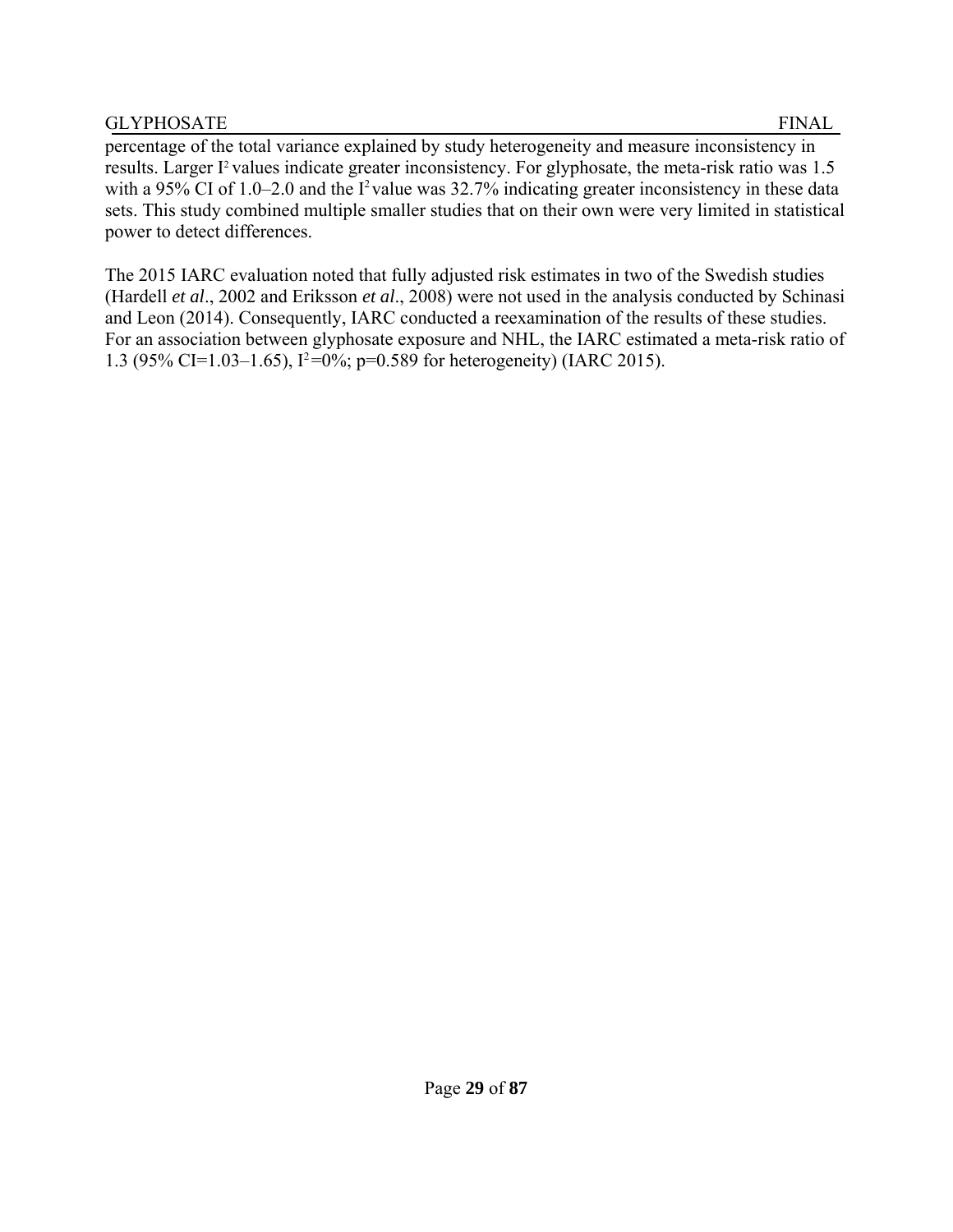percentage of the total variance explained by study heterogeneity and measure inconsistency in results. Larger $I^2$ values indicate greater inconsistency. For glyphosate, the meta-risk ratio was 1.5 with a 95% CI of 1.0–2.0 and the $I^2$ value was 32.7% indicating greater inconsistency in these data sets. This study combined multiple smaller studies that on their own were very limited in statistical power to detect differences.

The 2015 IARC evaluation noted that fully adjusted risk estimates in two of the Swedish studies (Hardell *et al*., 2002 and Eriksson *et al*., 2008) were not used in the analysis conducted by Schinasi and Leon (2014). Consequently, IARC conducted a reexamination of the results of these studies. For an association between glyphosate exposure and NHL, the IARC estimated a meta-risk ratio of 1.3 (95% CI=1.03–1.65), $I^2$=0%; p=0.589 for heterogeneity) (IARC 2015).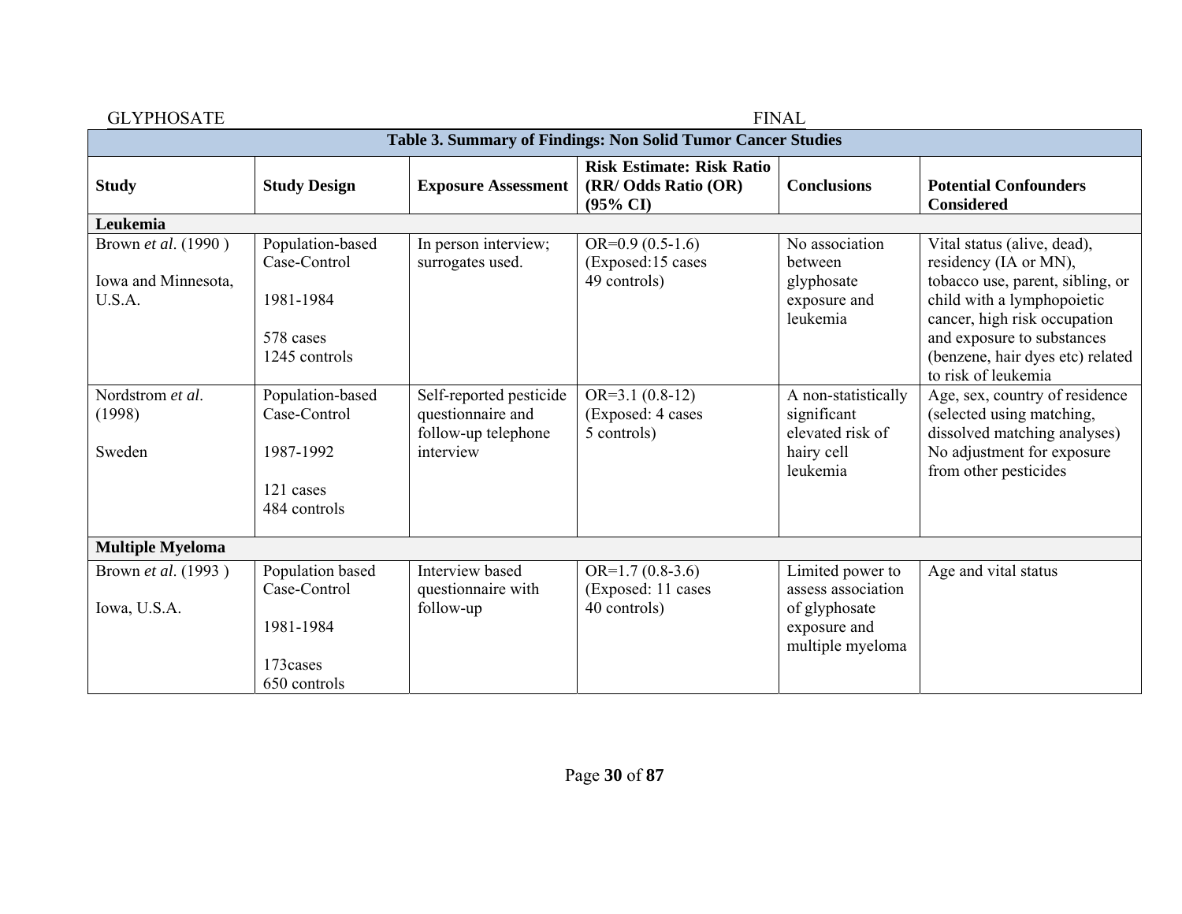| Table 3. Summary of Findings: Non Solid Tumor Cancer Studies | | | | | |
|---|---|---|---|---|---|
| **Study** | **Study Design** | **Exposure Assessment** | **Risk Estimate: Risk Ratio (RR/ Odds Ratio (OR) (95% CI)** | **Conclusions** | **Potential Confounders Considered** |
| **Leukemia** | | | | | |
| Brown *et al*. (1990 ) Iowa and Minnesota, U.S.A. | Population-based Case-Control 1981-1984 578 cases 1245 controls | In person interview; surrogates used. | OR=0.9 (0.5-1.6) (Exposed:15 cases 49 controls) | No association between glyphosate exposure and leukemia | Vital status (alive, dead), residency (IA or MN), tobacco use, parent, sibling, or child with a lymphopoietic cancer, high risk occupation and exposure to substances (benzene, hair dyes etc) related to risk of leukemia |
| Nordstrom *et al*. (1998) Sweden | Population-based Case-Control 1987-1992 121 cases 484 controls | Self-reported pesticide questionnaire and follow-up telephone interview | OR=3.1 (0.8-12) (Exposed: 4 cases 5 controls) | A non-statistically significant elevated risk of hairy cell leukemia | Age, sex, country of residence (selected using matching, dissolved matching analyses) No adjustment for exposure from other pesticides |
| **Multiple Myeloma** | | | | | |
| Brown *et al*. (1993 ) Iowa, U.S.A. | Population based Case-Control 1981-1984 173cases 650 controls | Interview based questionnaire with follow-up | OR=1.7 (0.8-3.6) (Exposed: 11 cases 40 controls) | Limited power to assess association of glyphosate exposure and multiple myeloma | Age and vital status |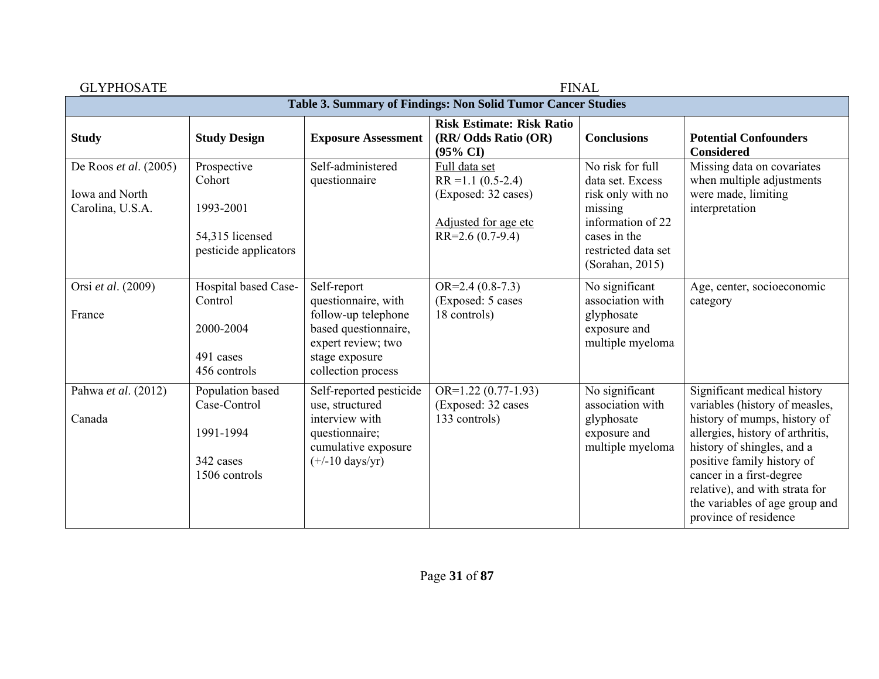| Table 3. Summary of Findings: Non Solid Tumor Cancer Studies | | | | | |
|---|---|---|---|---|---|
| **Study** | **Study Design** | **Exposure Assessment** | **Risk Estimate: Risk Ratio (RR/ Odds Ratio (OR) (95% CI)** | **Conclusions** | **Potential Confounders Considered** |
| De Roos *et al*. (2005)<br><br>Iowa and North Carolina, U.S.A. | Prospective Cohort<br><br>1993-2001<br><br>54,315 licensed pesticide applicators | Self-administered questionnaire | Full data set<br>RR =1.1 (0.5-2.4)<br>(Exposed: 32 cases)<br><br>Adjusted for age etc<br>RR=2.6 (0.7-9.4) | No risk for full data set. Excess risk only with no missing information of 22 cases in the restricted data set (Sorahan, 2015) | Missing data on covariates when multiple adjustments were made, limiting interpretation |
| Orsi *et al*. (2009)<br><br>France | Hospital based Case-Control<br><br>2000-2004<br><br>491 cases<br>456 controls | Self-report questionnaire, with follow-up telephone based questionnaire, expert review; two stage exposure collection process | OR=2.4 (0.8-7.3)<br>(Exposed: 5 cases<br>18 controls) | No significant association with glyphosate exposure and multiple myeloma | Age, center, socioeconomic category |
| Pahwa *et al*. (2012)<br><br>Canada | Population based Case-Control<br><br>1991-1994<br><br>342 cases<br>1506 controls | Self-reported pesticide use, structured interview with questionnaire; cumulative exposure (+/-10 days/yr) | OR=1.22 (0.77-1.93)<br>(Exposed: 32 cases<br>133 controls) | No significant association with glyphosate exposure and multiple myeloma | Significant medical history variables (history of measles, history of mumps, history of allergies, history of arthritis, history of shingles, and a positive family history of cancer in a first-degree relative), and with strata for the variables of age group and province of residence |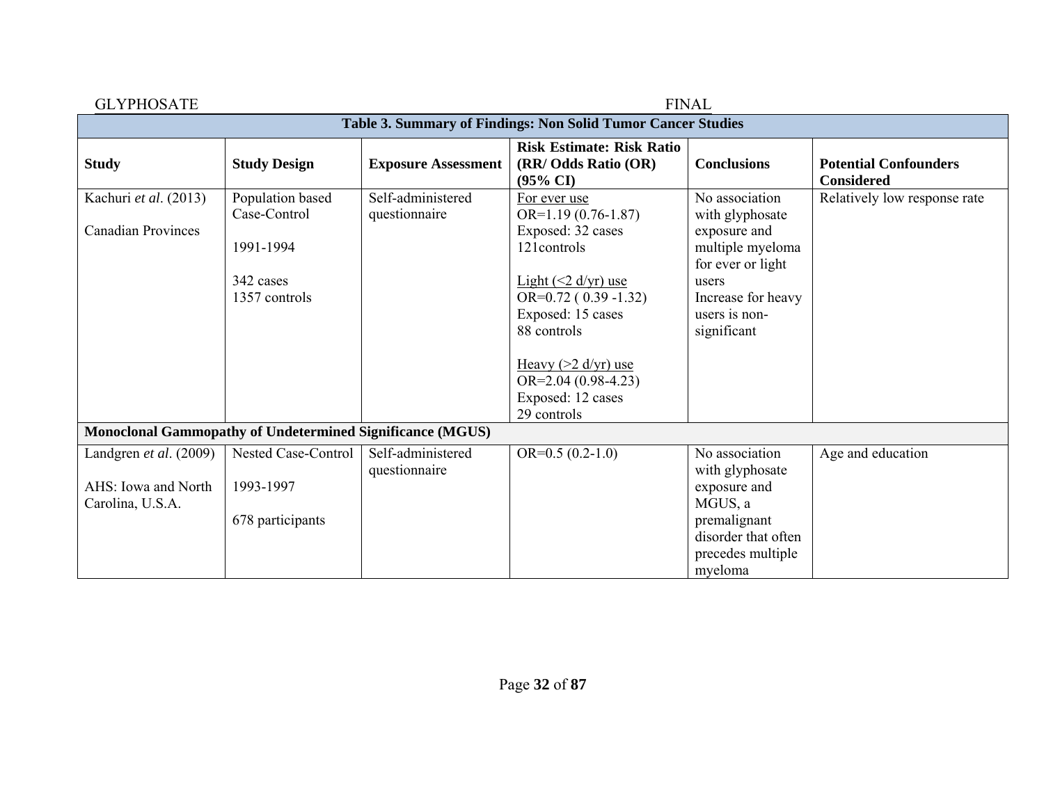| Table 3. Summary of Findings: Non Solid Tumor Cancer Studies | | | | | |
|---|---|---|---|---|---|
| **Study** | **Study Design** | **Exposure Assessment** | **Risk Estimate: Risk Ratio (RR/ Odds Ratio (OR) (95% CI)** | **Conclusions** | **Potential Confounders Considered** |
| Kachuri *et al*. (2013)<br><br>Canadian Provinces | Population based Case-Control<br><br>1991-1994<br><br>342 cases<br>1357 controls | Self-administered questionnaire | For ever use<br>OR=1.19 (0.76-1.87)<br>Exposed: 32 cases<br>121controls<br><br>Light (<2 d/yr) use<br>OR=0.72 ( 0.39 -1.32)<br>Exposed: 15 cases<br>88 controls<br><br>Heavy (>2 d/yr) use<br>OR=2.04 (0.98-4.23)<br>Exposed: 12 cases<br>29 controls | No association with glyphosate exposure and multiple myeloma for ever or light users<br>Increase for heavy users is non-significant | Relatively low response rate |
| **Monoclonal Gammopathy of Undetermined Significance (MGUS)** | | | | | |
| Landgren *et al*. (2009)<br><br>AHS: Iowa and North Carolina, U.S.A. | Nested Case-Control<br><br>1993-1997<br><br>678 participants | Self-administered questionnaire | OR=0.5 (0.2-1.0) | No association with glyphosate exposure and MGUS, a premalignant disorder that often precedes multiple myeloma | Age and education |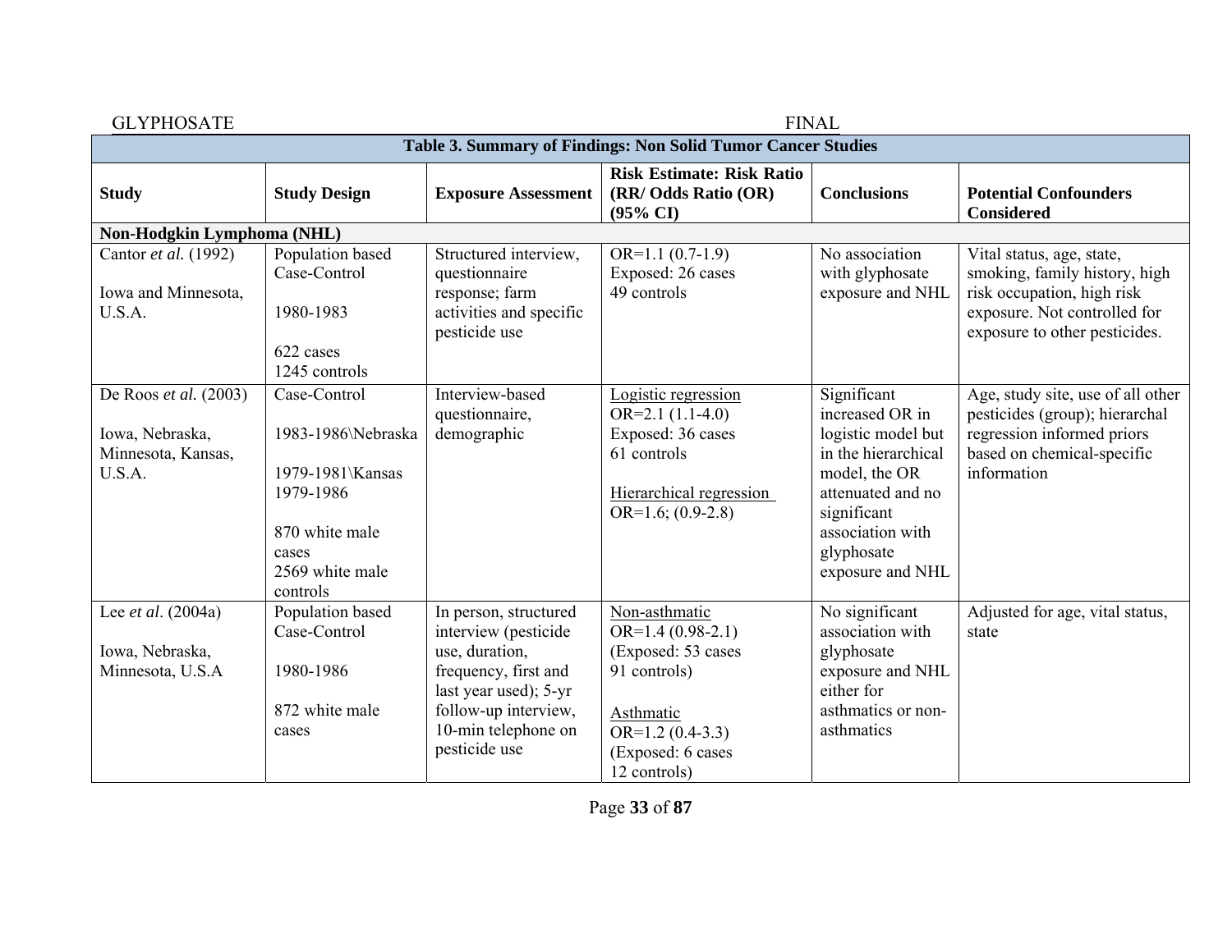**Table 3. Summary of Findings: Non Solid Tumor Cancer Studies**

| Study | Study Design | Exposure Assessment | Risk Estimate: Risk Ratio (RR/ Odds Ratio (OR) (95% CI) | Conclusions | Potential Confounders Considered |
|---|---|---|---|---|---|
| **Non-Hodgkin Lymphoma (NHL)** | | | | | |
| Cantor *et al.* (1992)<br><br>Iowa and Minnesota, U.S.A. | Population based Case-Control<br><br>1980-1983<br><br>622 cases<br>1245 controls | Structured interview, questionnaire response; farm activities and specific pesticide use | OR=1.1 (0.7-1.9)<br>Exposed: 26 cases<br>49 controls | No association with glyphosate exposure and NHL | Vital status, age, state, smoking, family history, high risk occupation, high risk exposure. Not controlled for exposure to other pesticides. |
| De Roos *et al.* (2003)<br><br>Iowa, Nebraska, Minnesota, Kansas, U.S.A. | Case-Control<br><br>1983-1986\Nebraska<br><br>1979-1981\Kansas<br>1979-1986<br><br>870 white male cases<br>2569 white male controls | Interview-based questionnaire, demographic | Logistic regression<br>OR=2.1 (1.1-4.0)<br>Exposed: 36 cases<br>61 controls<br><br>Hierarchical regression<br>OR=1.6; (0.9-2.8) | Significant increased OR in logistic model but in the hierarchical model, the OR attenuated and no significant association with glyphosate exposure and NHL | Age, study site, use of all other pesticides (group); hierarchal regression informed priors based on chemical-specific information |
| Lee *et al*. (2004a)<br><br>Iowa, Nebraska, Minnesota, U.S.A | Population based Case-Control<br><br>1980-1986<br><br>872 white male cases | In person, structured interview (pesticide use, duration, frequency, first and last year used); 5-yr follow-up interview, 10-min telephone on pesticide use | Non-asthmatic<br>OR=1.4 (0.98-2.1)<br>(Exposed: 53 cases<br>91 controls)<br><br>Asthmatic<br>OR=1.2 (0.4-3.3)<br>(Exposed: 6 cases<br>12 controls) | No significant association with glyphosate exposure and NHL either for asthmatics or non-asthmatics | Adjusted for age, vital status, state |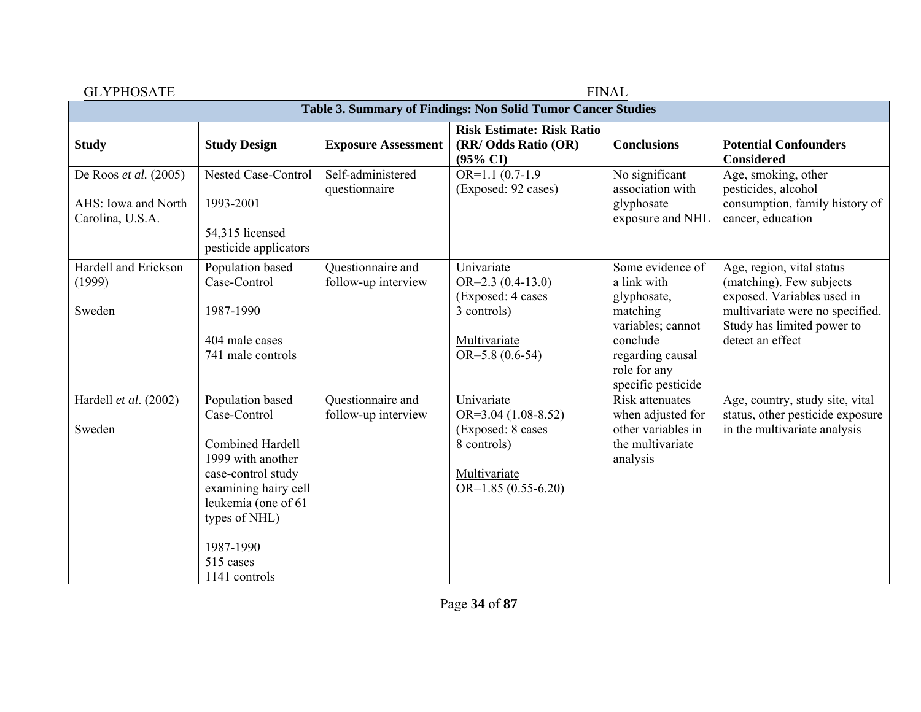| Table 3. Summary of Findings: Non Solid Tumor Cancer Studies | | | | | |
|---|---|---|---|---|---|
| **Study** | **Study Design** | **Exposure Assessment** | **Risk Estimate: Risk Ratio (RR/ Odds Ratio (OR) (95% CI)** | **Conclusions** | **Potential Confounders Considered** |
| De Roos *et al.* (2005)<br><br>AHS: Iowa and North Carolina, U.S.A. | Nested Case-Control<br><br>1993-2001<br><br>54,315 licensed pesticide applicators | Self-administered questionnaire | OR=1.1 (0.7-1.9<br>(Exposed: 92 cases) | No significant association with glyphosate exposure and NHL | Age, smoking, other pesticides, alcohol consumption, family history of cancer, education |
| Hardell and Erickson (1999)<br><br>Sweden | Population based Case-Control<br><br>1987-1990<br><br>404 male cases<br>741 male controls | Questionnaire and follow-up interview | Univariate<br>OR=2.3 (0.4-13.0)<br>(Exposed: 4 cases<br>3 controls)<br><br>Multivariate<br>OR=5.8 (0.6-54) | Some evidence of a link with glyphosate, matching variables; cannot conclude regarding causal role for any specific pesticide | Age, region, vital status (matching). Few subjects exposed. Variables used in multivariate were no specified. Study has limited power to detect an effect |
| Hardell *et al*. (2002)<br><br>Sweden | Population based Case-Control<br><br>Combined Hardell 1999 with another case-control study examining hairy cell leukemia (one of 61 types of NHL)<br><br>1987-1990<br>515 cases<br>1141 controls | Questionnaire and follow-up interview | Univariate<br>OR=3.04 (1.08-8.52)<br>(Exposed: 8 cases<br>8 controls)<br><br>Multivariate<br>OR=1.85 (0.55-6.20) | Risk attenuates when adjusted for other variables in the multivariate analysis | Age, country, study site, vital status, other pesticide exposure in the multivariate analysis |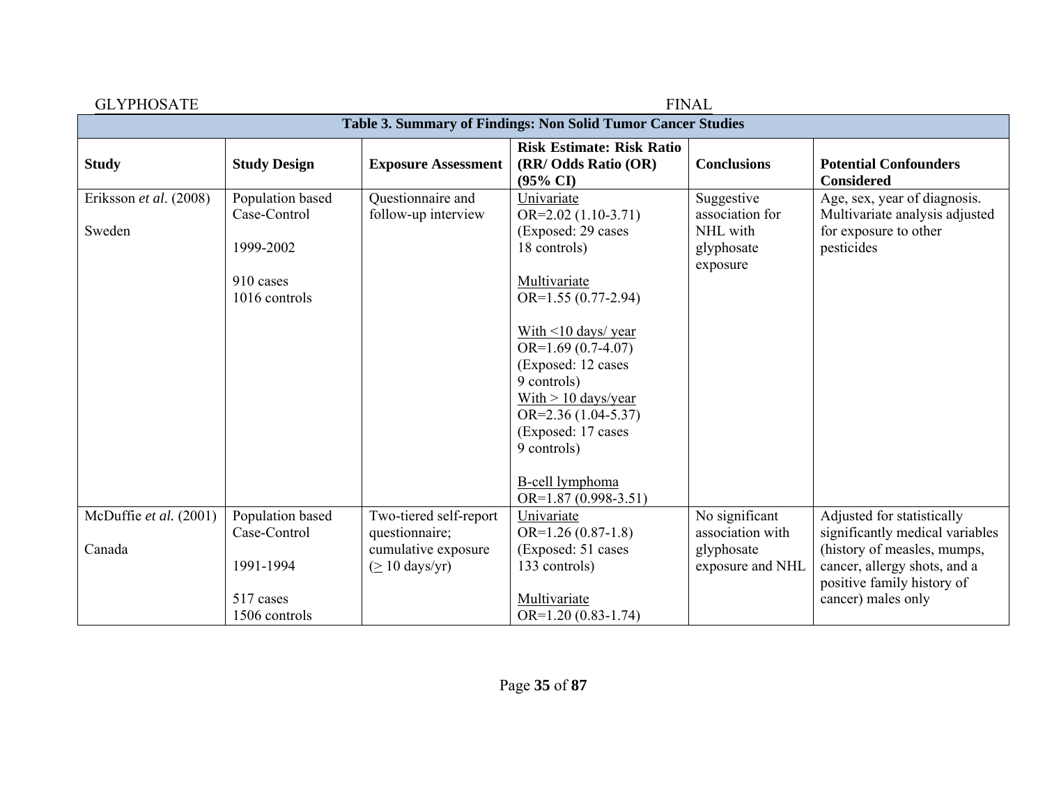| Table 3. Summary of Findings: Non Solid Tumor Cancer Studies | | | | | |
|---|---|---|---|---|---|
| **Study** | **Study Design** | **Exposure Assessment** | **Risk Estimate: Risk Ratio (RR/ Odds Ratio (OR) (95% CI)** | **Conclusions** | **Potential Confounders Considered** |
| Eriksson *et al*. (2008)<br><br>Sweden | Population based Case-Control<br><br>1999-2002<br><br>910 cases<br>1016 controls | Questionnaire and follow-up interview | Univariate<br>OR=2.02 (1.10-3.71)<br>(Exposed: 29 cases<br>18 controls)<br><br>Multivariate<br>OR=1.55 (0.77-2.94)<br><br>With <10 days/ year<br>OR=1.69 (0.7-4.07)<br>(Exposed: 12 cases<br>9 controls)<br>With > 10 days/year<br>OR=2.36 (1.04-5.37)<br>(Exposed: 17 cases<br>9 controls)<br><br>B-cell lymphoma<br>OR=1.87 (0.998-3.51) | Suggestive association for NHL with glyphosate exposure | Age, sex, year of diagnosis. Multivariate analysis adjusted for exposure to other pesticides |
| McDuffie *et al.* (2001)<br><br>Canada | Population based Case-Control<br><br>1991-1994<br><br>517 cases<br>1506 controls | Two-tiered self-report questionnaire; cumulative exposure (≥ 10 days/yr) | Univariate<br>OR=1.26 (0.87-1.8)<br>(Exposed: 51 cases<br>133 controls)<br><br>Multivariate<br>OR=1.20 (0.83-1.74) | No significant association with glyphosate exposure and NHL | Adjusted for statistically significantly medical variables (history of measles, mumps, cancer, allergy shots, and a positive family history of cancer) males only |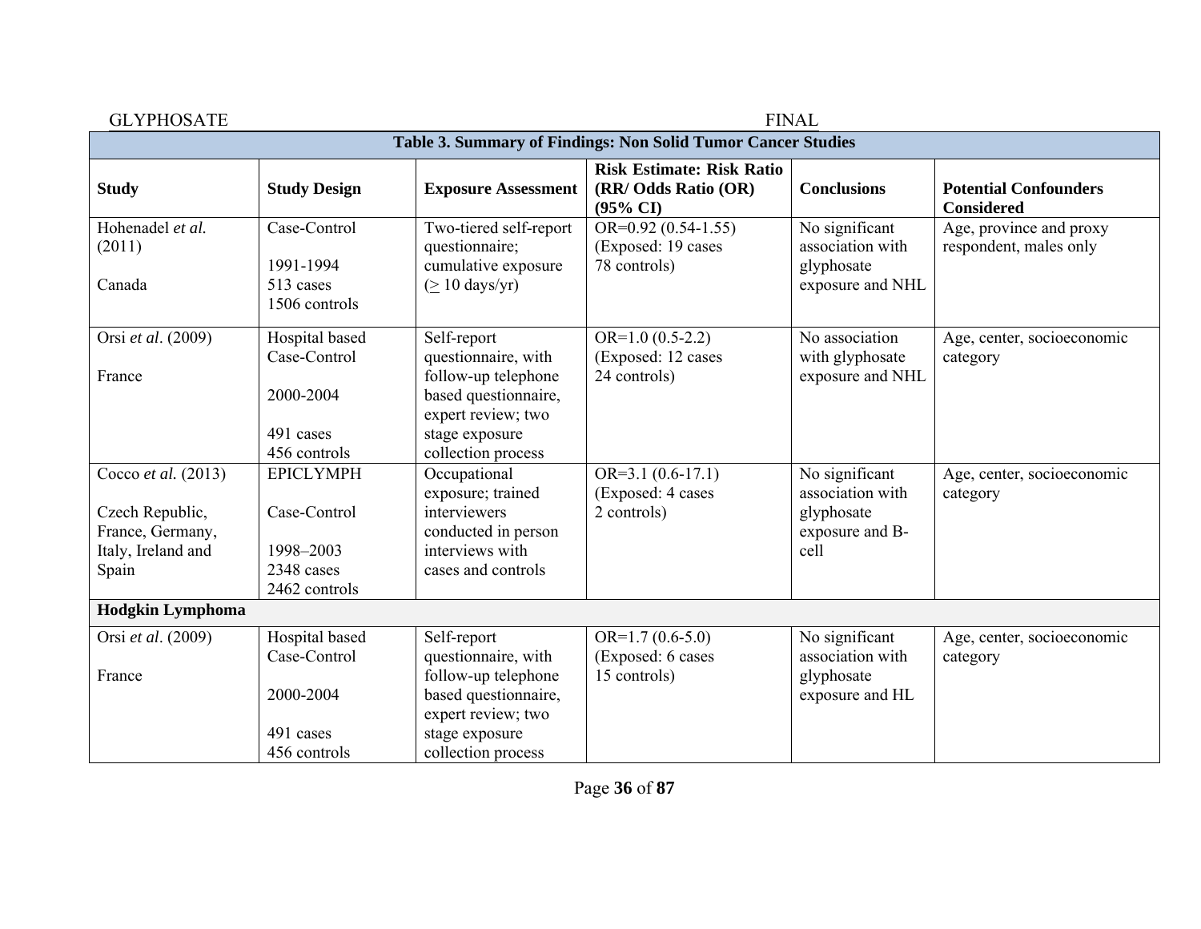**Table 3. Summary of Findings: Non Solid Tumor Cancer Studies**

| Study | Study Design | Exposure Assessment | Risk Estimate: Risk Ratio (RR/ Odds Ratio (OR) (95% CI) | Conclusions | Potential Confounders Considered |
|---|---|---|---|---|---|
| Hohenadel *et al.* (2011)<br><br>Canada | Case-Control<br><br>1991-1994<br>513 cases<br>1506 controls | Two-tiered self-report questionnaire; cumulative exposure (≥ 10 days/yr) | OR=0.92 (0.54-1.55)<br>(Exposed: 19 cases<br>78 controls) | No significant association with glyphosate exposure and NHL | Age, province and proxy respondent, males only |
| Orsi *et al*. (2009)<br><br>France | Hospital based Case-Control<br><br>2000-2004<br><br>491 cases<br>456 controls | Self-report questionnaire, with follow-up telephone based questionnaire, expert review; two stage exposure collection process | OR=1.0 (0.5-2.2)<br>(Exposed: 12 cases<br>24 controls) | No association with glyphosate exposure and NHL | Age, center, socioeconomic category |
| Cocco *et al.* (2013)<br><br>Czech Republic, France, Germany, Italy, Ireland and Spain | EPICLYMPH<br><br>Case-Control<br><br>1998–2003<br>2348 cases<br>2462 controls | Occupational exposure; trained interviewers conducted in person interviews with cases and controls | OR=3.1 (0.6-17.1)<br>(Exposed: 4 cases<br>2 controls) | No significant association with glyphosate exposure and B-cell | Age, center, socioeconomic category |
| **Hodgkin Lymphoma** | | | | | |
| Orsi *et al*. (2009)<br><br>France | Hospital based Case-Control<br><br>2000-2004<br><br>491 cases<br>456 controls | Self-report questionnaire, with follow-up telephone based questionnaire, expert review; two stage exposure collection process | OR=1.7 (0.6-5.0)<br>(Exposed: 6 cases<br>15 controls) | No significant association with glyphosate exposure and HL | Age, center, socioeconomic category |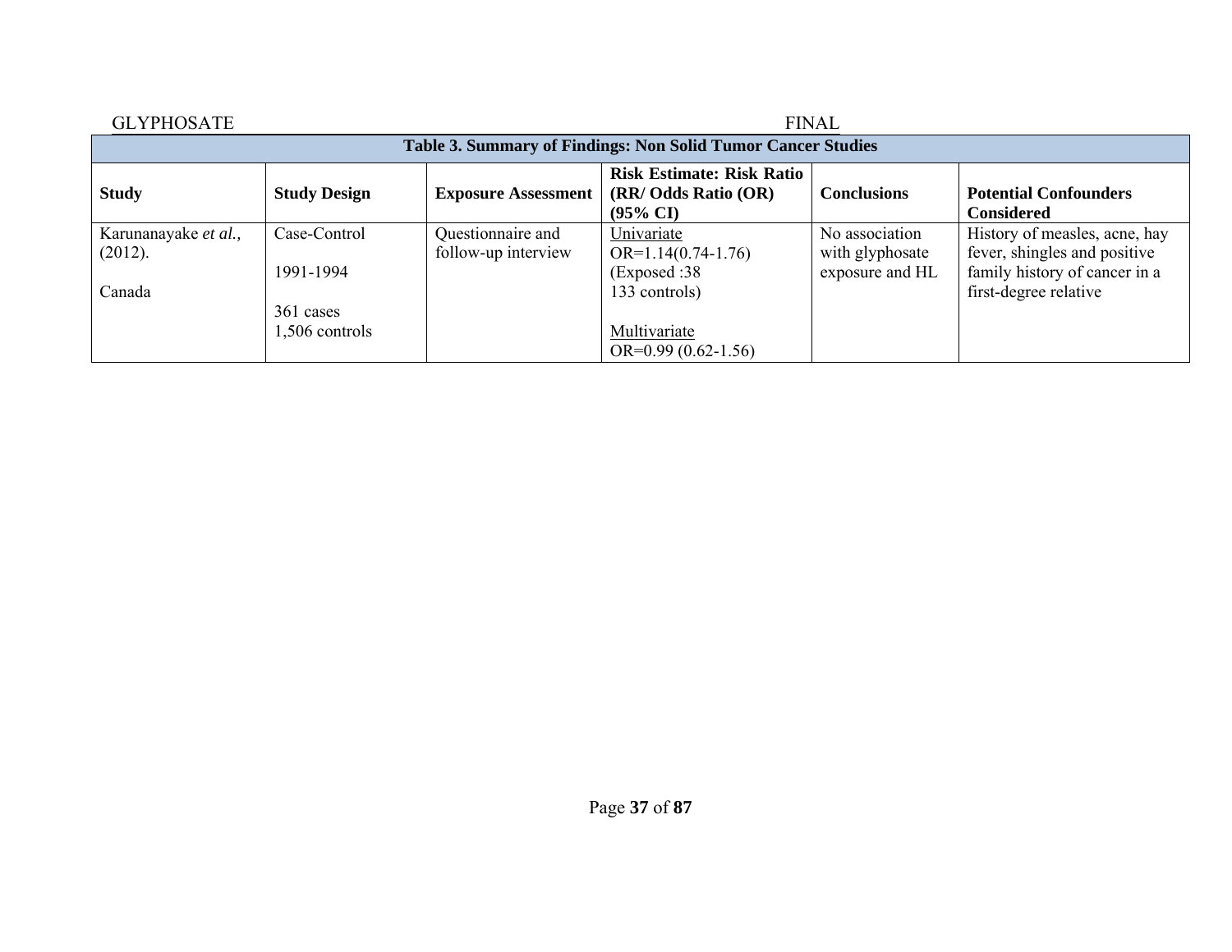**Table 3. Summary of Findings: Non Solid Tumor Cancer Studies**

| Study | Study Design | Exposure Assessment | Risk Estimate: Risk Ratio (RR/ Odds Ratio (OR) (95% CI) | Conclusions | Potential Confounders Considered |
|---|---|---|---|---|---|
| Karunanayake *et al.,* (2012).<br><br>Canada | Case-Control<br><br>1991-1994<br><br>361 cases<br>1,506 controls | Questionnaire and follow-up interview | Univariate<br>OR=1.14(0.74-1.76)<br>(Exposed :38<br>133 controls)<br><br>Multivariate<br>OR=0.99 (0.62-1.56) | No association with glyphosate exposure and HL | History of measles, acne, hay fever, shingles and positive family history of cancer in a first-degree relative |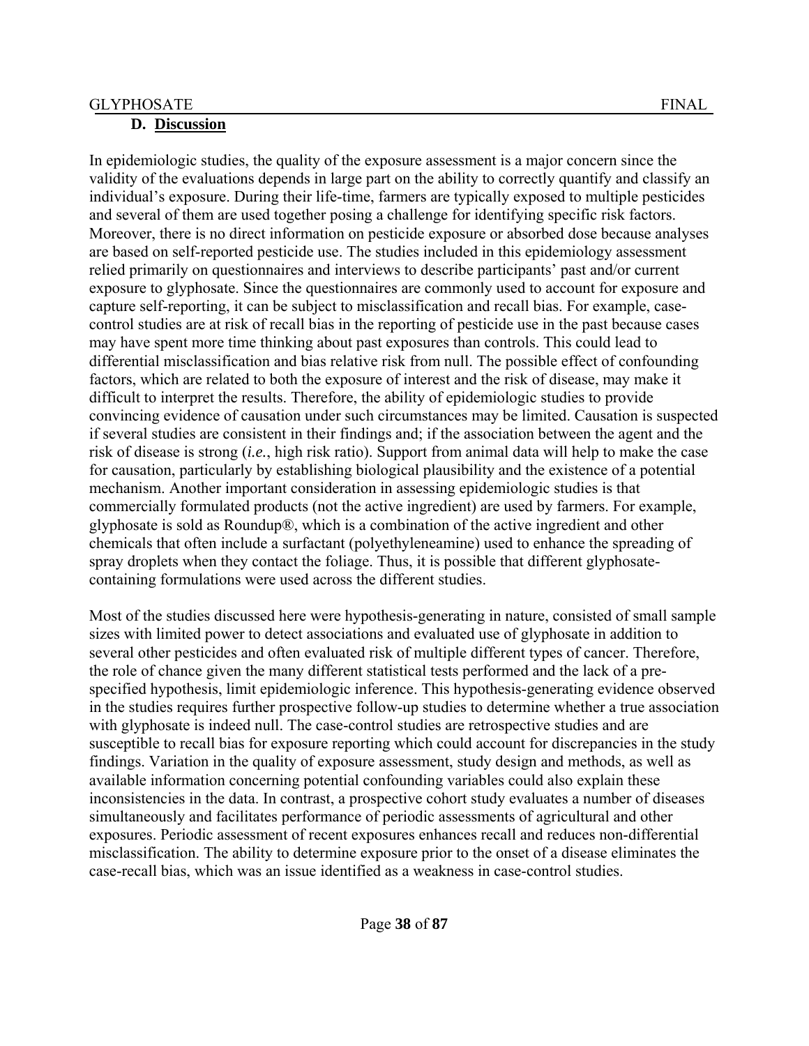### D. Discussion

In epidemiologic studies, the quality of the exposure assessment is a major concern since the validity of the evaluations depends in large part on the ability to correctly quantify and classify an individual's exposure. During their life-time, farmers are typically exposed to multiple pesticides and several of them are used together posing a challenge for identifying specific risk factors. Moreover, there is no direct information on pesticide exposure or absorbed dose because analyses are based on self-reported pesticide use. The studies included in this epidemiology assessment relied primarily on questionnaires and interviews to describe participants' past and/or current exposure to glyphosate. Since the questionnaires are commonly used to account for exposure and capture self-reporting, it can be subject to misclassification and recall bias. For example, case-control studies are at risk of recall bias in the reporting of pesticide use in the past because cases may have spent more time thinking about past exposures than controls. This could lead to differential misclassification and bias relative risk from null. The possible effect of confounding factors, which are related to both the exposure of interest and the risk of disease, may make it difficult to interpret the results. Therefore, the ability of epidemiologic studies to provide convincing evidence of causation under such circumstances may be limited. Causation is suspected if several studies are consistent in their findings and; if the association between the agent and the risk of disease is strong (*i.e.*, high risk ratio). Support from animal data will help to make the case for causation, particularly by establishing biological plausibility and the existence of a potential mechanism. Another important consideration in assessing epidemiologic studies is that commercially formulated products (not the active ingredient) are used by farmers. For example, glyphosate is sold as Roundup®, which is a combination of the active ingredient and other chemicals that often include a surfactant (polyethyleneamine) used to enhance the spreading of spray droplets when they contact the foliage. Thus, it is possible that different glyphosate-containing formulations were used across the different studies.

Most of the studies discussed here were hypothesis-generating in nature, consisted of small sample sizes with limited power to detect associations and evaluated use of glyphosate in addition to several other pesticides and often evaluated risk of multiple different types of cancer. Therefore, the role of chance given the many different statistical tests performed and the lack of a pre-specified hypothesis, limit epidemiologic inference. This hypothesis-generating evidence observed in the studies requires further prospective follow-up studies to determine whether a true association with glyphosate is indeed null. The case-control studies are retrospective studies and are susceptible to recall bias for exposure reporting which could account for discrepancies in the study findings. Variation in the quality of exposure assessment, study design and methods, as well as available information concerning potential confounding variables could also explain these inconsistencies in the data. In contrast, a prospective cohort study evaluates a number of diseases simultaneously and facilitates performance of periodic assessments of agricultural and other exposures. Periodic assessment of recent exposures enhances recall and reduces non-differential misclassification. The ability to determine exposure prior to the onset of a disease eliminates the case-recall bias, which was an issue identified as a weakness in case-control studies.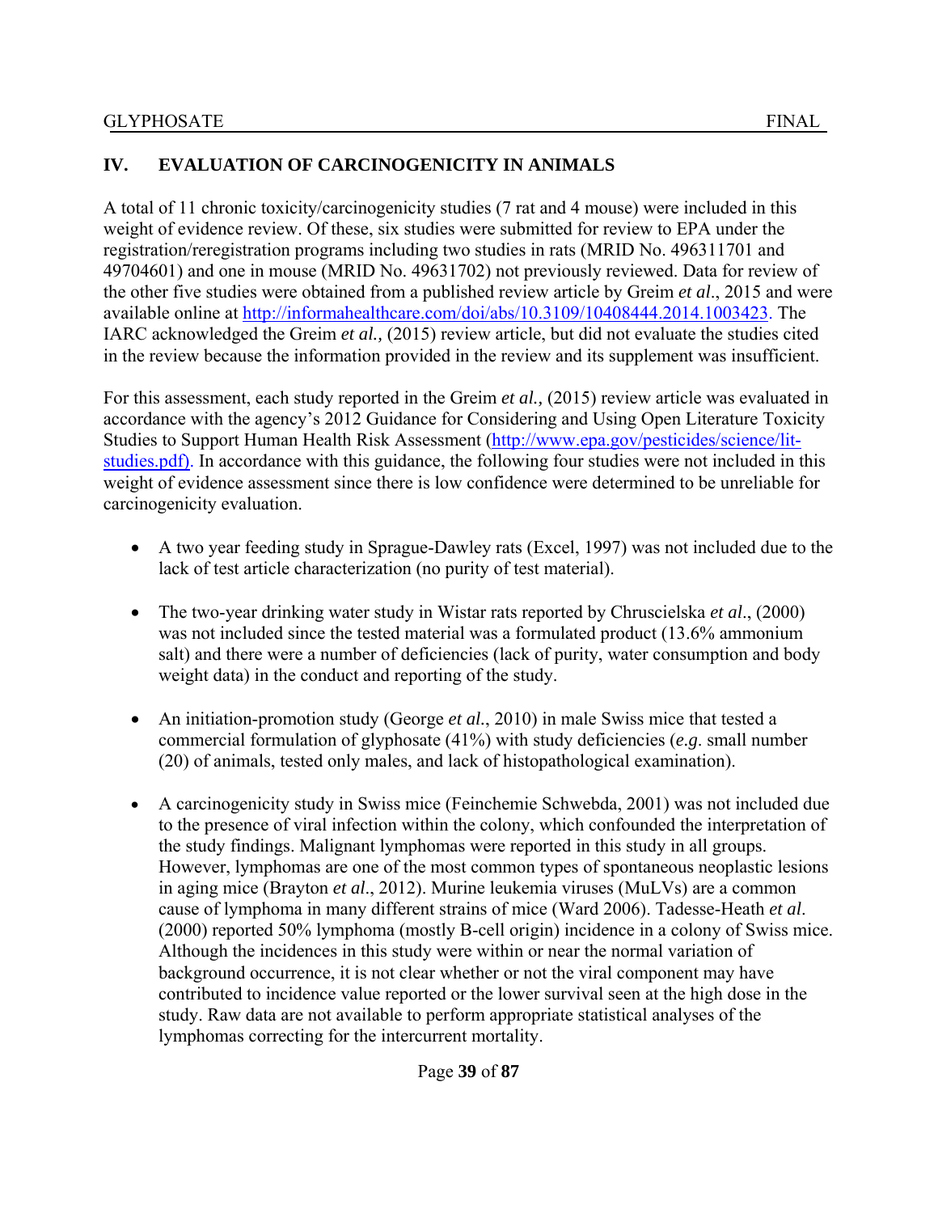## IV. EVALUATION OF CARCINOGENICITY IN ANIMALS

A total of 11 chronic toxicity/carcinogenicity studies (7 rat and 4 mouse) were included in this weight of evidence review. Of these, six studies were submitted for review to EPA under the registration/reregistration programs including two studies in rats (MRID No. 496311701 and 49704601) and one in mouse (MRID No. 49631702) not previously reviewed. Data for review of the other five studies were obtained from a published review article by Greim *et al*., 2015 and were available online at http://informahealthcare.com/doi/abs/10.3109/10408444.2014.1003423. The IARC acknowledged the Greim *et al.,* (2015) review article, but did not evaluate the studies cited in the review because the information provided in the review and its supplement was insufficient.

For this assessment, each study reported in the Greim *et al.,* (2015) review article was evaluated in accordance with the agency's 2012 Guidance for Considering and Using Open Literature Toxicity Studies to Support Human Health Risk Assessment (http://www.epa.gov/pesticides/science/lit-studies.pdf). In accordance with this guidance, the following four studies were not included in this weight of evidence assessment since there is low confidence were determined to be unreliable for carcinogenicity evaluation.

- A two year feeding study in Sprague-Dawley rats (Excel, 1997) was not included due to the lack of test article characterization (no purity of test material).
- The two-year drinking water study in Wistar rats reported by Chruscielska *et al*., (2000) was not included since the tested material was a formulated product (13.6% ammonium salt) and there were a number of deficiencies (lack of purity, water consumption and body weight data) in the conduct and reporting of the study.
- An initiation-promotion study (George *et al.*, 2010) in male Swiss mice that tested a commercial formulation of glyphosate (41%) with study deficiencies (*e.g*. small number (20) of animals, tested only males, and lack of histopathological examination).
- A carcinogenicity study in Swiss mice (Feinchemie Schwebda, 2001) was not included due to the presence of viral infection within the colony, which confounded the interpretation of the study findings. Malignant lymphomas were reported in this study in all groups. However, lymphomas are one of the most common types of spontaneous neoplastic lesions in aging mice (Brayton *et al*., 2012). Murine leukemia viruses (MuLVs) are a common cause of lymphoma in many different strains of mice (Ward 2006). Tadesse-Heath *et al*. (2000) reported 50% lymphoma (mostly B-cell origin) incidence in a colony of Swiss mice. Although the incidences in this study were within or near the normal variation of background occurrence, it is not clear whether or not the viral component may have contributed to incidence value reported or the lower survival seen at the high dose in the study. Raw data are not available to perform appropriate statistical analyses of the lymphomas correcting for the intercurrent mortality.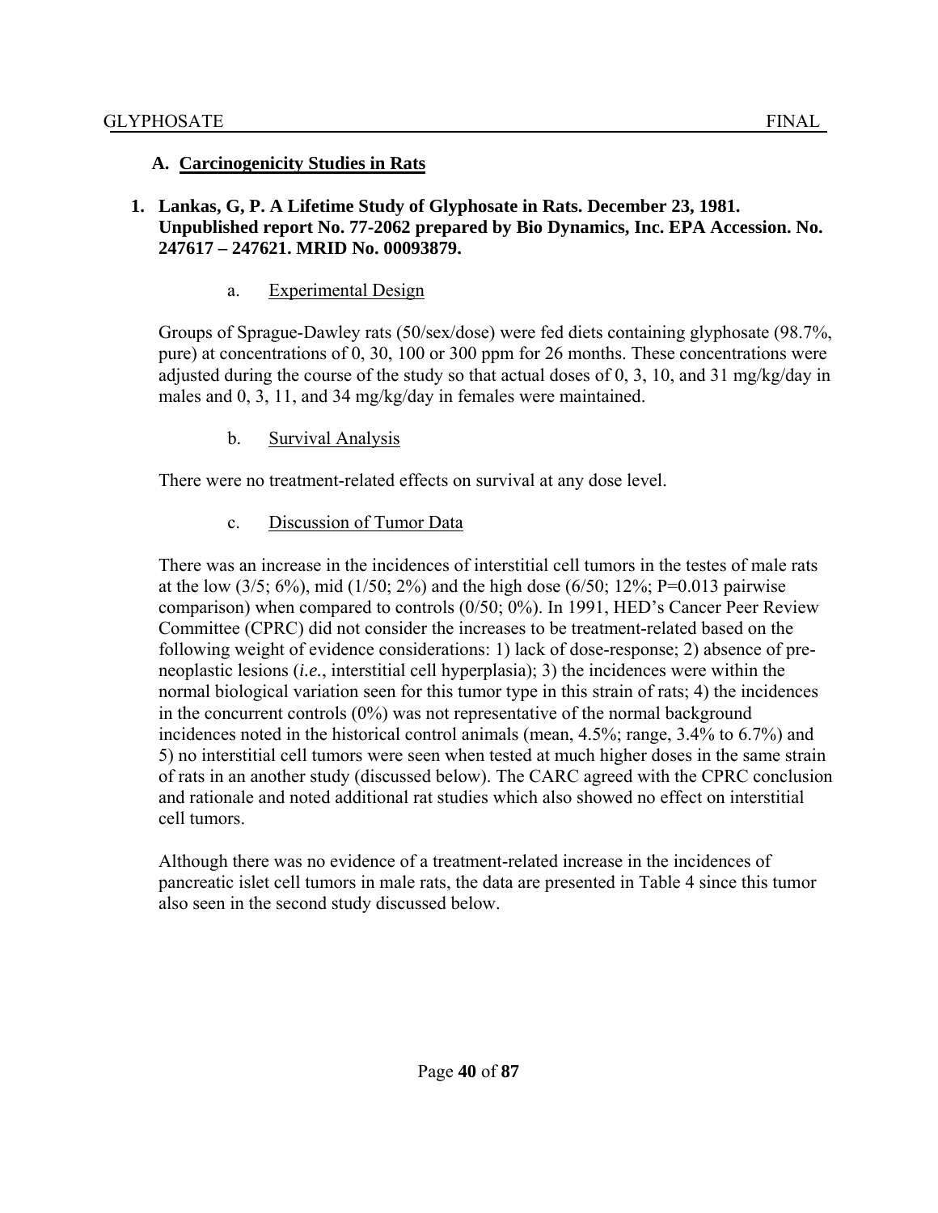## A. Carcinogenicity Studies in Rats

### 1. Lankas, G, P. A Lifetime Study of Glyphosate in Rats. December 23, 1981. Unpublished report No. 77-2062 prepared by Bio Dynamics, Inc. EPA Accession. No. 247617 – 247621. MRID No. 00093879.

a. Experimental Design

Groups of Sprague-Dawley rats (50/sex/dose) were fed diets containing glyphosate (98.7%, pure) at concentrations of 0, 30, 100 or 300 ppm for 26 months. These concentrations were adjusted during the course of the study so that actual doses of 0, 3, 10, and 31 mg/kg/day in males and 0, 3, 11, and 34 mg/kg/day in females were maintained.

b. Survival Analysis

There were no treatment-related effects on survival at any dose level.

c. Discussion of Tumor Data

There was an increase in the incidences of interstitial cell tumors in the testes of male rats at the low (3/5; 6%), mid (1/50; 2%) and the high dose (6/50; 12%; P=0.013 pairwise comparison) when compared to controls (0/50; 0%). In 1991, HED's Cancer Peer Review Committee (CPRC) did not consider the increases to be treatment-related based on the following weight of evidence considerations: 1) lack of dose-response; 2) absence of pre-neoplastic lesions (*i.e.*, interstitial cell hyperplasia); 3) the incidences were within the normal biological variation seen for this tumor type in this strain of rats; 4) the incidences in the concurrent controls (0%) was not representative of the normal background incidences noted in the historical control animals (mean, 4.5%; range, 3.4% to 6.7%) and 5) no interstitial cell tumors were seen when tested at much higher doses in the same strain of rats in an another study (discussed below). The CARC agreed with the CPRC conclusion and rationale and noted additional rat studies which also showed no effect on interstitial cell tumors.

Although there was no evidence of a treatment-related increase in the incidences of pancreatic islet cell tumors in male rats, the data are presented in Table 4 since this tumor also seen in the second study discussed below.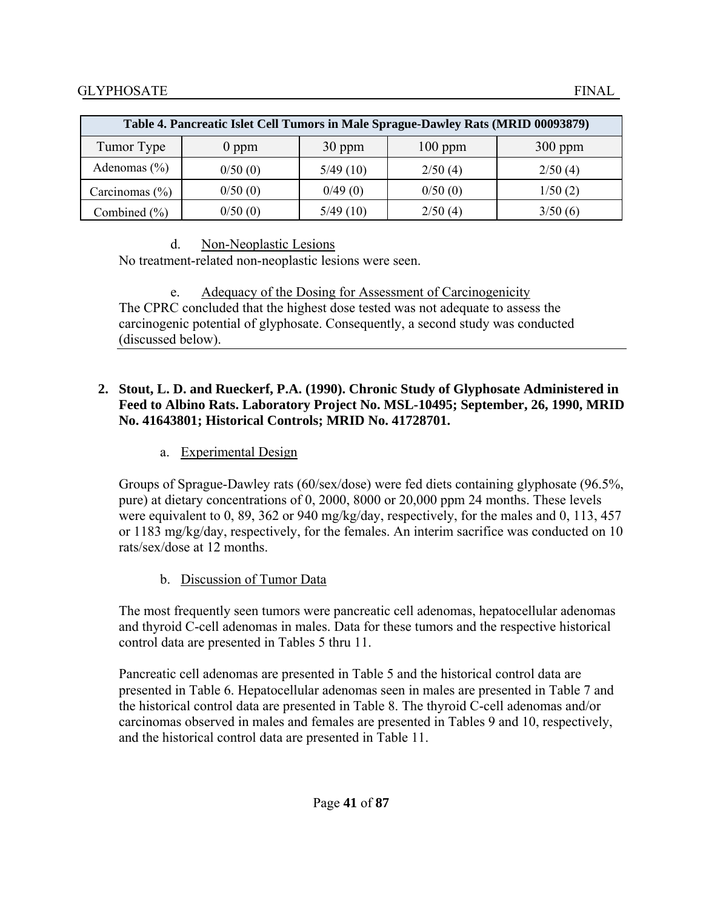| Table 4. Pancreatic Islet Cell Tumors in Male Sprague-Dawley Rats (MRID 00093879) | | | | |
|---|---|---|---|---|
| Tumor Type | 0 ppm | 30 ppm | 100 ppm | 300 ppm |
| Adenomas (%) | 0/50 (0) | 5/49 (10) | 2/50 (4) | 2/50 (4) |
| Carcinomas (%) | 0/50 (0) | 0/49 (0) | 0/50 (0) | 1/50 (2) |
| Combined (%) | 0/50 (0) | 5/49 (10) | 2/50 (4) | 3/50 (6) |

d. Non-Neoplastic Lesions

No treatment-related non-neoplastic lesions were seen.

e. Adequacy of the Dosing for Assessment of Carcinogenicity

The CPRC concluded that the highest dose tested was not adequate to assess the carcinogenic potential of glyphosate. Consequently, a second study was conducted (discussed below).

**2. Stout, L. D. and Rueckerf, P.A. (1990). Chronic Study of Glyphosate Administered in Feed to Albino Rats. Laboratory Project No. MSL-10495; September, 26, 1990, MRID No. 41643801; Historical Controls; MRID No. 41728701.**

a. Experimental Design

Groups of Sprague-Dawley rats (60/sex/dose) were fed diets containing glyphosate (96.5%, pure) at dietary concentrations of 0, 2000, 8000 or 20,000 ppm 24 months. These levels were equivalent to 0, 89, 362 or 940 mg/kg/day, respectively, for the males and 0, 113, 457 or 1183 mg/kg/day, respectively, for the females. An interim sacrifice was conducted on 10 rats/sex/dose at 12 months.

b. Discussion of Tumor Data

The most frequently seen tumors were pancreatic cell adenomas, hepatocellular adenomas and thyroid C-cell adenomas in males. Data for these tumors and the respective historical control data are presented in Tables 5 thru 11.

Pancreatic cell adenomas are presented in Table 5 and the historical control data are presented in Table 6. Hepatocellular adenomas seen in males are presented in Table 7 and the historical control data are presented in Table 8. The thyroid C-cell adenomas and/or carcinomas observed in males and females are presented in Tables 9 and 10, respectively, and the historical control data are presented in Table 11.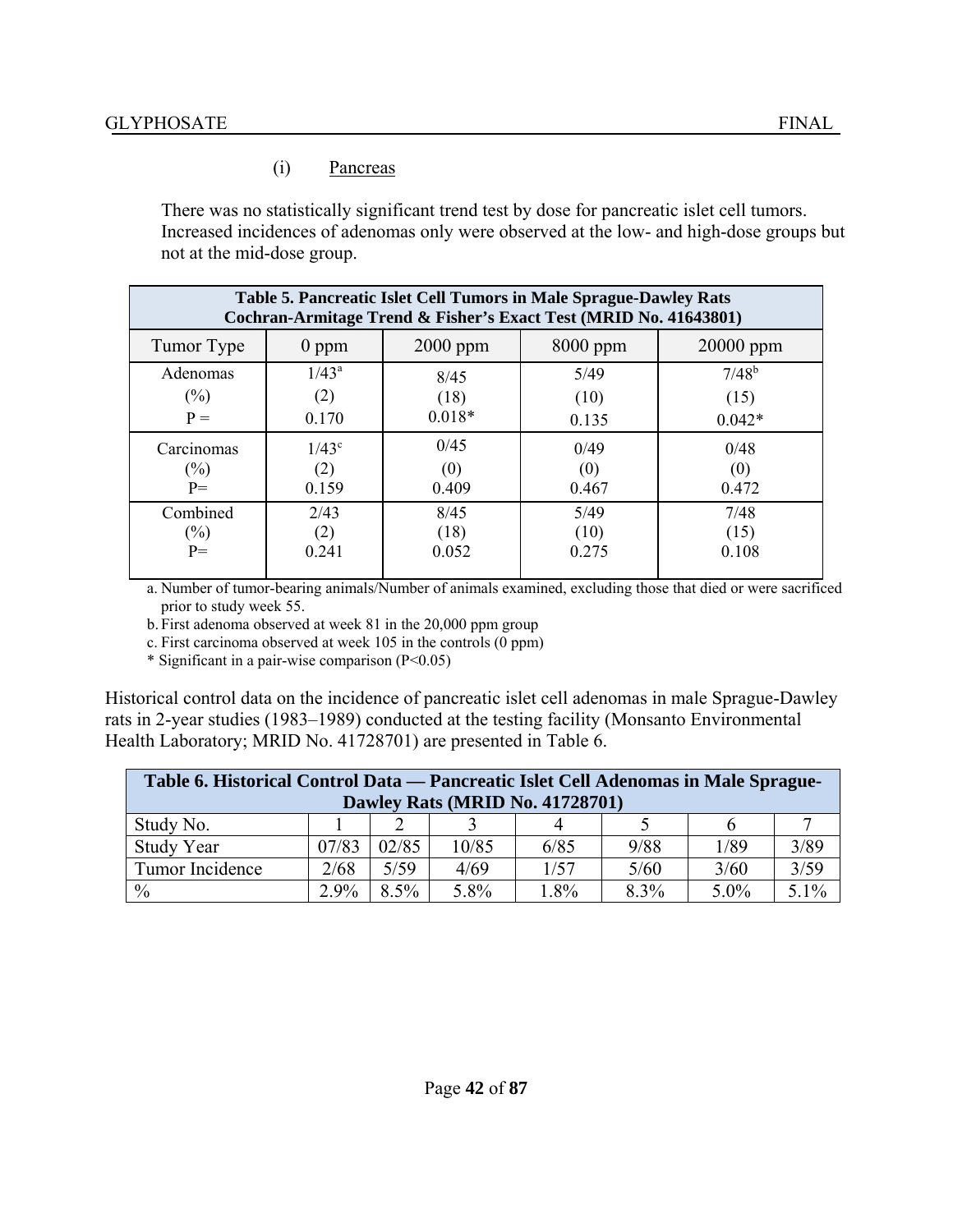(i) Pancreas

There was no statistically significant trend test by dose for pancreatic islet cell tumors. Increased incidences of adenomas only were observed at the low- and high-dose groups but not at the mid-dose group.

**Table 5. Pancreatic Islet Cell Tumors in Male Sprague-Dawley Rats Cochran-Armitage Trend & Fisher's Exact Test (MRID No. 41643801)**

| Tumor Type | 0 ppm | 2000 ppm | 8000 ppm | 20000 ppm |
|---|---|---|---|---|
| Adenomas<br>(%)<br>P = | 1/43[a]<br>(2)<br>0.170 | 8/45<br>(18)<br>0.018* | 5/49<br>(10)<br>0.135 | 7/48[b]<br>(15)<br>0.042* |
| Carcinomas<br>(%)<br>P= | 1/43[c]<br>(2)<br>0.159 | 0/45<br>(0)<br>0.409 | 0/49<br>(0)<br>0.467 | 0/48<br>(0)<br>0.472 |
| Combined<br>(%)<br>P= | 2/43<br>(2)<br>0.241 | 8/45<br>(18)<br>0.052 | 5/49<br>(10)<br>0.275 | 7/48<br>(15)<br>0.108 |

a. Number of tumor-bearing animals/Number of animals examined, excluding those that died or were sacrificed prior to study week 55.

b. First adenoma observed at week 81 in the 20,000 ppm group

c. First carcinoma observed at week 105 in the controls (0 ppm)

\* Significant in a pair-wise comparison ($P<0.05$)

Historical control data on the incidence of pancreatic islet cell adenomas in male Sprague-Dawley rats in 2-year studies (1983–1989) conducted at the testing facility (Monsanto Environmental Health Laboratory; MRID No. 41728701) are presented in Table 6.

**Table 6. Historical Control Data — Pancreatic Islet Cell Adenomas in Male Sprague-Dawley Rats (MRID No. 41728701)**

| Study No. | 1 | 2 | 3 | 4 | 5 | 6 | 7 |
|---|---|---|---|---|---|---|---|
| Study Year | 07/83 | 02/85 | 10/85 | 6/85 | 9/88 | 1/89 | 3/89 |
| Tumor Incidence | 2/68 | 5/59 | 4/69 | 1/57 | 5/60 | 3/60 | 3/59 |
| % | 2.9% | 8.5% | 5.8% | 1.8% | 8.3% | 5.0% | 5.1% |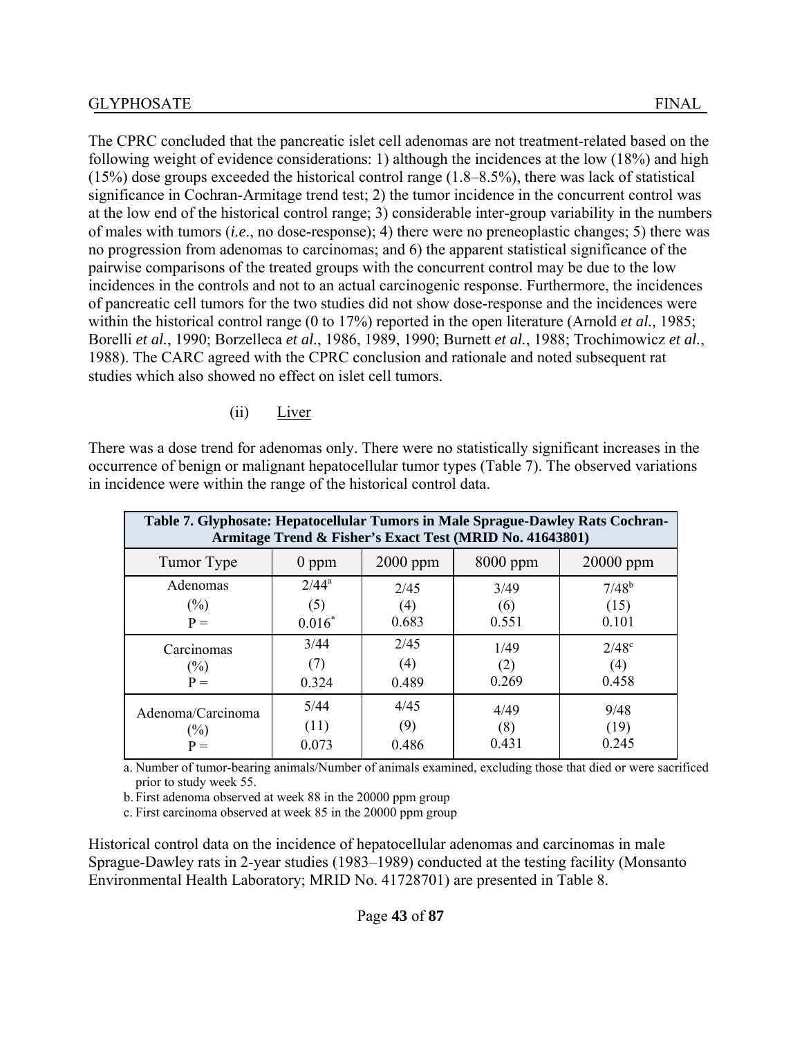The CPRC concluded that the pancreatic islet cell adenomas are not treatment-related based on the following weight of evidence considerations: 1) although the incidences at the low (18%) and high (15%) dose groups exceeded the historical control range (1.8–8.5%), there was lack of statistical significance in Cochran-Armitage trend test; 2) the tumor incidence in the concurrent control was at the low end of the historical control range; 3) considerable inter-group variability in the numbers of males with tumors (*i.e*., no dose-response); 4) there were no preneoplastic changes; 5) there was no progression from adenomas to carcinomas; and 6) the apparent statistical significance of the pairwise comparisons of the treated groups with the concurrent control may be due to the low incidences in the controls and not to an actual carcinogenic response. Furthermore, the incidences of pancreatic cell tumors for the two studies did not show dose-response and the incidences were within the historical control range (0 to 17%) reported in the open literature (Arnold *et al.,* 1985; Borelli *et al.*, 1990; Borzelleca *et al*., 1986, 1989, 1990; Burnett *et al.*, 1988; Trochimowicz *et al.*, 1988). The CARC agreed with the CPRC conclusion and rationale and noted subsequent rat studies which also showed no effect on islet cell tumors.

(ii) Liver

There was a dose trend for adenomas only. There were no statistically significant increases in the occurrence of benign or malignant hepatocellular tumor types (Table 7). The observed variations in incidence were within the range of the historical control data.

**Table 7. Glyphosate: Hepatocellular Tumors in Male Sprague-Dawley Rats Cochran-Armitage Trend & Fisher's Exact Test (MRID No. 41643801)**

| Tumor Type | 0 ppm | 2000 ppm | 8000 ppm | 20000 ppm |
|---|---|---|---|---|
| Adenomas<br>(%)<br>P = | 2/44[a]<br>(5)<br>0.016* | 2/45<br>(4)<br>0.683 | 3/49<br>(6)<br>0.551 | 7/48[b]<br>(15)<br>0.101 |
| Carcinomas<br>(%)<br>P = | 3/44<br>(7)<br>0.324 | 2/45<br>(4)<br>0.489 | 1/49<br>(2)<br>0.269 | 2/48[c]<br>(4)<br>0.458 |
| Adenoma/Carcinoma<br>(%)<br>P = | 5/44<br>(11)<br>0.073 | 4/45<br>(9)<br>0.486 | 4/49<br>(8)<br>0.431 | 9/48<br>(19)<br>0.245 |

a. Number of tumor-bearing animals/Number of animals examined, excluding those that died or were sacrificed prior to study week 55.

b. First adenoma observed at week 88 in the 20000 ppm group

c. First carcinoma observed at week 85 in the 20000 ppm group

Historical control data on the incidence of hepatocellular adenomas and carcinomas in male Sprague-Dawley rats in 2-year studies (1983–1989) conducted at the testing facility (Monsanto Environmental Health Laboratory; MRID No. 41728701) are presented in Table 8.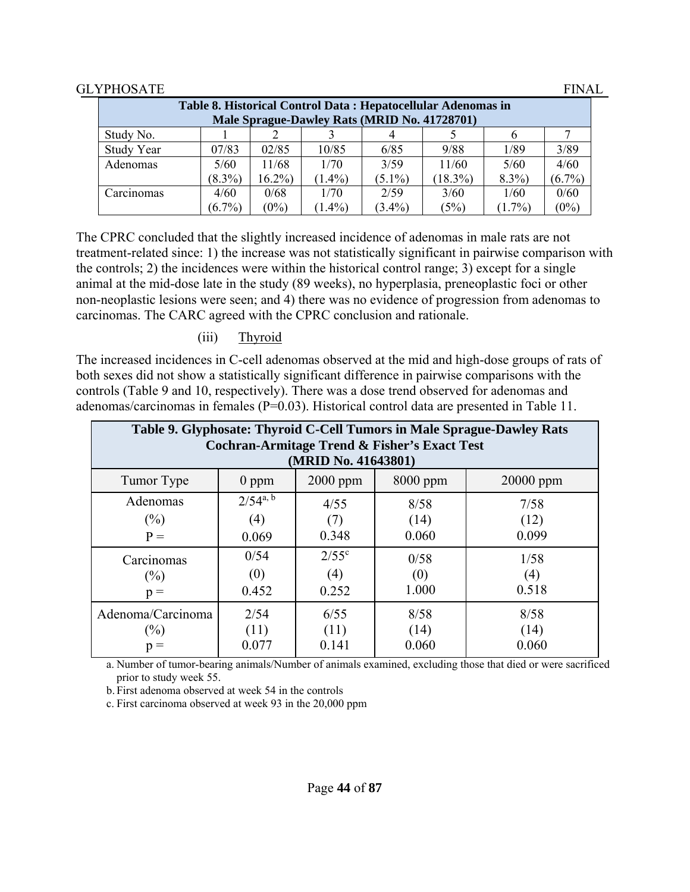| Table 8. Historical Control Data : Hepatocellular Adenomas in Male Sprague-Dawley Rats (MRID No. 41728701) | | | | | | | |
|---|---|---|---|---|---|---|---|
| Study No. | 1 | 2 | 3 | 4 | 5 | 6 | 7 |
| Study Year | 07/83 | 02/85 | 10/85 | 6/85 | 9/88 | 1/89 | 3/89 |
| Adenomas | 5/60 (8.3%) | 11/68 16.2%) | 1/70 (1.4%) | 3/59 (5.1%) | 11/60 (18.3%) | 5/60 8.3%) | 4/60 (6.7%) |
| Carcinomas | 4/60 (6.7%) | 0/68 (0%) | 1/70 (1.4%) | 2/59 (3.4%) | 3/60 (5%) | 1/60 (1.7%) | 0/60 (0%) |

The CPRC concluded that the slightly increased incidence of adenomas in male rats are not treatment-related since: 1) the increase was not statistically significant in pairwise comparison with the controls; 2) the incidences were within the historical control range; 3) except for a single animal at the mid-dose late in the study (89 weeks), no hyperplasia, preneoplastic foci or other non-neoplastic lesions were seen; and 4) there was no evidence of progression from adenomas to carcinomas. The CARC agreed with the CPRC conclusion and rationale.

(iii) Thyroid

The increased incidences in C-cell adenomas observed at the mid and high-dose groups of rats of both sexes did not show a statistically significant difference in pairwise comparisons with the controls (Table 9 and 10, respectively). There was a dose trend observed for adenomas and adenomas/carcinomas in females (P=0.03). Historical control data are presented in Table 11.

| Table 9. Glyphosate: Thyroid C-Cell Tumors in Male Sprague-Dawley Rats Cochran-Armitage Trend & Fisher's Exact Test (MRID No. 41643801) | | | | |
|---|---|---|---|---|
| Tumor Type | 0 ppm | 2000 ppm | 8000 ppm | 20000 ppm |
| Adenomas (%) P = | 2/54[a, b] (4) 0.069 | 4/55 (7) 0.348 | 8/58 (14) 0.060 | 7/58 (12) 0.099 |
| Carcinomas (%) p = | 0/54 (0) 0.452 | 2/55[c] (4) 0.252 | 0/58 (0) 1.000 | 1/58 (4) 0.518 |
| Adenoma/Carcinoma (%) p = | 2/54 (11) 0.077 | 6/55 (11) 0.141 | 8/58 (14) 0.060 | 8/58 (14) 0.060 |

a. Number of tumor-bearing animals/Number of animals examined, excluding those that died or were sacrificed prior to study week 55.

b. First adenoma observed at week 54 in the controls

c. First carcinoma observed at week 93 in the 20,000 ppm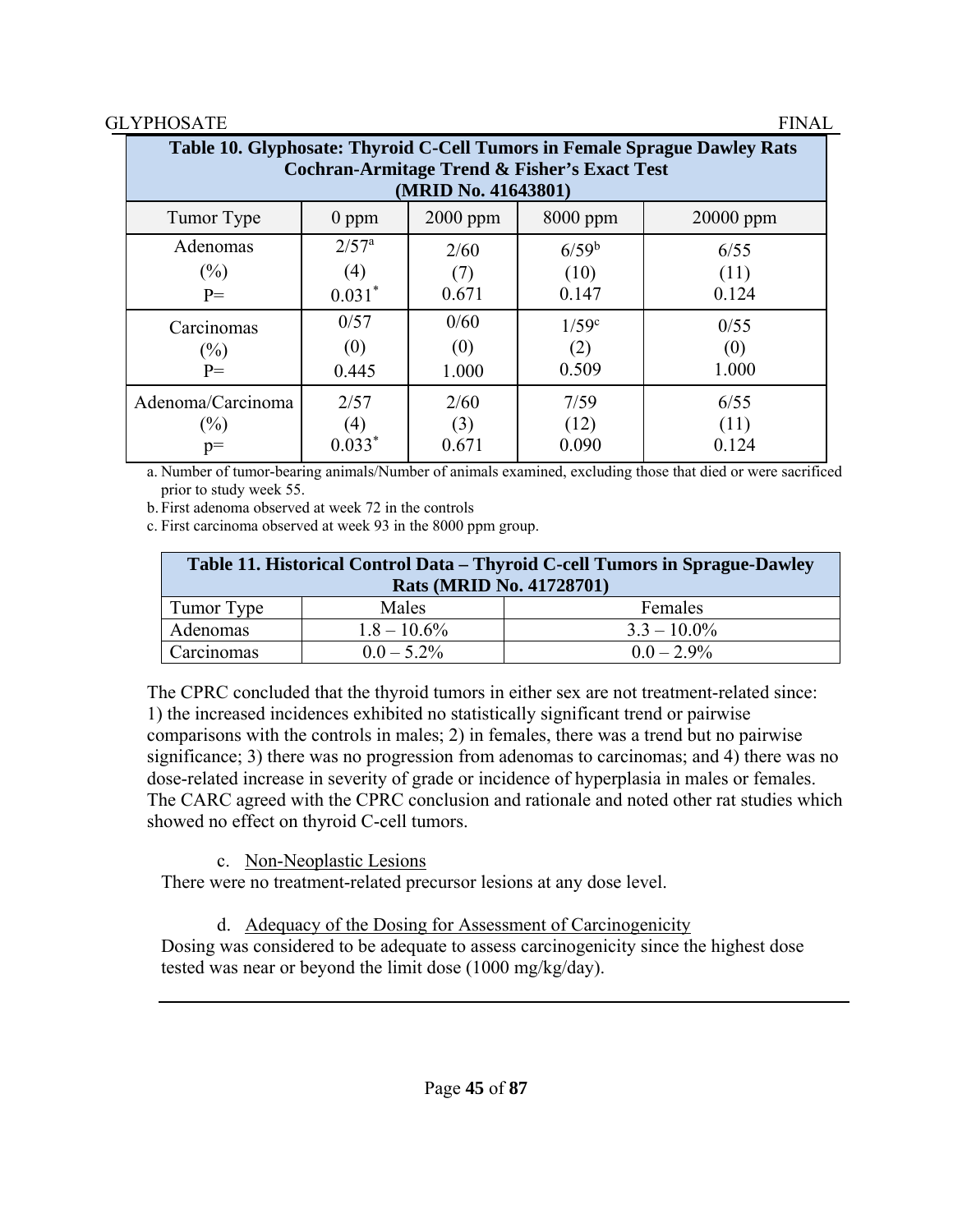| Table 10. Glyphosate: Thyroid C-Cell Tumors in Female Sprague Dawley Rats Cochran-Armitage Trend & Fisher's Exact Test (MRID No. 41643801) | | | | |
|---|---|---|---|---|
| Tumor Type | 0 ppm | 2000 ppm | 8000 ppm | 20000 ppm |
| Adenomas<br>(%)<br>P= | 2/57[a]<br>(4)<br>0.031* | 2/60<br>(7)<br>0.671 | 6/59[b]<br>(10)<br>0.147 | 6/55<br>(11)<br>0.124 |
| Carcinomas<br>(%)<br>P= | 0/57<br>(0)<br>0.445 | 0/60<br>(0)<br>1.000 | 1/59[c]<br>(2)<br>0.509 | 0/55<br>(0)<br>1.000 |
| Adenoma/Carcinoma<br>(%)<br>p= | 2/57<br>(4)<br>0.033* | 2/60<br>(3)<br>0.671 | 7/59<br>(12)<br>0.090 | 6/55<br>(11)<br>0.124 |

a. Number of tumor-bearing animals/Number of animals examined, excluding those that died or were sacrificed prior to study week 55.

b. First adenoma observed at week 72 in the controls

c. First carcinoma observed at week 93 in the 8000 ppm group.

| Table 11. Historical Control Data – Thyroid C-cell Tumors in Sprague-Dawley Rats (MRID No. 41728701) | | |
|---|---|---|
| Tumor Type | Males | Females |
| Adenomas | 1.8 – 10.6% | 3.3 – 10.0% |
| Carcinomas | 0.0 – 5.2% | 0.0 – 2.9% |

The CPRC concluded that the thyroid tumors in either sex are not treatment-related since: 1) the increased incidences exhibited no statistically significant trend or pairwise comparisons with the controls in males; 2) in females, there was a trend but no pairwise significance; 3) there was no progression from adenomas to carcinomas; and 4) there was no dose-related increase in severity of grade or incidence of hyperplasia in males or females. The CARC agreed with the CPRC conclusion and rationale and noted other rat studies which showed no effect on thyroid C-cell tumors.

c. Non-Neoplastic Lesions

There were no treatment-related precursor lesions at any dose level.

d. Adequacy of the Dosing for Assessment of Carcinogenicity

Dosing was considered to be adequate to assess carcinogenicity since the highest dose tested was near or beyond the limit dose (1000 mg/kg/day).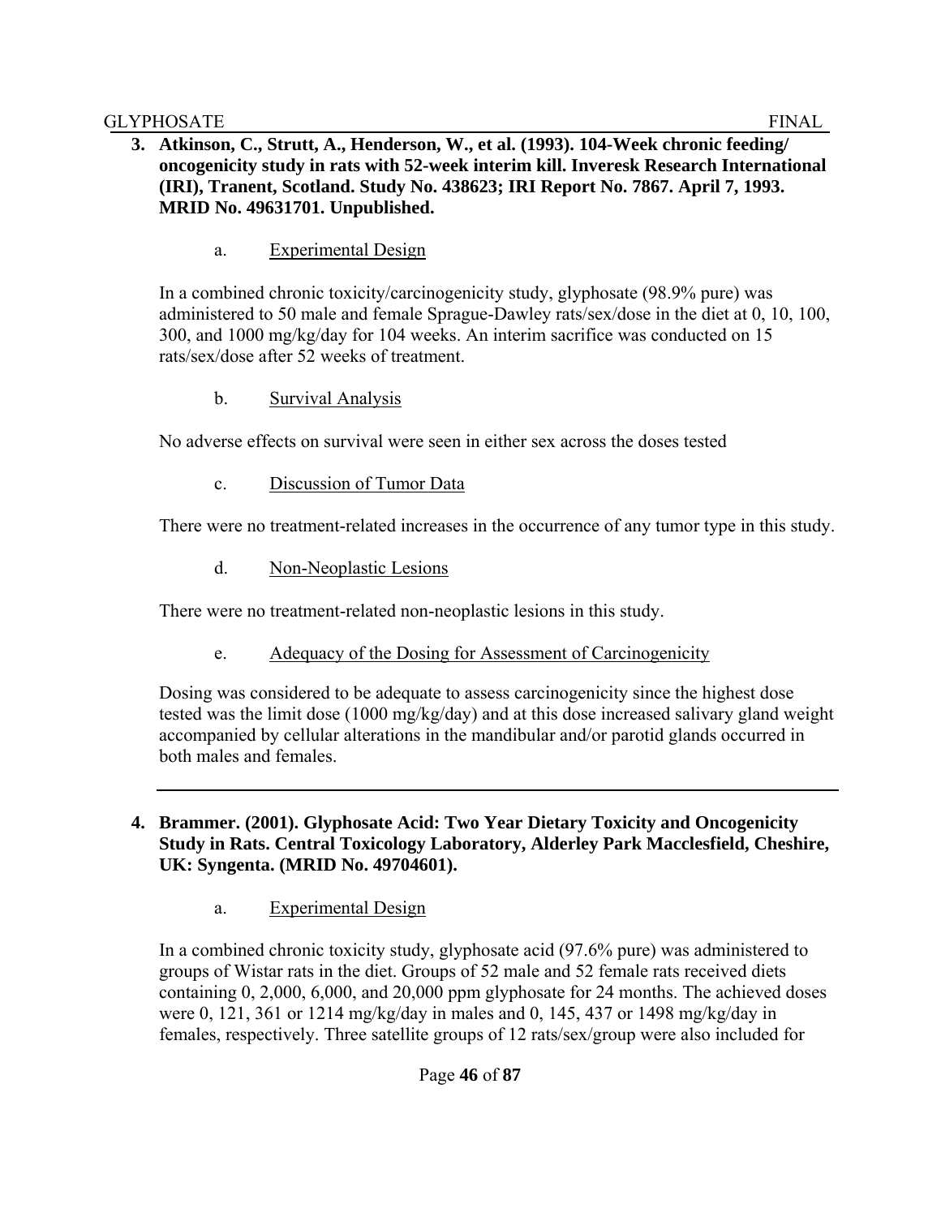**3. Atkinson, C., Strutt, A., Henderson, W., et al. (1993). 104-Week chronic feeding/ oncogenicity study in rats with 52-week interim kill. Inveresk Research International (IRI), Tranent, Scotland. Study No. 438623; IRI Report No. 7867. April 7, 1993. MRID No. 49631701. Unpublished.**

a. Experimental Design

In a combined chronic toxicity/carcinogenicity study, glyphosate (98.9% pure) was administered to 50 male and female Sprague-Dawley rats/sex/dose in the diet at 0, 10, 100, 300, and 1000 mg/kg/day for 104 weeks. An interim sacrifice was conducted on 15 rats/sex/dose after 52 weeks of treatment.

b. Survival Analysis

No adverse effects on survival were seen in either sex across the doses tested

c. Discussion of Tumor Data

There were no treatment-related increases in the occurrence of any tumor type in this study.

d. Non-Neoplastic Lesions

There were no treatment-related non-neoplastic lesions in this study.

e. Adequacy of the Dosing for Assessment of Carcinogenicity

Dosing was considered to be adequate to assess carcinogenicity since the highest dose tested was the limit dose (1000 mg/kg/day) and at this dose increased salivary gland weight accompanied by cellular alterations in the mandibular and/or parotid glands occurred in both males and females.

---

**4. Brammer. (2001). Glyphosate Acid: Two Year Dietary Toxicity and Oncogenicity Study in Rats. Central Toxicology Laboratory, Alderley Park Macclesfield, Cheshire, UK: Syngenta. (MRID No. 49704601).**

a. Experimental Design

In a combined chronic toxicity study, glyphosate acid (97.6% pure) was administered to groups of Wistar rats in the diet. Groups of 52 male and 52 female rats received diets containing 0, 2,000, 6,000, and 20,000 ppm glyphosate for 24 months. The achieved doses were 0, 121, 361 or 1214 mg/kg/day in males and 0, 145, 437 or 1498 mg/kg/day in females, respectively. Three satellite groups of 12 rats/sex/group were also included for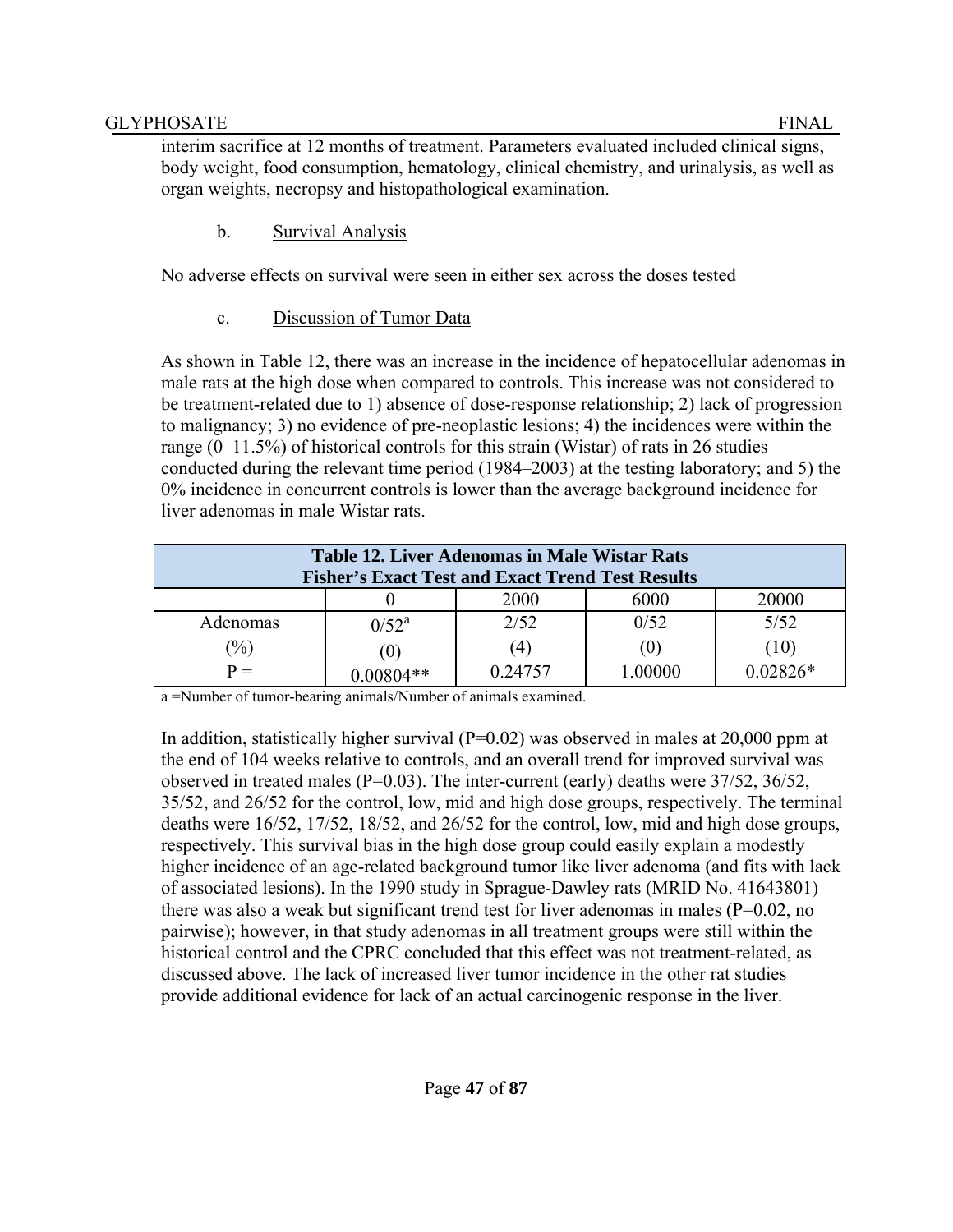interim sacrifice at 12 months of treatment. Parameters evaluated included clinical signs, body weight, food consumption, hematology, clinical chemistry, and urinalysis, as well as organ weights, necropsy and histopathological examination.

b. Survival Analysis

No adverse effects on survival were seen in either sex across the doses tested

c. Discussion of Tumor Data

As shown in Table 12, there was an increase in the incidence of hepatocellular adenomas in male rats at the high dose when compared to controls. This increase was not considered to be treatment-related due to 1) absence of dose-response relationship; 2) lack of progression to malignancy; 3) no evidence of pre-neoplastic lesions; 4) the incidences were within the range (0–11.5%) of historical controls for this strain (Wistar) of rats in 26 studies conducted during the relevant time period (1984–2003) at the testing laboratory; and 5) the 0% incidence in concurrent controls is lower than the average background incidence for liver adenomas in male Wistar rats.

**Table 12. Liver Adenomas in Male Wistar Rats**
**Fisher's Exact Test and Exact Trend Test Results**

| | 0 | 2000 | 6000 | 20000 |
|---|---|---|---|---|
| Adenomas | 0/52[a] | 2/52 | 0/52 | 5/52 |
| (%) | (0) | (4) | (0) | (10) |
| P = | 0.00804** | 0.24757 | 1.00000 | 0.02826* |

a =Number of tumor-bearing animals/Number of animals examined.

In addition, statistically higher survival (P=0.02) was observed in males at 20,000 ppm at the end of 104 weeks relative to controls, and an overall trend for improved survival was observed in treated males (P=0.03). The inter-current (early) deaths were 37/52, 36/52, 35/52, and 26/52 for the control, low, mid and high dose groups, respectively. The terminal deaths were 16/52, 17/52, 18/52, and 26/52 for the control, low, mid and high dose groups, respectively. This survival bias in the high dose group could easily explain a modestly higher incidence of an age-related background tumor like liver adenoma (and fits with lack of associated lesions). In the 1990 study in Sprague-Dawley rats (MRID No. 41643801) there was also a weak but significant trend test for liver adenomas in males (P=0.02, no pairwise); however, in that study adenomas in all treatment groups were still within the historical control and the CPRC concluded that this effect was not treatment-related, as discussed above. The lack of increased liver tumor incidence in the other rat studies provide additional evidence for lack of an actual carcinogenic response in the liver.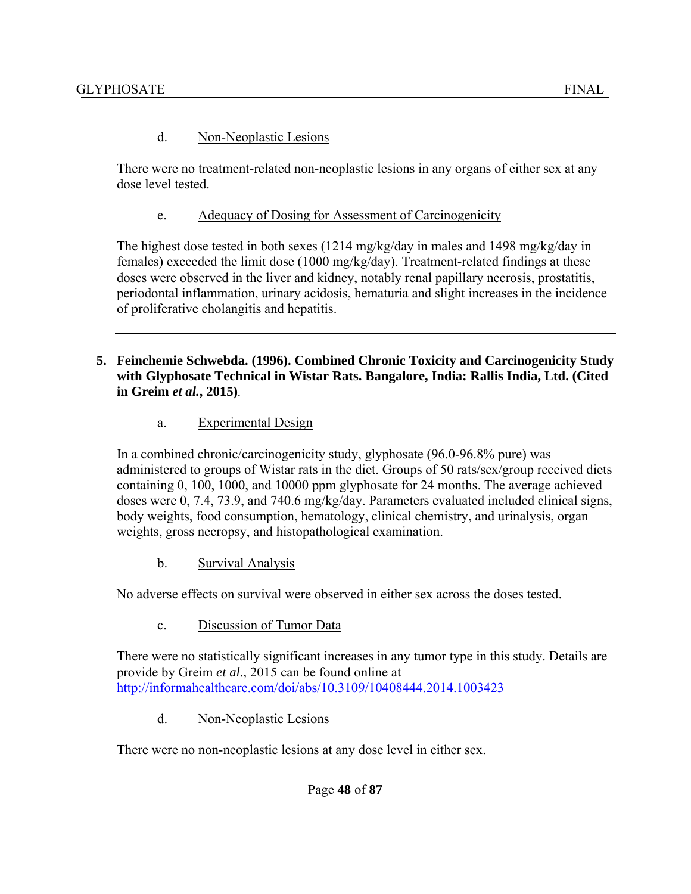d. Non-Neoplastic Lesions

There were no treatment-related non-neoplastic lesions in any organs of either sex at any dose level tested.

e. Adequacy of Dosing for Assessment of Carcinogenicity

The highest dose tested in both sexes (1214 mg/kg/day in males and 1498 mg/kg/day in females) exceeded the limit dose (1000 mg/kg/day). Treatment-related findings at these doses were observed in the liver and kidney, notably renal papillary necrosis, prostatitis, periodontal inflammation, urinary acidosis, hematuria and slight increases in the incidence of proliferative cholangitis and hepatitis.

---

**5. Feinchemie Schwebda. (1996). Combined Chronic Toxicity and Carcinogenicity Study with Glyphosate Technical in Wistar Rats. Bangalore, India: Rallis India, Ltd. (Cited in Greim *et al.*, 2015)**.

a. Experimental Design

In a combined chronic/carcinogenicity study, glyphosate (96.0-96.8% pure) was administered to groups of Wistar rats in the diet. Groups of 50 rats/sex/group received diets containing 0, 100, 1000, and 10000 ppm glyphosate for 24 months. The average achieved doses were 0, 7.4, 73.9, and 740.6 mg/kg/day. Parameters evaluated included clinical signs, body weights, food consumption, hematology, clinical chemistry, and urinalysis, organ weights, gross necropsy, and histopathological examination.

b. Survival Analysis

No adverse effects on survival were observed in either sex across the doses tested.

c. Discussion of Tumor Data

There were no statistically significant increases in any tumor type in this study. Details are provide by Greim *et al.,* 2015 can be found online at http://informahealthcare.com/doi/abs/10.3109/10408444.2014.1003423

d. Non-Neoplastic Lesions

There were no non-neoplastic lesions at any dose level in either sex.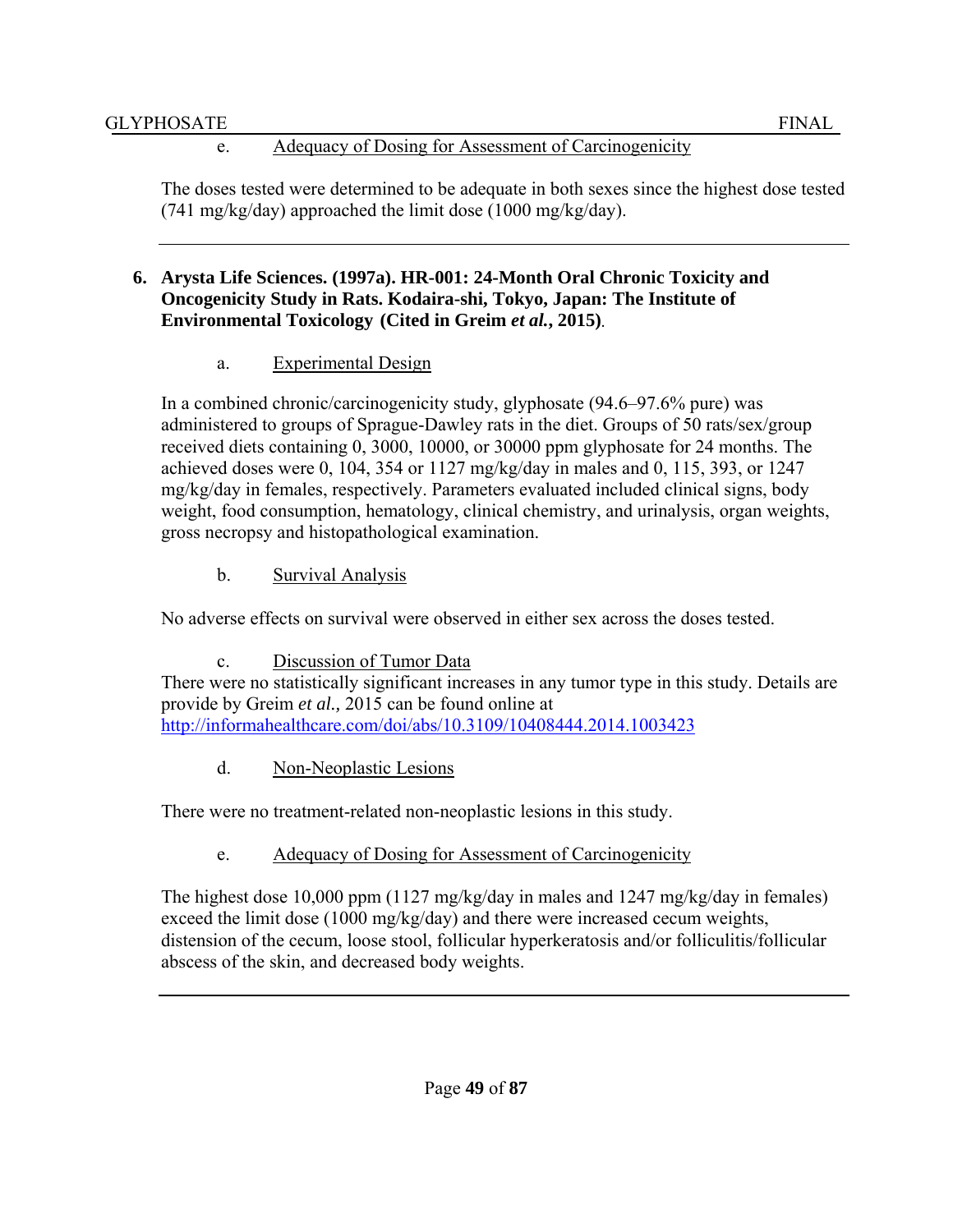e. Adequacy of Dosing for Assessment of Carcinogenicity

The doses tested were determined to be adequate in both sexes since the highest dose tested (741 mg/kg/day) approached the limit dose (1000 mg/kg/day).

---

**6. Arysta Life Sciences. (1997a). HR-001: 24-Month Oral Chronic Toxicity and Oncogenicity Study in Rats. Kodaira-shi, Tokyo, Japan: The Institute of Environmental Toxicology (Cited in Greim *et al.*, 2015)**.

a. Experimental Design

In a combined chronic/carcinogenicity study, glyphosate (94.6–97.6% pure) was administered to groups of Sprague-Dawley rats in the diet. Groups of 50 rats/sex/group received diets containing 0, 3000, 10000, or 30000 ppm glyphosate for 24 months. The achieved doses were 0, 104, 354 or 1127 mg/kg/day in males and 0, 115, 393, or 1247 mg/kg/day in females, respectively. Parameters evaluated included clinical signs, body weight, food consumption, hematology, clinical chemistry, and urinalysis, organ weights, gross necropsy and histopathological examination.

b. Survival Analysis

No adverse effects on survival were observed in either sex across the doses tested.

c. Discussion of Tumor Data

There were no statistically significant increases in any tumor type in this study. Details are provide by Greim *et al.,* 2015 can be found online at http://informahealthcare.com/doi/abs/10.3109/10408444.2014.1003423

d. Non-Neoplastic Lesions

There were no treatment-related non-neoplastic lesions in this study.

e. Adequacy of Dosing for Assessment of Carcinogenicity

The highest dose 10,000 ppm (1127 mg/kg/day in males and 1247 mg/kg/day in females) exceed the limit dose (1000 mg/kg/day) and there were increased cecum weights, distension of the cecum, loose stool, follicular hyperkeratosis and/or folliculitis/follicular abscess of the skin, and decreased body weights.

---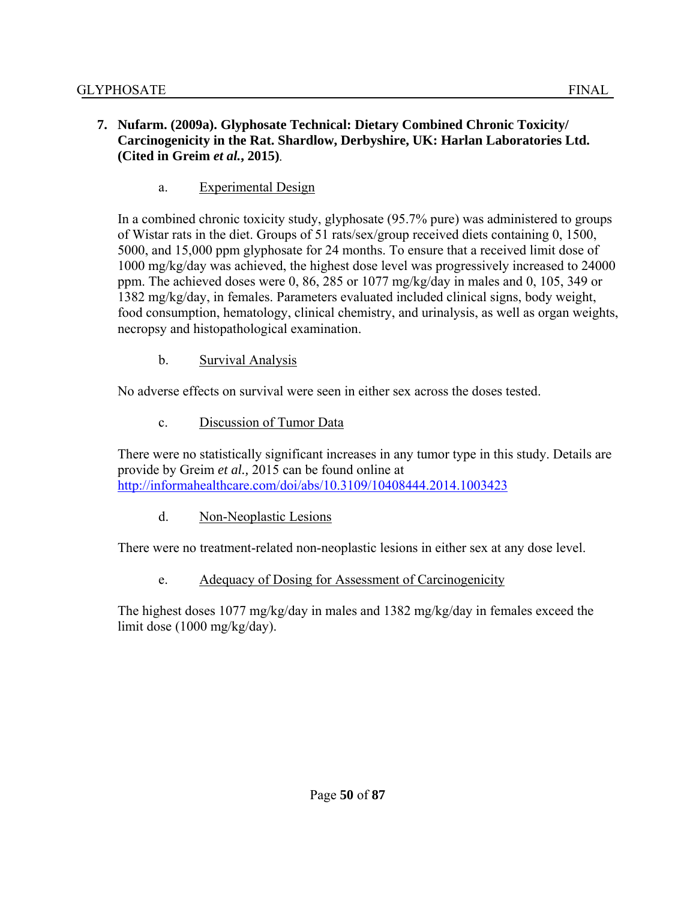**7. Nufarm. (2009a). Glyphosate Technical: Dietary Combined Chronic Toxicity/ Carcinogenicity in the Rat. Shardlow, Derbyshire, UK: Harlan Laboratories Ltd. (Cited in Greim *et al.*, 2015)**.

a. Experimental Design

In a combined chronic toxicity study, glyphosate (95.7% pure) was administered to groups of Wistar rats in the diet. Groups of 51 rats/sex/group received diets containing 0, 1500, 5000, and 15,000 ppm glyphosate for 24 months. To ensure that a received limit dose of 1000 mg/kg/day was achieved, the highest dose level was progressively increased to 24000 ppm. The achieved doses were 0, 86, 285 or 1077 mg/kg/day in males and 0, 105, 349 or 1382 mg/kg/day, in females. Parameters evaluated included clinical signs, body weight, food consumption, hematology, clinical chemistry, and urinalysis, as well as organ weights, necropsy and histopathological examination.

b. Survival Analysis

No adverse effects on survival were seen in either sex across the doses tested.

c. Discussion of Tumor Data

There were no statistically significant increases in any tumor type in this study. Details are provide by Greim *et al.,* 2015 can be found online at http://informahealthcare.com/doi/abs/10.3109/10408444.2014.1003423

d. Non-Neoplastic Lesions

There were no treatment-related non-neoplastic lesions in either sex at any dose level.

e. Adequacy of Dosing for Assessment of Carcinogenicity

The highest doses 1077 mg/kg/day in males and 1382 mg/kg/day in females exceed the limit dose (1000 mg/kg/day).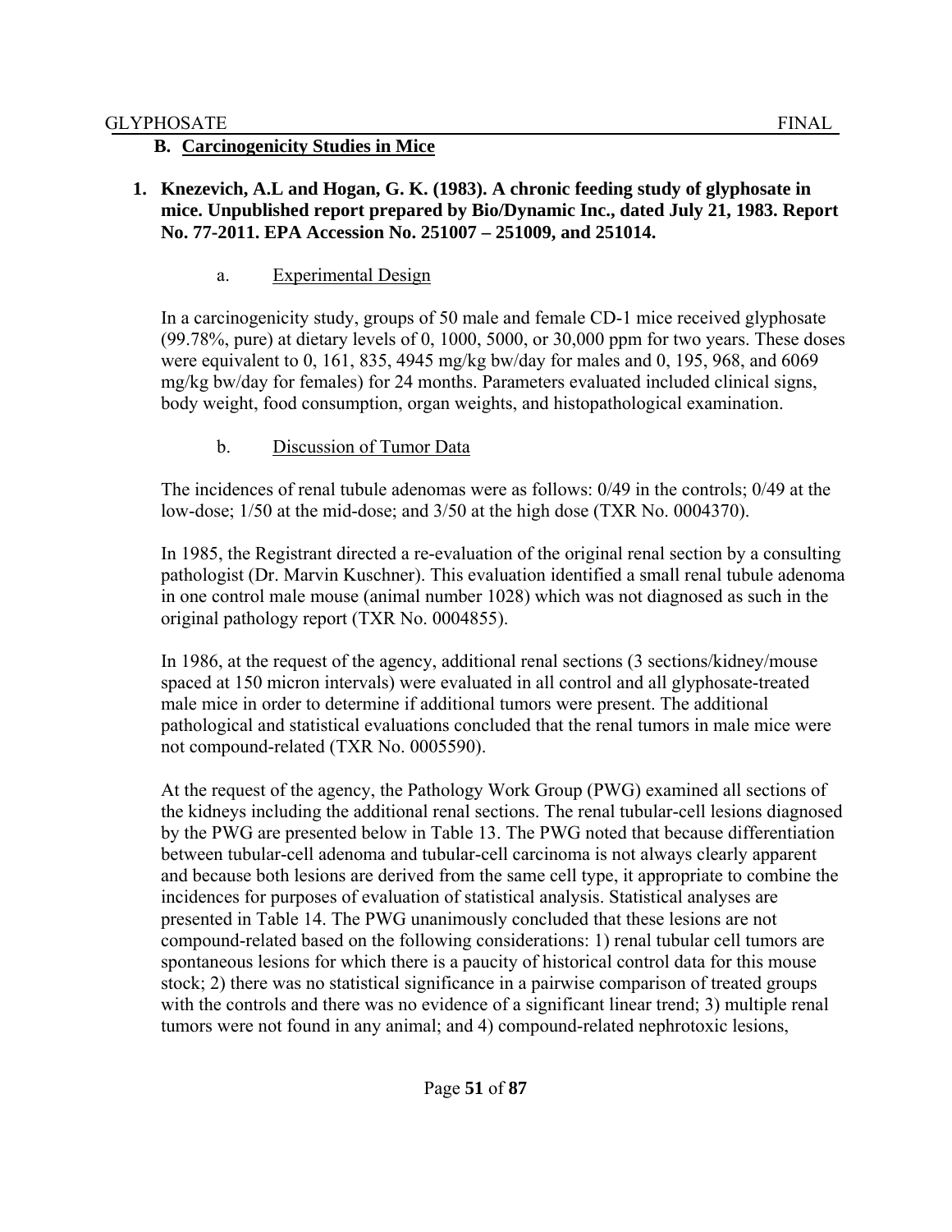## B. Carcinogenicity Studies in Mice

### 1. Knezevich, A.L and Hogan, G. K. (1983). A chronic feeding study of glyphosate in mice. Unpublished report prepared by Bio/Dynamic Inc., dated July 21, 1983. Report No. 77-2011. EPA Accession No. 251007 – 251009, and 251014.

#### a. Experimental Design

In a carcinogenicity study, groups of 50 male and female CD-1 mice received glyphosate (99.78%, pure) at dietary levels of 0, 1000, 5000, or 30,000 ppm for two years. These doses were equivalent to 0, 161, 835, 4945 mg/kg bw/day for males and 0, 195, 968, and 6069 mg/kg bw/day for females) for 24 months. Parameters evaluated included clinical signs, body weight, food consumption, organ weights, and histopathological examination.

#### b. Discussion of Tumor Data

The incidences of renal tubule adenomas were as follows: 0/49 in the controls; 0/49 at the low-dose; 1/50 at the mid-dose; and 3/50 at the high dose (TXR No. 0004370).

In 1985, the Registrant directed a re-evaluation of the original renal section by a consulting pathologist (Dr. Marvin Kuschner). This evaluation identified a small renal tubule adenoma in one control male mouse (animal number 1028) which was not diagnosed as such in the original pathology report (TXR No. 0004855).

In 1986, at the request of the agency, additional renal sections (3 sections/kidney/mouse spaced at 150 micron intervals) were evaluated in all control and all glyphosate-treated male mice in order to determine if additional tumors were present. The additional pathological and statistical evaluations concluded that the renal tumors in male mice were not compound-related (TXR No. 0005590).

At the request of the agency, the Pathology Work Group (PWG) examined all sections of the kidneys including the additional renal sections. The renal tubular-cell lesions diagnosed by the PWG are presented below in Table 13. The PWG noted that because differentiation between tubular-cell adenoma and tubular-cell carcinoma is not always clearly apparent and because both lesions are derived from the same cell type, it appropriate to combine the incidences for purposes of evaluation of statistical analysis. Statistical analyses are presented in Table 14. The PWG unanimously concluded that these lesions are not compound-related based on the following considerations: 1) renal tubular cell tumors are spontaneous lesions for which there is a paucity of historical control data for this mouse stock; 2) there was no statistical significance in a pairwise comparison of treated groups with the controls and there was no evidence of a significant linear trend; 3) multiple renal tumors were not found in any animal; and 4) compound-related nephrotoxic lesions,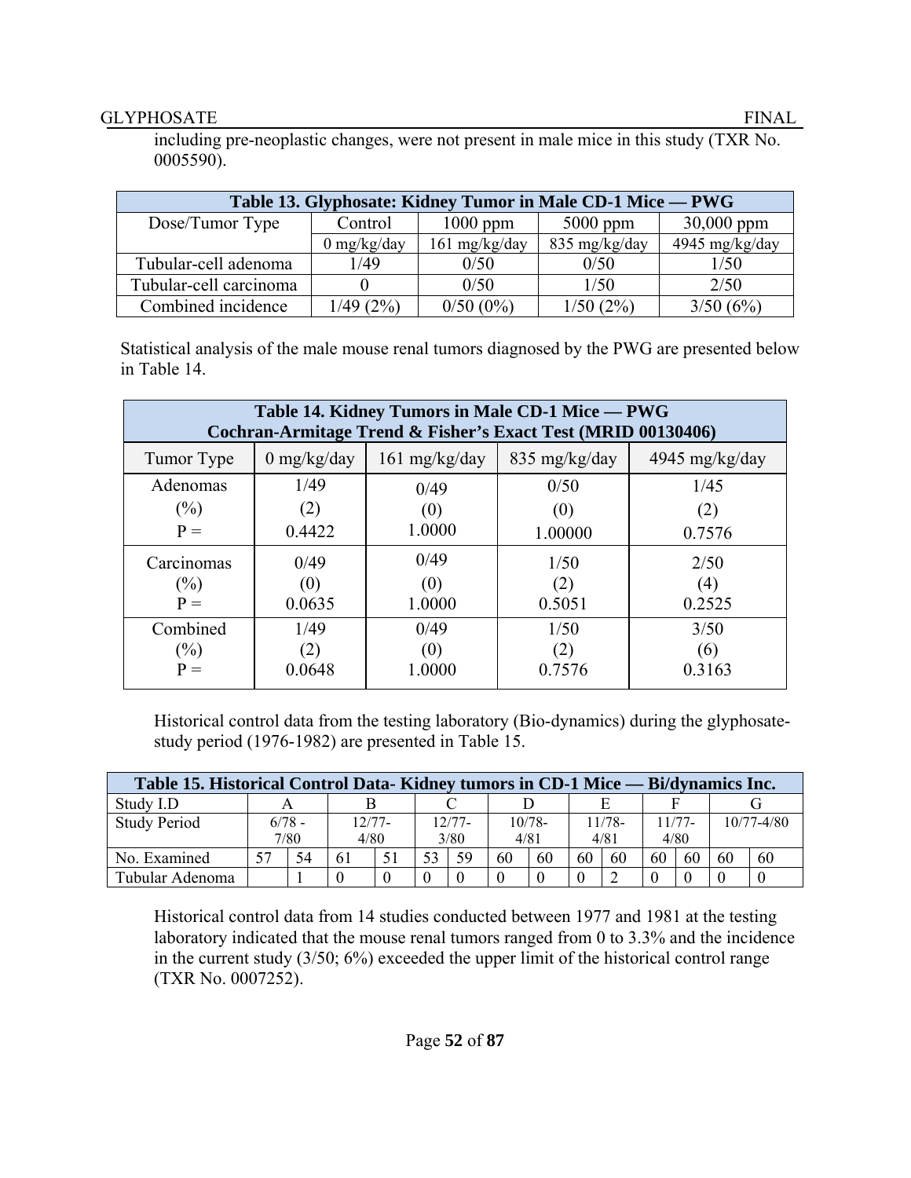including pre-neoplastic changes, were not present in male mice in this study (TXR No. 0005590).

| Table 13. Glyphosate: Kidney Tumor in Male CD-1 Mice — PWG | | | | |
|---|---|---|---|---|
| Dose/Tumor Type | Control | 1000 ppm | 5000 ppm | 30,000 ppm |
| | 0 mg/kg/day | 161 mg/kg/day | 835 mg/kg/day | 4945 mg/kg/day |
| Tubular-cell adenoma | 1/49 | 0/50 | 0/50 | 1/50 |
| Tubular-cell carcinoma | 0 | 0/50 | 1/50 | 2/50 |
| Combined incidence | 1/49 (2%) | 0/50 (0%) | 1/50 (2%) | 3/50 (6%) |

Statistical analysis of the male mouse renal tumors diagnosed by the PWG are presented below in Table 14.

| Table 14. Kidney Tumors in Male CD-1 Mice — PWG<br>Cochran-Armitage Trend & Fisher's Exact Test (MRID 00130406) | | | | |
|---|---|---|---|---|
| Tumor Type | 0 mg/kg/day | 161 mg/kg/day | 835 mg/kg/day | 4945 mg/kg/day |
| Adenomas<br>(%)<br>P = | 1/49<br>(2)<br>0.4422 | 0/49<br>(0)<br>1.0000 | 0/50<br>(0)<br>1.00000 | 1/45<br>(2)<br>0.7576 |
| Carcinomas<br>(%)<br>P = | 0/49<br>(0)<br>0.0635 | 0/49<br>(0)<br>1.0000 | 1/50<br>(2)<br>0.5051 | 2/50<br>(4)<br>0.2525 |
| Combined<br>(%)<br>P = | 1/49<br>(2)<br>0.0648 | 0/49<br>(0)<br>1.0000 | 1/50<br>(2)<br>0.7576 | 3/50<br>(6)<br>0.3163 |

Historical control data from the testing laboratory (Bio-dynamics) during the glyphosate-study period (1976-1982) are presented in Table 15.

| Table 15. Historical Control Data- Kidney tumors in CD-1 Mice — Bi/dynamics Inc. | | | | | | | | | | | | | | |
|---|---|---|---|---|---|---|---|---|---|---|---|---|---|---|
| Study I.D | A | | B | | C | | D | | E | | F | | G | |
| Study Period | 6/78 - 7/80 | | 12/77- 4/80 | | 12/77- 3/80 | | 10/78- 4/81 | | 11/78- 4/81 | | 11/77- 4/80 | | 10/77-4/80 | |
| No. Examined | 57 | 54 | 61 | 51 | 53 | 59 | 60 | 60 | 60 | 60 | 60 | 60 | 60 | 60 |
| Tubular Adenoma | | 1 | 0 | 0 | 0 | 0 | 0 | 0 | 0 | 2 | 0 | 0 | 0 | 0 |

Historical control data from 14 studies conducted between 1977 and 1981 at the testing laboratory indicated that the mouse renal tumors ranged from 0 to 3.3% and the incidence in the current study (3/50; 6%) exceeded the upper limit of the historical control range (TXR No. 0007252).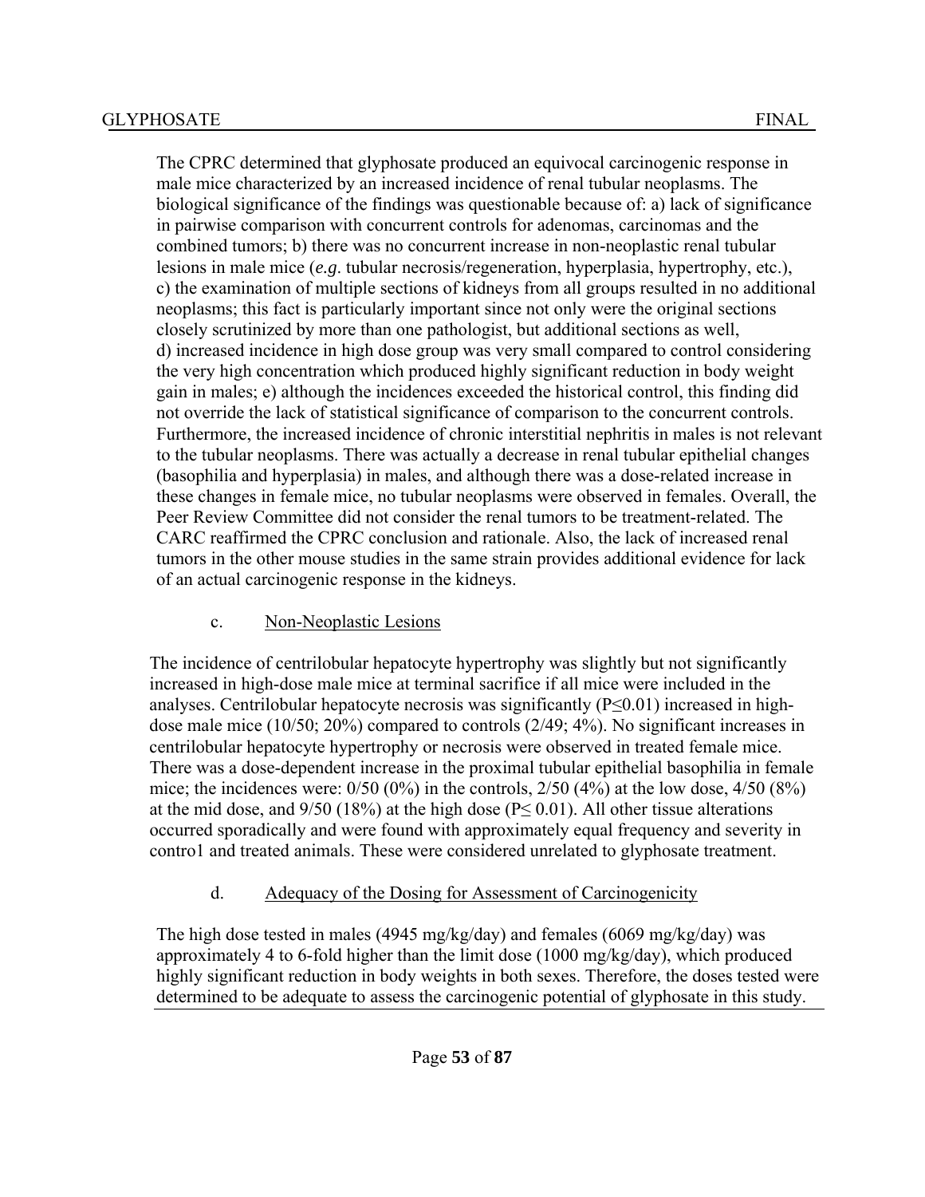The CPRC determined that glyphosate produced an equivocal carcinogenic response in male mice characterized by an increased incidence of renal tubular neoplasms. The biological significance of the findings was questionable because of: a) lack of significance in pairwise comparison with concurrent controls for adenomas, carcinomas and the combined tumors; b) there was no concurrent increase in non-neoplastic renal tubular lesions in male mice (*e.g*. tubular necrosis/regeneration, hyperplasia, hypertrophy, etc.), c) the examination of multiple sections of kidneys from all groups resulted in no additional neoplasms; this fact is particularly important since not only were the original sections closely scrutinized by more than one pathologist, but additional sections as well, d) increased incidence in high dose group was very small compared to control considering the very high concentration which produced highly significant reduction in body weight gain in males; e) although the incidences exceeded the historical control, this finding did not override the lack of statistical significance of comparison to the concurrent controls. Furthermore, the increased incidence of chronic interstitial nephritis in males is not relevant to the tubular neoplasms. There was actually a decrease in renal tubular epithelial changes (basophilia and hyperplasia) in males, and although there was a dose-related increase in these changes in female mice, no tubular neoplasms were observed in females. Overall, the Peer Review Committee did not consider the renal tumors to be treatment-related. The CARC reaffirmed the CPRC conclusion and rationale. Also, the lack of increased renal tumors in the other mouse studies in the same strain provides additional evidence for lack of an actual carcinogenic response in the kidneys.

c. Non-Neoplastic Lesions

The incidence of centrilobular hepatocyte hypertrophy was slightly but not significantly increased in high-dose male mice at terminal sacrifice if all mice were included in the analyses. Centrilobular hepatocyte necrosis was significantly ($P \leq 0.01$) increased in high-dose male mice (10/50; 20%) compared to controls (2/49; 4%). No significant increases in centrilobular hepatocyte hypertrophy or necrosis were observed in treated female mice. There was a dose-dependent increase in the proximal tubular epithelial basophilia in female mice; the incidences were: 0/50 (0%) in the controls, 2/50 (4%) at the low dose, 4/50 (8%) at the mid dose, and 9/50 (18%) at the high dose ($P \leq 0.01$). All other tissue alterations occurred sporadically and were found with approximately equal frequency and severity in contro1 and treated animals. These were considered unrelated to glyphosate treatment.

d. Adequacy of the Dosing for Assessment of Carcinogenicity

The high dose tested in males (4945 mg/kg/day) and females (6069 mg/kg/day) was approximately 4 to 6-fold higher than the limit dose (1000 mg/kg/day), which produced highly significant reduction in body weights in both sexes. Therefore, the doses tested were determined to be adequate to assess the carcinogenic potential of glyphosate in this study.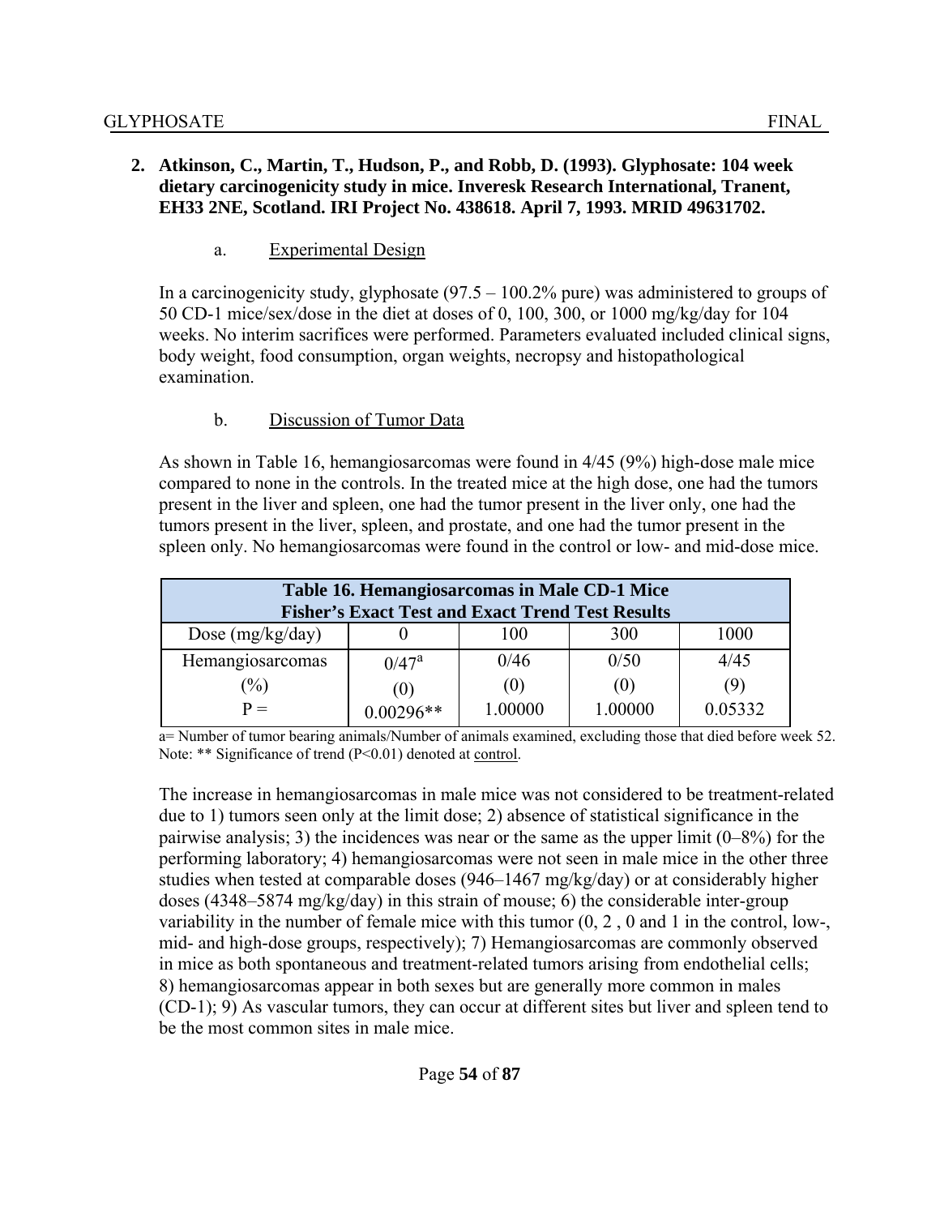**2. Atkinson, C., Martin, T., Hudson, P., and Robb, D. (1993). Glyphosate: 104 week dietary carcinogenicity study in mice. Inveresk Research International, Tranent, EH33 2NE, Scotland. IRI Project No. 438618. April 7, 1993. MRID 49631702.**

a. Experimental Design

In a carcinogenicity study, glyphosate (97.5 – 100.2% pure) was administered to groups of 50 CD-1 mice/sex/dose in the diet at doses of 0, 100, 300, or 1000 mg/kg/day for 104 weeks. No interim sacrifices were performed. Parameters evaluated included clinical signs, body weight, food consumption, organ weights, necropsy and histopathological examination.

b. Discussion of Tumor Data

As shown in Table 16, hemangiosarcomas were found in 4/45 (9%) high-dose male mice compared to none in the controls. In the treated mice at the high dose, one had the tumors present in the liver and spleen, one had the tumor present in the liver only, one had the tumors present in the liver, spleen, and prostate, and one had the tumor present in the spleen only. No hemangiosarcomas were found in the control or low- and mid-dose mice.

| Table 16. Hemangiosarcomas in Male CD-1 Mice Fisher's Exact Test and Exact Trend Test Results | | | | |
|---|---|---|---|---|
| Dose (mg/kg/day) | 0 | 100 | 300 | 1000 |
| Hemangiosarcomas<br>(%)<br>P = | 0/47[a]<br>(0)<br>0.00296** | 0/46<br>(0)<br>1.00000 | 0/50<br>(0)<br>1.00000 | 4/45<br>(9)<br>0.05332 |

a= Number of tumor bearing animals/Number of animals examined, excluding those that died before week 52.
Note: ** Significance of trend (P<0.01) denoted at control.

The increase in hemangiosarcomas in male mice was not considered to be treatment-related due to 1) tumors seen only at the limit dose; 2) absence of statistical significance in the pairwise analysis; 3) the incidences was near or the same as the upper limit (0–8%) for the performing laboratory; 4) hemangiosarcomas were not seen in male mice in the other three studies when tested at comparable doses (946–1467 mg/kg/day) or at considerably higher doses (4348–5874 mg/kg/day) in this strain of mouse; 6) the considerable inter-group variability in the number of female mice with this tumor (0, 2 , 0 and 1 in the control, low-, mid- and high-dose groups, respectively); 7) Hemangiosarcomas are commonly observed in mice as both spontaneous and treatment-related tumors arising from endothelial cells; 8) hemangiosarcomas appear in both sexes but are generally more common in males (CD-1); 9) As vascular tumors, they can occur at different sites but liver and spleen tend to be the most common sites in male mice.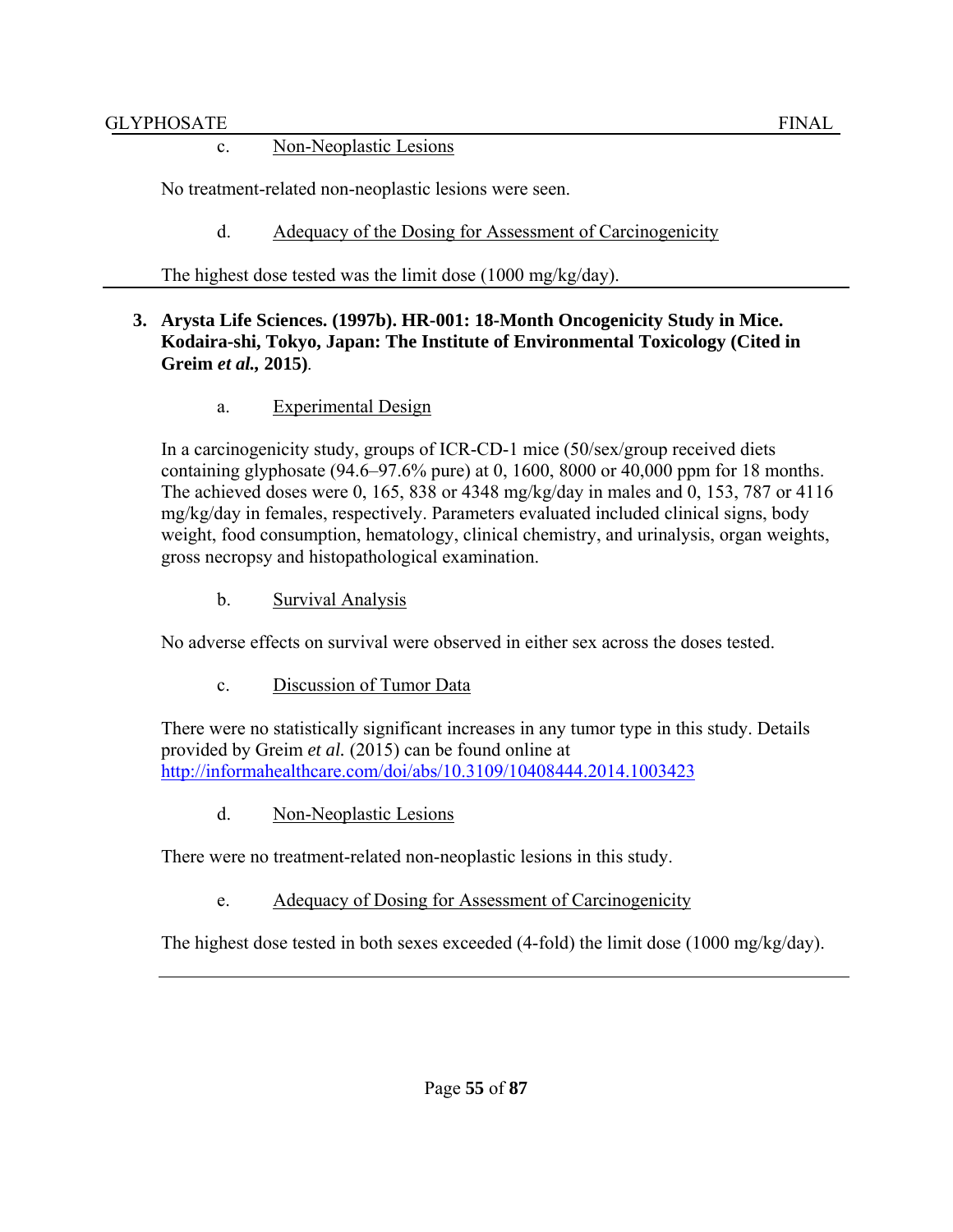c. Non-Neoplastic Lesions

No treatment-related non-neoplastic lesions were seen.

d. Adequacy of the Dosing for Assessment of Carcinogenicity

The highest dose tested was the limit dose (1000 mg/kg/day).

---

**3. Arysta Life Sciences. (1997b). HR-001: 18-Month Oncogenicity Study in Mice. Kodaira-shi, Tokyo, Japan: The Institute of Environmental Toxicology (Cited in Greim *et al.*, 2015)**.

a. Experimental Design

In a carcinogenicity study, groups of ICR-CD-1 mice (50/sex/group received diets containing glyphosate (94.6–97.6% pure) at 0, 1600, 8000 or 40,000 ppm for 18 months. The achieved doses were 0, 165, 838 or 4348 mg/kg/day in males and 0, 153, 787 or 4116 mg/kg/day in females, respectively. Parameters evaluated included clinical signs, body weight, food consumption, hematology, clinical chemistry, and urinalysis, organ weights, gross necropsy and histopathological examination.

b. Survival Analysis

No adverse effects on survival were observed in either sex across the doses tested.

c. Discussion of Tumor Data

There were no statistically significant increases in any tumor type in this study. Details provided by Greim *et al.* (2015) can be found online at http://informahealthcare.com/doi/abs/10.3109/10408444.2014.1003423

d. Non-Neoplastic Lesions

There were no treatment-related non-neoplastic lesions in this study.

e. Adequacy of Dosing for Assessment of Carcinogenicity

The highest dose tested in both sexes exceeded (4-fold) the limit dose (1000 mg/kg/day).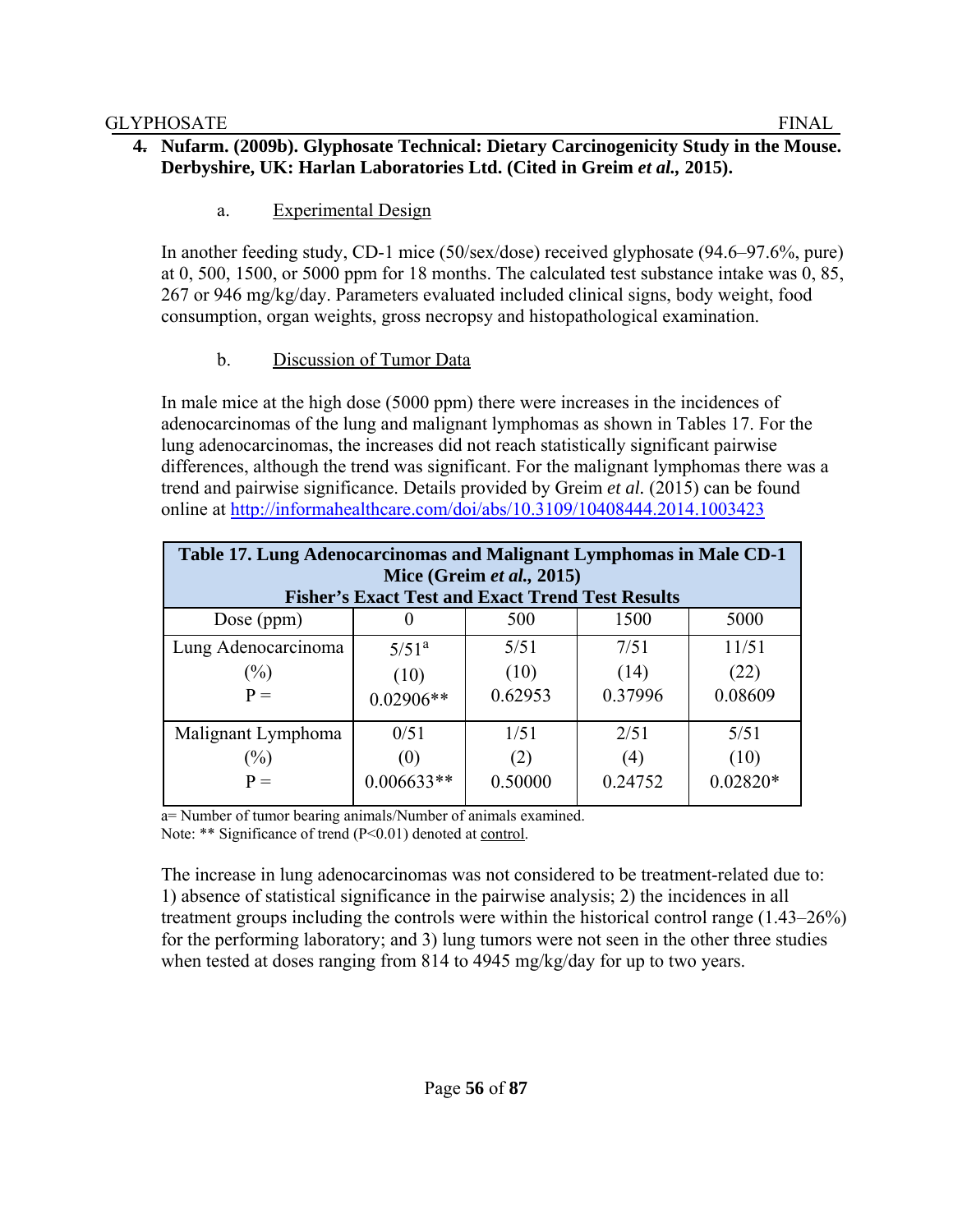**4. Nufarm. (2009b). Glyphosate Technical: Dietary Carcinogenicity Study in the Mouse. Derbyshire, UK: Harlan Laboratories Ltd. (Cited in Greim *et al.,* 2015).**

a. Experimental Design

In another feeding study, CD-1 mice (50/sex/dose) received glyphosate (94.6–97.6%, pure) at 0, 500, 1500, or 5000 ppm for 18 months. The calculated test substance intake was 0, 85, 267 or 946 mg/kg/day. Parameters evaluated included clinical signs, body weight, food consumption, organ weights, gross necropsy and histopathological examination.

b. Discussion of Tumor Data

In male mice at the high dose (5000 ppm) there were increases in the incidences of adenocarcinomas of the lung and malignant lymphomas as shown in Tables 17. For the lung adenocarcinomas, the increases did not reach statistically significant pairwise differences, although the trend was significant. For the malignant lymphomas there was a trend and pairwise significance. Details provided by Greim *et al.* (2015) can be found online at http://informahealthcare.com/doi/abs/10.3109/10408444.2014.1003423

**Table 17. Lung Adenocarcinomas and Malignant Lymphomas in Male CD-1 Mice (Greim *et al.,* 2015)**
**Fisher's Exact Test and Exact Trend Test Results**

| Dose (ppm) | 0 | 500 | 1500 | 5000 |
|---|---|---|---|---|
| Lung Adenocarcinoma<br>(%)<br>P = | 5/51[a]<br>(10)<br>0.02906** | 5/51<br>(10)<br>0.62953 | 7/51<br>(14)<br>0.37996 | 11/51<br>(22)<br>0.08609 |
| Malignant Lymphoma<br>(%)<br>P = | 0/51<br>(0)<br>0.006633** | 1/51<br>(2)<br>0.50000 | 2/51<br>(4)<br>0.24752 | 5/51<br>(10)<br>0.02820* |

a= Number of tumor bearing animals/Number of animals examined.
Note: ** Significance of trend ($P<0.01$) denoted at control.

The increase in lung adenocarcinomas was not considered to be treatment-related due to: 1) absence of statistical significance in the pairwise analysis; 2) the incidences in all treatment groups including the controls were within the historical control range (1.43–26%) for the performing laboratory; and 3) lung tumors were not seen in the other three studies when tested at doses ranging from 814 to 4945 mg/kg/day for up to two years.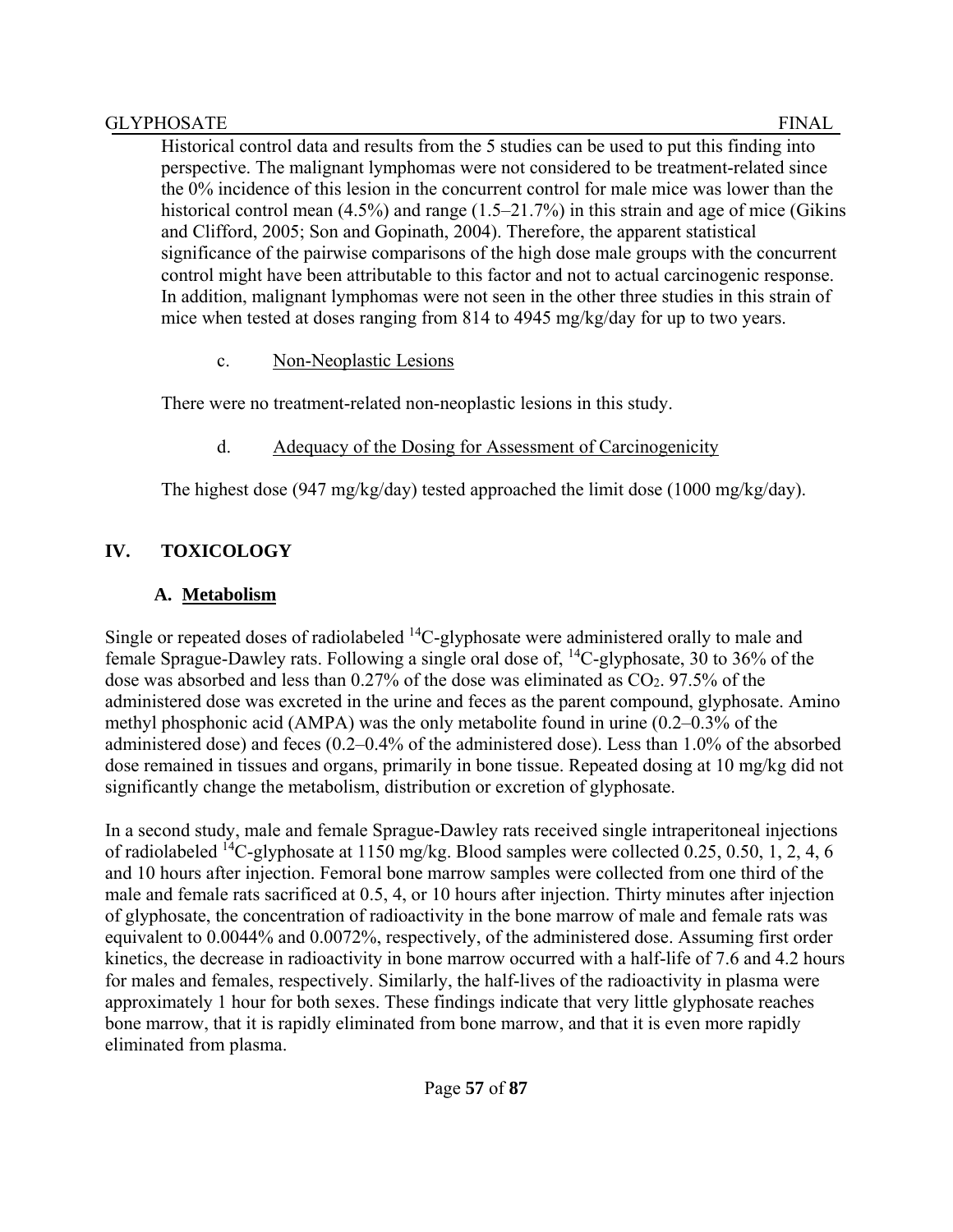Historical control data and results from the 5 studies can be used to put this finding into perspective. The malignant lymphomas were not considered to be treatment-related since the 0% incidence of this lesion in the concurrent control for male mice was lower than the historical control mean (4.5%) and range (1.5–21.7%) in this strain and age of mice (Gikins and Clifford, 2005; Son and Gopinath, 2004). Therefore, the apparent statistical significance of the pairwise comparisons of the high dose male groups with the concurrent control might have been attributable to this factor and not to actual carcinogenic response. In addition, malignant lymphomas were not seen in the other three studies in this strain of mice when tested at doses ranging from 814 to 4945 mg/kg/day for up to two years.

c. <u>Non-Neoplastic Lesions</u>

There were no treatment-related non-neoplastic lesions in this study.

d. <u>Adequacy of the Dosing for Assessment of Carcinogenicity</u>

The highest dose (947 mg/kg/day) tested approached the limit dose (1000 mg/kg/day).

## IV. TOXICOLOGY

### A. Metabolism

Single or repeated doses of radiolabeled $^{14}C$-glyphosate were administered orally to male and female Sprague-Dawley rats. Following a single oral dose of, $^{14}C$-glyphosate, 30 to 36% of the dose was absorbed and less than 0.27% of the dose was eliminated as $CO_2$. 97.5% of the administered dose was excreted in the urine and feces as the parent compound, glyphosate. Amino methyl phosphonic acid (AMPA) was the only metabolite found in urine (0.2–0.3% of the administered dose) and feces (0.2–0.4% of the administered dose). Less than 1.0% of the absorbed dose remained in tissues and organs, primarily in bone tissue. Repeated dosing at 10 mg/kg did not significantly change the metabolism, distribution or excretion of glyphosate.

In a second study, male and female Sprague-Dawley rats received single intraperitoneal injections of radiolabeled $^{14}C$-glyphosate at 1150 mg/kg. Blood samples were collected 0.25, 0.50, 1, 2, 4, 6 and 10 hours after injection. Femoral bone marrow samples were collected from one third of the male and female rats sacrificed at 0.5, 4, or 10 hours after injection. Thirty minutes after injection of glyphosate, the concentration of radioactivity in the bone marrow of male and female rats was equivalent to 0.0044% and 0.0072%, respectively, of the administered dose. Assuming first order kinetics, the decrease in radioactivity in bone marrow occurred with a half-life of 7.6 and 4.2 hours for males and females, respectively. Similarly, the half-lives of the radioactivity in plasma were approximately 1 hour for both sexes. These findings indicate that very little glyphosate reaches bone marrow, that it is rapidly eliminated from bone marrow, and that it is even more rapidly eliminated from plasma.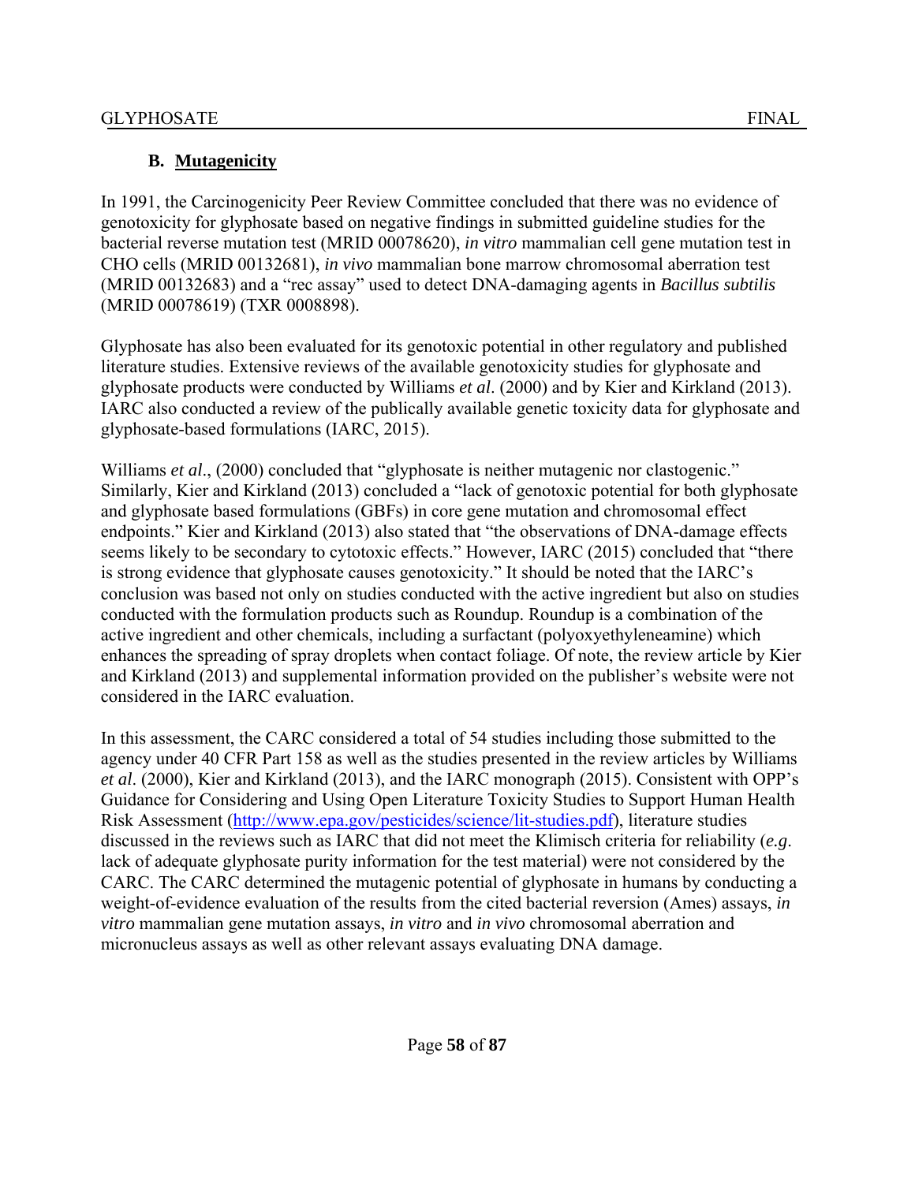## B. Mutagenicity

In 1991, the Carcinogenicity Peer Review Committee concluded that there was no evidence of genotoxicity for glyphosate based on negative findings in submitted guideline studies for the bacterial reverse mutation test (MRID 00078620), *in vitro* mammalian cell gene mutation test in CHO cells (MRID 00132681), *in vivo* mammalian bone marrow chromosomal aberration test (MRID 00132683) and a "rec assay" used to detect DNA-damaging agents in *Bacillus subtilis* (MRID 00078619) (TXR 0008898).

Glyphosate has also been evaluated for its genotoxic potential in other regulatory and published literature studies. Extensive reviews of the available genotoxicity studies for glyphosate and glyphosate products were conducted by Williams *et al*. (2000) and by Kier and Kirkland (2013). IARC also conducted a review of the publically available genetic toxicity data for glyphosate and glyphosate-based formulations (IARC, 2015).

Williams *et al*., (2000) concluded that "glyphosate is neither mutagenic nor clastogenic." Similarly, Kier and Kirkland (2013) concluded a "lack of genotoxic potential for both glyphosate and glyphosate based formulations (GBFs) in core gene mutation and chromosomal effect endpoints." Kier and Kirkland (2013) also stated that "the observations of DNA-damage effects seems likely to be secondary to cytotoxic effects." However, IARC (2015) concluded that "there is strong evidence that glyphosate causes genotoxicity." It should be noted that the IARC's conclusion was based not only on studies conducted with the active ingredient but also on studies conducted with the formulation products such as Roundup. Roundup is a combination of the active ingredient and other chemicals, including a surfactant (polyoxyethyleneamine) which enhances the spreading of spray droplets when contact foliage. Of note, the review article by Kier and Kirkland (2013) and supplemental information provided on the publisher's website were not considered in the IARC evaluation.

In this assessment, the CARC considered a total of 54 studies including those submitted to the agency under 40 CFR Part 158 as well as the studies presented in the review articles by Williams *et al*. (2000), Kier and Kirkland (2013), and the IARC monograph (2015). Consistent with OPP's Guidance for Considering and Using Open Literature Toxicity Studies to Support Human Health Risk Assessment (http://www.epa.gov/pesticides/science/lit-studies.pdf), literature studies discussed in the reviews such as IARC that did not meet the Klimisch criteria for reliability (*e.g*. lack of adequate glyphosate purity information for the test material) were not considered by the CARC. The CARC determined the mutagenic potential of glyphosate in humans by conducting a weight-of-evidence evaluation of the results from the cited bacterial reversion (Ames) assays, *in vitro* mammalian gene mutation assays, *in vitro* and *in vivo* chromosomal aberration and micronucleus assays as well as other relevant assays evaluating DNA damage.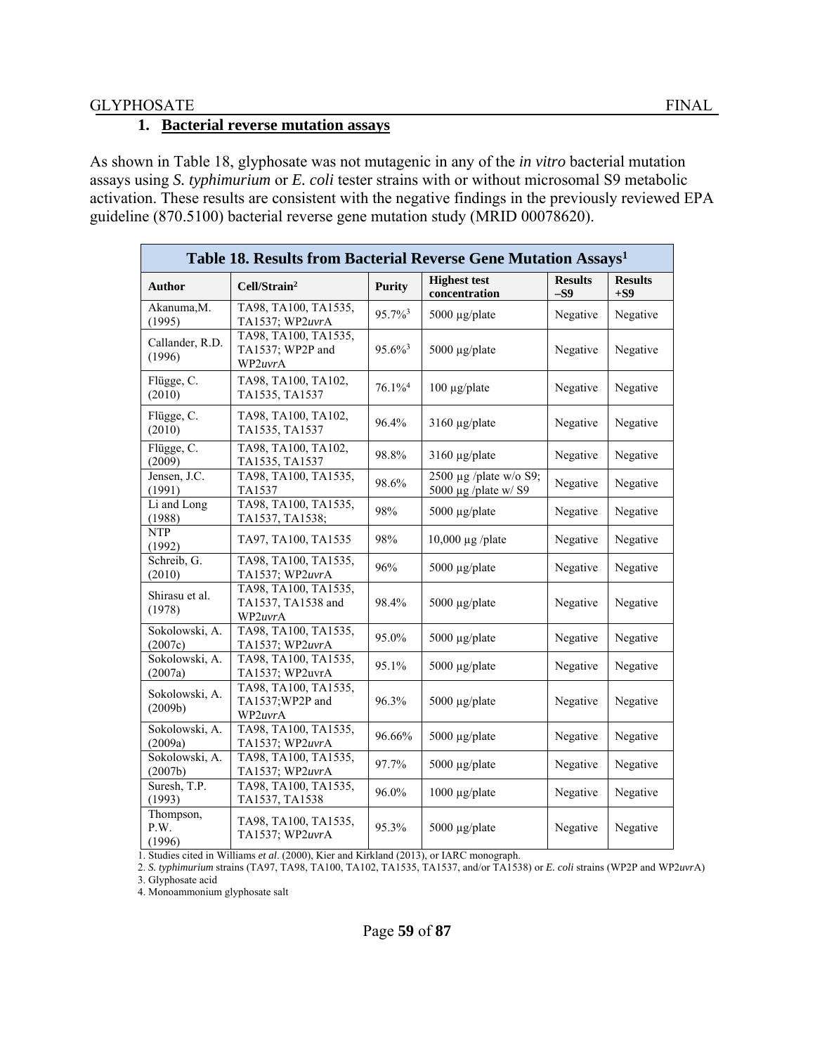### 1. Bacterial reverse mutation assays

As shown in Table 18, glyphosate was not mutagenic in any of the *in vitro* bacterial mutation assays using *S. typhimurium* or *E. coli* tester strains with or without microsomal S9 metabolic activation. These results are consistent with the negative findings in the previously reviewed EPA guideline (870.5100) bacterial reverse gene mutation study (MRID 00078620).

**Table 18. Results from Bacterial Reverse Gene Mutation Assays[1]**

| Author | Cell/Strain[2] | Purity | Highest test concentration | Results –S9 | Results +S9 |
|---|---|---|---|---|---|
| Akanuma,M. (1995) | TA98, TA100, TA1535, TA1537; WP2*uvr*A | 95.7%[3] | 5000 µg/plate | Negative | Negative |
| Callander, R.D. (1996) | TA98, TA100, TA1535, TA1537; WP2P and WP2*uvr*A | 95.6%[3] | 5000 µg/plate | Negative | Negative |
| Flügge, C. (2010) | TA98, TA100, TA102, TA1535, TA1537 | 76.1%[4] | 100 µg/plate | Negative | Negative |
| Flügge, C. (2010) | TA98, TA100, TA102, TA1535, TA1537 | 96.4% | 3160 µg/plate | Negative | Negative |
| Flügge, C. (2009) | TA98, TA100, TA102, TA1535, TA1537 | 98.8% | 3160 µg/plate | Negative | Negative |
| Jensen, J.C. (1991) | TA98, TA100, TA1535, TA1537 | 98.6% | 2500 µg /plate w/o S9; 5000 µg /plate w/ S9 | Negative | Negative |
| Li and Long (1988) | TA98, TA100, TA1535, TA1537, TA1538; | 98% | 5000 µg/plate | Negative | Negative |
| NTP (1992) | TA97, TA100, TA1535 | 98% | 10,000 µg /plate | Negative | Negative |
| Schreib, G. (2010) | TA98, TA100, TA1535, TA1537; WP2*uvr*A | 96% | 5000 µg/plate | Negative | Negative |
| Shirasu et al. (1978) | TA98, TA100, TA1535, TA1537, TA1538 and WP2*uvr*A | 98.4% | 5000 µg/plate | Negative | Negative |
| Sokolowski, A. (2007c) | TA98, TA100, TA1535, TA1537; WP2*uvr*A | 95.0% | 5000 µg/plate | Negative | Negative |
| Sokolowski, A. (2007a) | TA98, TA100, TA1535, TA1537; WP2uvrA | 95.1% | 5000 µg/plate | Negative | Negative |
| Sokolowski, A. (2009b) | TA98, TA100, TA1535, TA1537;WP2P and WP2*uvr*A | 96.3% | 5000 µg/plate | Negative | Negative |
| Sokolowski, A. (2009a) | TA98, TA100, TA1535, TA1537; WP2*uvr*A | 96.66% | 5000 µg/plate | Negative | Negative |
| Sokolowski, A. (2007b) | TA98, TA100, TA1535, TA1537; WP2*uvr*A | 97.7% | 5000 µg/plate | Negative | Negative |
| Suresh, T.P. (1993) | TA98, TA100, TA1535, TA1537, TA1538 | 96.0% | 1000 µg/plate | Negative | Negative |
| Thompson, P.W. (1996) | TA98, TA100, TA1535, TA1537; WP2*uvr*A | 95.3% | 5000 µg/plate | Negative | Negative |

1. Studies cited in Williams *et al*. (2000), Kier and Kirkland (2013), or IARC monograph.
2. *S. typhimurium* strains (TA97, TA98, TA100, TA102, TA1535, TA1537, and/or TA1538) or *E. coli* strains (WP2P and WP2*uvr*A)
3. Glyphosate acid
4. Monoammonium glyphosate salt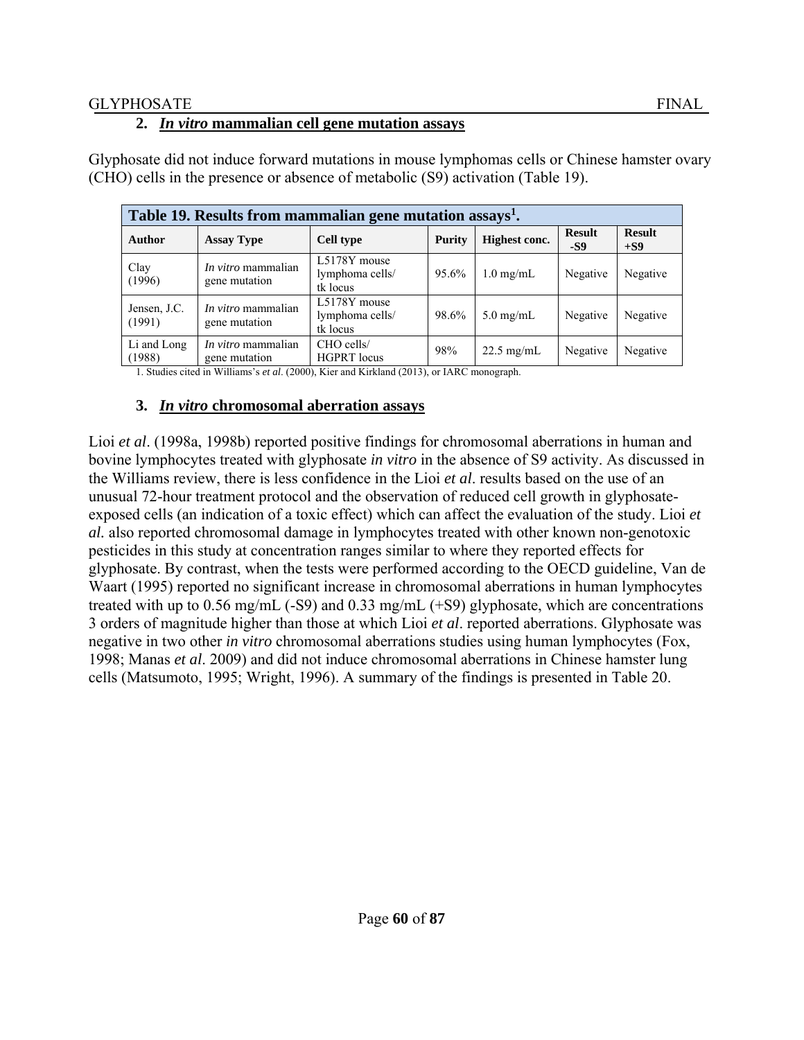## 2. *In vitro* mammalian cell gene mutation assays

Glyphosate did not induce forward mutations in mouse lymphomas cells or Chinese hamster ovary (CHO) cells in the presence or absence of metabolic (S9) activation (Table 19).

**Table 19. Results from mammalian gene mutation assays[1].**

| Author | Assay Type | Cell type | Purity | Highest conc. | Result -S9 | Result +S9 |
|---|---|---|---|---|---|---|
| Clay (1996) | *In vitro* mammalian gene mutation | L5178Y mouse lymphoma cells/ tk locus | 95.6% | 1.0 mg/mL | Negative | Negative |
| Jensen, J.C. (1991) | *In vitro* mammalian gene mutation | L5178Y mouse lymphoma cells/ tk locus | 98.6% | 5.0 mg/mL | Negative | Negative |
| Li and Long (1988) | *In vitro* mammalian gene mutation | CHO cells/ HGPRT locus | 98% | 22.5 mg/mL | Negative | Negative |

1. Studies cited in Williams's *et al*. (2000), Kier and Kirkland (2013), or IARC monograph.

## 3. *In vitro* chromosomal aberration assays

Lioi *et al*. (1998a, 1998b) reported positive findings for chromosomal aberrations in human and bovine lymphocytes treated with glyphosate *in vitro* in the absence of S9 activity. As discussed in the Williams review, there is less confidence in the Lioi *et al*. results based on the use of an unusual 72-hour treatment protocol and the observation of reduced cell growth in glyphosate-exposed cells (an indication of a toxic effect) which can affect the evaluation of the study. Lioi *et al.* also reported chromosomal damage in lymphocytes treated with other known non-genotoxic pesticides in this study at concentration ranges similar to where they reported effects for glyphosate. By contrast, when the tests were performed according to the OECD guideline, Van de Waart (1995) reported no significant increase in chromosomal aberrations in human lymphocytes treated with up to 0.56 mg/mL (-S9) and 0.33 mg/mL (+S9) glyphosate, which are concentrations 3 orders of magnitude higher than those at which Lioi *et al*. reported aberrations. Glyphosate was negative in two other *in vitro* chromosomal aberrations studies using human lymphocytes (Fox, 1998; Manas *et al*. 2009) and did not induce chromosomal aberrations in Chinese hamster lung cells (Matsumoto, 1995; Wright, 1996). A summary of the findings is presented in Table 20.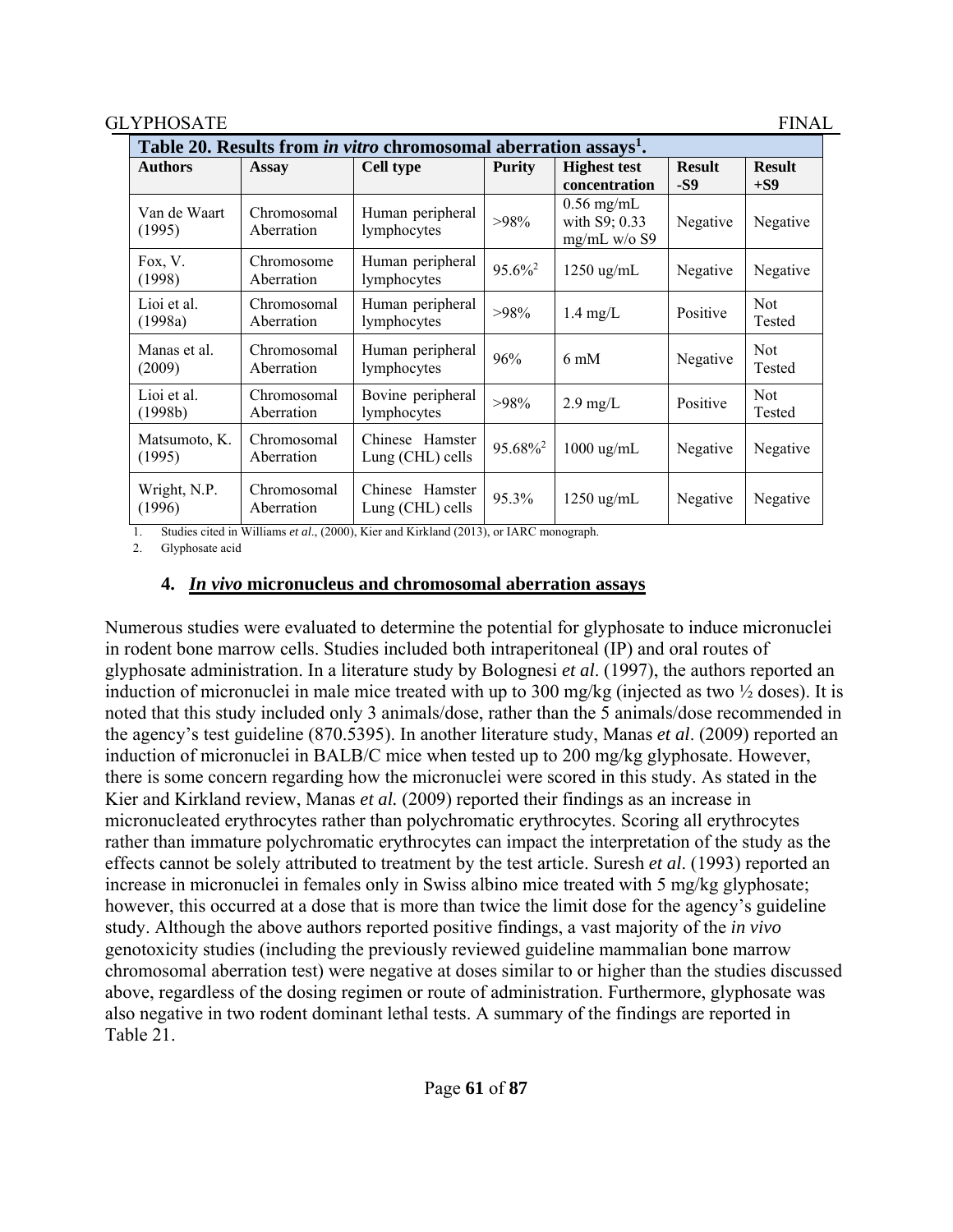**Table 20. Results from *in vitro* chromosomal aberration assays[1].**

| Authors | Assay | Cell type | Purity | Highest test concentration | Result -S9 | Result +S9 |
|---|---|---|---|---|---|---|
| Van de Waart (1995) | Chromosomal Aberration | Human peripheral lymphocytes | >98% | 0.56 mg/mL with S9; 0.33 mg/mL w/o S9 | Negative | Negative |
| Fox, V. (1998) | Chromosome Aberration | Human peripheral lymphocytes | 95.6%[2] | 1250 ug/mL | Negative | Negative |
| Lioi et al. (1998a) | Chromosomal Aberration | Human peripheral lymphocytes | >98% | 1.4 mg/L | Positive | Not Tested |
| Manas et al. (2009) | Chromosomal Aberration | Human peripheral lymphocytes | 96% | 6 mM | Negative | Not Tested |
| Lioi et al. (1998b) | Chromosomal Aberration | Bovine peripheral lymphocytes | >98% | 2.9 mg/L | Positive | Not Tested |
| Matsumoto, K. (1995) | Chromosomal Aberration | Chinese Hamster Lung (CHL) cells | 95.68%[2] | 1000 ug/mL | Negative | Negative |
| Wright, N.P. (1996) | Chromosomal Aberration | Chinese Hamster Lung (CHL) cells | 95.3% | 1250 ug/mL | Negative | Negative |

1. Studies cited in Williams *et al*., (2000), Kier and Kirkland (2013), or IARC monograph.
2. Glyphosate acid

#### 4. *In vivo* micronucleus and chromosomal aberration assays

Numerous studies were evaluated to determine the potential for glyphosate to induce micronuclei in rodent bone marrow cells. Studies included both intraperitoneal (IP) and oral routes of glyphosate administration. In a literature study by Bolognesi *et al*. (1997), the authors reported an induction of micronuclei in male mice treated with up to 300 mg/kg (injected as two ½ doses). It is noted that this study included only 3 animals/dose, rather than the 5 animals/dose recommended in the agency's test guideline (870.5395). In another literature study, Manas *et al*. (2009) reported an induction of micronuclei in BALB/C mice when tested up to 200 mg/kg glyphosate. However, there is some concern regarding how the micronuclei were scored in this study. As stated in the Kier and Kirkland review, Manas *et al.* (2009) reported their findings as an increase in micronucleated erythrocytes rather than polychromatic erythrocytes. Scoring all erythrocytes rather than immature polychromatic erythrocytes can impact the interpretation of the study as the effects cannot be solely attributed to treatment by the test article. Suresh *et al*. (1993) reported an increase in micronuclei in females only in Swiss albino mice treated with 5 mg/kg glyphosate; however, this occurred at a dose that is more than twice the limit dose for the agency's guideline study. Although the above authors reported positive findings, a vast majority of the *in vivo* genotoxicity studies (including the previously reviewed guideline mammalian bone marrow chromosomal aberration test) were negative at doses similar to or higher than the studies discussed above, regardless of the dosing regimen or route of administration. Furthermore, glyphosate was also negative in two rodent dominant lethal tests. A summary of the findings are reported in Table 21.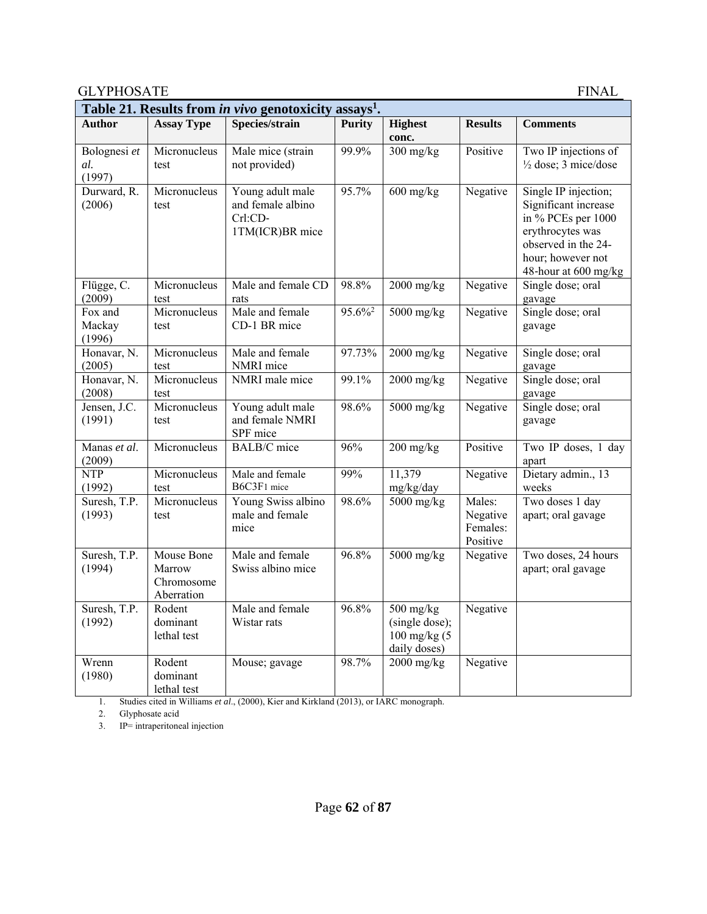**Table 21. Results from *in vivo* genotoxicity assays[1].**

| Author | Assay Type | Species/strain | Purity | Highest conc. | Results | Comments |
|---|---|---|---|---|---|---|
| Bolognesi *et al.* (1997) | Micronucleus test | Male mice (strain not provided) | 99.9% | 300 mg/kg | Positive | Two IP injections of ½ dose; 3 mice/dose |
| Durward, R. (2006) | Micronucleus test | Young adult male and female albino Crl:CD-1TM(ICR)BR mice | 95.7% | 600 mg/kg | Negative | Single IP injection; Significant increase in % PCEs per 1000 erythrocytes was observed in the 24-hour; however not 48-hour at 600 mg/kg |
| Flügge, C. (2009) | Micronucleus test | Male and female CD rats | 98.8% | 2000 mg/kg | Negative | Single dose; oral gavage |
| Fox and Mackay (1996) | Micronucleus test | Male and female CD-1 BR mice | 95.6%[2] | 5000 mg/kg | Negative | Single dose; oral gavage |
| Honavar, N. (2005) | Micronucleus test | Male and female NMRI mice | 97.73% | 2000 mg/kg | Negative | Single dose; oral gavage |
| Honavar, N. (2008) | Micronucleus test | NMRI male mice | 99.1% | 2000 mg/kg | Negative | Single dose; oral gavage |
| Jensen, J.C. (1991) | Micronucleus test | Young adult male and female NMRI SPF mice | 98.6% | 5000 mg/kg | Negative | Single dose; oral gavage |
| Manas *et al.* (2009) | Micronucleus | BALB/C mice | 96% | 200 mg/kg | Positive | Two IP doses, 1 day apart |
| NTP (1992) | Micronucleus test | Male and female B6C3F1 mice | 99% | 11,379 mg/kg/day | Negative | Dietary admin., 13 weeks |
| Suresh, T.P. (1993) | Micronucleus test | Young Swiss albino male and female mice | 98.6% | 5000 mg/kg | Males: Negative Females: Positive | Two doses 1 day apart; oral gavage |
| Suresh, T.P. (1994) | Mouse Bone Marrow Chromosome Aberration | Male and female Swiss albino mice | 96.8% | 5000 mg/kg | Negative | Two doses, 24 hours apart; oral gavage |
| Suresh, T.P. (1992) | Rodent dominant lethal test | Male and female Wistar rats | 96.8% | 500 mg/kg (single dose); 100 mg/kg (5 daily doses) | Negative | |
| Wrenn (1980) | Rodent dominant lethal test | Mouse; gavage | 98.7% | 2000 mg/kg | Negative | |

1. Studies cited in Williams *et al*., (2000), Kier and Kirkland (2013), or IARC monograph.
2. Glyphosate acid
3. IP= intraperitoneal injection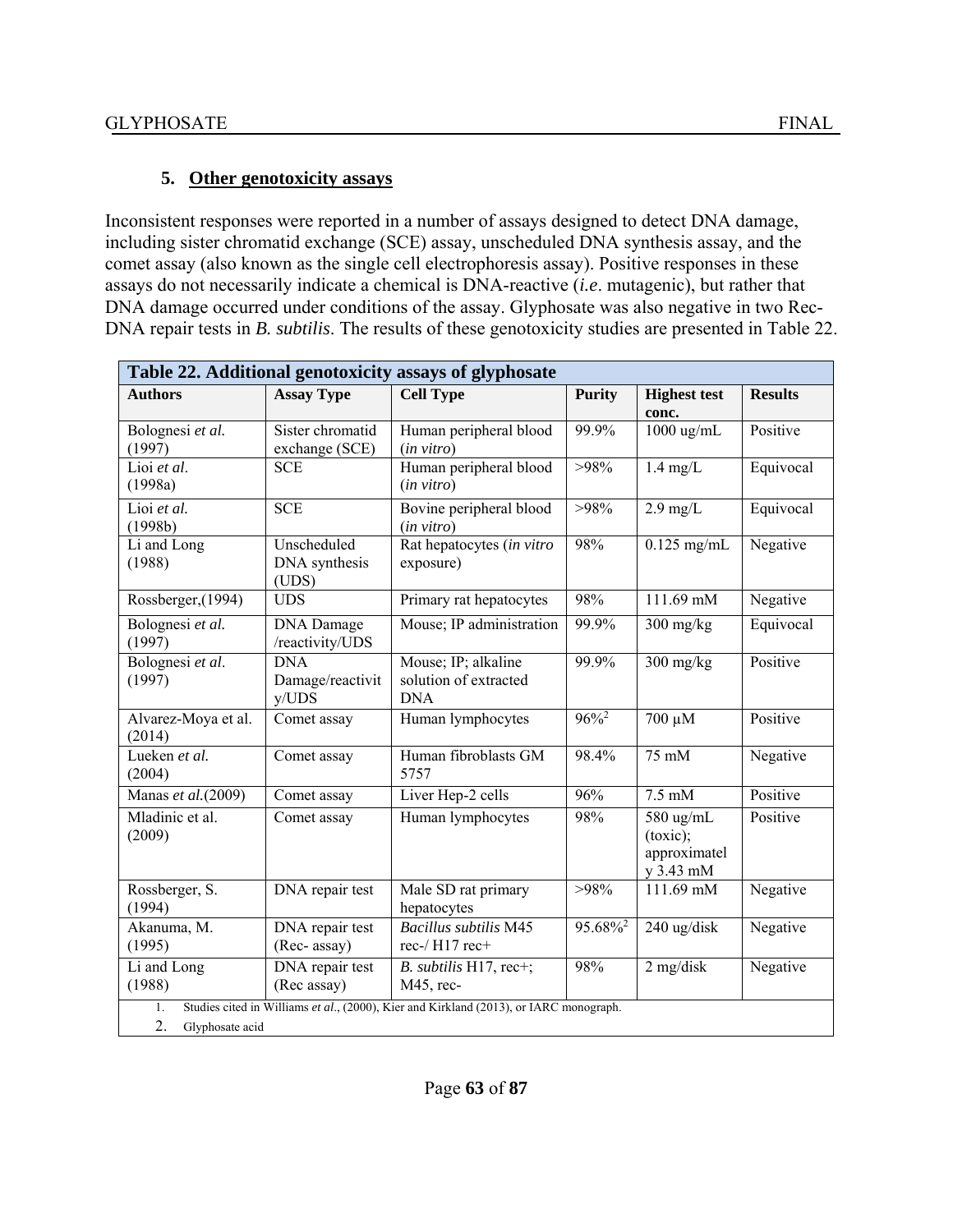### 5. Other genotoxicity assays

Inconsistent responses were reported in a number of assays designed to detect DNA damage, including sister chromatid exchange (SCE) assay, unscheduled DNA synthesis assay, and the comet assay (also known as the single cell electrophoresis assay). Positive responses in these assays do not necessarily indicate a chemical is DNA-reactive (*i.e*. mutagenic), but rather that DNA damage occurred under conditions of the assay. Glyphosate was also negative in two Rec-DNA repair tests in *B. subtilis*. The results of these genotoxicity studies are presented in Table 22.

**Table 22. Additional genotoxicity assays of glyphosate**

| Authors | Assay Type | Cell Type | Purity | Highest test conc. | Results |
|---|---|---|---|---|---|
| Bolognesi *et al.* (1997) | Sister chromatid exchange (SCE) | Human peripheral blood (*in vitro*) | 99.9% | 1000 ug/mL | Positive |
| Lioi *et al*. (1998a) | SCE | Human peripheral blood (*in vitro*) | >98% | 1.4 mg/L | Equivocal |
| Lioi *et al.* (1998b) | SCE | Bovine peripheral blood (*in vitro*) | >98% | 2.9 mg/L | Equivocal |
| Li and Long (1988) | Unscheduled DNA synthesis (UDS) | Rat hepatocytes (*in vitro* exposure) | 98% | 0.125 mg/mL | Negative |
| Rossberger,(1994) | UDS | Primary rat hepatocytes | 98% | 111.69 mM | Negative |
| Bolognesi *et al.* (1997) | DNA Damage /reactivity/UDS | Mouse; IP administration | 99.9% | 300 mg/kg | Equivocal |
| Bolognesi *et al*. (1997) | DNA Damage/reactivity/UDS | Mouse; IP; alkaline solution of extracted DNA | 99.9% | 300 mg/kg | Positive |
| Alvarez-Moya et al. (2014) | Comet assay | Human lymphocytes | 96%[2] | 700 µM | Positive |
| Lueken *et al.* (2004) | Comet assay | Human fibroblasts GM 5757 | 98.4% | 75 mM | Negative |
| Manas *et al.*(2009) | Comet assay | Liver Hep-2 cells | 96% | 7.5 mM | Positive |
| Mladinic et al. (2009) | Comet assay | Human lymphocytes | 98% | 580 ug/mL (toxic); approximately 3.43 mM | Positive |
| Rossberger, S. (1994) | DNA repair test | Male SD rat primary hepatocytes | >98% | 111.69 mM | Negative |
| Akanuma, M. (1995) | DNA repair test (Rec- assay) | *Bacillus subtilis* M45 rec-/ H17 rec+ | 95.68%[2] | 240 ug/disk | Negative |
| Li and Long (1988) | DNA repair test (Rec assay) | *B. subtilis* H17, rec+; M45, rec- | 98% | 2 mg/disk | Negative |

1. Studies cited in Williams *et al*., (2000), Kier and Kirkland (2013), or IARC monograph.
2. Glyphosate acid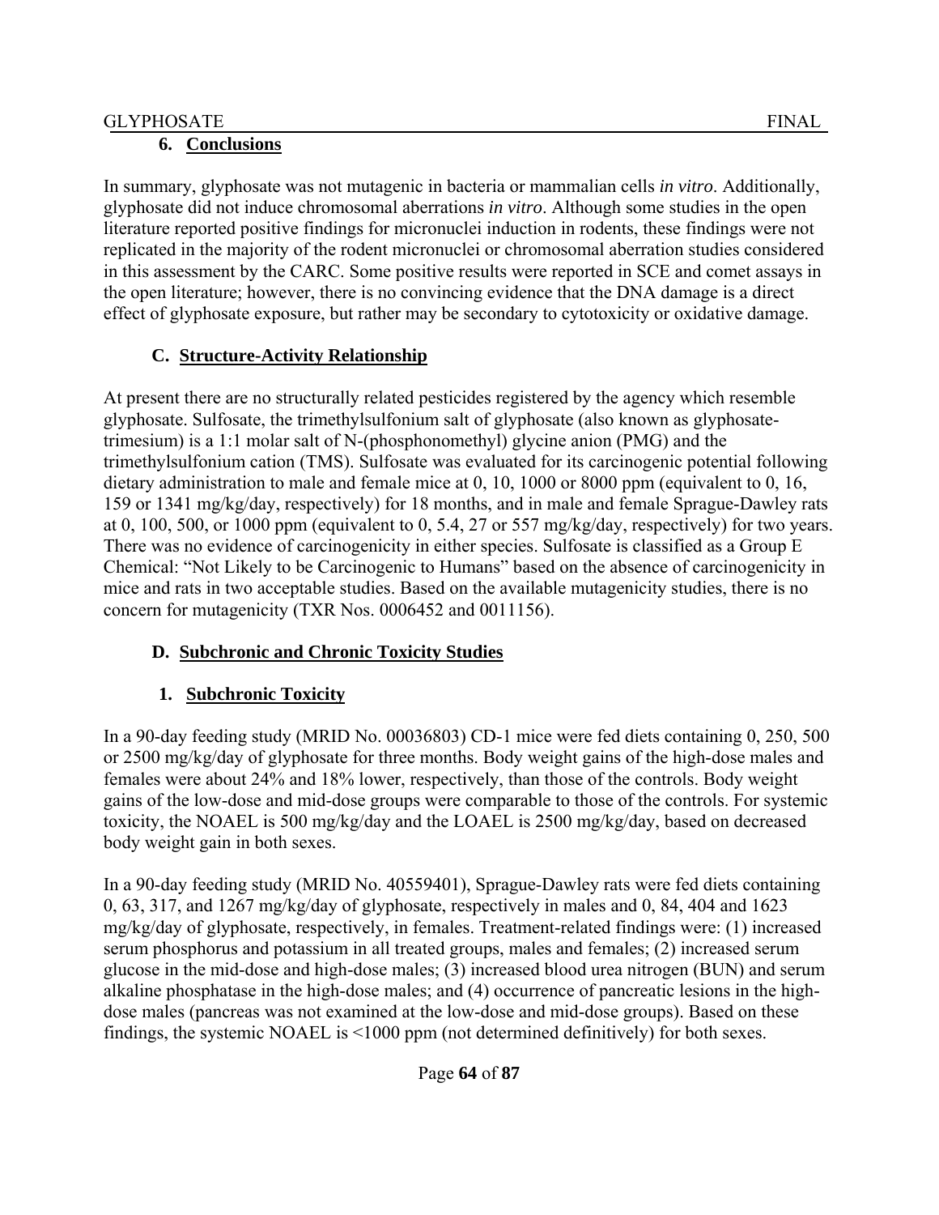### 6. Conclusions

In summary, glyphosate was not mutagenic in bacteria or mammalian cells *in vitro*. Additionally, glyphosate did not induce chromosomal aberrations *in vitro*. Although some studies in the open literature reported positive findings for micronuclei induction in rodents, these findings were not replicated in the majority of the rodent micronuclei or chromosomal aberration studies considered in this assessment by the CARC. Some positive results were reported in SCE and comet assays in the open literature; however, there is no convincing evidence that the DNA damage is a direct effect of glyphosate exposure, but rather may be secondary to cytotoxicity or oxidative damage.

## C. Structure-Activity Relationship

At present there are no structurally related pesticides registered by the agency which resemble glyphosate. Sulfosate, the trimethylsulfonium salt of glyphosate (also known as glyphosate-trimesium) is a 1:1 molar salt of N-(phosphonomethyl) glycine anion (PMG) and the trimethylsulfonium cation (TMS). Sulfosate was evaluated for its carcinogenic potential following dietary administration to male and female mice at 0, 10, 1000 or 8000 ppm (equivalent to 0, 16, 159 or 1341 mg/kg/day, respectively) for 18 months, and in male and female Sprague-Dawley rats at 0, 100, 500, or 1000 ppm (equivalent to 0, 5.4, 27 or 557 mg/kg/day, respectively) for two years. There was no evidence of carcinogenicity in either species. Sulfosate is classified as a Group E Chemical: "Not Likely to be Carcinogenic to Humans" based on the absence of carcinogenicity in mice and rats in two acceptable studies. Based on the available mutagenicity studies, there is no concern for mutagenicity (TXR Nos. 0006452 and 0011156).

## D. Subchronic and Chronic Toxicity Studies

### 1. Subchronic Toxicity

In a 90-day feeding study (MRID No. 00036803) CD-1 mice were fed diets containing 0, 250, 500 or 2500 mg/kg/day of glyphosate for three months. Body weight gains of the high-dose males and females were about 24% and 18% lower, respectively, than those of the controls. Body weight gains of the low-dose and mid-dose groups were comparable to those of the controls. For systemic toxicity, the NOAEL is 500 mg/kg/day and the LOAEL is 2500 mg/kg/day, based on decreased body weight gain in both sexes.

In a 90-day feeding study (MRID No. 40559401), Sprague-Dawley rats were fed diets containing 0, 63, 317, and 1267 mg/kg/day of glyphosate, respectively in males and 0, 84, 404 and 1623 mg/kg/day of glyphosate, respectively, in females. Treatment-related findings were: (1) increased serum phosphorus and potassium in all treated groups, males and females; (2) increased serum glucose in the mid-dose and high-dose males; (3) increased blood urea nitrogen (BUN) and serum alkaline phosphatase in the high-dose males; and (4) occurrence of pancreatic lesions in the high-dose males (pancreas was not examined at the low-dose and mid-dose groups). Based on these findings, the systemic NOAEL is <1000 ppm (not determined definitively) for both sexes.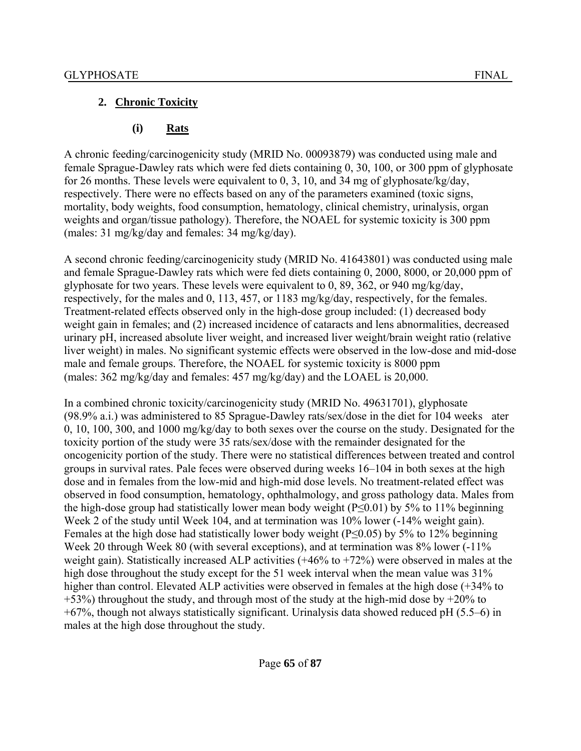## 2. Chronic Toxicity

### (i) Rats

A chronic feeding/carcinogenicity study (MRID No. 00093879) was conducted using male and female Sprague-Dawley rats which were fed diets containing 0, 30, 100, or 300 ppm of glyphosate for 26 months. These levels were equivalent to 0, 3, 10, and 34 mg of glyphosate/kg/day, respectively. There were no effects based on any of the parameters examined (toxic signs, mortality, body weights, food consumption, hematology, clinical chemistry, urinalysis, organ weights and organ/tissue pathology). Therefore, the NOAEL for systemic toxicity is 300 ppm (males: 31 mg/kg/day and females: 34 mg/kg/day).

A second chronic feeding/carcinogenicity study (MRID No. 41643801) was conducted using male and female Sprague-Dawley rats which were fed diets containing 0, 2000, 8000, or 20,000 ppm of glyphosate for two years. These levels were equivalent to 0, 89, 362, or 940 mg/kg/day, respectively, for the males and 0, 113, 457, or 1183 mg/kg/day, respectively, for the females. Treatment-related effects observed only in the high-dose group included: (1) decreased body weight gain in females; and (2) increased incidence of cataracts and lens abnormalities, decreased urinary pH, increased absolute liver weight, and increased liver weight/brain weight ratio (relative liver weight) in males. No significant systemic effects were observed in the low-dose and mid-dose male and female groups. Therefore, the NOAEL for systemic toxicity is 8000 ppm (males: 362 mg/kg/day and females: 457 mg/kg/day) and the LOAEL is 20,000.

In a combined chronic toxicity/carcinogenicity study (MRID No. 49631701), glyphosate (98.9% a.i.) was administered to 85 Sprague-Dawley rats/sex/dose in the diet for 104 weeks ater 0, 10, 100, 300, and 1000 mg/kg/day to both sexes over the course on the study. Designated for the toxicity portion of the study were 35 rats/sex/dose with the remainder designated for the oncogenicity portion of the study. There were no statistical differences between treated and control groups in survival rates. Pale feces were observed during weeks 16–104 in both sexes at the high dose and in females from the low-mid and high-mid dose levels. No treatment-related effect was observed in food consumption, hematology, ophthalmology, and gross pathology data. Males from the high-dose group had statistically lower mean body weight ($P \leq 0.01$) by 5% to 11% beginning Week 2 of the study until Week 104, and at termination was 10% lower (-14% weight gain). Females at the high dose had statistically lower body weight ($P \leq 0.05$) by 5% to 12% beginning Week 20 through Week 80 (with several exceptions), and at termination was 8% lower (-11% weight gain). Statistically increased ALP activities (+46% to +72%) were observed in males at the high dose throughout the study except for the 51 week interval when the mean value was 31% higher than control. Elevated ALP activities were observed in females at the high dose (+34% to +53%) throughout the study, and through most of the study at the high-mid dose by +20% to +67%, though not always statistically significant. Urinalysis data showed reduced pH (5.5–6) in males at the high dose throughout the study.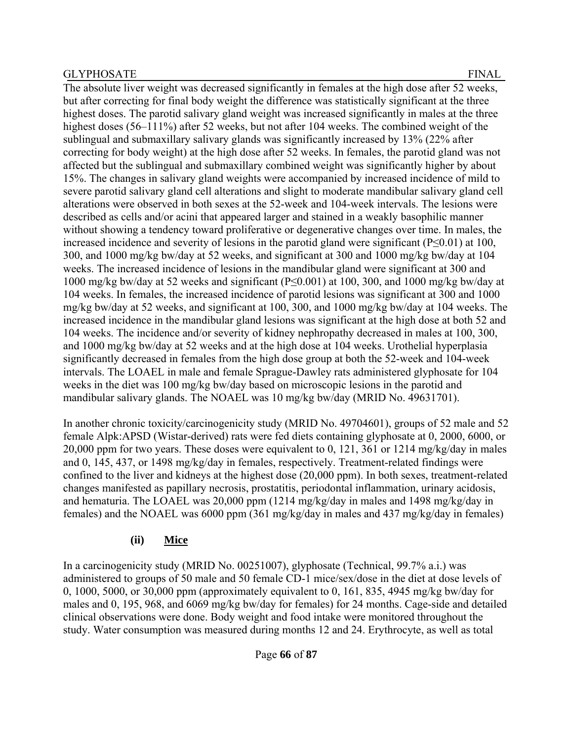The absolute liver weight was decreased significantly in females at the high dose after 52 weeks, but after correcting for final body weight the difference was statistically significant at the three highest doses. The parotid salivary gland weight was increased significantly in males at the three highest doses (56–111%) after 52 weeks, but not after 104 weeks. The combined weight of the sublingual and submaxillary salivary glands was significantly increased by 13% (22% after correcting for body weight) at the high dose after 52 weeks. In females, the parotid gland was not affected but the sublingual and submaxillary combined weight was significantly higher by about 15%. The changes in salivary gland weights were accompanied by increased incidence of mild to severe parotid salivary gland cell alterations and slight to moderate mandibular salivary gland cell alterations were observed in both sexes at the 52-week and 104-week intervals. The lesions were described as cells and/or acini that appeared larger and stained in a weakly basophilic manner without showing a tendency toward proliferative or degenerative changes over time. In males, the increased incidence and severity of lesions in the parotid gland were significant ($P \leq 0.01$) at 100, 300, and 1000 mg/kg bw/day at 52 weeks, and significant at 300 and 1000 mg/kg bw/day at 104 weeks. The increased incidence of lesions in the mandibular gland were significant at 300 and 1000 mg/kg bw/day at 52 weeks and significant ($P \leq 0.001$) at 100, 300, and 1000 mg/kg bw/day at 104 weeks. In females, the increased incidence of parotid lesions was significant at 300 and 1000 mg/kg bw/day at 52 weeks, and significant at 100, 300, and 1000 mg/kg bw/day at 104 weeks. The increased incidence in the mandibular gland lesions was significant at the high dose at both 52 and 104 weeks. The incidence and/or severity of kidney nephropathy decreased in males at 100, 300, and 1000 mg/kg bw/day at 52 weeks and at the high dose at 104 weeks. Urothelial hyperplasia significantly decreased in females from the high dose group at both the 52-week and 104-week intervals. The LOAEL in male and female Sprague-Dawley rats administered glyphosate for 104 weeks in the diet was 100 mg/kg bw/day based on microscopic lesions in the parotid and mandibular salivary glands. The NOAEL was 10 mg/kg bw/day (MRID No. 49631701).

In another chronic toxicity/carcinogenicity study (MRID No. 49704601), groups of 52 male and 52 female Alpk:APSD (Wistar-derived) rats were fed diets containing glyphosate at 0, 2000, 6000, or 20,000 ppm for two years. These doses were equivalent to 0, 121, 361 or 1214 mg/kg/day in males and 0, 145, 437, or 1498 mg/kg/day in females, respectively. Treatment-related findings were confined to the liver and kidneys at the highest dose (20,000 ppm). In both sexes, treatment-related changes manifested as papillary necrosis, prostatitis, periodontal inflammation, urinary acidosis, and hematuria. The LOAEL was 20,000 ppm (1214 mg/kg/day in males and 1498 mg/kg/day in females) and the NOAEL was 6000 ppm (361 mg/kg/day in males and 437 mg/kg/day in females)

#### (ii) Mice

In a carcinogenicity study (MRID No. 00251007), glyphosate (Technical, 99.7% a.i.) was administered to groups of 50 male and 50 female CD-1 mice/sex/dose in the diet at dose levels of 0, 1000, 5000, or 30,000 ppm (approximately equivalent to 0, 161, 835, 4945 mg/kg bw/day for males and 0, 195, 968, and 6069 mg/kg bw/day for females) for 24 months. Cage-side and detailed clinical observations were done. Body weight and food intake were monitored throughout the study. Water consumption was measured during months 12 and 24. Erythrocyte, as well as total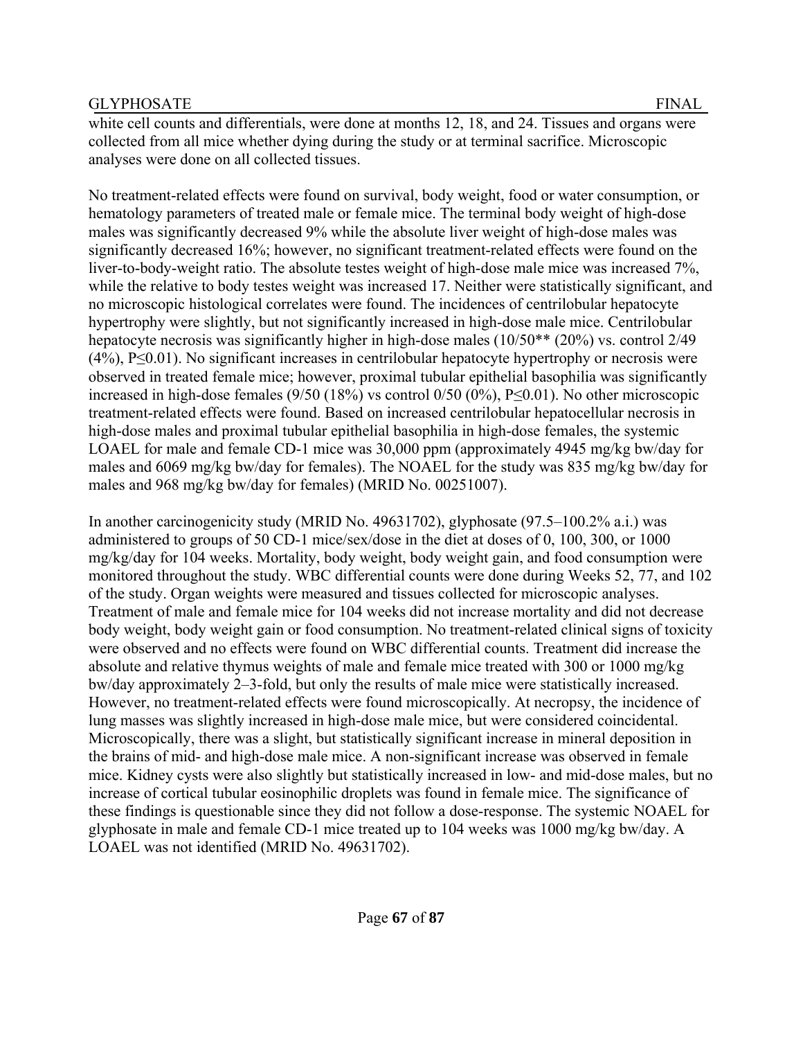white cell counts and differentials, were done at months 12, 18, and 24. Tissues and organs were collected from all mice whether dying during the study or at terminal sacrifice. Microscopic analyses were done on all collected tissues.

No treatment-related effects were found on survival, body weight, food or water consumption, or hematology parameters of treated male or female mice. The terminal body weight of high-dose males was significantly decreased 9% while the absolute liver weight of high-dose males was significantly decreased 16%; however, no significant treatment-related effects were found on the liver-to-body-weight ratio. The absolute testes weight of high-dose male mice was increased 7%, while the relative to body testes weight was increased 17. Neither were statistically significant, and no microscopic histological correlates were found. The incidences of centrilobular hepatocyte hypertrophy were slightly, but not significantly increased in high-dose male mice. Centrilobular hepatocyte necrosis was significantly higher in high-dose males (10/50** (20%) vs. control 2/49 (4%), $P \leq 0.01$). No significant increases in centrilobular hepatocyte hypertrophy or necrosis were observed in treated female mice; however, proximal tubular epithelial basophilia was significantly increased in high-dose females (9/50 (18%) vs control 0/50 (0%), $P \leq 0.01$). No other microscopic treatment-related effects were found. Based on increased centrilobular hepatocellular necrosis in high-dose males and proximal tubular epithelial basophilia in high-dose females, the systemic LOAEL for male and female CD-1 mice was 30,000 ppm (approximately 4945 mg/kg bw/day for males and 6069 mg/kg bw/day for females). The NOAEL for the study was 835 mg/kg bw/day for males and 968 mg/kg bw/day for females) (MRID No. 00251007).

In another carcinogenicity study (MRID No. 49631702), glyphosate (97.5–100.2% a.i.) was administered to groups of 50 CD-1 mice/sex/dose in the diet at doses of 0, 100, 300, or 1000 mg/kg/day for 104 weeks. Mortality, body weight, body weight gain, and food consumption were monitored throughout the study. WBC differential counts were done during Weeks 52, 77, and 102 of the study. Organ weights were measured and tissues collected for microscopic analyses. Treatment of male and female mice for 104 weeks did not increase mortality and did not decrease body weight, body weight gain or food consumption. No treatment-related clinical signs of toxicity were observed and no effects were found on WBC differential counts. Treatment did increase the absolute and relative thymus weights of male and female mice treated with 300 or 1000 mg/kg bw/day approximately 2–3-fold, but only the results of male mice were statistically increased. However, no treatment-related effects were found microscopically. At necropsy, the incidence of lung masses was slightly increased in high-dose male mice, but were considered coincidental. Microscopically, there was a slight, but statistically significant increase in mineral deposition in the brains of mid- and high-dose male mice. A non-significant increase was observed in female mice. Kidney cysts were also slightly but statistically increased in low- and mid-dose males, but no increase of cortical tubular eosinophilic droplets was found in female mice. The significance of these findings is questionable since they did not follow a dose-response. The systemic NOAEL for glyphosate in male and female CD-1 mice treated up to 104 weeks was 1000 mg/kg bw/day. A LOAEL was not identified (MRID No. 49631702).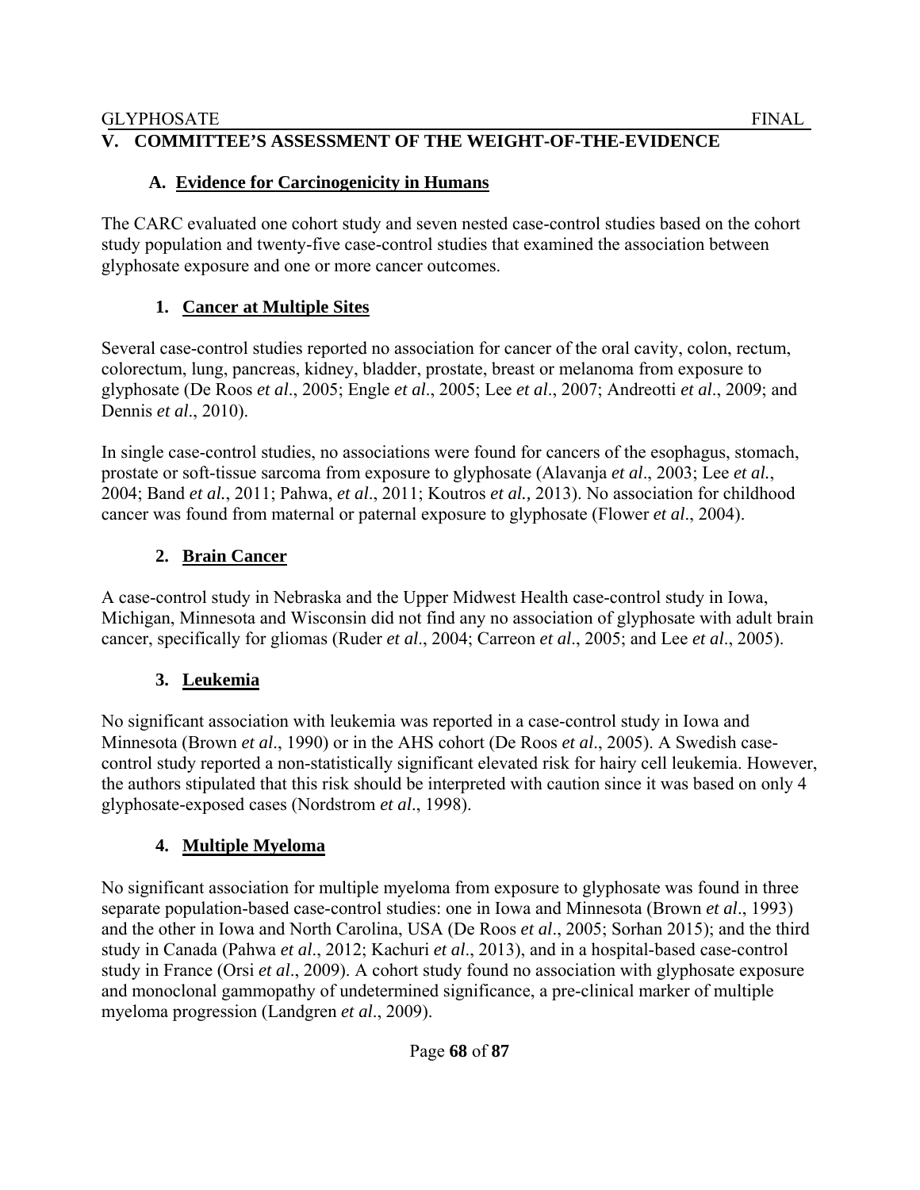## V. COMMITTEE'S ASSESSMENT OF THE WEIGHT-OF-THE-EVIDENCE

### A. Evidence for Carcinogenicity in Humans

The CARC evaluated one cohort study and seven nested case-control studies based on the cohort study population and twenty-five case-control studies that examined the association between glyphosate exposure and one or more cancer outcomes.

#### 1. Cancer at Multiple Sites

Several case-control studies reported no association for cancer of the oral cavity, colon, rectum, colorectum, lung, pancreas, kidney, bladder, prostate, breast or melanoma from exposure to glyphosate (De Roos *et al*., 2005; Engle *et al*., 2005; Lee *et al*., 2007; Andreotti *et al*., 2009; and Dennis *et al*., 2010).

In single case-control studies, no associations were found for cancers of the esophagus, stomach, prostate or soft-tissue sarcoma from exposure to glyphosate (Alavanja *et al*., 2003; Lee *et al.*, 2004; Band *et al.*, 2011; Pahwa, *et al*., 2011; Koutros *et al.,* 2013). No association for childhood cancer was found from maternal or paternal exposure to glyphosate (Flower *et al*., 2004).

#### 2. Brain Cancer

A case-control study in Nebraska and the Upper Midwest Health case-control study in Iowa, Michigan, Minnesota and Wisconsin did not find any no association of glyphosate with adult brain cancer, specifically for gliomas (Ruder *et al*., 2004; Carreon *et al*., 2005; and Lee *et al*., 2005).

#### 3. Leukemia

No significant association with leukemia was reported in a case-control study in Iowa and Minnesota (Brown *et al*., 1990) or in the AHS cohort (De Roos *et al*., 2005). A Swedish case-control study reported a non-statistically significant elevated risk for hairy cell leukemia. However, the authors stipulated that this risk should be interpreted with caution since it was based on only 4 glyphosate-exposed cases (Nordstrom *et al*., 1998).

#### 4. Multiple Myeloma

No significant association for multiple myeloma from exposure to glyphosate was found in three separate population-based case-control studies: one in Iowa and Minnesota (Brown *et al*., 1993) and the other in Iowa and North Carolina, USA (De Roos *et al*., 2005; Sorhan 2015); and the third study in Canada (Pahwa *et al*., 2012; Kachuri *et al*., 2013), and in a hospital-based case-control study in France (Orsi *et al*., 2009). A cohort study found no association with glyphosate exposure and monoclonal gammopathy of undetermined significance, a pre-clinical marker of multiple myeloma progression (Landgren *et al*., 2009).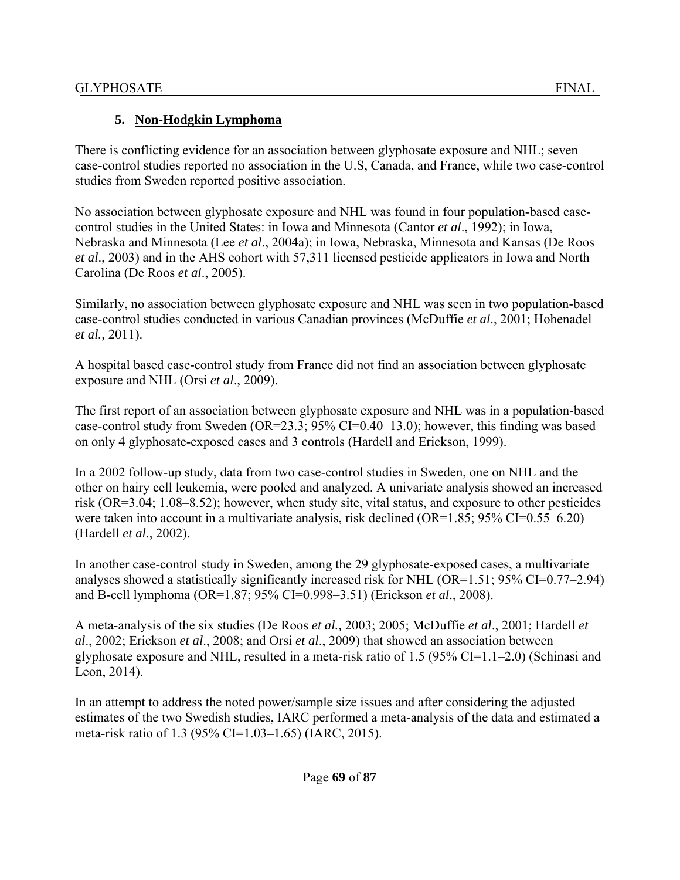### 5. Non-Hodgkin Lymphoma

There is conflicting evidence for an association between glyphosate exposure and NHL; seven case-control studies reported no association in the U.S, Canada, and France, while two case-control studies from Sweden reported positive association.

No association between glyphosate exposure and NHL was found in four population-based case-control studies in the United States: in Iowa and Minnesota (Cantor *et al*., 1992); in Iowa, Nebraska and Minnesota (Lee *et al*., 2004a); in Iowa, Nebraska, Minnesota and Kansas (De Roos *et al*., 2003) and in the AHS cohort with 57,311 licensed pesticide applicators in Iowa and North Carolina (De Roos *et al*., 2005).

Similarly, no association between glyphosate exposure and NHL was seen in two population-based case-control studies conducted in various Canadian provinces (McDuffie *et al*., 2001; Hohenadel *et al.,* 2011).

A hospital based case-control study from France did not find an association between glyphosate exposure and NHL (Orsi *et al*., 2009).

The first report of an association between glyphosate exposure and NHL was in a population-based case-control study from Sweden (OR=23.3; 95% CI=0.40–13.0); however, this finding was based on only 4 glyphosate-exposed cases and 3 controls (Hardell and Erickson, 1999).

In a 2002 follow-up study, data from two case-control studies in Sweden, one on NHL and the other on hairy cell leukemia, were pooled and analyzed. A univariate analysis showed an increased risk (OR=3.04; 1.08–8.52); however, when study site, vital status, and exposure to other pesticides were taken into account in a multivariate analysis, risk declined (OR=1.85; 95% CI=0.55–6.20) (Hardell *et al*., 2002).

In another case-control study in Sweden, among the 29 glyphosate-exposed cases, a multivariate analyses showed a statistically significantly increased risk for NHL (OR=1.51; 95% CI=0.77–2.94) and B-cell lymphoma (OR=1.87; 95% CI=0.998–3.51) (Erickson *et al*., 2008).

A meta-analysis of the six studies (De Roos *et al.,* 2003; 2005; McDuffie *et al*., 2001; Hardell *et al*., 2002; Erickson *et al*., 2008; and Orsi *et al*., 2009) that showed an association between glyphosate exposure and NHL, resulted in a meta-risk ratio of 1.5 (95% CI=1.1–2.0) (Schinasi and Leon, 2014).

In an attempt to address the noted power/sample size issues and after considering the adjusted estimates of the two Swedish studies, IARC performed a meta-analysis of the data and estimated a meta-risk ratio of 1.3 (95% CI=1.03–1.65) (IARC, 2015).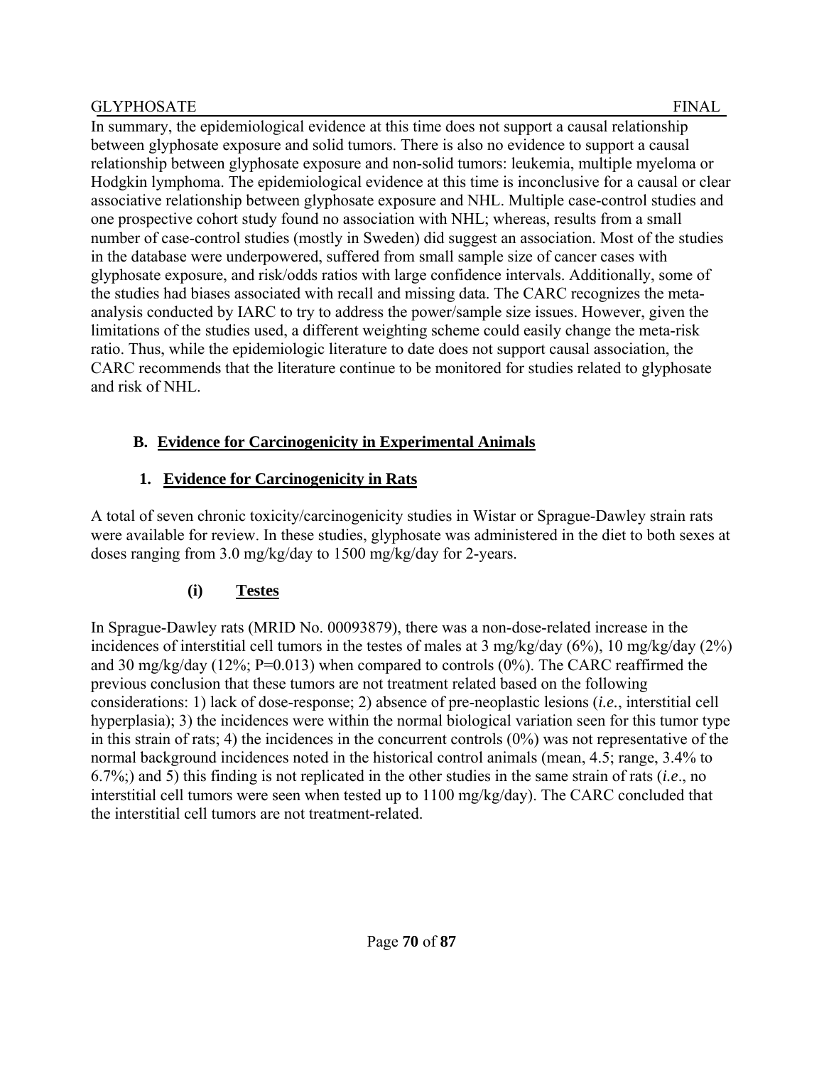In summary, the epidemiological evidence at this time does not support a causal relationship between glyphosate exposure and solid tumors. There is also no evidence to support a causal relationship between glyphosate exposure and non-solid tumors: leukemia, multiple myeloma or Hodgkin lymphoma. The epidemiological evidence at this time is inconclusive for a causal or clear associative relationship between glyphosate exposure and NHL. Multiple case-control studies and one prospective cohort study found no association with NHL; whereas, results from a small number of case-control studies (mostly in Sweden) did suggest an association. Most of the studies in the database were underpowered, suffered from small sample size of cancer cases with glyphosate exposure, and risk/odds ratios with large confidence intervals. Additionally, some of the studies had biases associated with recall and missing data. The CARC recognizes the meta-analysis conducted by IARC to try to address the power/sample size issues. However, given the limitations of the studies used, a different weighting scheme could easily change the meta-risk ratio. Thus, while the epidemiologic literature to date does not support causal association, the CARC recommends that the literature continue to be monitored for studies related to glyphosate and risk of NHL.

## B. Evidence for Carcinogenicity in Experimental Animals

### 1. Evidence for Carcinogenicity in Rats

A total of seven chronic toxicity/carcinogenicity studies in Wistar or Sprague-Dawley strain rats were available for review. In these studies, glyphosate was administered in the diet to both sexes at doses ranging from 3.0 mg/kg/day to 1500 mg/kg/day for 2-years.

#### (i) Testes

In Sprague-Dawley rats (MRID No. 00093879), there was a non-dose-related increase in the incidences of interstitial cell tumors in the testes of males at 3 mg/kg/day (6%), 10 mg/kg/day (2%) and 30 mg/kg/day (12%; P=0.013) when compared to controls (0%). The CARC reaffirmed the previous conclusion that these tumors are not treatment related based on the following considerations: 1) lack of dose-response; 2) absence of pre-neoplastic lesions (*i.e.*, interstitial cell hyperplasia); 3) the incidences were within the normal biological variation seen for this tumor type in this strain of rats; 4) the incidences in the concurrent controls (0%) was not representative of the normal background incidences noted in the historical control animals (mean, 4.5; range, 3.4% to 6.7%;) and 5) this finding is not replicated in the other studies in the same strain of rats (*i.e*., no interstitial cell tumors were seen when tested up to 1100 mg/kg/day). The CARC concluded that the interstitial cell tumors are not treatment-related.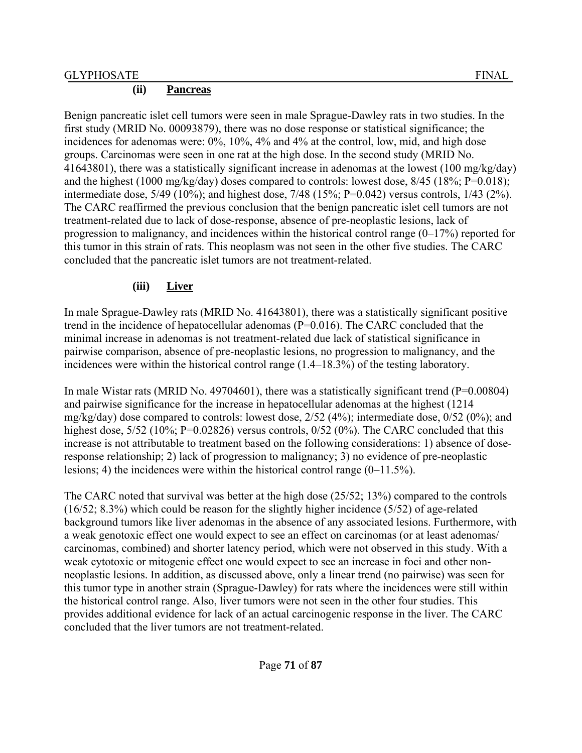### (ii) Pancreas

Benign pancreatic islet cell tumors were seen in male Sprague-Dawley rats in two studies. In the first study (MRID No. 00093879), there was no dose response or statistical significance; the incidences for adenomas were: 0%, 10%, 4% and 4% at the control, low, mid, and high dose groups. Carcinomas were seen in one rat at the high dose. In the second study (MRID No. 41643801), there was a statistically significant increase in adenomas at the lowest (100 mg/kg/day) and the highest (1000 mg/kg/day) doses compared to controls: lowest dose, 8/45 (18%; P=0.018); intermediate dose, 5/49 (10%); and highest dose, 7/48 (15%; P=0.042) versus controls, 1/43 (2%). The CARC reaffirmed the previous conclusion that the benign pancreatic islet cell tumors are not treatment-related due to lack of dose-response, absence of pre-neoplastic lesions, lack of progression to malignancy, and incidences within the historical control range (0–17%) reported for this tumor in this strain of rats. This neoplasm was not seen in the other five studies. The CARC concluded that the pancreatic islet tumors are not treatment-related.

### (iii) Liver

In male Sprague-Dawley rats (MRID No. 41643801), there was a statistically significant positive trend in the incidence of hepatocellular adenomas (P=0.016). The CARC concluded that the minimal increase in adenomas is not treatment-related due lack of statistical significance in pairwise comparison, absence of pre-neoplastic lesions, no progression to malignancy, and the incidences were within the historical control range (1.4–18.3%) of the testing laboratory.

In male Wistar rats (MRID No. 49704601), there was a statistically significant trend (P=0.00804) and pairwise significance for the increase in hepatocellular adenomas at the highest (1214 mg/kg/day) dose compared to controls: lowest dose, 2/52 (4%); intermediate dose, 0/52 (0%); and highest dose, 5/52 (10%; P=0.02826) versus controls, 0/52 (0%). The CARC concluded that this increase is not attributable to treatment based on the following considerations: 1) absence of dose-response relationship; 2) lack of progression to malignancy; 3) no evidence of pre-neoplastic lesions; 4) the incidences were within the historical control range (0–11.5%).

The CARC noted that survival was better at the high dose (25/52; 13%) compared to the controls (16/52; 8.3%) which could be reason for the slightly higher incidence (5/52) of age-related background tumors like liver adenomas in the absence of any associated lesions. Furthermore, with a weak genotoxic effect one would expect to see an effect on carcinomas (or at least adenomas/ carcinomas, combined) and shorter latency period, which were not observed in this study. With a weak cytotoxic or mitogenic effect one would expect to see an increase in foci and other non-neoplastic lesions. In addition, as discussed above, only a linear trend (no pairwise) was seen for this tumor type in another strain (Sprague-Dawley) for rats where the incidences were still within the historical control range. Also, liver tumors were not seen in the other four studies. This provides additional evidence for lack of an actual carcinogenic response in the liver. The CARC concluded that the liver tumors are not treatment-related.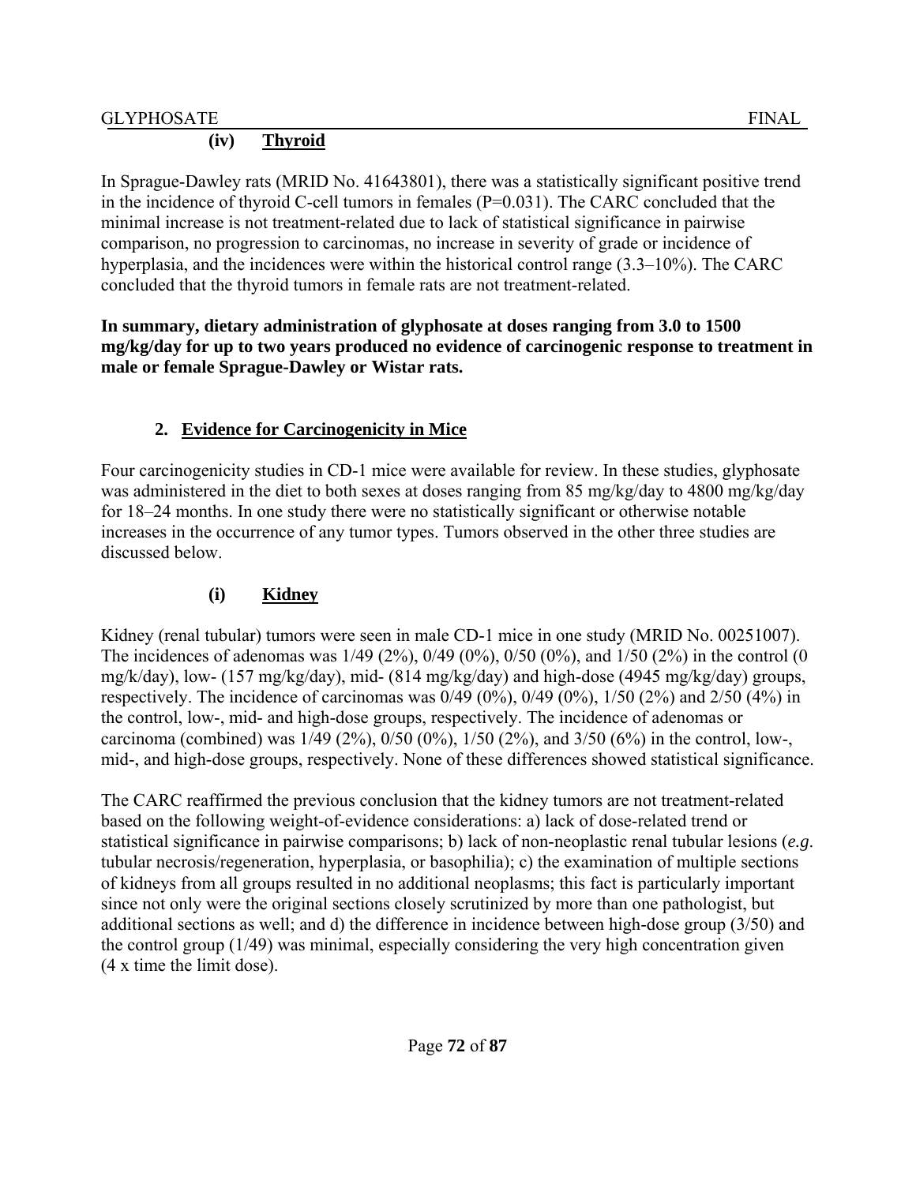#### (iv) Thyroid

In Sprague-Dawley rats (MRID No. 41643801), there was a statistically significant positive trend in the incidence of thyroid C-cell tumors in females (P=0.031). The CARC concluded that the minimal increase is not treatment-related due to lack of statistical significance in pairwise comparison, no progression to carcinomas, no increase in severity of grade or incidence of hyperplasia, and the incidences were within the historical control range (3.3–10%). The CARC concluded that the thyroid tumors in female rats are not treatment-related.

**In summary, dietary administration of glyphosate at doses ranging from 3.0 to 1500 mg/kg/day for up to two years produced no evidence of carcinogenic response to treatment in male or female Sprague-Dawley or Wistar rats.**

### 2. Evidence for Carcinogenicity in Mice

Four carcinogenicity studies in CD-1 mice were available for review. In these studies, glyphosate was administered in the diet to both sexes at doses ranging from 85 mg/kg/day to 4800 mg/kg/day for 18–24 months. In one study there were no statistically significant or otherwise notable increases in the occurrence of any tumor types. Tumors observed in the other three studies are discussed below.

#### (i) Kidney

Kidney (renal tubular) tumors were seen in male CD-1 mice in one study (MRID No. 00251007). The incidences of adenomas was 1/49 (2%), 0/49 (0%), 0/50 (0%), and 1/50 (2%) in the control (0 mg/k/day), low- (157 mg/kg/day), mid- (814 mg/kg/day) and high-dose (4945 mg/kg/day) groups, respectively. The incidence of carcinomas was 0/49 (0%), 0/49 (0%), 1/50 (2%) and 2/50 (4%) in the control, low-, mid- and high-dose groups, respectively. The incidence of adenomas or carcinoma (combined) was 1/49 (2%), 0/50 (0%), 1/50 (2%), and 3/50 (6%) in the control, low-, mid-, and high-dose groups, respectively. None of these differences showed statistical significance.

The CARC reaffirmed the previous conclusion that the kidney tumors are not treatment-related based on the following weight-of-evidence considerations: a) lack of dose-related trend or statistical significance in pairwise comparisons; b) lack of non-neoplastic renal tubular lesions (*e.g*. tubular necrosis/regeneration, hyperplasia, or basophilia); c) the examination of multiple sections of kidneys from all groups resulted in no additional neoplasms; this fact is particularly important since not only were the original sections closely scrutinized by more than one pathologist, but additional sections as well; and d) the difference in incidence between high-dose group (3/50) and the control group (1/49) was minimal, especially considering the very high concentration given (4 x time the limit dose).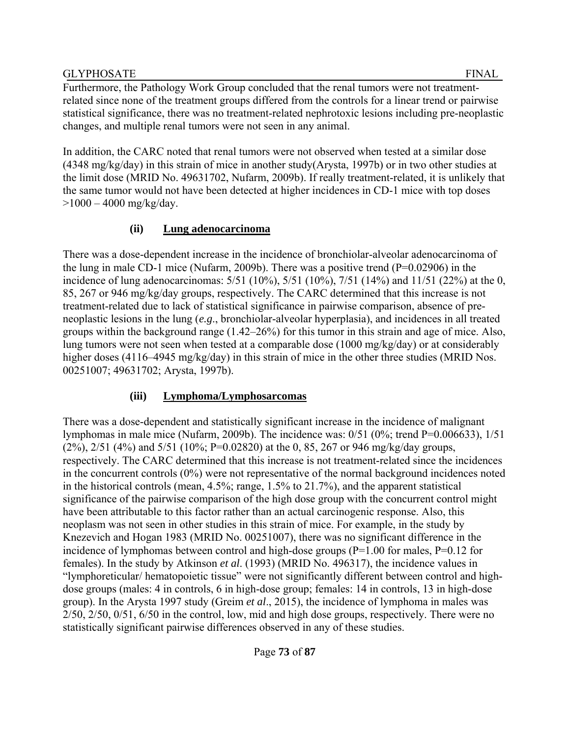Furthermore, the Pathology Work Group concluded that the renal tumors were not treatment-related since none of the treatment groups differed from the controls for a linear trend or pairwise statistical significance, there was no treatment-related nephrotoxic lesions including pre-neoplastic changes, and multiple renal tumors were not seen in any animal.

In addition, the CARC noted that renal tumors were not observed when tested at a similar dose (4348 mg/kg/day) in this strain of mice in another study(Arysta, 1997b) or in two other studies at the limit dose (MRID No. 49631702, Nufarm, 2009b). If really treatment-related, it is unlikely that the same tumor would not have been detected at higher incidences in CD-1 mice with top doses >1000 – 4000 mg/kg/day.

#### (ii) Lung adenocarcinoma

There was a dose-dependent increase in the incidence of bronchiolar-alveolar adenocarcinoma of the lung in male CD-1 mice (Nufarm, 2009b). There was a positive trend (P=0.02906) in the incidence of lung adenocarcinomas: 5/51 (10%), 5/51 (10%), 7/51 (14%) and 11/51 (22%) at the 0, 85, 267 or 946 mg/kg/day groups, respectively. The CARC determined that this increase is not treatment-related due to lack of statistical significance in pairwise comparison, absence of pre-neoplastic lesions in the lung (*e.g*., bronchiolar-alveolar hyperplasia), and incidences in all treated groups within the background range (1.42–26%) for this tumor in this strain and age of mice. Also, lung tumors were not seen when tested at a comparable dose (1000 mg/kg/day) or at considerably higher doses (4116–4945 mg/kg/day) in this strain of mice in the other three studies (MRID Nos. 00251007; 49631702; Arysta, 1997b).

#### (iii) Lymphoma/Lymphosarcomas

There was a dose-dependent and statistically significant increase in the incidence of malignant lymphomas in male mice (Nufarm, 2009b). The incidence was: 0/51 (0%; trend P=0.006633), 1/51 (2%), 2/51 (4%) and 5/51 (10%; P=0.02820) at the 0, 85, 267 or 946 mg/kg/day groups, respectively. The CARC determined that this increase is not treatment-related since the incidences in the concurrent controls (0%) were not representative of the normal background incidences noted in the historical controls (mean, 4.5%; range, 1.5% to 21.7%), and the apparent statistical significance of the pairwise comparison of the high dose group with the concurrent control might have been attributable to this factor rather than an actual carcinogenic response. Also, this neoplasm was not seen in other studies in this strain of mice. For example, in the study by Knezevich and Hogan 1983 (MRID No. 00251007), there was no significant difference in the incidence of lymphomas between control and high-dose groups (P=1.00 for males, P=0.12 for females). In the study by Atkinson *et al*. (1993) (MRID No. 496317), the incidence values in "lymphoreticular/ hematopoietic tissue" were not significantly different between control and high-dose groups (males: 4 in controls, 6 in high-dose group; females: 14 in controls, 13 in high-dose group). In the Arysta 1997 study (Greim *et al*., 2015), the incidence of lymphoma in males was 2/50, 2/50, 0/51, 6/50 in the control, low, mid and high dose groups, respectively. There were no statistically significant pairwise differences observed in any of these studies.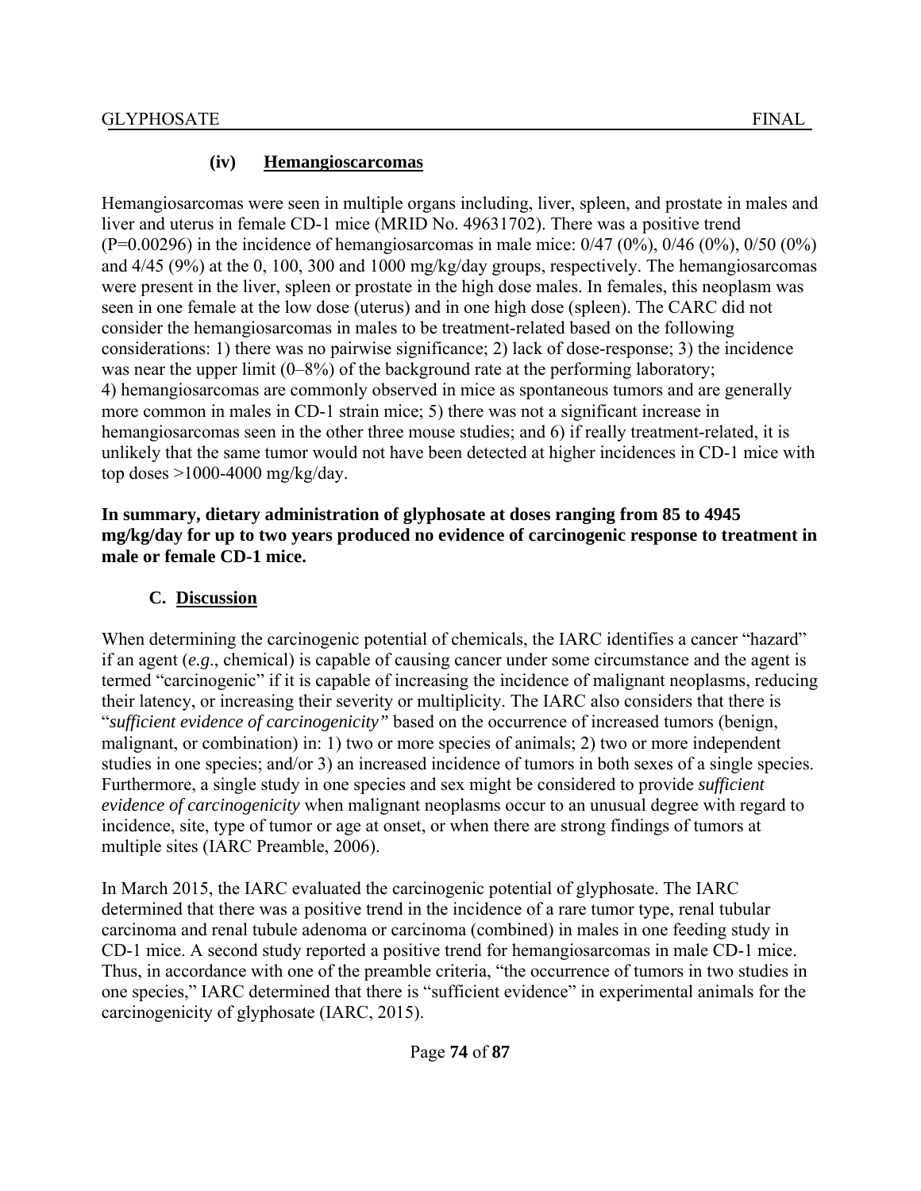### (iv) Hemangioscarcomas

Hemangiosarcomas were seen in multiple organs including, liver, spleen, and prostate in males and liver and uterus in female CD-1 mice (MRID No. 49631702). There was a positive trend ($P=0.00296$) in the incidence of hemangiosarcomas in male mice: 0/47 (0%), 0/46 (0%), 0/50 (0%) and 4/45 (9%) at the 0, 100, 300 and 1000 mg/kg/day groups, respectively. The hemangiosarcomas were present in the liver, spleen or prostate in the high dose males. In females, this neoplasm was seen in one female at the low dose (uterus) and in one high dose (spleen). The CARC did not consider the hemangiosarcomas in males to be treatment-related based on the following considerations: 1) there was no pairwise significance; 2) lack of dose-response; 3) the incidence was near the upper limit (0–8%) of the background rate at the performing laboratory; 4) hemangiosarcomas are commonly observed in mice as spontaneous tumors and are generally more common in males in CD-1 strain mice; 5) there was not a significant increase in hemangiosarcomas seen in the other three mouse studies; and 6) if really treatment-related, it is unlikely that the same tumor would not have been detected at higher incidences in CD-1 mice with top doses >1000-4000 mg/kg/day.

**In summary, dietary administration of glyphosate at doses ranging from 85 to 4945 mg/kg/day for up to two years produced no evidence of carcinogenic response to treatment in male or female CD-1 mice.**

## C. Discussion

When determining the carcinogenic potential of chemicals, the IARC identifies a cancer "hazard" if an agent (*e.g*., chemical) is capable of causing cancer under some circumstance and the agent is termed "carcinogenic" if it is capable of increasing the incidence of malignant neoplasms, reducing their latency, or increasing their severity or multiplicity. The IARC also considers that there is "*sufficient evidence of carcinogenicity"* based on the occurrence of increased tumors (benign, malignant, or combination) in: 1) two or more species of animals; 2) two or more independent studies in one species; and/or 3) an increased incidence of tumors in both sexes of a single species. Furthermore, a single study in one species and sex might be considered to provide *sufficient evidence of carcinogenicity* when malignant neoplasms occur to an unusual degree with regard to incidence, site, type of tumor or age at onset, or when there are strong findings of tumors at multiple sites (IARC Preamble, 2006).

In March 2015, the IARC evaluated the carcinogenic potential of glyphosate. The IARC determined that there was a positive trend in the incidence of a rare tumor type, renal tubular carcinoma and renal tubule adenoma or carcinoma (combined) in males in one feeding study in CD-1 mice. A second study reported a positive trend for hemangiosarcomas in male CD-1 mice. Thus, in accordance with one of the preamble criteria, "the occurrence of tumors in two studies in one species," IARC determined that there is "sufficient evidence" in experimental animals for the carcinogenicity of glyphosate (IARC, 2015).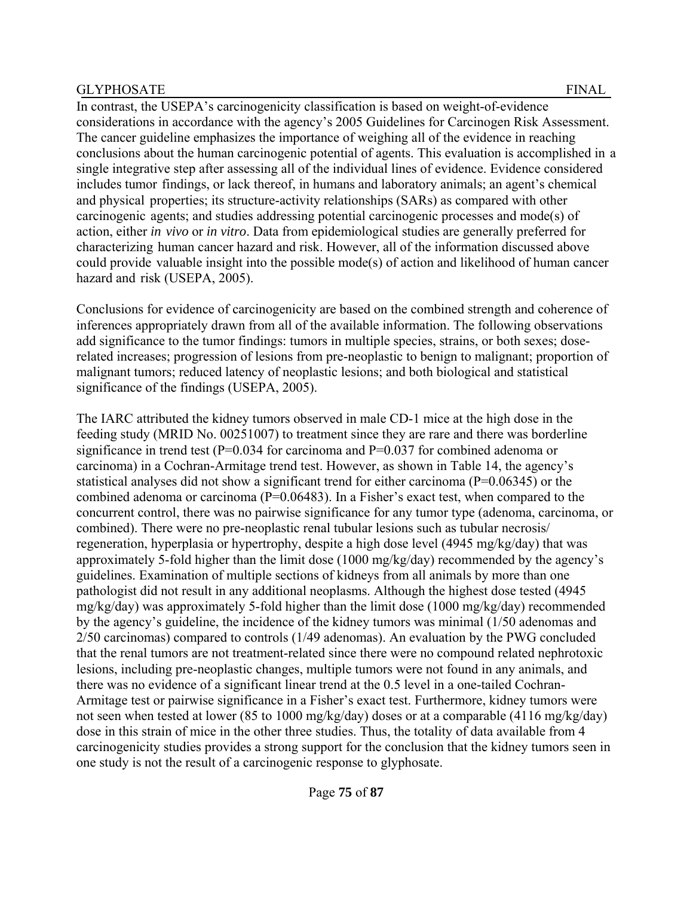In contrast, the USEPA's carcinogenicity classification is based on weight-of-evidence considerations in accordance with the agency's 2005 Guidelines for Carcinogen Risk Assessment. The cancer guideline emphasizes the importance of weighing all of the evidence in reaching conclusions about the human carcinogenic potential of agents. This evaluation is accomplished in a single integrative step after assessing all of the individual lines of evidence. Evidence considered includes tumor findings, or lack thereof, in humans and laboratory animals; an agent's chemical and physical properties; its structure-activity relationships (SARs) as compared with other carcinogenic agents; and studies addressing potential carcinogenic processes and mode(s) of action, either *in vivo* or *in vitro*. Data from epidemiological studies are generally preferred for characterizing human cancer hazard and risk. However, all of the information discussed above could provide valuable insight into the possible mode(s) of action and likelihood of human cancer hazard and risk (USEPA, 2005).

Conclusions for evidence of carcinogenicity are based on the combined strength and coherence of inferences appropriately drawn from all of the available information. The following observations add significance to the tumor findings: tumors in multiple species, strains, or both sexes; dose-related increases; progression of lesions from pre-neoplastic to benign to malignant; proportion of malignant tumors; reduced latency of neoplastic lesions; and both biological and statistical significance of the findings (USEPA, 2005).

The IARC attributed the kidney tumors observed in male CD-1 mice at the high dose in the feeding study (MRID No. 00251007) to treatment since they are rare and there was borderline significance in trend test (P=0.034 for carcinoma and P=0.037 for combined adenoma or carcinoma) in a Cochran-Armitage trend test. However, as shown in Table 14, the agency's statistical analyses did not show a significant trend for either carcinoma (P=0.06345) or the combined adenoma or carcinoma (P=0.06483). In a Fisher's exact test, when compared to the concurrent control, there was no pairwise significance for any tumor type (adenoma, carcinoma, or combined). There were no pre-neoplastic renal tubular lesions such as tubular necrosis/ regeneration, hyperplasia or hypertrophy, despite a high dose level (4945 mg/kg/day) that was approximately 5-fold higher than the limit dose (1000 mg/kg/day) recommended by the agency's guidelines. Examination of multiple sections of kidneys from all animals by more than one pathologist did not result in any additional neoplasms. Although the highest dose tested (4945 mg/kg/day) was approximately 5-fold higher than the limit dose (1000 mg/kg/day) recommended by the agency's guideline, the incidence of the kidney tumors was minimal (1/50 adenomas and 2/50 carcinomas) compared to controls (1/49 adenomas). An evaluation by the PWG concluded that the renal tumors are not treatment-related since there were no compound related nephrotoxic lesions, including pre-neoplastic changes, multiple tumors were not found in any animals, and there was no evidence of a significant linear trend at the 0.5 level in a one-tailed Cochran-Armitage test or pairwise significance in a Fisher's exact test. Furthermore, kidney tumors were not seen when tested at lower (85 to 1000 mg/kg/day) doses or at a comparable (4116 mg/kg/day) dose in this strain of mice in the other three studies. Thus, the totality of data available from 4 carcinogenicity studies provides a strong support for the conclusion that the kidney tumors seen in one study is not the result of a carcinogenic response to glyphosate.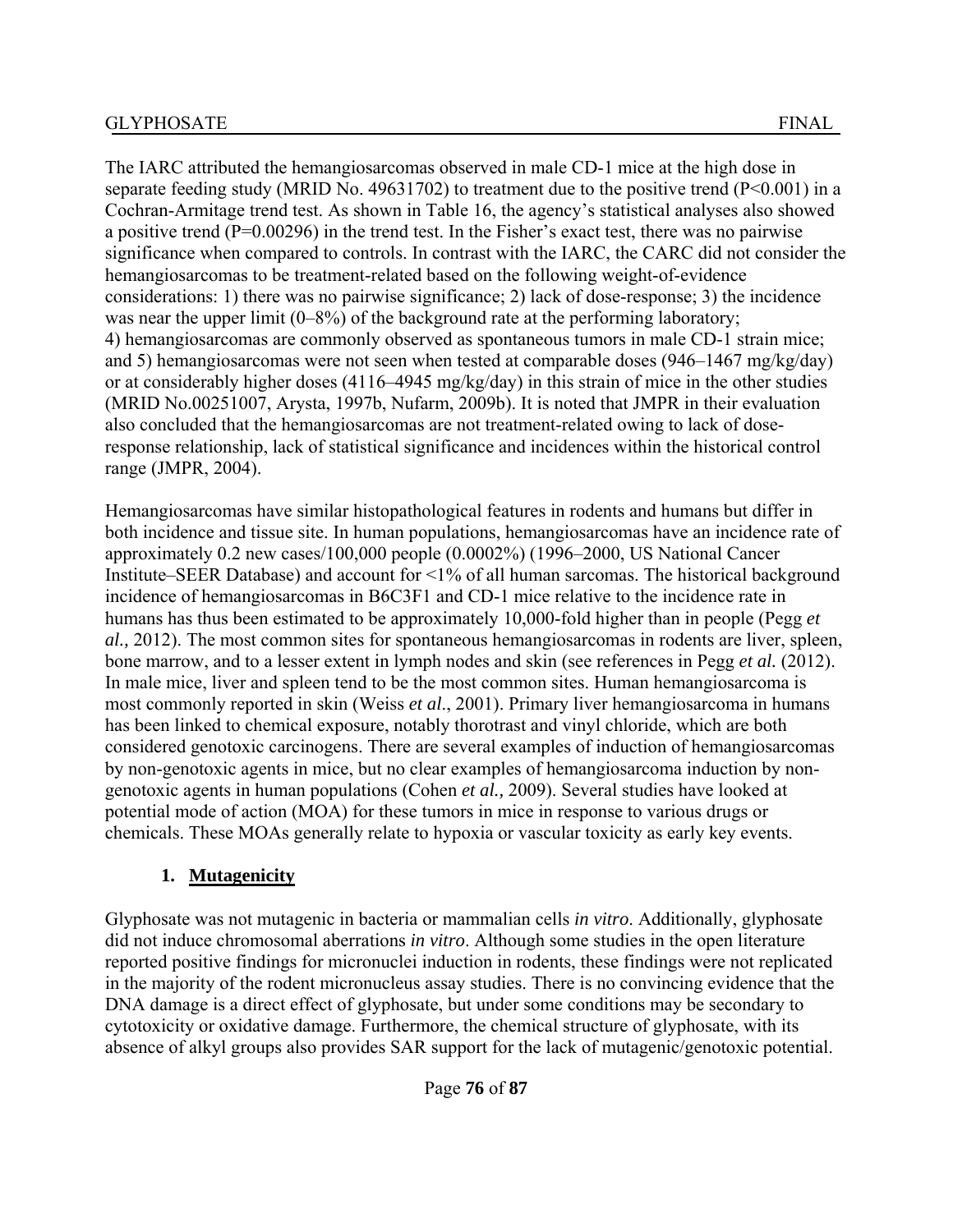The IARC attributed the hemangiosarcomas observed in male CD-1 mice at the high dose in separate feeding study (MRID No. 49631702) to treatment due to the positive trend ($P<0.001$) in a Cochran-Armitage trend test. As shown in Table 16, the agency's statistical analyses also showed a positive trend ($P=0.00296$) in the trend test. In the Fisher's exact test, there was no pairwise significance when compared to controls. In contrast with the IARC, the CARC did not consider the hemangiosarcomas to be treatment-related based on the following weight-of-evidence considerations: 1) there was no pairwise significance; 2) lack of dose-response; 3) the incidence was near the upper limit (0–8%) of the background rate at the performing laboratory; 4) hemangiosarcomas are commonly observed as spontaneous tumors in male CD-1 strain mice; and 5) hemangiosarcomas were not seen when tested at comparable doses (946–1467 mg/kg/day) or at considerably higher doses (4116–4945 mg/kg/day) in this strain of mice in the other studies (MRID No.00251007, Arysta, 1997b, Nufarm, 2009b). It is noted that JMPR in their evaluation also concluded that the hemangiosarcomas are not treatment-related owing to lack of dose-response relationship, lack of statistical significance and incidences within the historical control range (JMPR, 2004).

Hemangiosarcomas have similar histopathological features in rodents and humans but differ in both incidence and tissue site. In human populations, hemangiosarcomas have an incidence rate of approximately 0.2 new cases/100,000 people (0.0002%) (1996–2000, US National Cancer Institute–SEER Database) and account for <1% of all human sarcomas. The historical background incidence of hemangiosarcomas in B6C3F1 and CD-1 mice relative to the incidence rate in humans has thus been estimated to be approximately 10,000-fold higher than in people (Pegg *et al.,* 2012). The most common sites for spontaneous hemangiosarcomas in rodents are liver, spleen, bone marrow, and to a lesser extent in lymph nodes and skin (see references in Pegg *et al.* (2012). In male mice, liver and spleen tend to be the most common sites. Human hemangiosarcoma is most commonly reported in skin (Weiss *et al*., 2001). Primary liver hemangiosarcoma in humans has been linked to chemical exposure, notably thorotrast and vinyl chloride, which are both considered genotoxic carcinogens. There are several examples of induction of hemangiosarcomas by non-genotoxic agents in mice, but no clear examples of hemangiosarcoma induction by non-genotoxic agents in human populations (Cohen *et al.,* 2009). Several studies have looked at potential mode of action (MOA) for these tumors in mice in response to various drugs or chemicals. These MOAs generally relate to hypoxia or vascular toxicity as early key events.

### 1. Mutagenicity

Glyphosate was not mutagenic in bacteria or mammalian cells *in vitro*. Additionally, glyphosate did not induce chromosomal aberrations *in vitro*. Although some studies in the open literature reported positive findings for micronuclei induction in rodents, these findings were not replicated in the majority of the rodent micronucleus assay studies. There is no convincing evidence that the DNA damage is a direct effect of glyphosate, but under some conditions may be secondary to cytotoxicity or oxidative damage. Furthermore, the chemical structure of glyphosate, with its absence of alkyl groups also provides SAR support for the lack of mutagenic/genotoxic potential.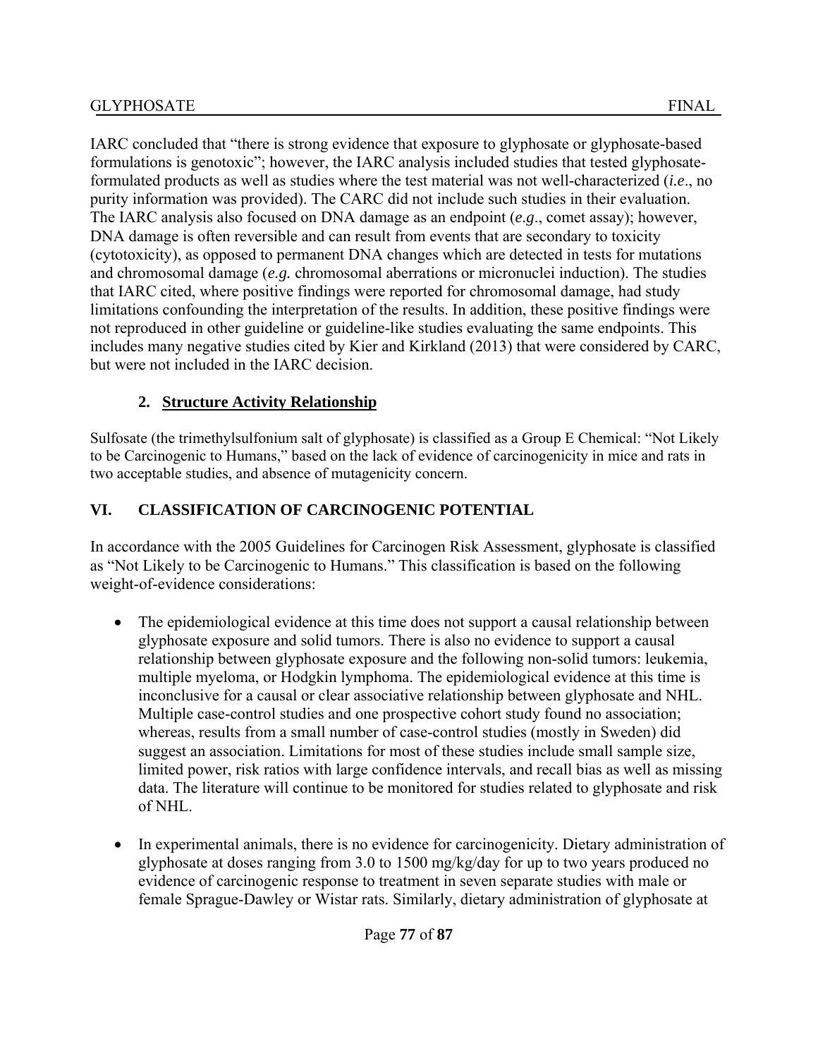IARC concluded that "there is strong evidence that exposure to glyphosate or glyphosate-based formulations is genotoxic"; however, the IARC analysis included studies that tested glyphosate-formulated products as well as studies where the test material was not well-characterized (*i.e*., no purity information was provided). The CARC did not include such studies in their evaluation. The IARC analysis also focused on DNA damage as an endpoint (*e.g*., comet assay); however, DNA damage is often reversible and can result from events that are secondary to toxicity (cytotoxicity), as opposed to permanent DNA changes which are detected in tests for mutations and chromosomal damage (*e.g.* chromosomal aberrations or micronuclei induction). The studies that IARC cited, where positive findings were reported for chromosomal damage, had study limitations confounding the interpretation of the results. In addition, these positive findings were not reproduced in other guideline or guideline-like studies evaluating the same endpoints. This includes many negative studies cited by Kier and Kirkland (2013) that were considered by CARC, but were not included in the IARC decision.

### 2. Structure Activity Relationship

Sulfosate (the trimethylsulfonium salt of glyphosate) is classified as a Group E Chemical: "Not Likely to be Carcinogenic to Humans," based on the lack of evidence of carcinogenicity in mice and rats in two acceptable studies, and absence of mutagenicity concern.

## VI. CLASSIFICATION OF CARCINOGENIC POTENTIAL

In accordance with the 2005 Guidelines for Carcinogen Risk Assessment, glyphosate is classified as "Not Likely to be Carcinogenic to Humans." This classification is based on the following weight-of-evidence considerations:

- The epidemiological evidence at this time does not support a causal relationship between glyphosate exposure and solid tumors. There is also no evidence to support a causal relationship between glyphosate exposure and the following non-solid tumors: leukemia, multiple myeloma, or Hodgkin lymphoma. The epidemiological evidence at this time is inconclusive for a causal or clear associative relationship between glyphosate and NHL. Multiple case-control studies and one prospective cohort study found no association; whereas, results from a small number of case-control studies (mostly in Sweden) did suggest an association. Limitations for most of these studies include small sample size, limited power, risk ratios with large confidence intervals, and recall bias as well as missing data. The literature will continue to be monitored for studies related to glyphosate and risk of NHL.

- In experimental animals, there is no evidence for carcinogenicity. Dietary administration of glyphosate at doses ranging from 3.0 to 1500 mg/kg/day for up to two years produced no evidence of carcinogenic response to treatment in seven separate studies with male or female Sprague-Dawley or Wistar rats. Similarly, dietary administration of glyphosate at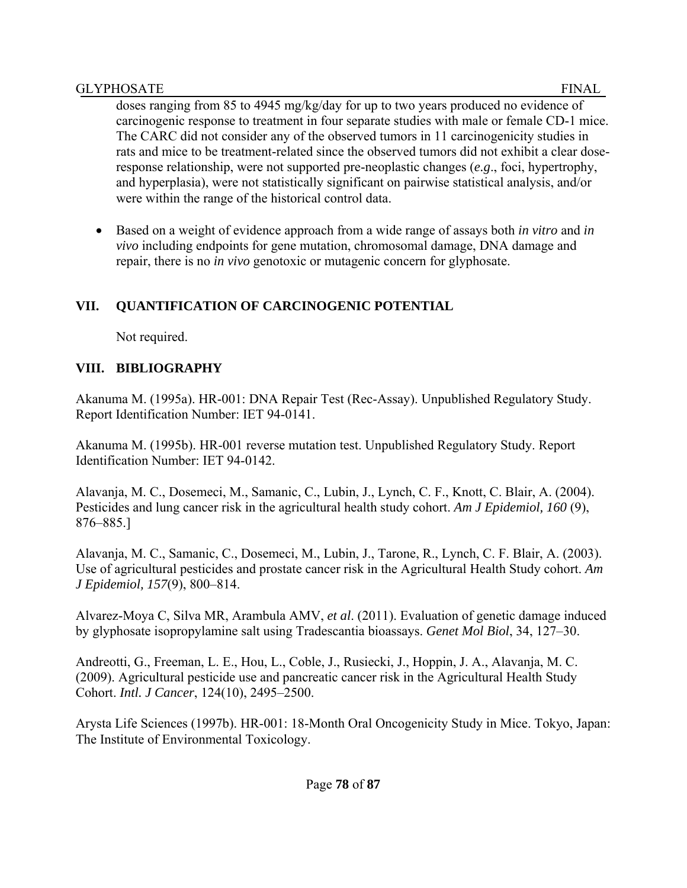doses ranging from 85 to 4945 mg/kg/day for up to two years produced no evidence of carcinogenic response to treatment in four separate studies with male or female CD-1 mice. The CARC did not consider any of the observed tumors in 11 carcinogenicity studies in rats and mice to be treatment-related since the observed tumors did not exhibit a clear dose-response relationship, were not supported pre-neoplastic changes (*e.g*., foci, hypertrophy, and hyperplasia), were not statistically significant on pairwise statistical analysis, and/or were within the range of the historical control data.

- Based on a weight of evidence approach from a wide range of assays both *in vitro* and *in vivo* including endpoints for gene mutation, chromosomal damage, DNA damage and repair, there is no *in vivo* genotoxic or mutagenic concern for glyphosate.

## VII. QUANTIFICATION OF CARCINOGENIC POTENTIAL

Not required.

## VIII. BIBLIOGRAPHY

Akanuma M. (1995a). HR-001: DNA Repair Test (Rec-Assay). Unpublished Regulatory Study. Report Identification Number: IET 94-0141.

Akanuma M. (1995b). HR-001 reverse mutation test. Unpublished Regulatory Study. Report Identification Number: IET 94-0142.

Alavanja, M. C., Dosemeci, M., Samanic, C., Lubin, J., Lynch, C. F., Knott, C. Blair, A. (2004). Pesticides and lung cancer risk in the agricultural health study cohort. *Am J Epidemiol, 160* (9), 876–885.]

Alavanja, M. C., Samanic, C., Dosemeci, M., Lubin, J., Tarone, R., Lynch, C. F. Blair, A. (2003). Use of agricultural pesticides and prostate cancer risk in the Agricultural Health Study cohort. *Am J Epidemiol, 157*(9), 800–814.

Alvarez-Moya C, Silva MR, Arambula AMV, *et al*. (2011). Evaluation of genetic damage induced by glyphosate isopropylamine salt using Tradescantia bioassays. *Genet Mol Biol*, 34, 127–30.

Andreotti, G., Freeman, L. E., Hou, L., Coble, J., Rusiecki, J., Hoppin, J. A., Alavanja, M. C. (2009). Agricultural pesticide use and pancreatic cancer risk in the Agricultural Health Study Cohort. *Intl. J Cancer*, 124(10), 2495–2500.

Arysta Life Sciences (1997b). HR-001: 18-Month Oral Oncogenicity Study in Mice. Tokyo, Japan: The Institute of Environmental Toxicology.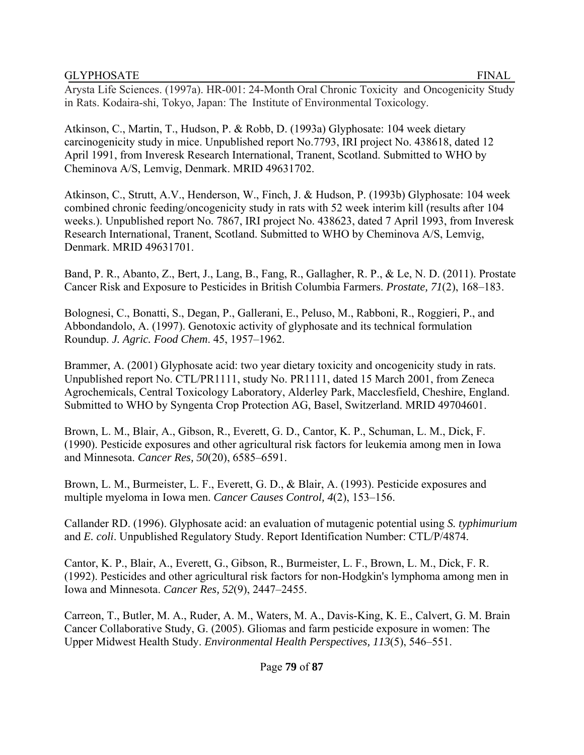Arysta Life Sciences. (1997a). HR-001: 24-Month Oral Chronic Toxicity and Oncogenicity Study in Rats. Kodaira-shi, Tokyo, Japan: The Institute of Environmental Toxicology.

Atkinson, C., Martin, T., Hudson, P. & Robb, D. (1993a) Glyphosate: 104 week dietary carcinogenicity study in mice. Unpublished report No.7793, IRI project No. 438618, dated 12 April 1991, from Inveresk Research International, Tranent, Scotland. Submitted to WHO by Cheminova A/S, Lemvig, Denmark. MRID 49631702.

Atkinson, C., Strutt, A.V., Henderson, W., Finch, J. & Hudson, P. (1993b) Glyphosate: 104 week combined chronic feeding/oncogenicity study in rats with 52 week interim kill (results after 104 weeks.). Unpublished report No. 7867, IRI project No. 438623, dated 7 April 1993, from Inveresk Research International, Tranent, Scotland. Submitted to WHO by Cheminova A/S, Lemvig, Denmark. MRID 49631701.

Band, P. R., Abanto, Z., Bert, J., Lang, B., Fang, R., Gallagher, R. P., & Le, N. D. (2011). Prostate Cancer Risk and Exposure to Pesticides in British Columbia Farmers. *Prostate, 71*(2), 168–183.

Bolognesi, C., Bonatti, S., Degan, P., Gallerani, E., Peluso, M., Rabboni, R., Roggieri, P., and Abbondandolo, A. (1997). Genotoxic activity of glyphosate and its technical formulation Roundup. *J. Agric. Food Chem*. 45, 1957–1962.

Brammer, A. (2001) Glyphosate acid: two year dietary toxicity and oncogenicity study in rats. Unpublished report No. CTL/PR1111, study No. PR1111, dated 15 March 2001, from Zeneca Agrochemicals, Central Toxicology Laboratory, Alderley Park, Macclesfield, Cheshire, England. Submitted to WHO by Syngenta Crop Protection AG, Basel, Switzerland. MRID 49704601.

Brown, L. M., Blair, A., Gibson, R., Everett, G. D., Cantor, K. P., Schuman, L. M., Dick, F. (1990). Pesticide exposures and other agricultural risk factors for leukemia among men in Iowa and Minnesota. *Cancer Res, 50*(20), 6585–6591.

Brown, L. M., Burmeister, L. F., Everett, G. D., & Blair, A. (1993). Pesticide exposures and multiple myeloma in Iowa men. *Cancer Causes Control, 4*(2), 153–156.

Callander RD. (1996). Glyphosate acid: an evaluation of mutagenic potential using *S. typhimurium* and *E. coli*. Unpublished Regulatory Study. Report Identification Number: CTL/P/4874.

Cantor, K. P., Blair, A., Everett, G., Gibson, R., Burmeister, L. F., Brown, L. M., Dick, F. R. (1992). Pesticides and other agricultural risk factors for non-Hodgkin's lymphoma among men in Iowa and Minnesota. *Cancer Res, 52*(9), 2447–2455.

Carreon, T., Butler, M. A., Ruder, A. M., Waters, M. A., Davis-King, K. E., Calvert, G. M. Brain Cancer Collaborative Study, G. (2005). Gliomas and farm pesticide exposure in women: The Upper Midwest Health Study. *Environmental Health Perspectives, 113*(5), 546–551.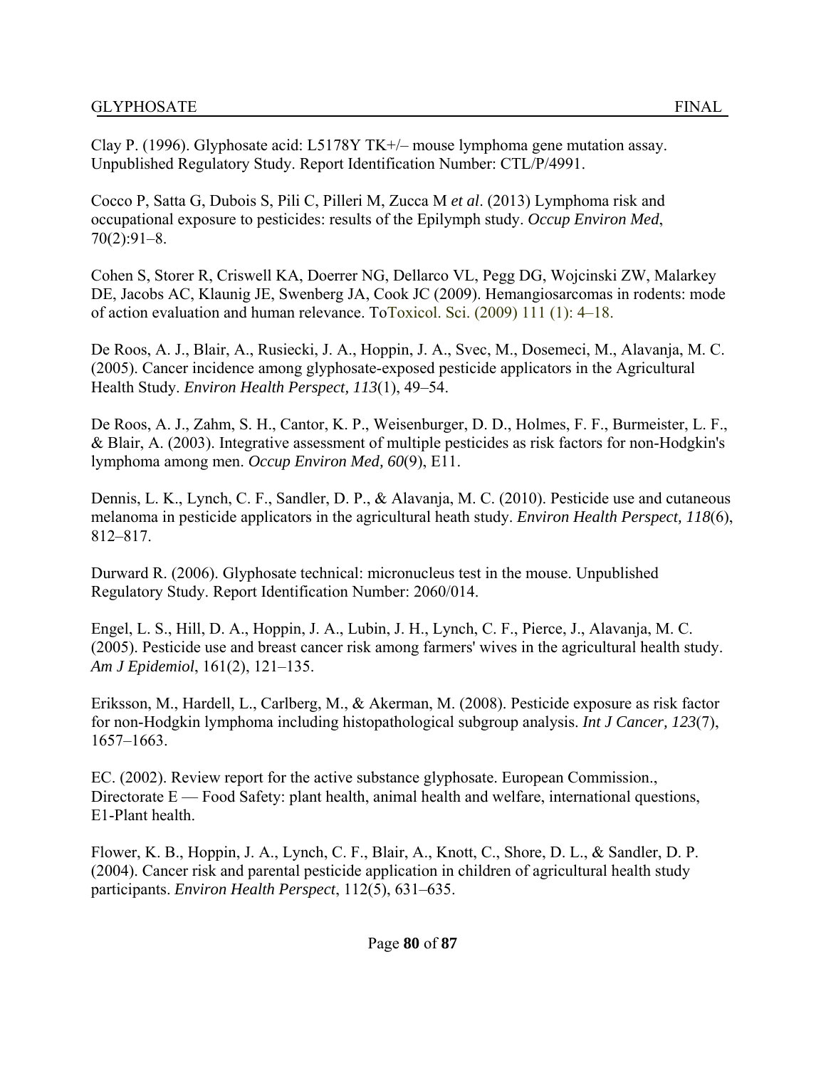Clay P. (1996). Glyphosate acid: L5178Y TK+/– mouse lymphoma gene mutation assay. Unpublished Regulatory Study. Report Identification Number: CTL/P/4991.

Cocco P, Satta G, Dubois S, Pili C, Pilleri M, Zucca M *et al*. (2013) Lymphoma risk and occupational exposure to pesticides: results of the Epilymph study. *Occup Environ Med*, 70(2):91–8.

Cohen S, Storer R, Criswell KA, Doerrer NG, Dellarco VL, Pegg DG, Wojcinski ZW, Malarkey DE, Jacobs AC, Klaunig JE, Swenberg JA, Cook JC (2009). Hemangiosarcomas in rodents: mode of action evaluation and human relevance. ToToxicol. Sci. (2009) 111 (1): 4–18.

De Roos, A. J., Blair, A., Rusiecki, J. A., Hoppin, J. A., Svec, M., Dosemeci, M., Alavanja, M. C. (2005). Cancer incidence among glyphosate-exposed pesticide applicators in the Agricultural Health Study. *Environ Health Perspect, 113*(1), 49–54.

De Roos, A. J., Zahm, S. H., Cantor, K. P., Weisenburger, D. D., Holmes, F. F., Burmeister, L. F., & Blair, A. (2003). Integrative assessment of multiple pesticides as risk factors for non-Hodgkin's lymphoma among men. *Occup Environ Med, 60*(9), E11.

Dennis, L. K., Lynch, C. F., Sandler, D. P., & Alavanja, M. C. (2010). Pesticide use and cutaneous melanoma in pesticide applicators in the agricultural heath study. *Environ Health Perspect, 118*(6), 812–817.

Durward R. (2006). Glyphosate technical: micronucleus test in the mouse. Unpublished Regulatory Study. Report Identification Number: 2060/014.

Engel, L. S., Hill, D. A., Hoppin, J. A., Lubin, J. H., Lynch, C. F., Pierce, J., Alavanja, M. C. (2005). Pesticide use and breast cancer risk among farmers' wives in the agricultural health study. *Am J Epidemiol*, 161(2), 121–135.

Eriksson, M., Hardell, L., Carlberg, M., & Akerman, M. (2008). Pesticide exposure as risk factor for non-Hodgkin lymphoma including histopathological subgroup analysis. *Int J Cancer, 123*(7), 1657–1663.

EC. (2002). Review report for the active substance glyphosate. European Commission., Directorate E — Food Safety: plant health, animal health and welfare, international questions, E1-Plant health.

Flower, K. B., Hoppin, J. A., Lynch, C. F., Blair, A., Knott, C., Shore, D. L., & Sandler, D. P. (2004). Cancer risk and parental pesticide application in children of agricultural health study participants. *Environ Health Perspect*, 112(5), 631–635.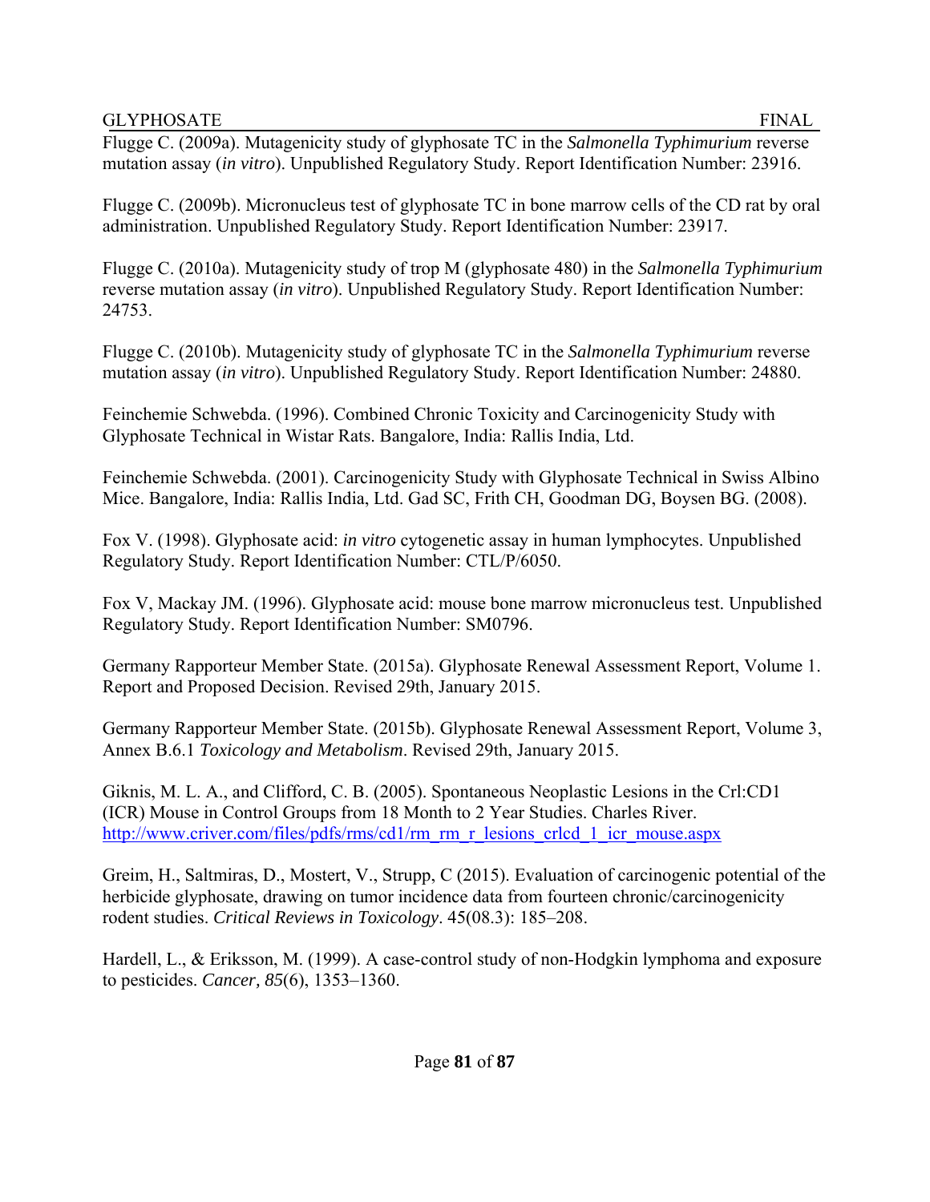Flugge C. (2009a). Mutagenicity study of glyphosate TC in the *Salmonella Typhimurium* reverse mutation assay (*in vitro*). Unpublished Regulatory Study. Report Identification Number: 23916.

Flugge C. (2009b). Micronucleus test of glyphosate TC in bone marrow cells of the CD rat by oral administration. Unpublished Regulatory Study. Report Identification Number: 23917.

Flugge C. (2010a). Mutagenicity study of trop M (glyphosate 480) in the *Salmonella Typhimurium* reverse mutation assay (*in vitro*). Unpublished Regulatory Study. Report Identification Number: 24753.

Flugge C. (2010b). Mutagenicity study of glyphosate TC in the *Salmonella Typhimurium* reverse mutation assay (*in vitro*). Unpublished Regulatory Study. Report Identification Number: 24880.

Feinchemie Schwebda. (1996). Combined Chronic Toxicity and Carcinogenicity Study with Glyphosate Technical in Wistar Rats. Bangalore, India: Rallis India, Ltd.

Feinchemie Schwebda. (2001). Carcinogenicity Study with Glyphosate Technical in Swiss Albino Mice. Bangalore, India: Rallis India, Ltd. Gad SC, Frith CH, Goodman DG, Boysen BG. (2008).

Fox V. (1998). Glyphosate acid: *in vitro* cytogenetic assay in human lymphocytes. Unpublished Regulatory Study. Report Identification Number: CTL/P/6050.

Fox V, Mackay JM. (1996). Glyphosate acid: mouse bone marrow micronucleus test. Unpublished Regulatory Study. Report Identification Number: SM0796.

Germany Rapporteur Member State. (2015a). Glyphosate Renewal Assessment Report, Volume 1. Report and Proposed Decision. Revised 29th, January 2015.

Germany Rapporteur Member State. (2015b). Glyphosate Renewal Assessment Report, Volume 3, Annex B.6.1 *Toxicology and Metabolism*. Revised 29th, January 2015.

Giknis, M. L. A., and Clifford, C. B. (2005). Spontaneous Neoplastic Lesions in the Crl:CD1 (ICR) Mouse in Control Groups from 18 Month to 2 Year Studies. Charles River. http://www.criver.com/files/pdfs/rms/cd1/rm_rm_r_lesions_crlcd_1_icr_mouse.aspx

Greim, H., Saltmiras, D., Mostert, V., Strupp, C (2015). Evaluation of carcinogenic potential of the herbicide glyphosate, drawing on tumor incidence data from fourteen chronic/carcinogenicity rodent studies. *Critical Reviews in Toxicology*. 45(08.3): 185–208.

Hardell, L., & Eriksson, M. (1999). A case-control study of non-Hodgkin lymphoma and exposure to pesticides. *Cancer, 85*(6), 1353–1360.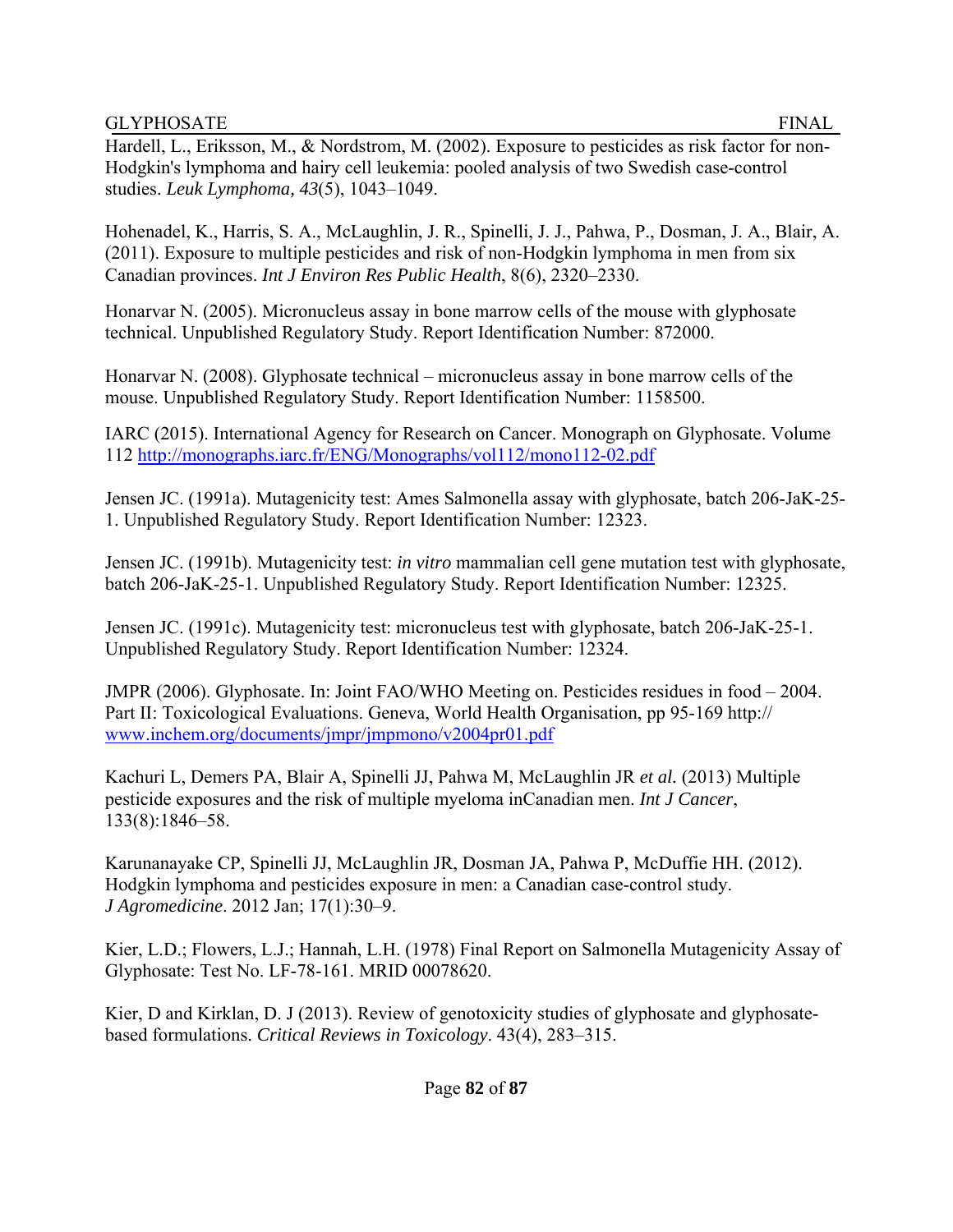Hardell, L., Eriksson, M., & Nordstrom, M. (2002). Exposure to pesticides as risk factor for non-Hodgkin's lymphoma and hairy cell leukemia: pooled analysis of two Swedish case-control studies. *Leuk Lymphoma, 43*(5), 1043–1049.

Hohenadel, K., Harris, S. A., McLaughlin, J. R., Spinelli, J. J., Pahwa, P., Dosman, J. A., Blair, A. (2011). Exposure to multiple pesticides and risk of non-Hodgkin lymphoma in men from six Canadian provinces. *Int J Environ Res Public Health*, 8(6), 2320–2330.

Honarvar N. (2005). Micronucleus assay in bone marrow cells of the mouse with glyphosate technical. Unpublished Regulatory Study. Report Identification Number: 872000.

Honarvar N. (2008). Glyphosate technical – micronucleus assay in bone marrow cells of the mouse. Unpublished Regulatory Study. Report Identification Number: 1158500.

IARC (2015). International Agency for Research on Cancer. Monograph on Glyphosate. Volume 112 http://monographs.iarc.fr/ENG/Monographs/vol112/mono112-02.pdf

Jensen JC. (1991a). Mutagenicity test: Ames Salmonella assay with glyphosate, batch 206-JaK-25-1. Unpublished Regulatory Study. Report Identification Number: 12323.

Jensen JC. (1991b). Mutagenicity test: *in vitro* mammalian cell gene mutation test with glyphosate, batch 206-JaK-25-1. Unpublished Regulatory Study. Report Identification Number: 12325.

Jensen JC. (1991c). Mutagenicity test: micronucleus test with glyphosate, batch 206-JaK-25-1. Unpublished Regulatory Study. Report Identification Number: 12324.

JMPR (2006). Glyphosate. In: Joint FAO/WHO Meeting on. Pesticides residues in food – 2004. Part II: Toxicological Evaluations. Geneva, World Health Organisation, pp 95-169 http:// www.inchem.org/documents/jmpr/jmpmono/v2004pr01.pdf

Kachuri L, Demers PA, Blair A, Spinelli JJ, Pahwa M, McLaughlin JR *et al.* (2013) Multiple pesticide exposures and the risk of multiple myeloma inCanadian men. *Int J Cancer*, 133(8):1846–58.

Karunanayake CP, Spinelli JJ, McLaughlin JR, Dosman JA, Pahwa P, McDuffie HH. (2012). Hodgkin lymphoma and pesticides exposure in men: a Canadian case-control study. *J Agromedicine*. 2012 Jan; 17(1):30–9.

Kier, L.D.; Flowers, L.J.; Hannah, L.H. (1978) Final Report on Salmonella Mutagenicity Assay of Glyphosate: Test No. LF-78-161. MRID 00078620.

Kier, D and Kirklan, D. J (2013). Review of genotoxicity studies of glyphosate and glyphosate-based formulations. *Critical Reviews in Toxicology*. 43(4), 283–315.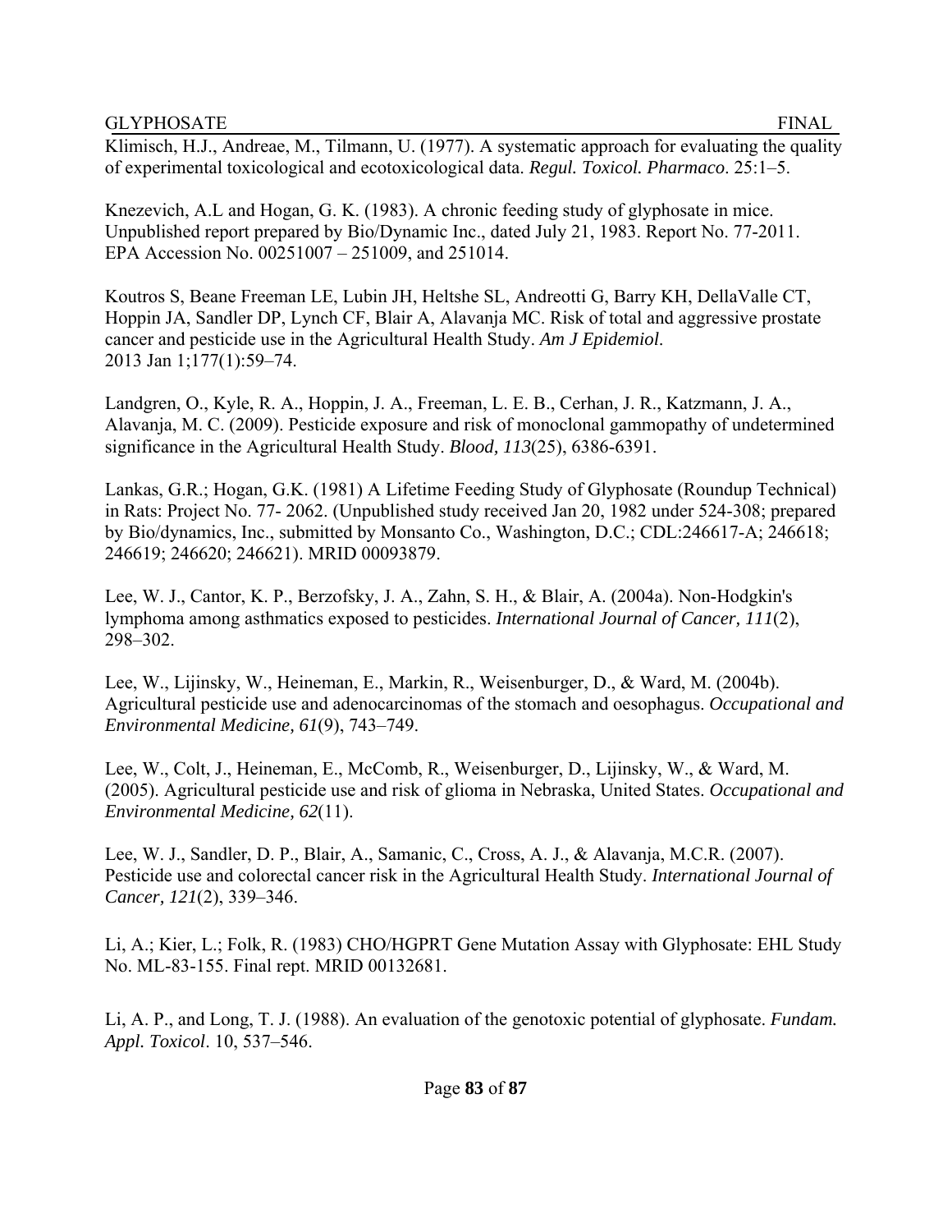Klimisch, H.J., Andreae, M., Tilmann, U. (1977). A systematic approach for evaluating the quality of experimental toxicological and ecotoxicological data. *Regul. Toxicol. Pharmaco*. 25:1–5.

Knezevich, A.L and Hogan, G. K. (1983). A chronic feeding study of glyphosate in mice. Unpublished report prepared by Bio/Dynamic Inc., dated July 21, 1983. Report No. 77-2011. EPA Accession No. 00251007 – 251009, and 251014.

Koutros S, Beane Freeman LE, Lubin JH, Heltshe SL, Andreotti G, Barry KH, DellaValle CT, Hoppin JA, Sandler DP, Lynch CF, Blair A, Alavanja MC. Risk of total and aggressive prostate cancer and pesticide use in the Agricultural Health Study. *Am J Epidemiol*. 2013 Jan 1;177(1):59–74.

Landgren, O., Kyle, R. A., Hoppin, J. A., Freeman, L. E. B., Cerhan, J. R., Katzmann, J. A., Alavanja, M. C. (2009). Pesticide exposure and risk of monoclonal gammopathy of undetermined significance in the Agricultural Health Study. *Blood, 113*(25), 6386-6391.

Lankas, G.R.; Hogan, G.K. (1981) A Lifetime Feeding Study of Glyphosate (Roundup Technical) in Rats: Project No. 77- 2062. (Unpublished study received Jan 20, 1982 under 524-308; prepared by Bio/dynamics, Inc., submitted by Monsanto Co., Washington, D.C.; CDL:246617-A; 246618; 246619; 246620; 246621). MRID 00093879.

Lee, W. J., Cantor, K. P., Berzofsky, J. A., Zahn, S. H., & Blair, A. (2004a). Non-Hodgkin's lymphoma among asthmatics exposed to pesticides. *International Journal of Cancer, 111*(2), 298–302.

Lee, W., Lijinsky, W., Heineman, E., Markin, R., Weisenburger, D., & Ward, M. (2004b). Agricultural pesticide use and adenocarcinomas of the stomach and oesophagus. *Occupational and Environmental Medicine, 61*(9), 743–749.

Lee, W., Colt, J., Heineman, E., McComb, R., Weisenburger, D., Lijinsky, W., & Ward, M. (2005). Agricultural pesticide use and risk of glioma in Nebraska, United States. *Occupational and Environmental Medicine, 62*(11).

Lee, W. J., Sandler, D. P., Blair, A., Samanic, C., Cross, A. J., & Alavanja, M.C.R. (2007). Pesticide use and colorectal cancer risk in the Agricultural Health Study. *International Journal of Cancer, 121*(2), 339–346.

Li, A.; Kier, L.; Folk, R. (1983) CHO/HGPRT Gene Mutation Assay with Glyphosate: EHL Study No. ML-83-155. Final rept. MRID 00132681.

Li, A. P., and Long, T. J. (1988). An evaluation of the genotoxic potential of glyphosate. *Fundam. Appl. Toxicol*. 10, 537–546.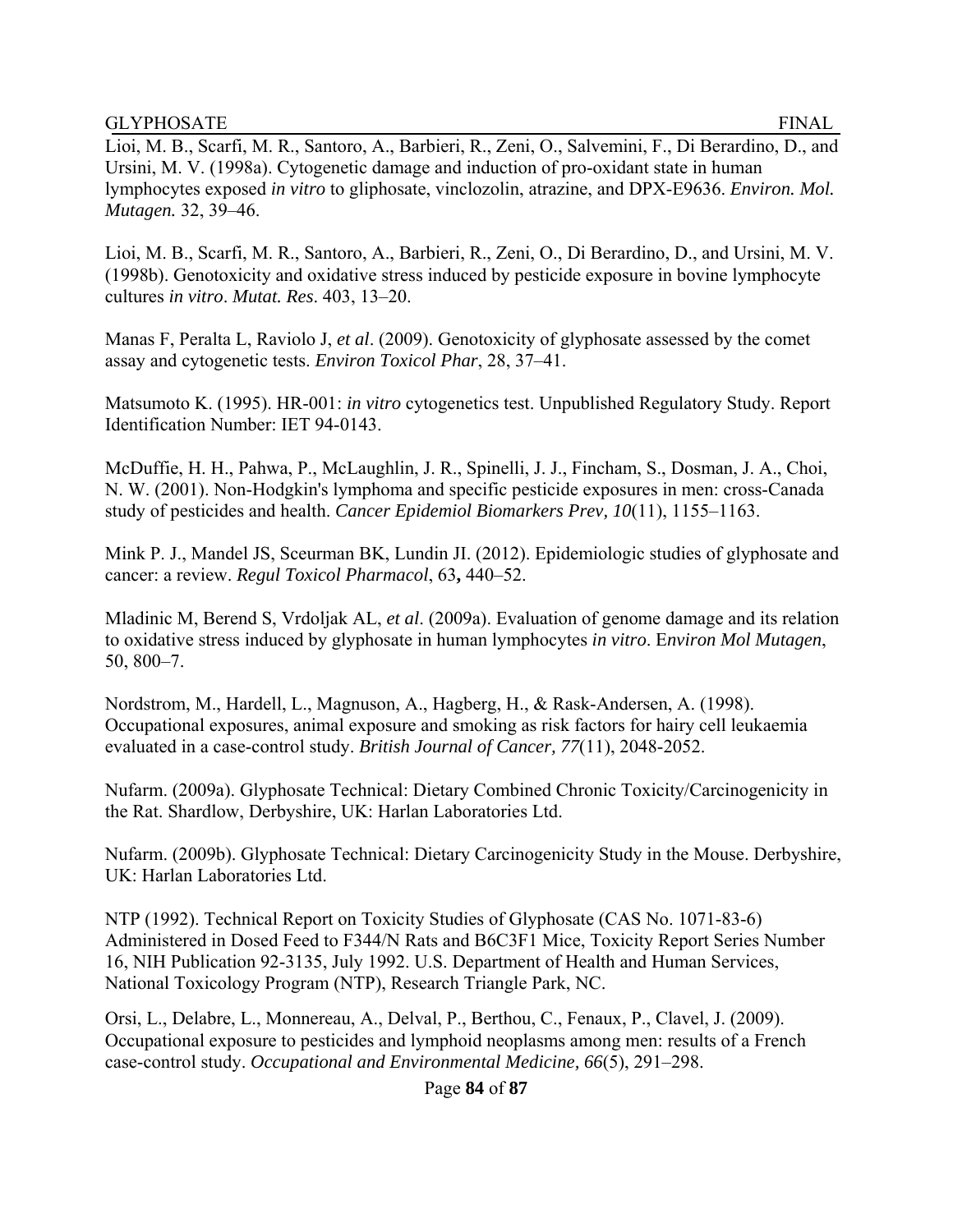Lioi, M. B., Scarfi, M. R., Santoro, A., Barbieri, R., Zeni, O., Salvemini, F., Di Berardino, D., and Ursini, M. V. (1998a). Cytogenetic damage and induction of pro-oxidant state in human lymphocytes exposed *in vitro* to gliphosate, vinclozolin, atrazine, and DPX-E9636. *Environ. Mol. Mutagen.* 32, 39–46.

Lioi, M. B., Scarfi, M. R., Santoro, A., Barbieri, R., Zeni, O., Di Berardino, D., and Ursini, M. V. (1998b). Genotoxicity and oxidative stress induced by pesticide exposure in bovine lymphocyte cultures *in vitro*. *Mutat. Res*. 403, 13–20.

Manas F, Peralta L, Raviolo J, *et al*. (2009). Genotoxicity of glyphosate assessed by the comet assay and cytogenetic tests. *Environ Toxicol Phar*, 28, 37–41.

Matsumoto K. (1995). HR-001: *in vitro* cytogenetics test. Unpublished Regulatory Study. Report Identification Number: IET 94-0143.

McDuffie, H. H., Pahwa, P., McLaughlin, J. R., Spinelli, J. J., Fincham, S., Dosman, J. A., Choi, N. W. (2001). Non-Hodgkin's lymphoma and specific pesticide exposures in men: cross-Canada study of pesticides and health. *Cancer Epidemiol Biomarkers Prev, 10*(11), 1155–1163.

Mink P. J., Mandel JS, Sceurman BK, Lundin JI. (2012). Epidemiologic studies of glyphosate and cancer: a review. *Regul Toxicol Pharmacol*, 63**,** 440–52.

Mladinic M, Berend S, Vrdoljak AL, *et al*. (2009a). Evaluation of genome damage and its relation to oxidative stress induced by glyphosate in human lymphocytes *in vitro*. E*nviron Mol Mutagen*, 50, 800–7.

Nordstrom, M., Hardell, L., Magnuson, A., Hagberg, H., & Rask-Andersen, A. (1998). Occupational exposures, animal exposure and smoking as risk factors for hairy cell leukaemia evaluated in a case-control study. *British Journal of Cancer, 77*(11), 2048-2052.

Nufarm. (2009a). Glyphosate Technical: Dietary Combined Chronic Toxicity/Carcinogenicity in the Rat. Shardlow, Derbyshire, UK: Harlan Laboratories Ltd.

Nufarm. (2009b). Glyphosate Technical: Dietary Carcinogenicity Study in the Mouse. Derbyshire, UK: Harlan Laboratories Ltd.

NTP (1992). Technical Report on Toxicity Studies of Glyphosate (CAS No. 1071-83-6) Administered in Dosed Feed to F344/N Rats and B6C3F1 Mice, Toxicity Report Series Number 16, NIH Publication 92-3135, July 1992. U.S. Department of Health and Human Services, National Toxicology Program (NTP), Research Triangle Park, NC.

Orsi, L., Delabre, L., Monnereau, A., Delval, P., Berthou, C., Fenaux, P., Clavel, J. (2009). Occupational exposure to pesticides and lymphoid neoplasms among men: results of a French case-control study. *Occupational and Environmental Medicine, 66*(5), 291–298.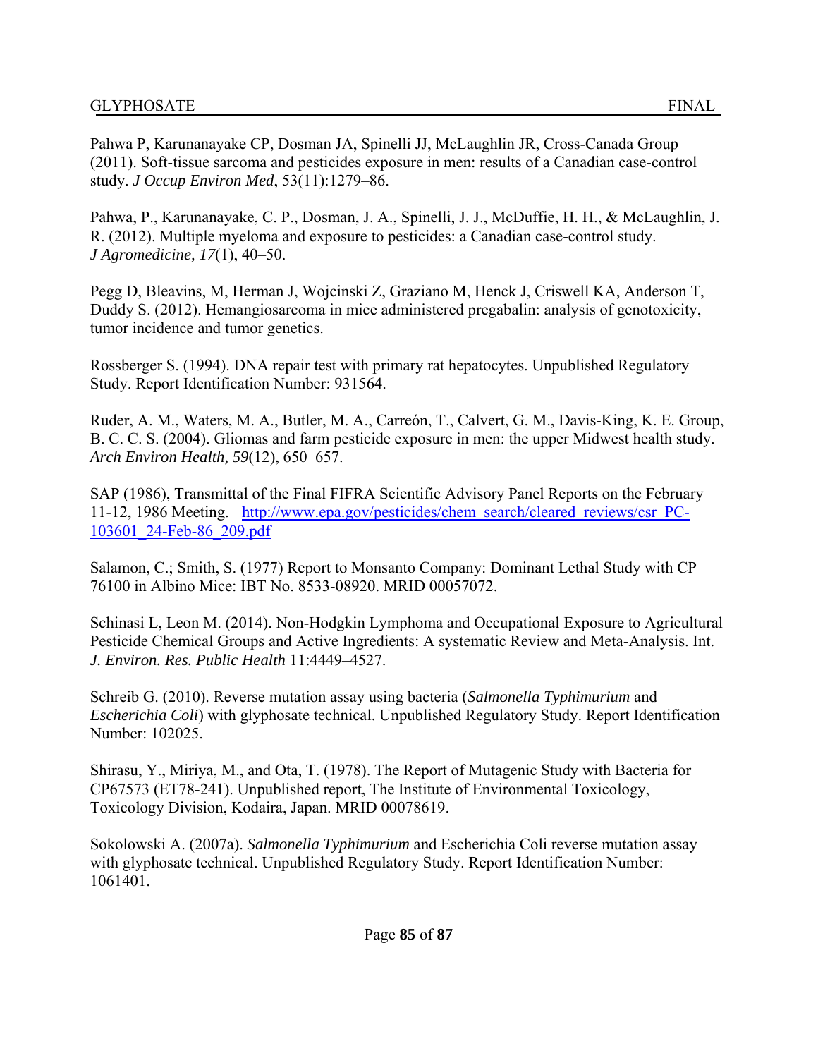Pahwa P, Karunanayake CP, Dosman JA, Spinelli JJ, McLaughlin JR, Cross-Canada Group (2011). Soft-tissue sarcoma and pesticides exposure in men: results of a Canadian case-control study. *J Occup Environ Med*, 53(11):1279–86.

Pahwa, P., Karunanayake, C. P., Dosman, J. A., Spinelli, J. J., McDuffie, H. H., & McLaughlin, J. R. (2012). Multiple myeloma and exposure to pesticides: a Canadian case-control study. *J Agromedicine, 17*(1), 40–50.

Pegg D, Bleavins, M, Herman J, Wojcinski Z, Graziano M, Henck J, Criswell KA, Anderson T, Duddy S. (2012). Hemangiosarcoma in mice administered pregabalin: analysis of genotoxicity, tumor incidence and tumor genetics.

Rossberger S. (1994). DNA repair test with primary rat hepatocytes. Unpublished Regulatory Study. Report Identification Number: 931564.

Ruder, A. M., Waters, M. A., Butler, M. A., Carreón, T., Calvert, G. M., Davis-King, K. E. Group, B. C. C. S. (2004). Gliomas and farm pesticide exposure in men: the upper Midwest health study. *Arch Environ Health, 59*(12), 650–657.

SAP (1986), Transmittal of the Final FIFRA Scientific Advisory Panel Reports on the February 11-12, 1986 Meeting. [http://www.epa.gov/pesticides/chem_search/cleared_reviews/csr_PC-103601_24-Feb-86_209.pdf](http://www.epa.gov/pesticides/chem_search/cleared_reviews/csr_PC-103601_24-Feb-86_209.pdf)

Salamon, C.; Smith, S. (1977) Report to Monsanto Company: Dominant Lethal Study with CP 76100 in Albino Mice: IBT No. 8533-08920. MRID 00057072.

Schinasi L, Leon M. (2014). Non-Hodgkin Lymphoma and Occupational Exposure to Agricultural Pesticide Chemical Groups and Active Ingredients: A systematic Review and Meta-Analysis. Int. *J. Environ. Res. Public Health* 11:4449–4527.

Schreib G. (2010). Reverse mutation assay using bacteria (*Salmonella Typhimurium* and *Escherichia Coli*) with glyphosate technical. Unpublished Regulatory Study. Report Identification Number: 102025.

Shirasu, Y., Miriya, M., and Ota, T. (1978). The Report of Mutagenic Study with Bacteria for CP67573 (ET78-241). Unpublished report, The Institute of Environmental Toxicology, Toxicology Division, Kodaira, Japan. MRID 00078619.

Sokolowski A. (2007a). *Salmonella Typhimurium* and Escherichia Coli reverse mutation assay with glyphosate technical. Unpublished Regulatory Study. Report Identification Number: 1061401.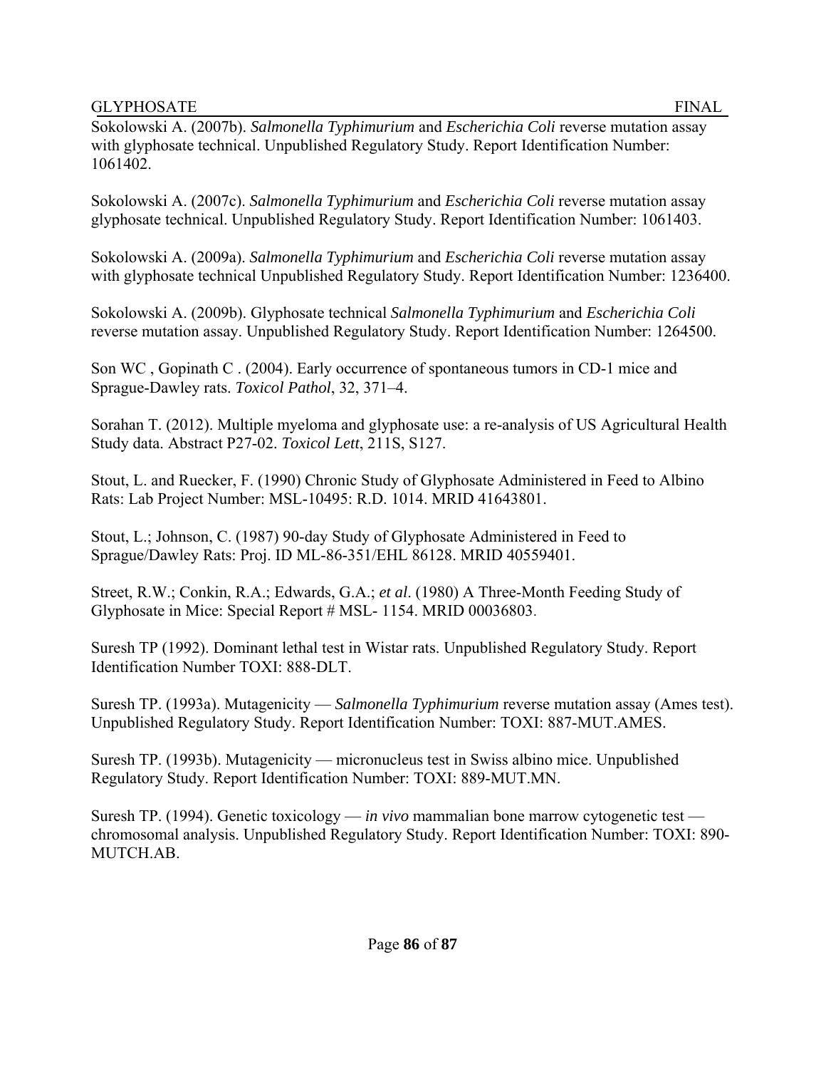Sokolowski A. (2007b). *Salmonella Typhimurium* and *Escherichia Coli* reverse mutation assay with glyphosate technical. Unpublished Regulatory Study. Report Identification Number: 1061402.

Sokolowski A. (2007c). *Salmonella Typhimurium* and *Escherichia Coli* reverse mutation assay glyphosate technical. Unpublished Regulatory Study. Report Identification Number: 1061403.

Sokolowski A. (2009a). *Salmonella Typhimurium* and *Escherichia Coli* reverse mutation assay with glyphosate technical Unpublished Regulatory Study. Report Identification Number: 1236400.

Sokolowski A. (2009b). Glyphosate technical *Salmonella Typhimurium* and *Escherichia Coli* reverse mutation assay. Unpublished Regulatory Study. Report Identification Number: 1264500.

Son WC , Gopinath C . (2004). Early occurrence of spontaneous tumors in CD-1 mice and Sprague-Dawley rats. *Toxicol Pathol*, 32, 371–4.

Sorahan T. (2012). Multiple myeloma and glyphosate use: a re-analysis of US Agricultural Health Study data. Abstract P27-02. *Toxicol Lett*, 211S, S127.

Stout, L. and Ruecker, F. (1990) Chronic Study of Glyphosate Administered in Feed to Albino Rats: Lab Project Number: MSL-10495: R.D. 1014. MRID 41643801.

Stout, L.; Johnson, C. (1987) 90-day Study of Glyphosate Administered in Feed to Sprague/Dawley Rats: Proj. ID ML-86-351/EHL 86128. MRID 40559401.

Street, R.W.; Conkin, R.A.; Edwards, G.A.; *et al*. (1980) A Three-Month Feeding Study of Glyphosate in Mice: Special Report # MSL- 1154. MRID 00036803.

Suresh TP (1992). Dominant lethal test in Wistar rats. Unpublished Regulatory Study. Report Identification Number TOXI: 888-DLT.

Suresh TP. (1993a). Mutagenicity — *Salmonella Typhimurium* reverse mutation assay (Ames test). Unpublished Regulatory Study. Report Identification Number: TOXI: 887-MUT.AMES.

Suresh TP. (1993b). Mutagenicity — micronucleus test in Swiss albino mice. Unpublished Regulatory Study. Report Identification Number: TOXI: 889-MUT.MN.

Suresh TP. (1994). Genetic toxicology — *in vivo* mammalian bone marrow cytogenetic test — chromosomal analysis. Unpublished Regulatory Study. Report Identification Number: TOXI: 890-MUTCH.AB.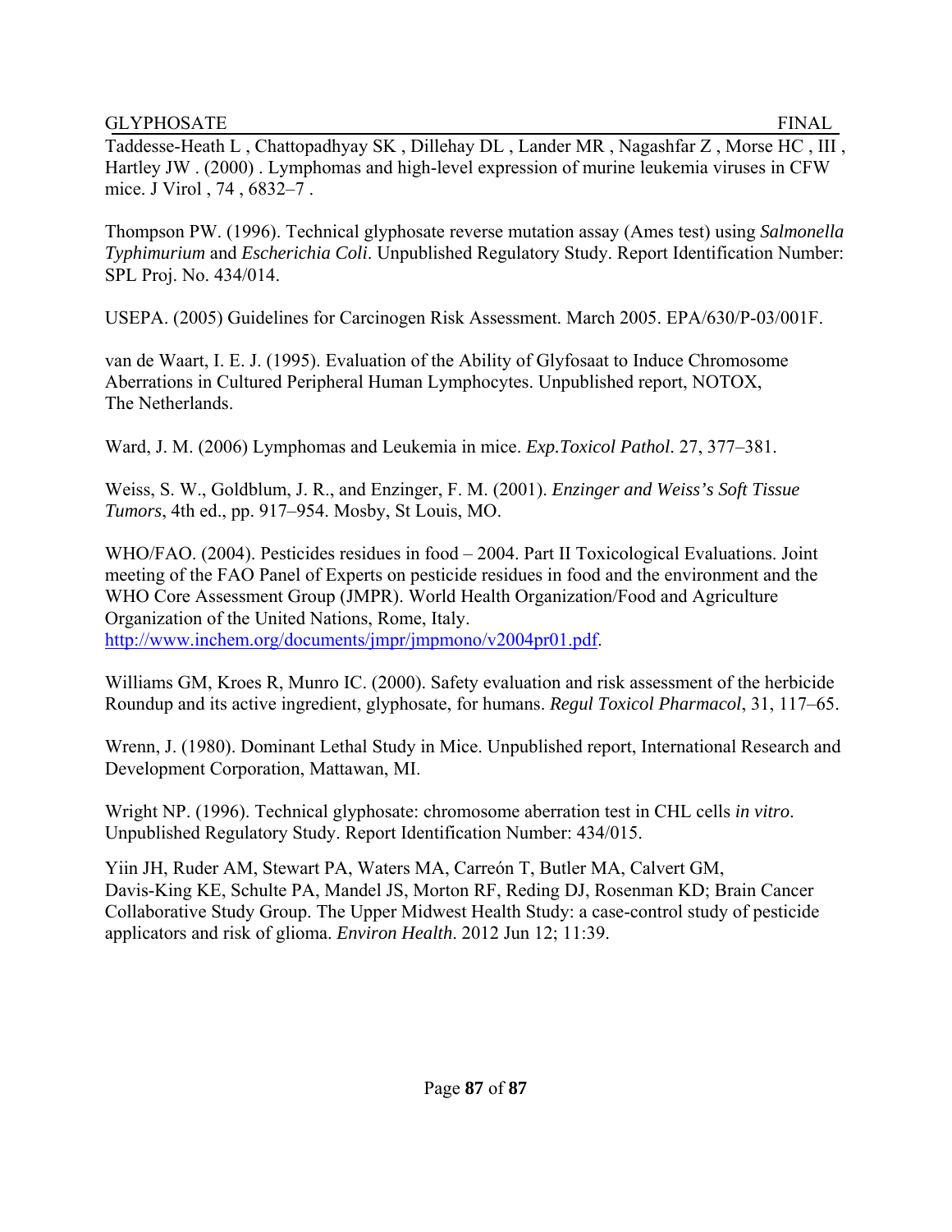Taddesse-Heath L , Chattopadhyay SK , Dillehay DL , Lander MR , Nagashfar Z , Morse HC , III , Hartley JW . (2000) . Lymphomas and high-level expression of murine leukemia viruses in CFW mice. J Virol , 74 , 6832–7 .

Thompson PW. (1996). Technical glyphosate reverse mutation assay (Ames test) using *Salmonella Typhimurium* and *Escherichia Coli*. Unpublished Regulatory Study. Report Identification Number: SPL Proj. No. 434/014.

USEPA. (2005) Guidelines for Carcinogen Risk Assessment. March 2005. EPA/630/P-03/001F.

van de Waart, I. E. J. (1995). Evaluation of the Ability of Glyfosaat to Induce Chromosome Aberrations in Cultured Peripheral Human Lymphocytes. Unpublished report, NOTOX, The Netherlands.

Ward, J. M. (2006) Lymphomas and Leukemia in mice. *Exp.Toxicol Pathol*. 27, 377–381.

Weiss, S. W., Goldblum, J. R., and Enzinger, F. M. (2001). *Enzinger and Weiss's Soft Tissue Tumors*, 4th ed., pp. 917–954. Mosby, St Louis, MO.

WHO/FAO. (2004). Pesticides residues in food – 2004. Part II Toxicological Evaluations. Joint meeting of the FAO Panel of Experts on pesticide residues in food and the environment and the WHO Core Assessment Group (JMPR). World Health Organization/Food and Agriculture Organization of the United Nations, Rome, Italy. http://www.inchem.org/documents/jmpr/jmpmono/v2004pr01.pdf.

Williams GM, Kroes R, Munro IC. (2000). Safety evaluation and risk assessment of the herbicide Roundup and its active ingredient, glyphosate, for humans. *Regul Toxicol Pharmacol*, 31, 117–65.

Wrenn, J. (1980). Dominant Lethal Study in Mice. Unpublished report, International Research and Development Corporation, Mattawan, MI.

Wright NP. (1996). Technical glyphosate: chromosome aberration test in CHL cells *in vitro*. Unpublished Regulatory Study. Report Identification Number: 434/015.

Yiin JH, Ruder AM, Stewart PA, Waters MA, Carreón T, Butler MA, Calvert GM, Davis-King KE, Schulte PA, Mandel JS, Morton RF, Reding DJ, Rosenman KD; Brain Cancer Collaborative Study Group. The Upper Midwest Health Study: a case-control study of pesticide applicators and risk of glioma. *Environ Health*. 2012 Jun 12; 11:39.